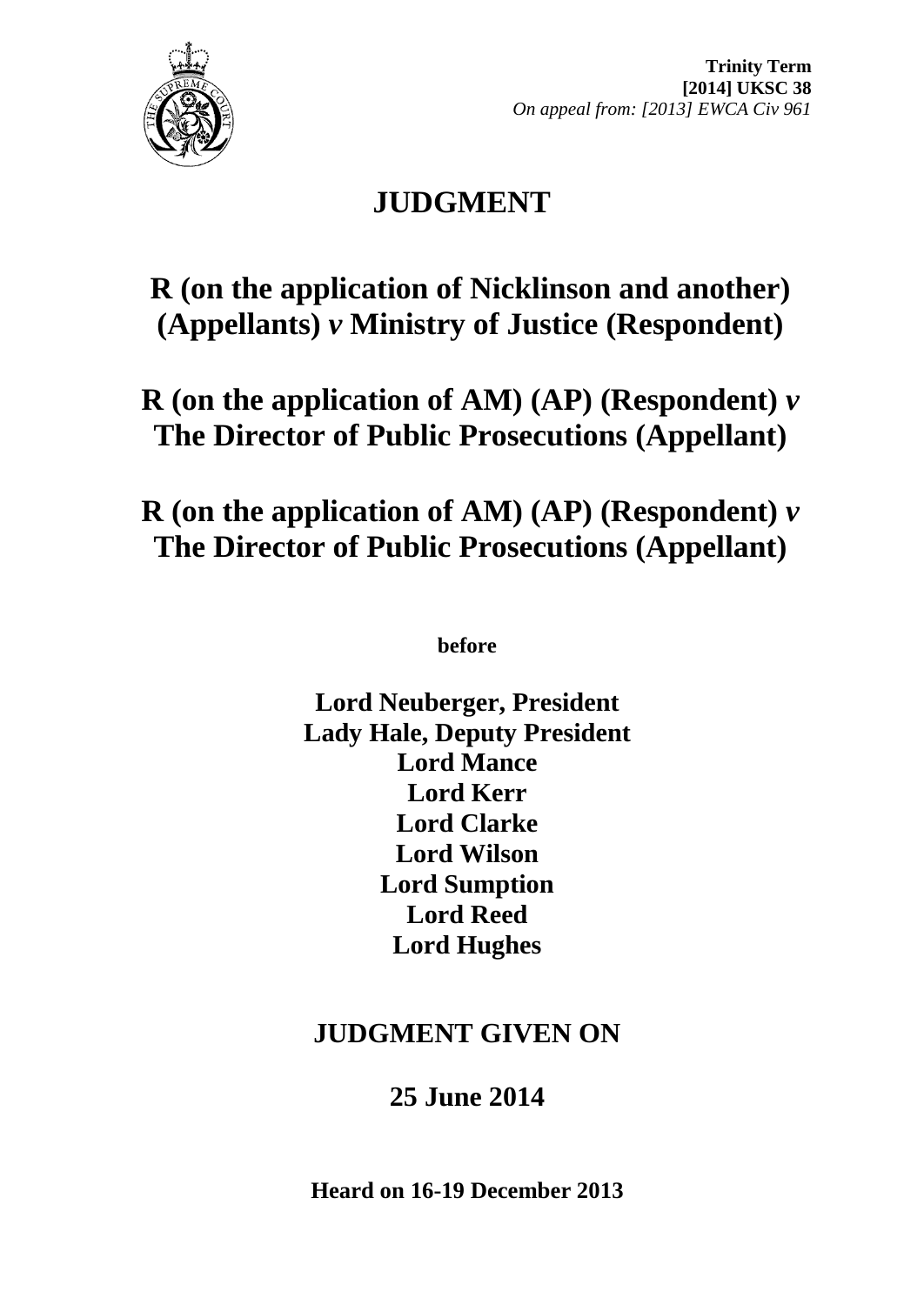**Trinity Term**
**[2014] UKSC 38**
*On appeal from: [2013] EWCA Civ 961*

# JUDGMENT

## R (on the application of Nicklinson and another) (Appellants) *v* Ministry of Justice (Respondent)

## R (on the application of AM) (AP) (Respondent) *v* The Director of Public Prosecutions (Appellant)

## R (on the application of AM) (AP) (Respondent) *v* The Director of Public Prosecutions (Appellant)

**before**

**Lord Neuberger, President**
**Lady Hale, Deputy President**
**Lord Mance**
**Lord Kerr**
**Lord Clarke**
**Lord Wilson**
**Lord Sumption**
**Lord Reed**
**Lord Hughes**

## JUDGMENT GIVEN ON

## 25 June 2014

**Heard on 16-19 December 2013**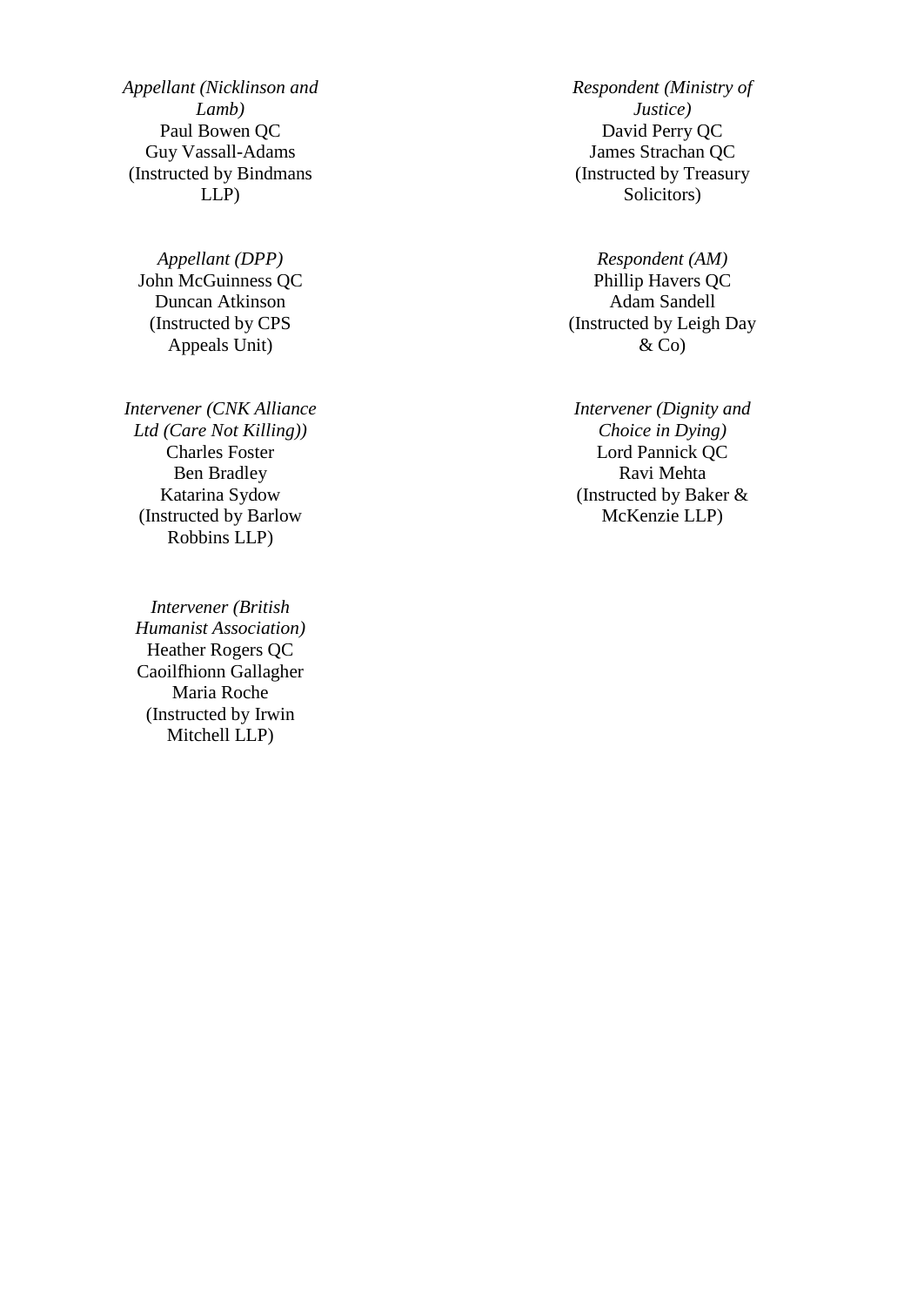*Appellant (Nicklinson and Lamb)*
Paul Bowen QC
Guy Vassall-Adams
(Instructed by Bindmans LLP)

*Respondent (Ministry of Justice)*
David Perry QC
James Strachan QC
(Instructed by Treasury Solicitors)

*Appellant (DPP)*
John McGuinness QC
Duncan Atkinson
(Instructed by CPS Appeals Unit)

*Respondent (AM)*
Phillip Havers QC
Adam Sandell
(Instructed by Leigh Day & Co)

*Intervener (CNK Alliance Ltd (Care Not Killing))*
Charles Foster
Ben Bradley
Katarina Sydow
(Instructed by Barlow Robbins LLP)

*Intervener (Dignity and Choice in Dying)*
Lord Pannick QC
Ravi Mehta
(Instructed by Baker & McKenzie LLP)

*Intervener (British Humanist Association)*
Heather Rogers QC
Caoilfhionn Gallagher
Maria Roche
(Instructed by Irwin Mitchell LLP)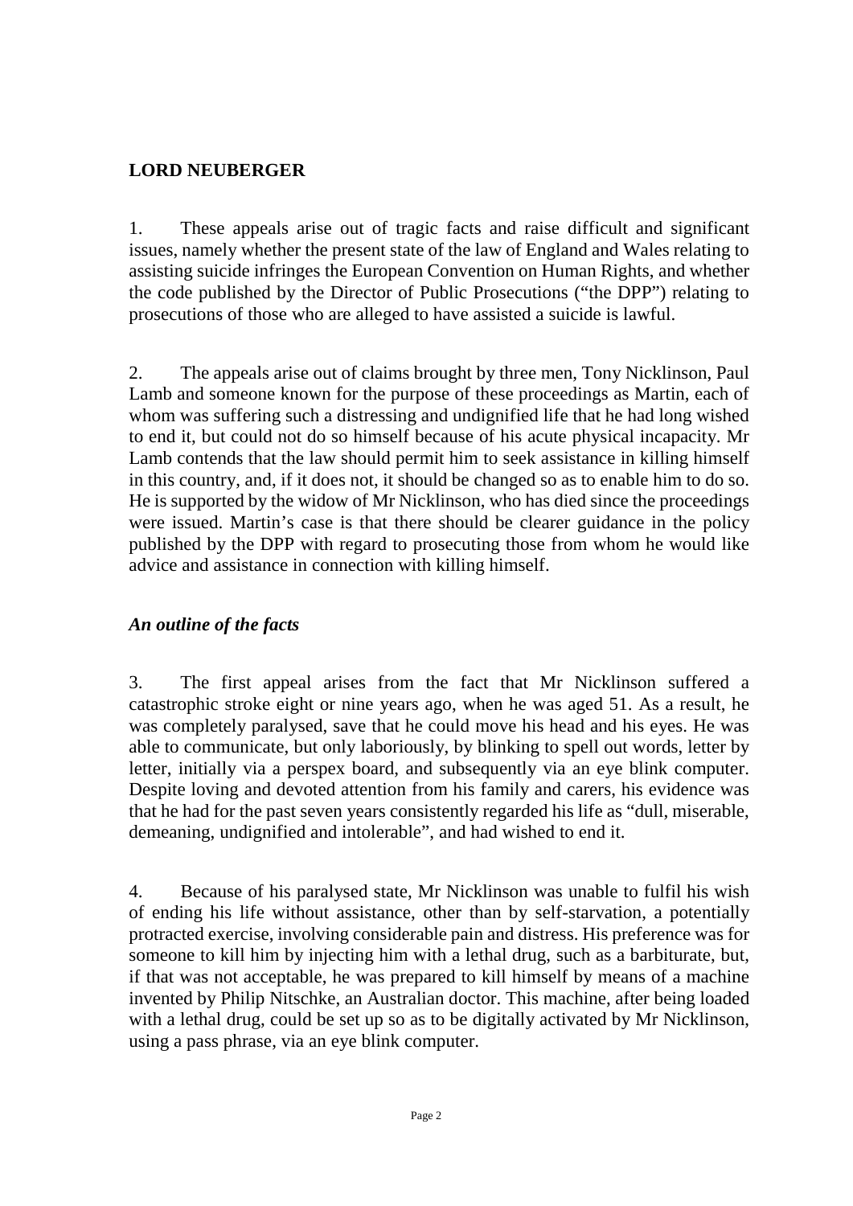**LORD NEUBERGER**

1. These appeals arise out of tragic facts and raise difficult and significant issues, namely whether the present state of the law of England and Wales relating to assisting suicide infringes the European Convention on Human Rights, and whether the code published by the Director of Public Prosecutions ("the DPP") relating to prosecutions of those who are alleged to have assisted a suicide is lawful.

2. The appeals arise out of claims brought by three men, Tony Nicklinson, Paul Lamb and someone known for the purpose of these proceedings as Martin, each of whom was suffering such a distressing and undignified life that he had long wished to end it, but could not do so himself because of his acute physical incapacity. Mr Lamb contends that the law should permit him to seek assistance in killing himself in this country, and, if it does not, it should be changed so as to enable him to do so. He is supported by the widow of Mr Nicklinson, who has died since the proceedings were issued. Martin's case is that there should be clearer guidance in the policy published by the DPP with regard to prosecuting those from whom he would like advice and assistance in connection with killing himself.

### *An outline of the facts*

3. The first appeal arises from the fact that Mr Nicklinson suffered a catastrophic stroke eight or nine years ago, when he was aged 51. As a result, he was completely paralysed, save that he could move his head and his eyes. He was able to communicate, but only laboriously, by blinking to spell out words, letter by letter, initially via a perspex board, and subsequently via an eye blink computer. Despite loving and devoted attention from his family and carers, his evidence was that he had for the past seven years consistently regarded his life as "dull, miserable, demeaning, undignified and intolerable", and had wished to end it.

4. Because of his paralysed state, Mr Nicklinson was unable to fulfil his wish of ending his life without assistance, other than by self-starvation, a potentially protracted exercise, involving considerable pain and distress. His preference was for someone to kill him by injecting him with a lethal drug, such as a barbiturate, but, if that was not acceptable, he was prepared to kill himself by means of a machine invented by Philip Nitschke, an Australian doctor. This machine, after being loaded with a lethal drug, could be set up so as to be digitally activated by Mr Nicklinson, using a pass phrase, via an eye blink computer.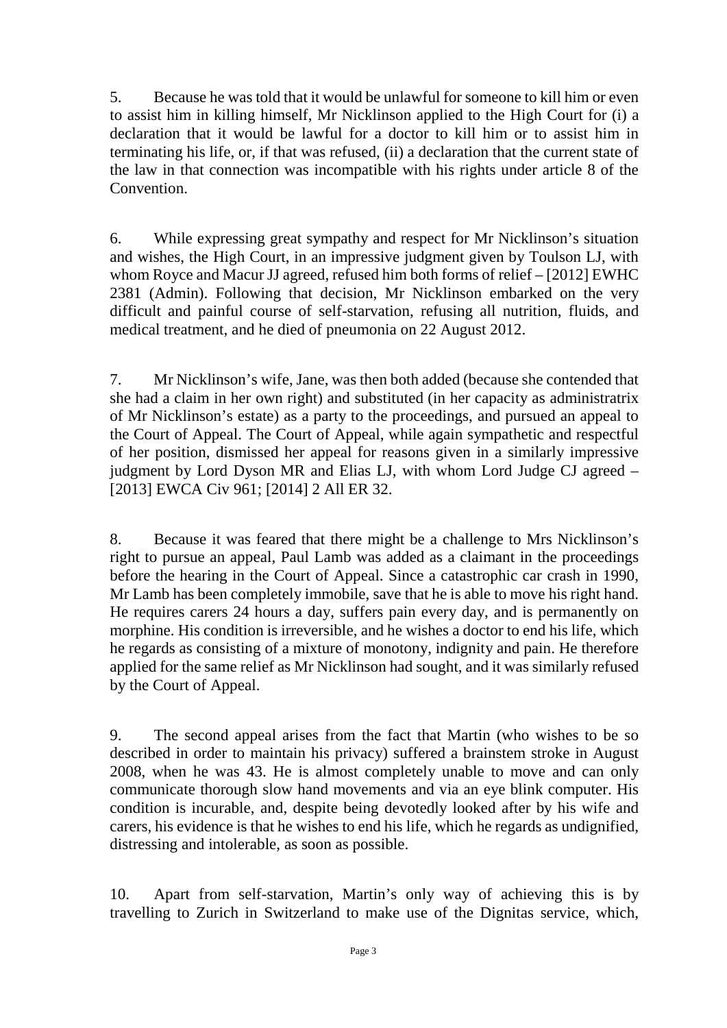5. Because he was told that it would be unlawful for someone to kill him or even to assist him in killing himself, Mr Nicklinson applied to the High Court for (i) a declaration that it would be lawful for a doctor to kill him or to assist him in terminating his life, or, if that was refused, (ii) a declaration that the current state of the law in that connection was incompatible with his rights under article 8 of the Convention.

6. While expressing great sympathy and respect for Mr Nicklinson's situation and wishes, the High Court, in an impressive judgment given by Toulson LJ, with whom Royce and Macur JJ agreed, refused him both forms of relief – [2012] EWHC 2381 (Admin). Following that decision, Mr Nicklinson embarked on the very difficult and painful course of self-starvation, refusing all nutrition, fluids, and medical treatment, and he died of pneumonia on 22 August 2012.

7. Mr Nicklinson's wife, Jane, was then both added (because she contended that she had a claim in her own right) and substituted (in her capacity as administratrix of Mr Nicklinson's estate) as a party to the proceedings, and pursued an appeal to the Court of Appeal. The Court of Appeal, while again sympathetic and respectful of her position, dismissed her appeal for reasons given in a similarly impressive judgment by Lord Dyson MR and Elias LJ, with whom Lord Judge CJ agreed – [2013] EWCA Civ 961; [2014] 2 All ER 32.

8. Because it was feared that there might be a challenge to Mrs Nicklinson's right to pursue an appeal, Paul Lamb was added as a claimant in the proceedings before the hearing in the Court of Appeal. Since a catastrophic car crash in 1990, Mr Lamb has been completely immobile, save that he is able to move his right hand. He requires carers 24 hours a day, suffers pain every day, and is permanently on morphine. His condition is irreversible, and he wishes a doctor to end his life, which he regards as consisting of a mixture of monotony, indignity and pain. He therefore applied for the same relief as Mr Nicklinson had sought, and it was similarly refused by the Court of Appeal.

9. The second appeal arises from the fact that Martin (who wishes to be so described in order to maintain his privacy) suffered a brainstem stroke in August 2008, when he was 43. He is almost completely unable to move and can only communicate thorough slow hand movements and via an eye blink computer. His condition is incurable, and, despite being devotedly looked after by his wife and carers, his evidence is that he wishes to end his life, which he regards as undignified, distressing and intolerable, as soon as possible.

10. Apart from self-starvation, Martin's only way of achieving this is by travelling to Zurich in Switzerland to make use of the Dignitas service, which,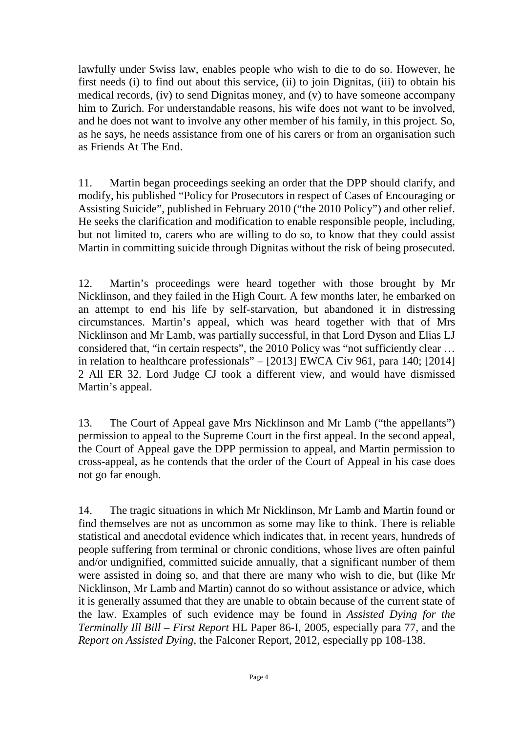lawfully under Swiss law, enables people who wish to die to do so. However, he first needs (i) to find out about this service, (ii) to join Dignitas, (iii) to obtain his medical records, (iv) to send Dignitas money, and (v) to have someone accompany him to Zurich. For understandable reasons, his wife does not want to be involved, and he does not want to involve any other member of his family, in this project. So, as he says, he needs assistance from one of his carers or from an organisation such as Friends At The End.

11. Martin began proceedings seeking an order that the DPP should clarify, and modify, his published "Policy for Prosecutors in respect of Cases of Encouraging or Assisting Suicide", published in February 2010 ("the 2010 Policy") and other relief. He seeks the clarification and modification to enable responsible people, including, but not limited to, carers who are willing to do so, to know that they could assist Martin in committing suicide through Dignitas without the risk of being prosecuted.

12. Martin's proceedings were heard together with those brought by Mr Nicklinson, and they failed in the High Court. A few months later, he embarked on an attempt to end his life by self-starvation, but abandoned it in distressing circumstances. Martin's appeal, which was heard together with that of Mrs Nicklinson and Mr Lamb, was partially successful, in that Lord Dyson and Elias LJ considered that, "in certain respects", the 2010 Policy was "not sufficiently clear … in relation to healthcare professionals" – [2013] EWCA Civ 961, para 140; [2014] 2 All ER 32. Lord Judge CJ took a different view, and would have dismissed Martin's appeal.

13. The Court of Appeal gave Mrs Nicklinson and Mr Lamb ("the appellants") permission to appeal to the Supreme Court in the first appeal. In the second appeal, the Court of Appeal gave the DPP permission to appeal, and Martin permission to cross-appeal, as he contends that the order of the Court of Appeal in his case does not go far enough.

14. The tragic situations in which Mr Nicklinson, Mr Lamb and Martin found or find themselves are not as uncommon as some may like to think. There is reliable statistical and anecdotal evidence which indicates that, in recent years, hundreds of people suffering from terminal or chronic conditions, whose lives are often painful and/or undignified, committed suicide annually, that a significant number of them were assisted in doing so, and that there are many who wish to die, but (like Mr Nicklinson, Mr Lamb and Martin) cannot do so without assistance or advice, which it is generally assumed that they are unable to obtain because of the current state of the law. Examples of such evidence may be found in *Assisted Dying for the Terminally Ill Bill – First Report* HL Paper 86-I, 2005, especially para 77, and the *Report on Assisted Dying*, the Falconer Report, 2012, especially pp 108-138.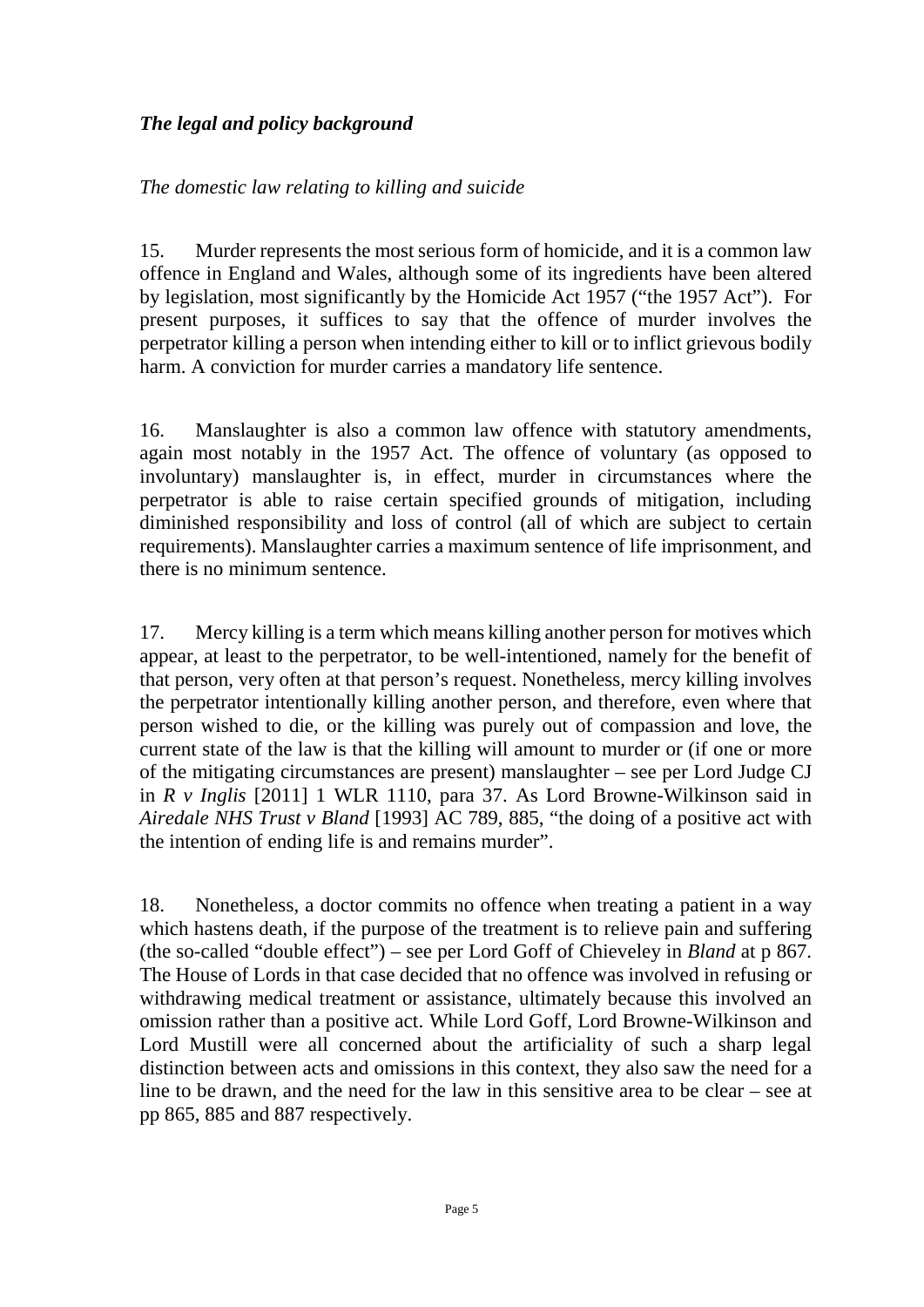### *The legal and policy background*

*The domestic law relating to killing and suicide*

15. Murder represents the most serious form of homicide, and it is a common law offence in England and Wales, although some of its ingredients have been altered by legislation, most significantly by the Homicide Act 1957 ("the 1957 Act"). For present purposes, it suffices to say that the offence of murder involves the perpetrator killing a person when intending either to kill or to inflict grievous bodily harm. A conviction for murder carries a mandatory life sentence.

16. Manslaughter is also a common law offence with statutory amendments, again most notably in the 1957 Act. The offence of voluntary (as opposed to involuntary) manslaughter is, in effect, murder in circumstances where the perpetrator is able to raise certain specified grounds of mitigation, including diminished responsibility and loss of control (all of which are subject to certain requirements). Manslaughter carries a maximum sentence of life imprisonment, and there is no minimum sentence.

17. Mercy killing is a term which means killing another person for motives which appear, at least to the perpetrator, to be well-intentioned, namely for the benefit of that person, very often at that person's request. Nonetheless, mercy killing involves the perpetrator intentionally killing another person, and therefore, even where that person wished to die, or the killing was purely out of compassion and love, the current state of the law is that the killing will amount to murder or (if one or more of the mitigating circumstances are present) manslaughter – see per Lord Judge CJ in *R v Inglis* [2011] 1 WLR 1110, para 37. As Lord Browne-Wilkinson said in *Airedale NHS Trust v Bland* [1993] AC 789, 885, "the doing of a positive act with the intention of ending life is and remains murder".

18. Nonetheless, a doctor commits no offence when treating a patient in a way which hastens death, if the purpose of the treatment is to relieve pain and suffering (the so-called "double effect") – see per Lord Goff of Chieveley in *Bland* at p 867. The House of Lords in that case decided that no offence was involved in refusing or withdrawing medical treatment or assistance, ultimately because this involved an omission rather than a positive act. While Lord Goff, Lord Browne-Wilkinson and Lord Mustill were all concerned about the artificiality of such a sharp legal distinction between acts and omissions in this context, they also saw the need for a line to be drawn, and the need for the law in this sensitive area to be clear – see at pp 865, 885 and 887 respectively.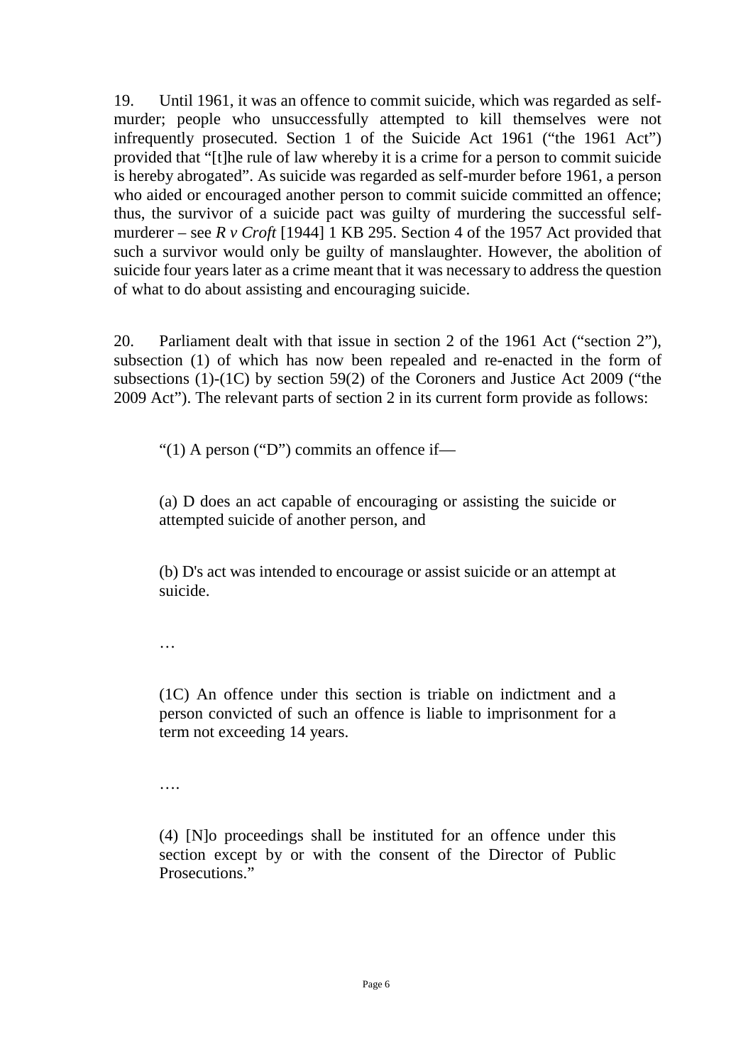19. Until 1961, it was an offence to commit suicide, which was regarded as self-murder; people who unsuccessfully attempted to kill themselves were not infrequently prosecuted. Section 1 of the Suicide Act 1961 ("the 1961 Act") provided that "[t]he rule of law whereby it is a crime for a person to commit suicide is hereby abrogated". As suicide was regarded as self-murder before 1961, a person who aided or encouraged another person to commit suicide committed an offence; thus, the survivor of a suicide pact was guilty of murdering the successful self-murderer – see *R v Croft* [1944] 1 KB 295. Section 4 of the 1957 Act provided that such a survivor would only be guilty of manslaughter. However, the abolition of suicide four years later as a crime meant that it was necessary to address the question of what to do about assisting and encouraging suicide.

20. Parliament dealt with that issue in section 2 of the 1961 Act ("section 2"), subsection (1) of which has now been repealed and re-enacted in the form of subsections (1)-(1C) by section 59(2) of the Coroners and Justice Act 2009 ("the 2009 Act"). The relevant parts of section 2 in its current form provide as follows:

> "(1) A person ("D") commits an offence if—
>
> (a) D does an act capable of encouraging or assisting the suicide or attempted suicide of another person, and
>
> (b) D's act was intended to encourage or assist suicide or an attempt at suicide.
>
> …
>
> (1C) An offence under this section is triable on indictment and a person convicted of such an offence is liable to imprisonment for a term not exceeding 14 years.
>
> ….
>
> (4) [N]o proceedings shall be instituted for an offence under this section except by or with the consent of the Director of Public Prosecutions."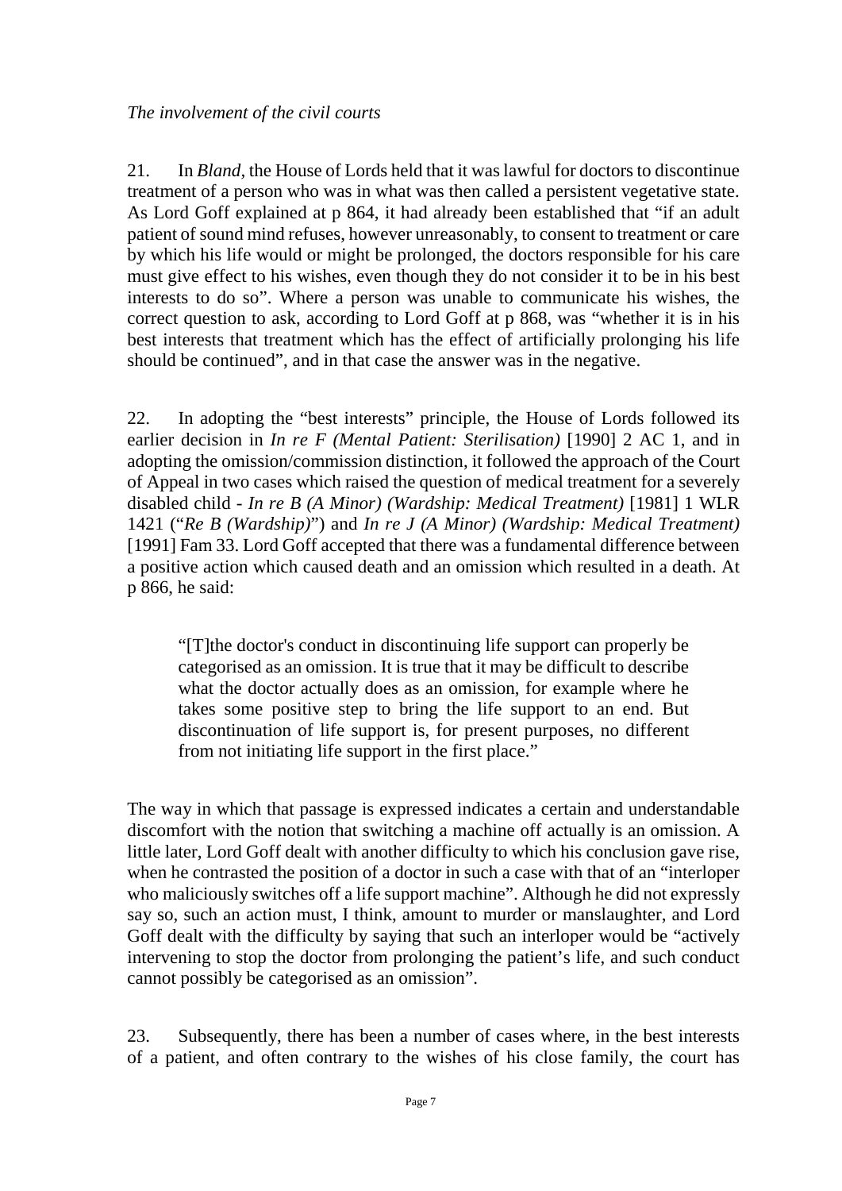*The involvement of the civil courts*

21. In *Bland*, the House of Lords held that it was lawful for doctors to discontinue treatment of a person who was in what was then called a persistent vegetative state. As Lord Goff explained at p 864, it had already been established that "if an adult patient of sound mind refuses, however unreasonably, to consent to treatment or care by which his life would or might be prolonged, the doctors responsible for his care must give effect to his wishes, even though they do not consider it to be in his best interests to do so". Where a person was unable to communicate his wishes, the correct question to ask, according to Lord Goff at p 868, was "whether it is in his best interests that treatment which has the effect of artificially prolonging his life should be continued", and in that case the answer was in the negative.

22. In adopting the "best interests" principle, the House of Lords followed its earlier decision in *In re F (Mental Patient: Sterilisation)* [1990] 2 AC 1, and in adopting the omission/commission distinction, it followed the approach of the Court of Appeal in two cases which raised the question of medical treatment for a severely disabled child - *In re B (A Minor) (Wardship: Medical Treatment)* [1981] 1 WLR 1421 ("*Re B (Wardship)*") and *In re J (A Minor) (Wardship: Medical Treatment)* [1991] Fam 33. Lord Goff accepted that there was a fundamental difference between a positive action which caused death and an omission which resulted in a death. At p 866, he said:

> "[T]the doctor's conduct in discontinuing life support can properly be categorised as an omission. It is true that it may be difficult to describe what the doctor actually does as an omission, for example where he takes some positive step to bring the life support to an end. But discontinuation of life support is, for present purposes, no different from not initiating life support in the first place."

The way in which that passage is expressed indicates a certain and understandable discomfort with the notion that switching a machine off actually is an omission. A little later, Lord Goff dealt with another difficulty to which his conclusion gave rise, when he contrasted the position of a doctor in such a case with that of an "interloper who maliciously switches off a life support machine". Although he did not expressly say so, such an action must, I think, amount to murder or manslaughter, and Lord Goff dealt with the difficulty by saying that such an interloper would be "actively intervening to stop the doctor from prolonging the patient's life, and such conduct cannot possibly be categorised as an omission".

23. Subsequently, there has been a number of cases where, in the best interests of a patient, and often contrary to the wishes of his close family, the court has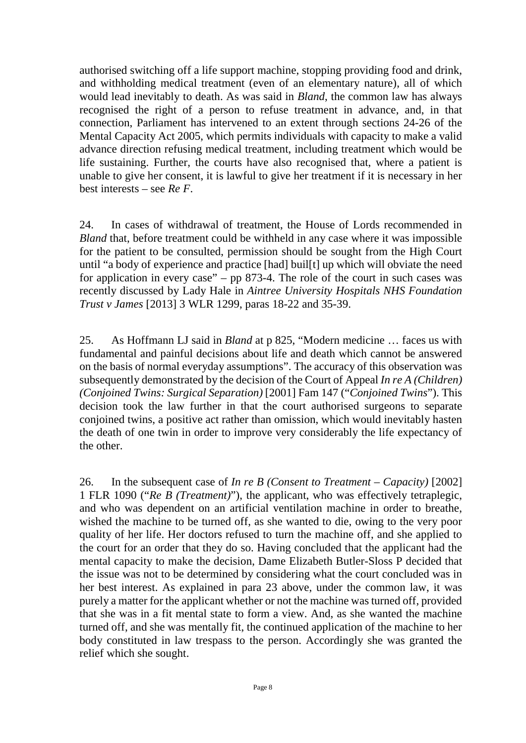authorised switching off a life support machine, stopping providing food and drink, and withholding medical treatment (even of an elementary nature), all of which would lead inevitably to death. As was said in *Bland*, the common law has always recognised the right of a person to refuse treatment in advance, and, in that connection, Parliament has intervened to an extent through sections 24-26 of the Mental Capacity Act 2005, which permits individuals with capacity to make a valid advance direction refusing medical treatment, including treatment which would be life sustaining. Further, the courts have also recognised that, where a patient is unable to give her consent, it is lawful to give her treatment if it is necessary in her best interests – see *Re F*.

24. In cases of withdrawal of treatment, the House of Lords recommended in *Bland* that, before treatment could be withheld in any case where it was impossible for the patient to be consulted, permission should be sought from the High Court until "a body of experience and practice [had] buil[t] up which will obviate the need for application in every case" – pp 873-4. The role of the court in such cases was recently discussed by Lady Hale in *Aintree University Hospitals NHS Foundation Trust v James* [2013] 3 WLR 1299, paras 18-22 and 35-39.

25. As Hoffmann LJ said in *Bland* at p 825, "Modern medicine … faces us with fundamental and painful decisions about life and death which cannot be answered on the basis of normal everyday assumptions". The accuracy of this observation was subsequently demonstrated by the decision of the Court of Appeal *In re A (Children) (Conjoined Twins: Surgical Separation)* [2001] Fam 147 ("*Conjoined Twins*"). This decision took the law further in that the court authorised surgeons to separate conjoined twins, a positive act rather than omission, which would inevitably hasten the death of one twin in order to improve very considerably the life expectancy of the other.

26. In the subsequent case of *In re B (Consent to Treatment – Capacity)* [2002] 1 FLR 1090 ("*Re B (Treatment)*"), the applicant, who was effectively tetraplegic, and who was dependent on an artificial ventilation machine in order to breathe, wished the machine to be turned off, as she wanted to die, owing to the very poor quality of her life. Her doctors refused to turn the machine off, and she applied to the court for an order that they do so. Having concluded that the applicant had the mental capacity to make the decision, Dame Elizabeth Butler-Sloss P decided that the issue was not to be determined by considering what the court concluded was in her best interest. As explained in para 23 above, under the common law, it was purely a matter for the applicant whether or not the machine was turned off, provided that she was in a fit mental state to form a view. And, as she wanted the machine turned off, and she was mentally fit, the continued application of the machine to her body constituted in law trespass to the person. Accordingly she was granted the relief which she sought.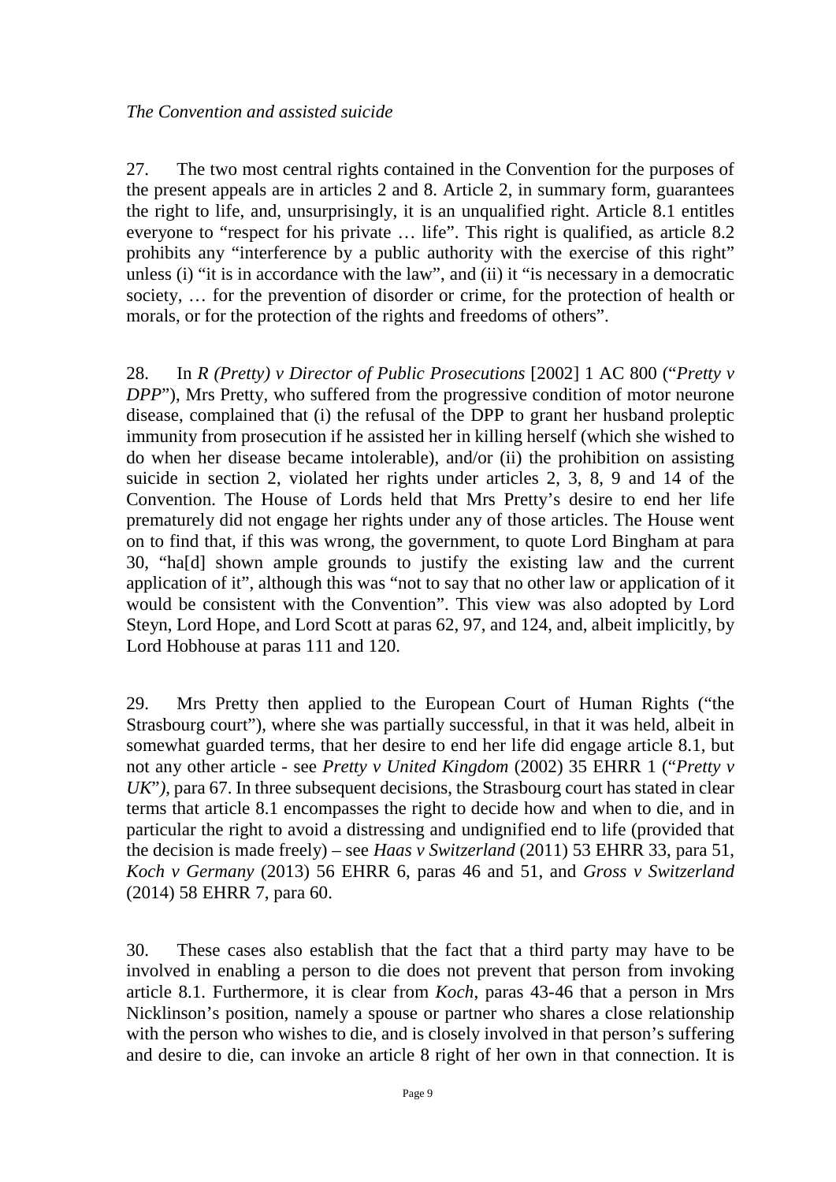*The Convention and assisted suicide*

27. The two most central rights contained in the Convention for the purposes of the present appeals are in articles 2 and 8. Article 2, in summary form, guarantees the right to life, and, unsurprisingly, it is an unqualified right. Article 8.1 entitles everyone to "respect for his private … life". This right is qualified, as article 8.2 prohibits any "interference by a public authority with the exercise of this right" unless (i) "it is in accordance with the law", and (ii) it "is necessary in a democratic society, … for the prevention of disorder or crime, for the protection of health or morals, or for the protection of the rights and freedoms of others".

28. In *R (Pretty) v Director of Public Prosecutions* [2002] 1 AC 800 ("*Pretty v DPP*"), Mrs Pretty, who suffered from the progressive condition of motor neurone disease, complained that (i) the refusal of the DPP to grant her husband proleptic immunity from prosecution if he assisted her in killing herself (which she wished to do when her disease became intolerable), and/or (ii) the prohibition on assisting suicide in section 2, violated her rights under articles 2, 3, 8, 9 and 14 of the Convention. The House of Lords held that Mrs Pretty's desire to end her life prematurely did not engage her rights under any of those articles. The House went on to find that, if this was wrong, the government, to quote Lord Bingham at para 30, "ha[d] shown ample grounds to justify the existing law and the current application of it", although this was "not to say that no other law or application of it would be consistent with the Convention". This view was also adopted by Lord Steyn, Lord Hope, and Lord Scott at paras 62, 97, and 124, and, albeit implicitly, by Lord Hobhouse at paras 111 and 120.

29. Mrs Pretty then applied to the European Court of Human Rights ("the Strasbourg court"), where she was partially successful, in that it was held, albeit in somewhat guarded terms, that her desire to end her life did engage article 8.1, but not any other article - see *Pretty v United Kingdom* (2002) 35 EHRR 1 ("*Pretty v UK*"), para 67. In three subsequent decisions, the Strasbourg court has stated in clear terms that article 8.1 encompasses the right to decide how and when to die, and in particular the right to avoid a distressing and undignified end to life (provided that the decision is made freely) – see *Haas v Switzerland* (2011) 53 EHRR 33, para 51, *Koch v Germany* (2013) 56 EHRR 6, paras 46 and 51, and *Gross v Switzerland* (2014) 58 EHRR 7, para 60.

30. These cases also establish that the fact that a third party may have to be involved in enabling a person to die does not prevent that person from invoking article 8.1. Furthermore, it is clear from *Koch*, paras 43-46 that a person in Mrs Nicklinson's position, namely a spouse or partner who shares a close relationship with the person who wishes to die, and is closely involved in that person's suffering and desire to die, can invoke an article 8 right of her own in that connection. It is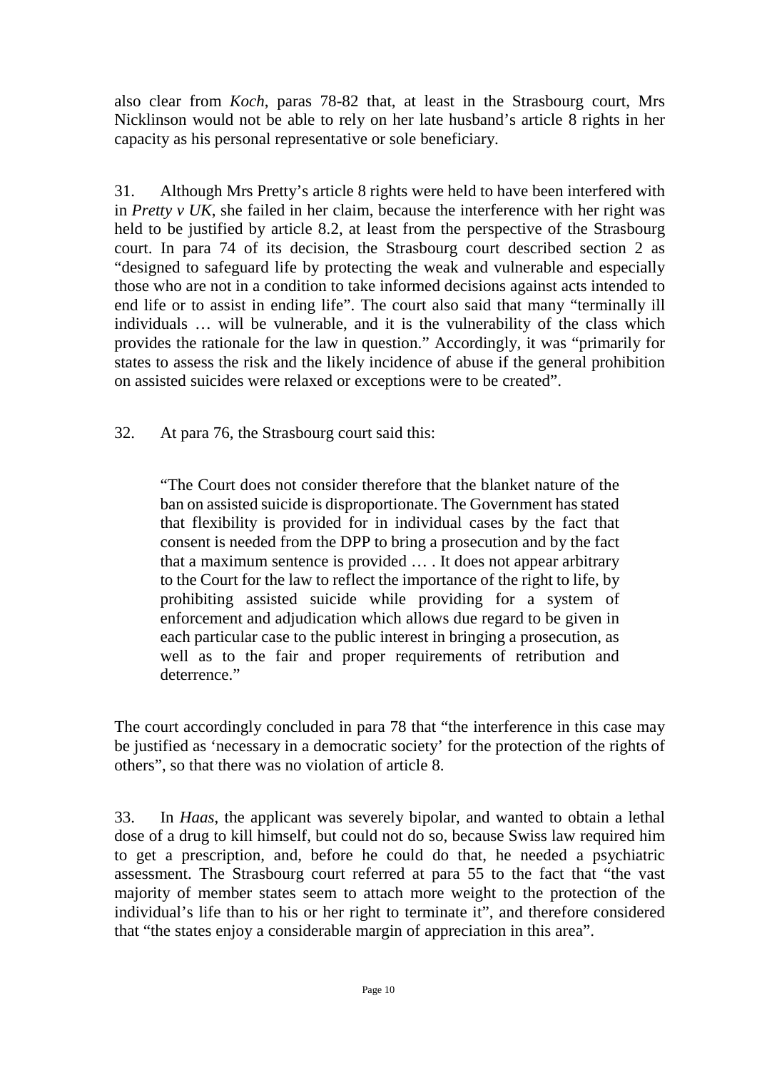also clear from *Koch*, paras 78-82 that, at least in the Strasbourg court, Mrs Nicklinson would not be able to rely on her late husband's article 8 rights in her capacity as his personal representative or sole beneficiary.

31. Although Mrs Pretty's article 8 rights were held to have been interfered with in *Pretty v UK*, she failed in her claim, because the interference with her right was held to be justified by article 8.2, at least from the perspective of the Strasbourg court. In para 74 of its decision, the Strasbourg court described section 2 as "designed to safeguard life by protecting the weak and vulnerable and especially those who are not in a condition to take informed decisions against acts intended to end life or to assist in ending life". The court also said that many "terminally ill individuals … will be vulnerable, and it is the vulnerability of the class which provides the rationale for the law in question." Accordingly, it was "primarily for states to assess the risk and the likely incidence of abuse if the general prohibition on assisted suicides were relaxed or exceptions were to be created".

32. At para 76, the Strasbourg court said this:

> "The Court does not consider therefore that the blanket nature of the ban on assisted suicide is disproportionate. The Government has stated that flexibility is provided for in individual cases by the fact that consent is needed from the DPP to bring a prosecution and by the fact that a maximum sentence is provided … . It does not appear arbitrary to the Court for the law to reflect the importance of the right to life, by prohibiting assisted suicide while providing for a system of enforcement and adjudication which allows due regard to be given in each particular case to the public interest in bringing a prosecution, as well as to the fair and proper requirements of retribution and deterrence."

The court accordingly concluded in para 78 that "the interference in this case may be justified as 'necessary in a democratic society' for the protection of the rights of others", so that there was no violation of article 8.

33. In *Haas*, the applicant was severely bipolar, and wanted to obtain a lethal dose of a drug to kill himself, but could not do so, because Swiss law required him to get a prescription, and, before he could do that, he needed a psychiatric assessment. The Strasbourg court referred at para 55 to the fact that "the vast majority of member states seem to attach more weight to the protection of the individual's life than to his or her right to terminate it", and therefore considered that "the states enjoy a considerable margin of appreciation in this area".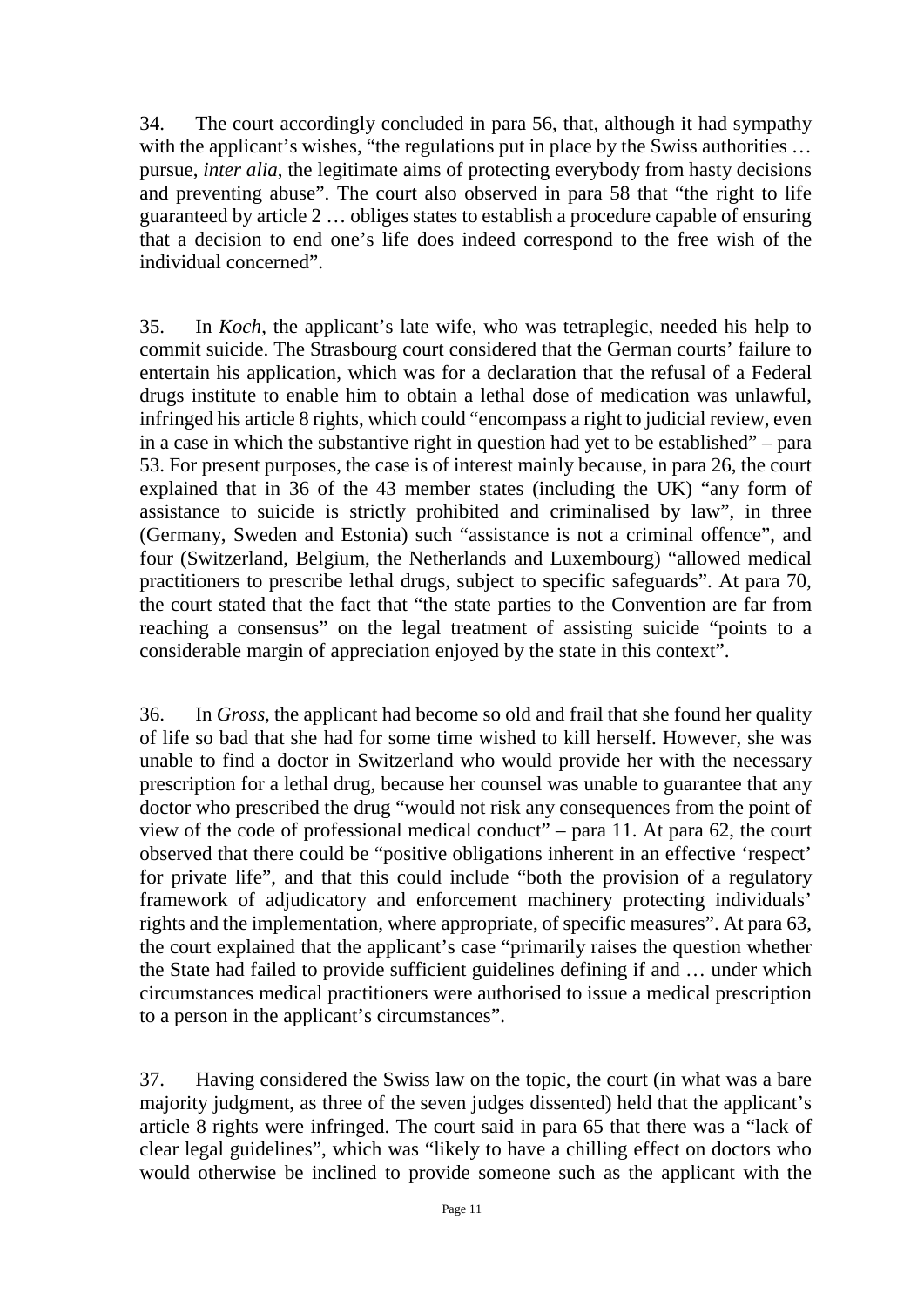34. The court accordingly concluded in para 56, that, although it had sympathy with the applicant's wishes, "the regulations put in place by the Swiss authorities … pursue, *inter alia*, the legitimate aims of protecting everybody from hasty decisions and preventing abuse". The court also observed in para 58 that "the right to life guaranteed by article 2 … obliges states to establish a procedure capable of ensuring that a decision to end one's life does indeed correspond to the free wish of the individual concerned".

35. In *Koch*, the applicant's late wife, who was tetraplegic, needed his help to commit suicide. The Strasbourg court considered that the German courts' failure to entertain his application, which was for a declaration that the refusal of a Federal drugs institute to enable him to obtain a lethal dose of medication was unlawful, infringed his article 8 rights, which could "encompass a right to judicial review, even in a case in which the substantive right in question had yet to be established" – para 53. For present purposes, the case is of interest mainly because, in para 26, the court explained that in 36 of the 43 member states (including the UK) "any form of assistance to suicide is strictly prohibited and criminalised by law", in three (Germany, Sweden and Estonia) such "assistance is not a criminal offence", and four (Switzerland, Belgium, the Netherlands and Luxembourg) "allowed medical practitioners to prescribe lethal drugs, subject to specific safeguards". At para 70, the court stated that the fact that "the state parties to the Convention are far from reaching a consensus" on the legal treatment of assisting suicide "points to a considerable margin of appreciation enjoyed by the state in this context".

36. In *Gross*, the applicant had become so old and frail that she found her quality of life so bad that she had for some time wished to kill herself. However, she was unable to find a doctor in Switzerland who would provide her with the necessary prescription for a lethal drug, because her counsel was unable to guarantee that any doctor who prescribed the drug "would not risk any consequences from the point of view of the code of professional medical conduct" – para 11. At para 62, the court observed that there could be "positive obligations inherent in an effective 'respect' for private life", and that this could include "both the provision of a regulatory framework of adjudicatory and enforcement machinery protecting individuals' rights and the implementation, where appropriate, of specific measures". At para 63, the court explained that the applicant's case "primarily raises the question whether the State had failed to provide sufficient guidelines defining if and … under which circumstances medical practitioners were authorised to issue a medical prescription to a person in the applicant's circumstances".

37. Having considered the Swiss law on the topic, the court (in what was a bare majority judgment, as three of the seven judges dissented) held that the applicant's article 8 rights were infringed. The court said in para 65 that there was a "lack of clear legal guidelines", which was "likely to have a chilling effect on doctors who would otherwise be inclined to provide someone such as the applicant with the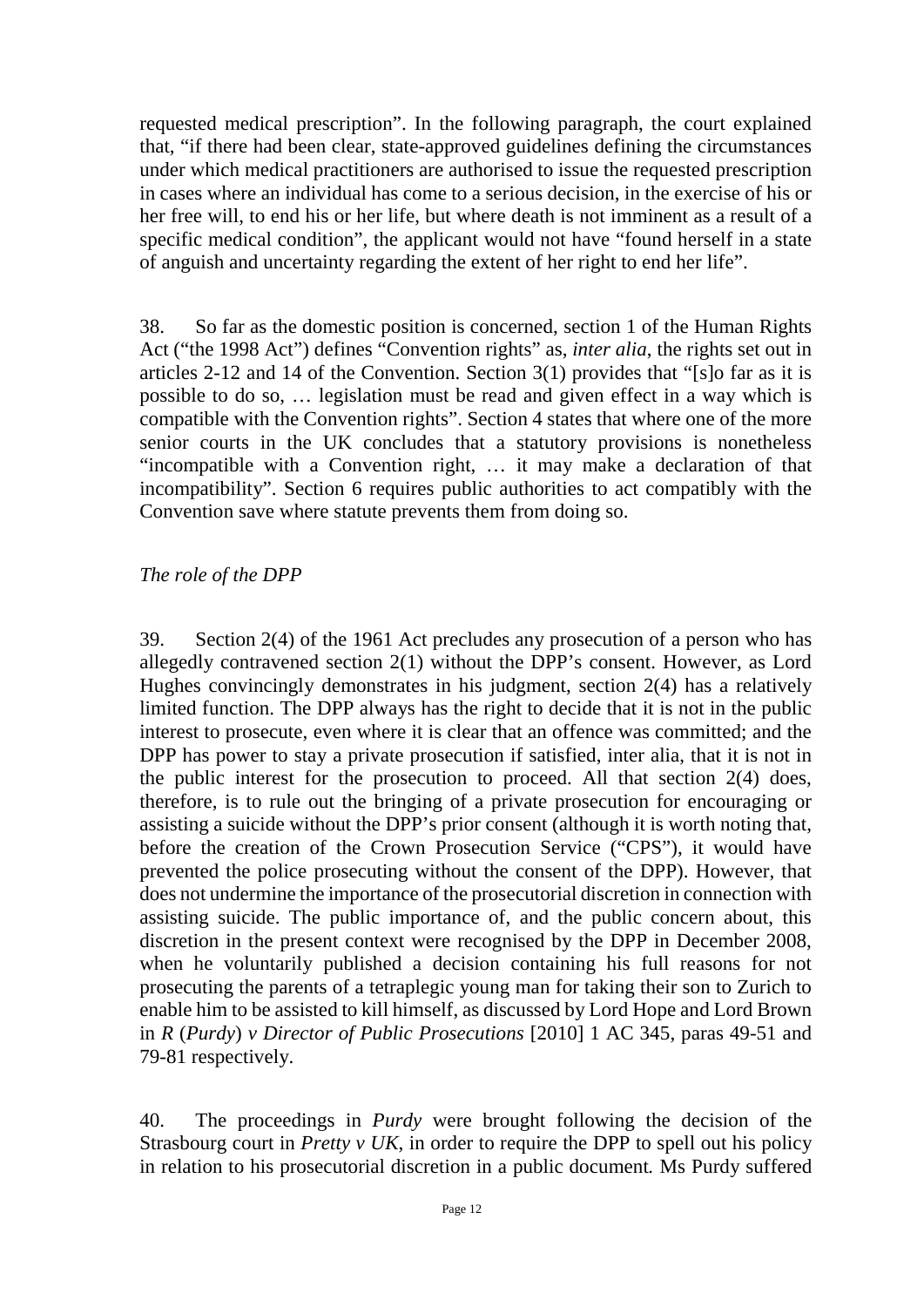requested medical prescription". In the following paragraph, the court explained that, "if there had been clear, state-approved guidelines defining the circumstances under which medical practitioners are authorised to issue the requested prescription in cases where an individual has come to a serious decision, in the exercise of his or her free will, to end his or her life, but where death is not imminent as a result of a specific medical condition", the applicant would not have "found herself in a state of anguish and uncertainty regarding the extent of her right to end her life".

38. So far as the domestic position is concerned, section 1 of the Human Rights Act ("the 1998 Act") defines "Convention rights" as, *inter alia*, the rights set out in articles 2-12 and 14 of the Convention. Section 3(1) provides that "[s]o far as it is possible to do so, … legislation must be read and given effect in a way which is compatible with the Convention rights". Section 4 states that where one of the more senior courts in the UK concludes that a statutory provisions is nonetheless "incompatible with a Convention right, … it may make a declaration of that incompatibility". Section 6 requires public authorities to act compatibly with the Convention save where statute prevents them from doing so.

*The role of the DPP*

39. Section 2(4) of the 1961 Act precludes any prosecution of a person who has allegedly contravened section 2(1) without the DPP's consent. However, as Lord Hughes convincingly demonstrates in his judgment, section 2(4) has a relatively limited function. The DPP always has the right to decide that it is not in the public interest to prosecute, even where it is clear that an offence was committed; and the DPP has power to stay a private prosecution if satisfied, inter alia, that it is not in the public interest for the prosecution to proceed. All that section 2(4) does, therefore, is to rule out the bringing of a private prosecution for encouraging or assisting a suicide without the DPP's prior consent (although it is worth noting that, before the creation of the Crown Prosecution Service ("CPS"), it would have prevented the police prosecuting without the consent of the DPP). However, that does not undermine the importance of the prosecutorial discretion in connection with assisting suicide. The public importance of, and the public concern about, this discretion in the present context were recognised by the DPP in December 2008, when he voluntarily published a decision containing his full reasons for not prosecuting the parents of a tetraplegic young man for taking their son to Zurich to enable him to be assisted to kill himself, as discussed by Lord Hope and Lord Brown in *R* (*Purdy*) *v Director of Public Prosecutions* [2010] 1 AC 345, paras 49-51 and 79-81 respectively.

40. The proceedings in *Purdy* were brought following the decision of the Strasbourg court in *Pretty v UK*, in order to require the DPP to spell out his policy in relation to his prosecutorial discretion in a public document. Ms Purdy suffered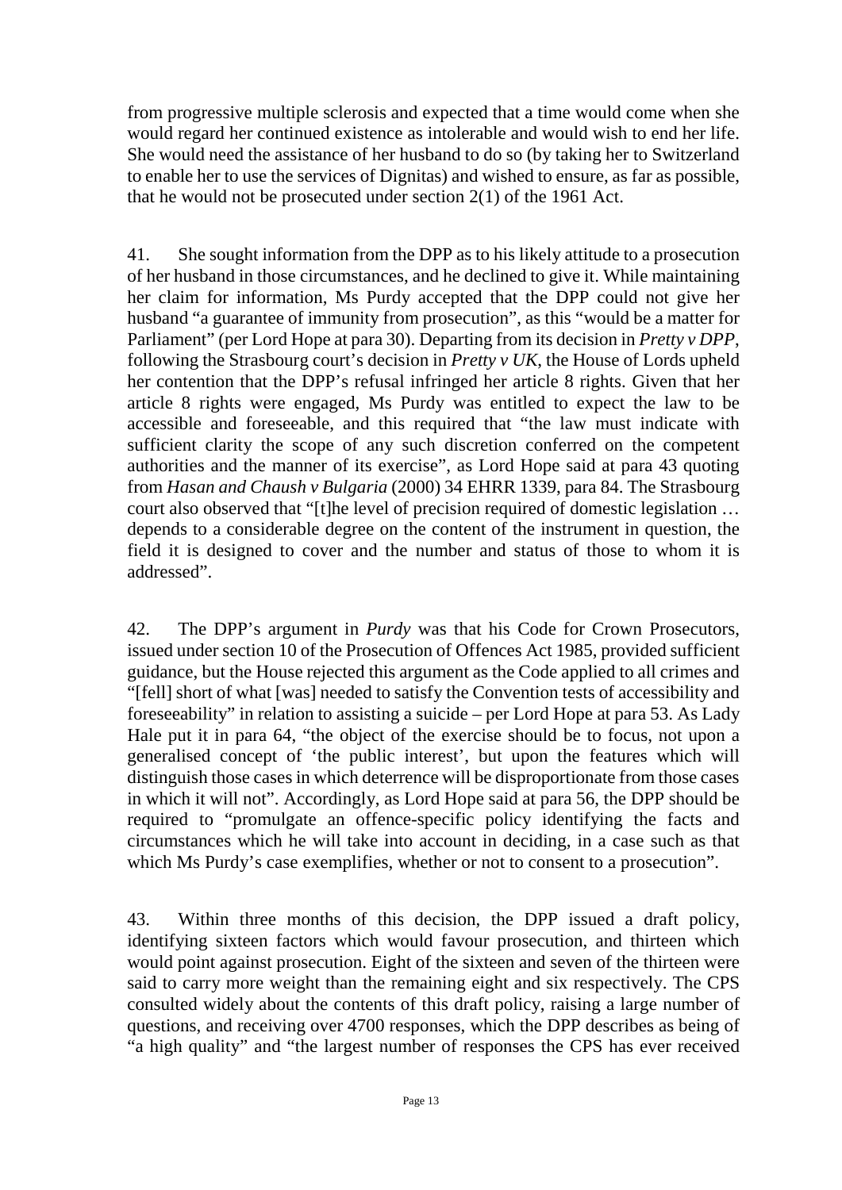from progressive multiple sclerosis and expected that a time would come when she would regard her continued existence as intolerable and would wish to end her life. She would need the assistance of her husband to do so (by taking her to Switzerland to enable her to use the services of Dignitas) and wished to ensure, as far as possible, that he would not be prosecuted under section 2(1) of the 1961 Act.

41. She sought information from the DPP as to his likely attitude to a prosecution of her husband in those circumstances, and he declined to give it. While maintaining her claim for information, Ms Purdy accepted that the DPP could not give her husband "a guarantee of immunity from prosecution", as this "would be a matter for Parliament" (per Lord Hope at para 30). Departing from its decision in *Pretty v DPP*, following the Strasbourg court's decision in *Pretty v UK*, the House of Lords upheld her contention that the DPP's refusal infringed her article 8 rights. Given that her article 8 rights were engaged, Ms Purdy was entitled to expect the law to be accessible and foreseeable, and this required that "the law must indicate with sufficient clarity the scope of any such discretion conferred on the competent authorities and the manner of its exercise", as Lord Hope said at para 43 quoting from *Hasan and Chaush v Bulgaria* (2000) 34 EHRR 1339, para 84. The Strasbourg court also observed that "[t]he level of precision required of domestic legislation … depends to a considerable degree on the content of the instrument in question, the field it is designed to cover and the number and status of those to whom it is addressed".

42. The DPP's argument in *Purdy* was that his Code for Crown Prosecutors, issued under section 10 of the Prosecution of Offences Act 1985, provided sufficient guidance, but the House rejected this argument as the Code applied to all crimes and "[fell] short of what [was] needed to satisfy the Convention tests of accessibility and foreseeability" in relation to assisting a suicide – per Lord Hope at para 53. As Lady Hale put it in para 64, "the object of the exercise should be to focus, not upon a generalised concept of 'the public interest', but upon the features which will distinguish those cases in which deterrence will be disproportionate from those cases in which it will not". Accordingly, as Lord Hope said at para 56, the DPP should be required to "promulgate an offence-specific policy identifying the facts and circumstances which he will take into account in deciding, in a case such as that which Ms Purdy's case exemplifies, whether or not to consent to a prosecution".

43. Within three months of this decision, the DPP issued a draft policy, identifying sixteen factors which would favour prosecution, and thirteen which would point against prosecution. Eight of the sixteen and seven of the thirteen were said to carry more weight than the remaining eight and six respectively. The CPS consulted widely about the contents of this draft policy, raising a large number of questions, and receiving over 4700 responses, which the DPP describes as being of "a high quality" and "the largest number of responses the CPS has ever received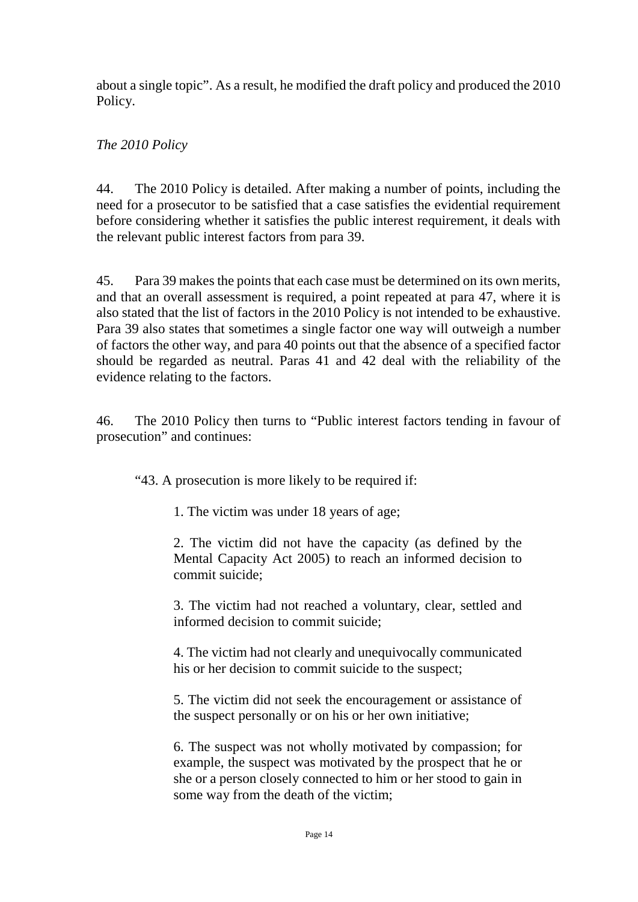about a single topic". As a result, he modified the draft policy and produced the 2010 Policy.

*The 2010 Policy*

44. The 2010 Policy is detailed. After making a number of points, including the need for a prosecutor to be satisfied that a case satisfies the evidential requirement before considering whether it satisfies the public interest requirement, it deals with the relevant public interest factors from para 39.

45. Para 39 makes the points that each case must be determined on its own merits, and that an overall assessment is required, a point repeated at para 47, where it is also stated that the list of factors in the 2010 Policy is not intended to be exhaustive. Para 39 also states that sometimes a single factor one way will outweigh a number of factors the other way, and para 40 points out that the absence of a specified factor should be regarded as neutral. Paras 41 and 42 deal with the reliability of the evidence relating to the factors.

46. The 2010 Policy then turns to "Public interest factors tending in favour of prosecution" and continues:

> "43. A prosecution is more likely to be required if:
>
> > 1. The victim was under 18 years of age;
> >
> > 2. The victim did not have the capacity (as defined by the Mental Capacity Act 2005) to reach an informed decision to commit suicide;
> >
> > 3. The victim had not reached a voluntary, clear, settled and informed decision to commit suicide;
> >
> > 4. The victim had not clearly and unequivocally communicated his or her decision to commit suicide to the suspect;
> >
> > 5. The victim did not seek the encouragement or assistance of the suspect personally or on his or her own initiative;
> >
> > 6. The suspect was not wholly motivated by compassion; for example, the suspect was motivated by the prospect that he or she or a person closely connected to him or her stood to gain in some way from the death of the victim;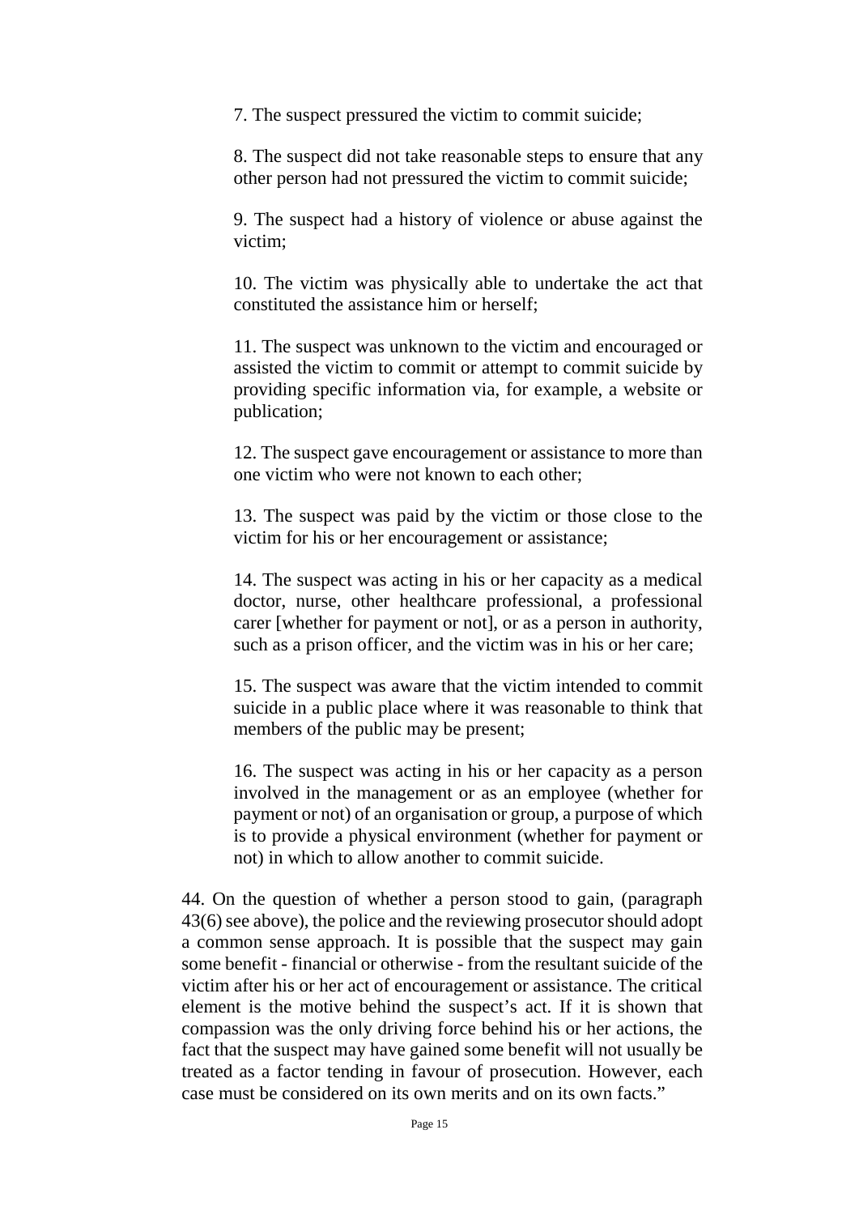> 7. The suspect pressured the victim to commit suicide;
>
> 8. The suspect did not take reasonable steps to ensure that any other person had not pressured the victim to commit suicide;
>
> 9. The suspect had a history of violence or abuse against the victim;
>
> 10. The victim was physically able to undertake the act that constituted the assistance him or herself;
>
> 11. The suspect was unknown to the victim and encouraged or assisted the victim to commit or attempt to commit suicide by providing specific information via, for example, a website or publication;
>
> 12. The suspect gave encouragement or assistance to more than one victim who were not known to each other;
>
> 13. The suspect was paid by the victim or those close to the victim for his or her encouragement or assistance;
>
> 14. The suspect was acting in his or her capacity as a medical doctor, nurse, other healthcare professional, a professional carer [whether for payment or not], or as a person in authority, such as a prison officer, and the victim was in his or her care;
>
> 15. The suspect was aware that the victim intended to commit suicide in a public place where it was reasonable to think that members of the public may be present;
>
> 16. The suspect was acting in his or her capacity as a person involved in the management or as an employee (whether for payment or not) of an organisation or group, a purpose of which is to provide a physical environment (whether for payment or not) in which to allow another to commit suicide.

44. On the question of whether a person stood to gain, (paragraph 43(6) see above), the police and the reviewing prosecutor should adopt a common sense approach. It is possible that the suspect may gain some benefit - financial or otherwise - from the resultant suicide of the victim after his or her act of encouragement or assistance. The critical element is the motive behind the suspect's act. If it is shown that compassion was the only driving force behind his or her actions, the fact that the suspect may have gained some benefit will not usually be treated as a factor tending in favour of prosecution. However, each case must be considered on its own merits and on its own facts."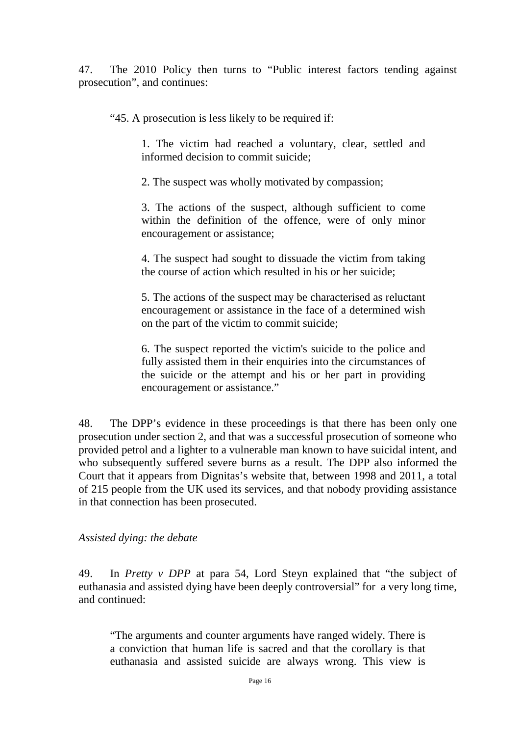47. The 2010 Policy then turns to "Public interest factors tending against prosecution", and continues:

> "45. A prosecution is less likely to be required if:
>
> 1. The victim had reached a voluntary, clear, settled and informed decision to commit suicide;
>
> 2. The suspect was wholly motivated by compassion;
>
> 3. The actions of the suspect, although sufficient to come within the definition of the offence, were of only minor encouragement or assistance;
>
> 4. The suspect had sought to dissuade the victim from taking the course of action which resulted in his or her suicide;
>
> 5. The actions of the suspect may be characterised as reluctant encouragement or assistance in the face of a determined wish on the part of the victim to commit suicide;
>
> 6. The suspect reported the victim's suicide to the police and fully assisted them in their enquiries into the circumstances of the suicide or the attempt and his or her part in providing encouragement or assistance."

48. The DPP's evidence in these proceedings is that there has been only one prosecution under section 2, and that was a successful prosecution of someone who provided petrol and a lighter to a vulnerable man known to have suicidal intent, and who subsequently suffered severe burns as a result. The DPP also informed the Court that it appears from Dignitas's website that, between 1998 and 2011, a total of 215 people from the UK used its services, and that nobody providing assistance in that connection has been prosecuted.

*Assisted dying: the debate*

49. In *Pretty v DPP* at para 54, Lord Steyn explained that "the subject of euthanasia and assisted dying have been deeply controversial" for a very long time, and continued:

> "The arguments and counter arguments have ranged widely. There is a conviction that human life is sacred and that the corollary is that euthanasia and assisted suicide are always wrong. This view is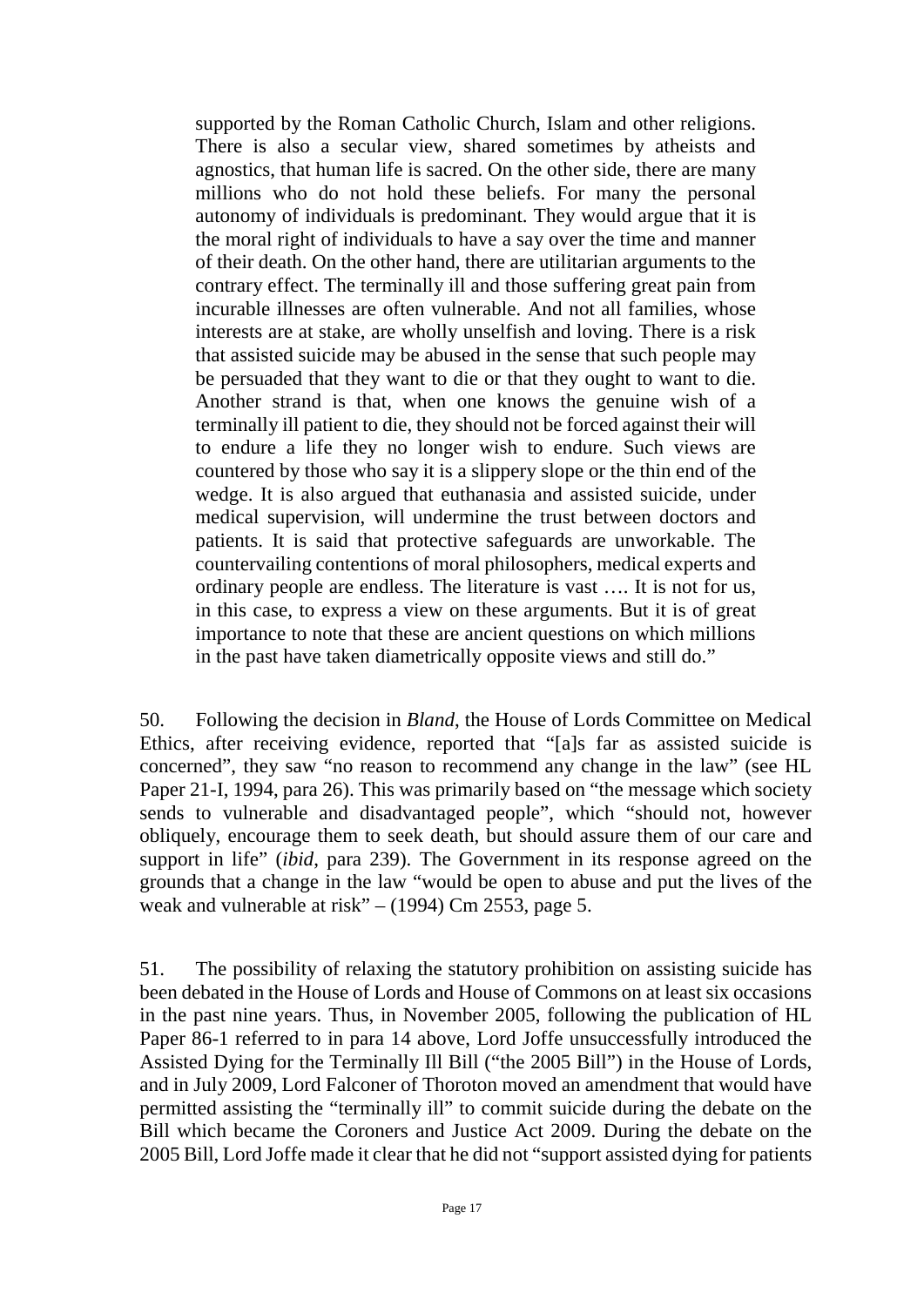> supported by the Roman Catholic Church, Islam and other religions. There is also a secular view, shared sometimes by atheists and agnostics, that human life is sacred. On the other side, there are many millions who do not hold these beliefs. For many the personal autonomy of individuals is predominant. They would argue that it is the moral right of individuals to have a say over the time and manner of their death. On the other hand, there are utilitarian arguments to the contrary effect. The terminally ill and those suffering great pain from incurable illnesses are often vulnerable. And not all families, whose interests are at stake, are wholly unselfish and loving. There is a risk that assisted suicide may be abused in the sense that such people may be persuaded that they want to die or that they ought to want to die. Another strand is that, when one knows the genuine wish of a terminally ill patient to die, they should not be forced against their will to endure a life they no longer wish to endure. Such views are countered by those who say it is a slippery slope or the thin end of the wedge. It is also argued that euthanasia and assisted suicide, under medical supervision, will undermine the trust between doctors and patients. It is said that protective safeguards are unworkable. The countervailing contentions of moral philosophers, medical experts and ordinary people are endless. The literature is vast …. It is not for us, in this case, to express a view on these arguments. But it is of great importance to note that these are ancient questions on which millions in the past have taken diametrically opposite views and still do."

50. Following the decision in *Bland*, the House of Lords Committee on Medical Ethics, after receiving evidence, reported that "[a]s far as assisted suicide is concerned", they saw "no reason to recommend any change in the law" (see HL Paper 21-I, 1994, para 26). This was primarily based on "the message which society sends to vulnerable and disadvantaged people", which "should not, however obliquely, encourage them to seek death, but should assure them of our care and support in life" (*ibid*, para 239). The Government in its response agreed on the grounds that a change in the law "would be open to abuse and put the lives of the weak and vulnerable at risk" – (1994) Cm 2553, page 5.

51. The possibility of relaxing the statutory prohibition on assisting suicide has been debated in the House of Lords and House of Commons on at least six occasions in the past nine years. Thus, in November 2005, following the publication of HL Paper 86-1 referred to in para 14 above, Lord Joffe unsuccessfully introduced the Assisted Dying for the Terminally Ill Bill ("the 2005 Bill") in the House of Lords, and in July 2009, Lord Falconer of Thoroton moved an amendment that would have permitted assisting the "terminally ill" to commit suicide during the debate on the Bill which became the Coroners and Justice Act 2009. During the debate on the 2005 Bill, Lord Joffe made it clear that he did not "support assisted dying for patients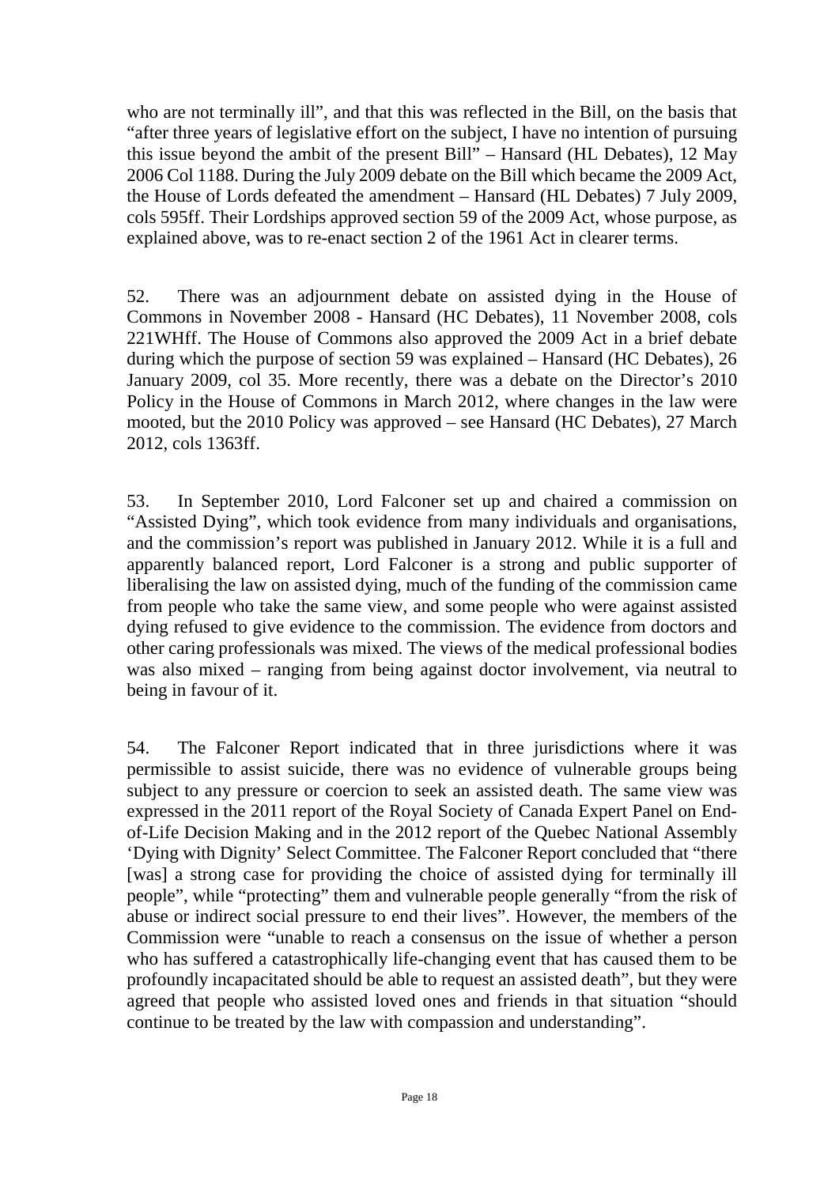who are not terminally ill", and that this was reflected in the Bill, on the basis that "after three years of legislative effort on the subject, I have no intention of pursuing this issue beyond the ambit of the present Bill" – Hansard (HL Debates), 12 May 2006 Col 1188. During the July 2009 debate on the Bill which became the 2009 Act, the House of Lords defeated the amendment – Hansard (HL Debates) 7 July 2009, cols 595ff. Their Lordships approved section 59 of the 2009 Act, whose purpose, as explained above, was to re-enact section 2 of the 1961 Act in clearer terms.

52. There was an adjournment debate on assisted dying in the House of Commons in November 2008 - Hansard (HC Debates), 11 November 2008, cols 221WHff. The House of Commons also approved the 2009 Act in a brief debate during which the purpose of section 59 was explained – Hansard (HC Debates), 26 January 2009, col 35. More recently, there was a debate on the Director's 2010 Policy in the House of Commons in March 2012, where changes in the law were mooted, but the 2010 Policy was approved – see Hansard (HC Debates), 27 March 2012, cols 1363ff.

53. In September 2010, Lord Falconer set up and chaired a commission on "Assisted Dying", which took evidence from many individuals and organisations, and the commission's report was published in January 2012. While it is a full and apparently balanced report, Lord Falconer is a strong and public supporter of liberalising the law on assisted dying, much of the funding of the commission came from people who take the same view, and some people who were against assisted dying refused to give evidence to the commission. The evidence from doctors and other caring professionals was mixed. The views of the medical professional bodies was also mixed – ranging from being against doctor involvement, via neutral to being in favour of it.

54. The Falconer Report indicated that in three jurisdictions where it was permissible to assist suicide, there was no evidence of vulnerable groups being subject to any pressure or coercion to seek an assisted death. The same view was expressed in the 2011 report of the Royal Society of Canada Expert Panel on End-of-Life Decision Making and in the 2012 report of the Quebec National Assembly 'Dying with Dignity' Select Committee. The Falconer Report concluded that "there [was] a strong case for providing the choice of assisted dying for terminally ill people", while "protecting" them and vulnerable people generally "from the risk of abuse or indirect social pressure to end their lives". However, the members of the Commission were "unable to reach a consensus on the issue of whether a person who has suffered a catastrophically life-changing event that has caused them to be profoundly incapacitated should be able to request an assisted death", but they were agreed that people who assisted loved ones and friends in that situation "should continue to be treated by the law with compassion and understanding".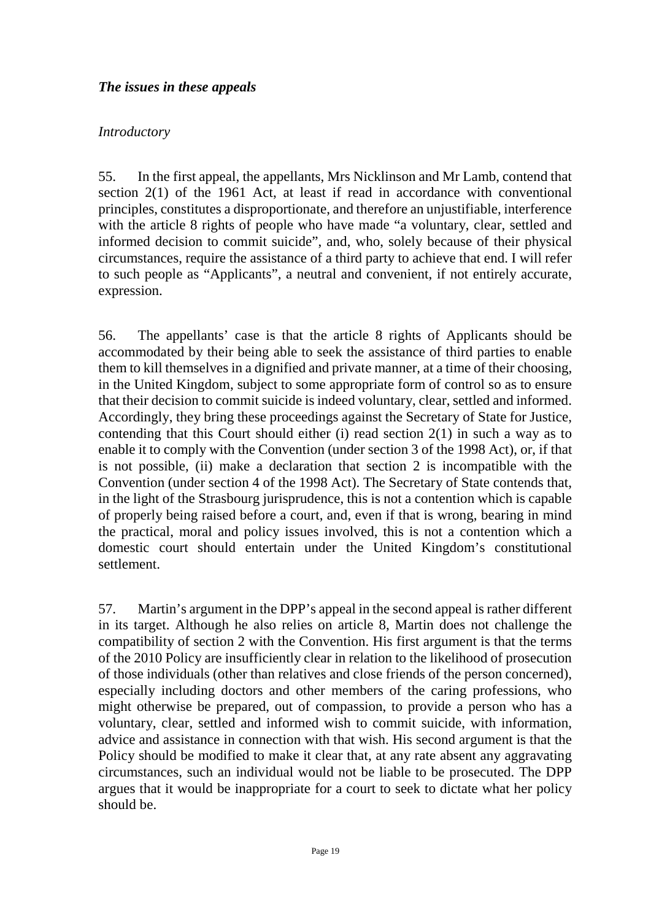### *The issues in these appeals*

*Introductory*

55. In the first appeal, the appellants, Mrs Nicklinson and Mr Lamb, contend that section 2(1) of the 1961 Act, at least if read in accordance with conventional principles, constitutes a disproportionate, and therefore an unjustifiable, interference with the article 8 rights of people who have made "a voluntary, clear, settled and informed decision to commit suicide", and, who, solely because of their physical circumstances, require the assistance of a third party to achieve that end. I will refer to such people as "Applicants", a neutral and convenient, if not entirely accurate, expression.

56. The appellants' case is that the article 8 rights of Applicants should be accommodated by their being able to seek the assistance of third parties to enable them to kill themselves in a dignified and private manner, at a time of their choosing, in the United Kingdom, subject to some appropriate form of control so as to ensure that their decision to commit suicide is indeed voluntary, clear, settled and informed. Accordingly, they bring these proceedings against the Secretary of State for Justice, contending that this Court should either (i) read section 2(1) in such a way as to enable it to comply with the Convention (under section 3 of the 1998 Act), or, if that is not possible, (ii) make a declaration that section 2 is incompatible with the Convention (under section 4 of the 1998 Act). The Secretary of State contends that, in the light of the Strasbourg jurisprudence, this is not a contention which is capable of properly being raised before a court, and, even if that is wrong, bearing in mind the practical, moral and policy issues involved, this is not a contention which a domestic court should entertain under the United Kingdom's constitutional settlement.

57. Martin's argument in the DPP's appeal in the second appeal is rather different in its target. Although he also relies on article 8, Martin does not challenge the compatibility of section 2 with the Convention. His first argument is that the terms of the 2010 Policy are insufficiently clear in relation to the likelihood of prosecution of those individuals (other than relatives and close friends of the person concerned), especially including doctors and other members of the caring professions, who might otherwise be prepared, out of compassion, to provide a person who has a voluntary, clear, settled and informed wish to commit suicide, with information, advice and assistance in connection with that wish. His second argument is that the Policy should be modified to make it clear that, at any rate absent any aggravating circumstances, such an individual would not be liable to be prosecuted. The DPP argues that it would be inappropriate for a court to seek to dictate what her policy should be.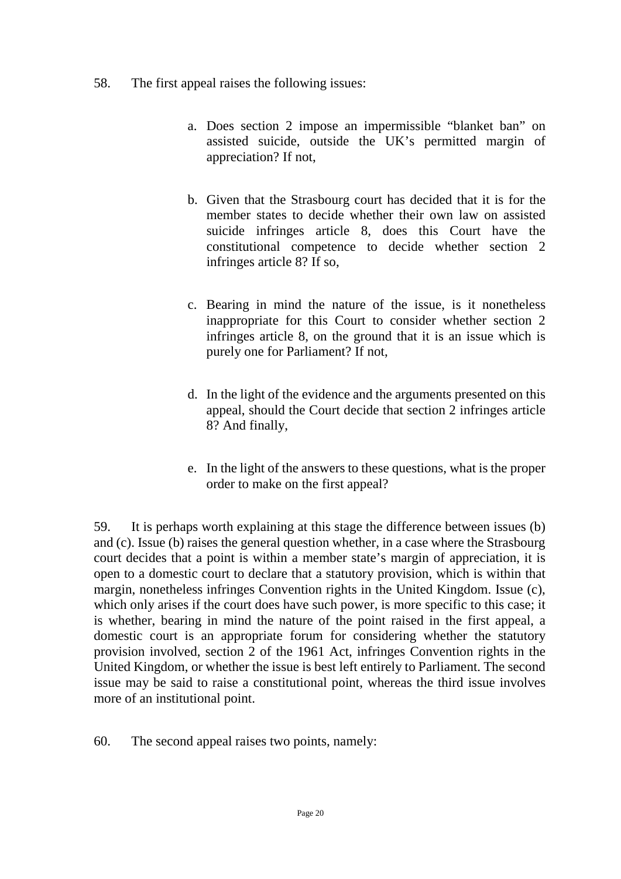58. The first appeal raises the following issues:

a. Does section 2 impose an impermissible "blanket ban" on assisted suicide, outside the UK's permitted margin of appreciation? If not,

b. Given that the Strasbourg court has decided that it is for the member states to decide whether their own law on assisted suicide infringes article 8, does this Court have the constitutional competence to decide whether section 2 infringes article 8? If so,

c. Bearing in mind the nature of the issue, is it nonetheless inappropriate for this Court to consider whether section 2 infringes article 8, on the ground that it is an issue which is purely one for Parliament? If not,

d. In the light of the evidence and the arguments presented on this appeal, should the Court decide that section 2 infringes article 8? And finally,

e. In the light of the answers to these questions, what is the proper order to make on the first appeal?

59. It is perhaps worth explaining at this stage the difference between issues (b) and (c). Issue (b) raises the general question whether, in a case where the Strasbourg court decides that a point is within a member state's margin of appreciation, it is open to a domestic court to declare that a statutory provision, which is within that margin, nonetheless infringes Convention rights in the United Kingdom. Issue (c), which only arises if the court does have such power, is more specific to this case; it is whether, bearing in mind the nature of the point raised in the first appeal, a domestic court is an appropriate forum for considering whether the statutory provision involved, section 2 of the 1961 Act, infringes Convention rights in the United Kingdom, or whether the issue is best left entirely to Parliament. The second issue may be said to raise a constitutional point, whereas the third issue involves more of an institutional point.

60. The second appeal raises two points, namely: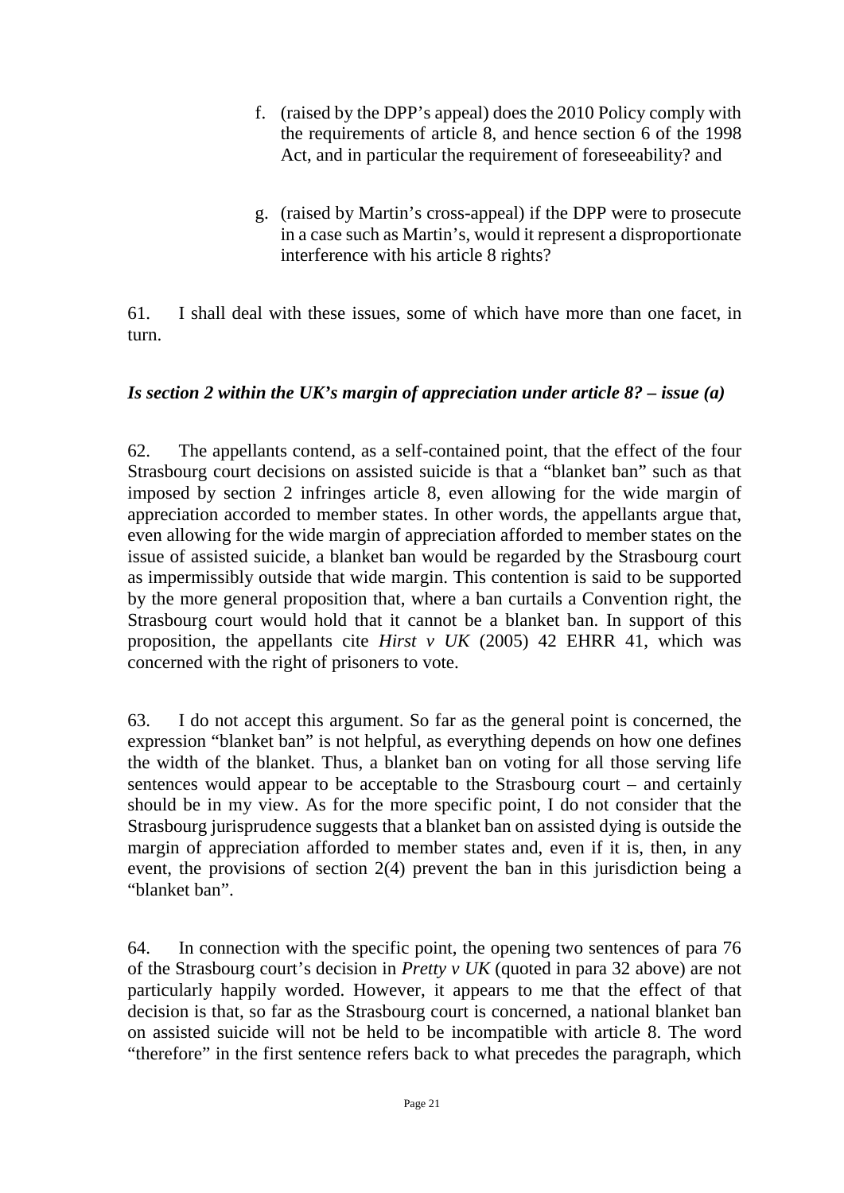f. (raised by the DPP's appeal) does the 2010 Policy comply with the requirements of article 8, and hence section 6 of the 1998 Act, and in particular the requirement of foreseeability? and

g. (raised by Martin's cross-appeal) if the DPP were to prosecute in a case such as Martin's, would it represent a disproportionate interference with his article 8 rights?

61. I shall deal with these issues, some of which have more than one facet, in turn.

### *Is section 2 within the UK's margin of appreciation under article 8? – issue (a)*

62. The appellants contend, as a self-contained point, that the effect of the four Strasbourg court decisions on assisted suicide is that a "blanket ban" such as that imposed by section 2 infringes article 8, even allowing for the wide margin of appreciation accorded to member states. In other words, the appellants argue that, even allowing for the wide margin of appreciation afforded to member states on the issue of assisted suicide, a blanket ban would be regarded by the Strasbourg court as impermissibly outside that wide margin. This contention is said to be supported by the more general proposition that, where a ban curtails a Convention right, the Strasbourg court would hold that it cannot be a blanket ban. In support of this proposition, the appellants cite *Hirst v UK* (2005) 42 EHRR 41, which was concerned with the right of prisoners to vote.

63. I do not accept this argument. So far as the general point is concerned, the expression "blanket ban" is not helpful, as everything depends on how one defines the width of the blanket. Thus, a blanket ban on voting for all those serving life sentences would appear to be acceptable to the Strasbourg court – and certainly should be in my view. As for the more specific point, I do not consider that the Strasbourg jurisprudence suggests that a blanket ban on assisted dying is outside the margin of appreciation afforded to member states and, even if it is, then, in any event, the provisions of section 2(4) prevent the ban in this jurisdiction being a "blanket ban".

64. In connection with the specific point, the opening two sentences of para 76 of the Strasbourg court's decision in *Pretty v UK* (quoted in para 32 above) are not particularly happily worded. However, it appears to me that the effect of that decision is that, so far as the Strasbourg court is concerned, a national blanket ban on assisted suicide will not be held to be incompatible with article 8. The word "therefore" in the first sentence refers back to what precedes the paragraph, which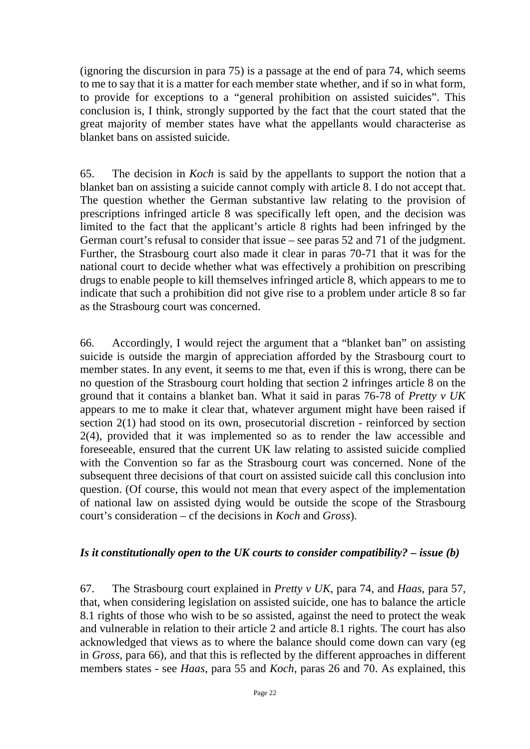(ignoring the discursion in para 75) is a passage at the end of para 74, which seems to me to say that it is a matter for each member state whether, and if so in what form, to provide for exceptions to a "general prohibition on assisted suicides". This conclusion is, I think, strongly supported by the fact that the court stated that the great majority of member states have what the appellants would characterise as blanket bans on assisted suicide.

65. The decision in *Koch* is said by the appellants to support the notion that a blanket ban on assisting a suicide cannot comply with article 8. I do not accept that. The question whether the German substantive law relating to the provision of prescriptions infringed article 8 was specifically left open, and the decision was limited to the fact that the applicant's article 8 rights had been infringed by the German court's refusal to consider that issue – see paras 52 and 71 of the judgment. Further, the Strasbourg court also made it clear in paras 70-71 that it was for the national court to decide whether what was effectively a prohibition on prescribing drugs to enable people to kill themselves infringed article 8, which appears to me to indicate that such a prohibition did not give rise to a problem under article 8 so far as the Strasbourg court was concerned.

66. Accordingly, I would reject the argument that a "blanket ban" on assisting suicide is outside the margin of appreciation afforded by the Strasbourg court to member states. In any event, it seems to me that, even if this is wrong, there can be no question of the Strasbourg court holding that section 2 infringes article 8 on the ground that it contains a blanket ban. What it said in paras 76-78 of *Pretty v UK* appears to me to make it clear that, whatever argument might have been raised if section 2(1) had stood on its own, prosecutorial discretion - reinforced by section 2(4), provided that it was implemented so as to render the law accessible and foreseeable, ensured that the current UK law relating to assisted suicide complied with the Convention so far as the Strasbourg court was concerned. None of the subsequent three decisions of that court on assisted suicide call this conclusion into question. (Of course, this would not mean that every aspect of the implementation of national law on assisted dying would be outside the scope of the Strasbourg court's consideration – cf the decisions in *Koch* and *Gross*).

### *Is it constitutionally open to the UK courts to consider compatibility? – issue (b)*

67. The Strasbourg court explained in *Pretty v UK*, para 74, and *Haas*, para 57, that, when considering legislation on assisted suicide, one has to balance the article 8.1 rights of those who wish to be so assisted, against the need to protect the weak and vulnerable in relation to their article 2 and article 8.1 rights. The court has also acknowledged that views as to where the balance should come down can vary (eg in *Gross*, para 66), and that this is reflected by the different approaches in different members states - see *Haas*, para 55 and *Koch*, paras 26 and 70. As explained, this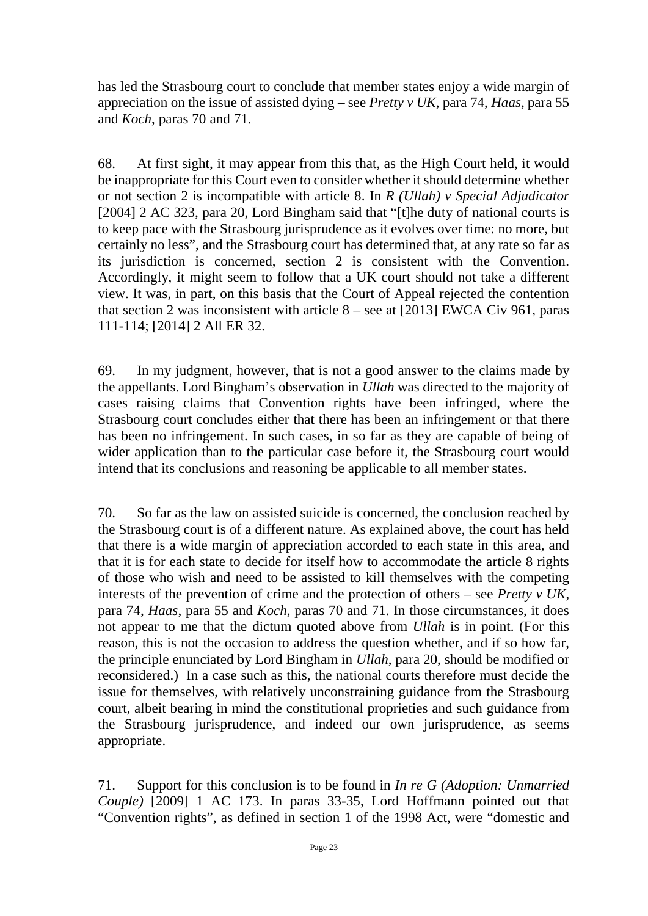has led the Strasbourg court to conclude that member states enjoy a wide margin of appreciation on the issue of assisted dying – see *Pretty v UK*, para 74, *Haas*, para 55 and *Koch*, paras 70 and 71.

68. At first sight, it may appear from this that, as the High Court held, it would be inappropriate for this Court even to consider whether it should determine whether or not section 2 is incompatible with article 8. In *R (Ullah) v Special Adjudicator* [2004] 2 AC 323, para 20, Lord Bingham said that "[t]he duty of national courts is to keep pace with the Strasbourg jurisprudence as it evolves over time: no more, but certainly no less", and the Strasbourg court has determined that, at any rate so far as its jurisdiction is concerned, section 2 is consistent with the Convention. Accordingly, it might seem to follow that a UK court should not take a different view. It was, in part, on this basis that the Court of Appeal rejected the contention that section 2 was inconsistent with article 8 – see at [2013] EWCA Civ 961, paras 111-114; [2014] 2 All ER 32.

69. In my judgment, however, that is not a good answer to the claims made by the appellants. Lord Bingham's observation in *Ullah* was directed to the majority of cases raising claims that Convention rights have been infringed, where the Strasbourg court concludes either that there has been an infringement or that there has been no infringement. In such cases, in so far as they are capable of being of wider application than to the particular case before it, the Strasbourg court would intend that its conclusions and reasoning be applicable to all member states.

70. So far as the law on assisted suicide is concerned, the conclusion reached by the Strasbourg court is of a different nature. As explained above, the court has held that there is a wide margin of appreciation accorded to each state in this area, and that it is for each state to decide for itself how to accommodate the article 8 rights of those who wish and need to be assisted to kill themselves with the competing interests of the prevention of crime and the protection of others – see *Pretty v UK*, para 74, *Haas*, para 55 and *Koch*, paras 70 and 71. In those circumstances, it does not appear to me that the dictum quoted above from *Ullah* is in point. (For this reason, this is not the occasion to address the question whether, and if so how far, the principle enunciated by Lord Bingham in *Ullah*, para 20, should be modified or reconsidered.) In a case such as this, the national courts therefore must decide the issue for themselves, with relatively unconstraining guidance from the Strasbourg court, albeit bearing in mind the constitutional proprieties and such guidance from the Strasbourg jurisprudence, and indeed our own jurisprudence, as seems appropriate.

71. Support for this conclusion is to be found in *In re G (Adoption: Unmarried Couple)* [2009] 1 AC 173. In paras 33-35, Lord Hoffmann pointed out that "Convention rights", as defined in section 1 of the 1998 Act, were "domestic and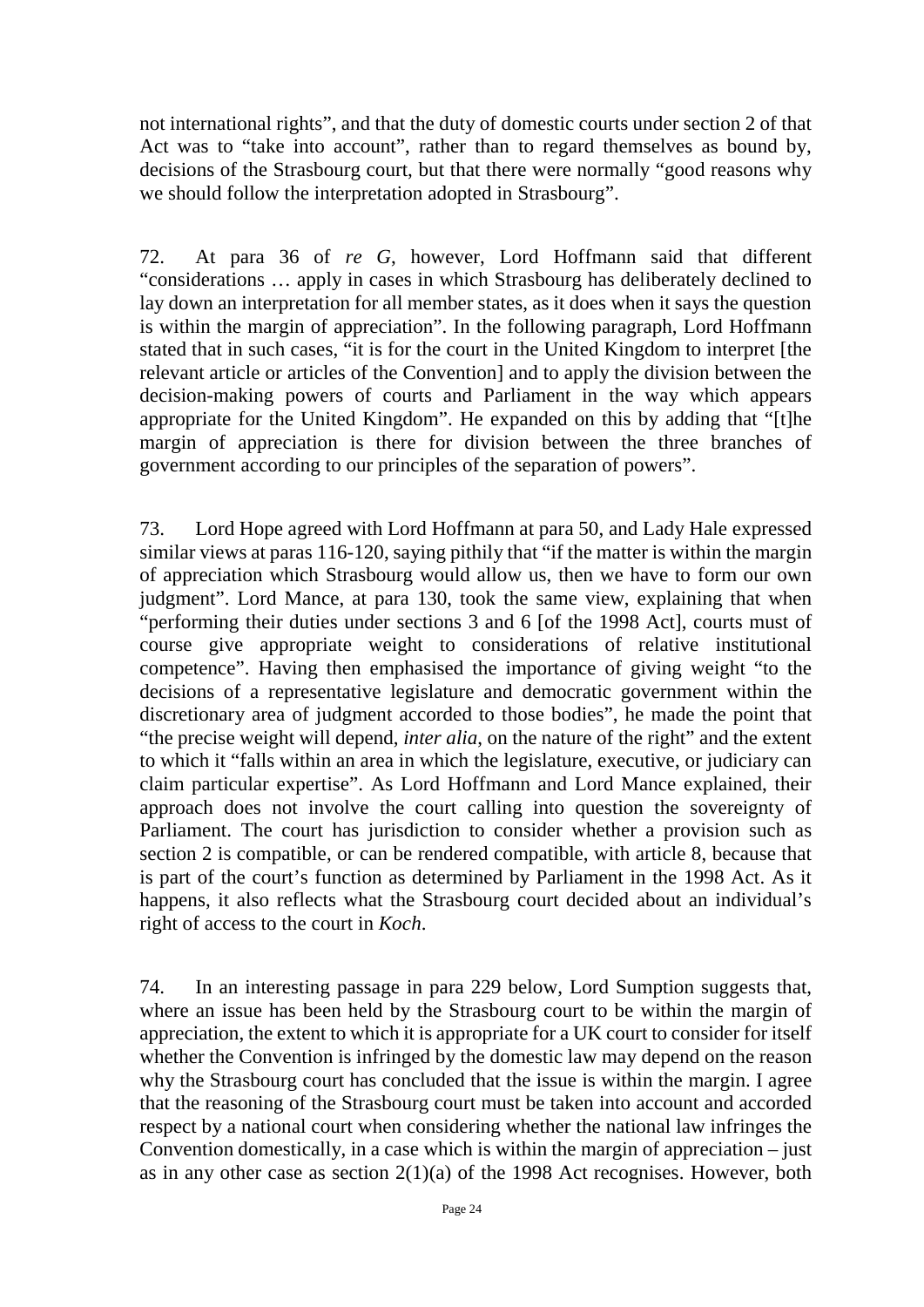not international rights", and that the duty of domestic courts under section 2 of that Act was to "take into account", rather than to regard themselves as bound by, decisions of the Strasbourg court, but that there were normally "good reasons why we should follow the interpretation adopted in Strasbourg".

72. At para 36 of *re G*, however, Lord Hoffmann said that different "considerations … apply in cases in which Strasbourg has deliberately declined to lay down an interpretation for all member states, as it does when it says the question is within the margin of appreciation". In the following paragraph, Lord Hoffmann stated that in such cases, "it is for the court in the United Kingdom to interpret [the relevant article or articles of the Convention] and to apply the division between the decision-making powers of courts and Parliament in the way which appears appropriate for the United Kingdom". He expanded on this by adding that "[t]he margin of appreciation is there for division between the three branches of government according to our principles of the separation of powers".

73. Lord Hope agreed with Lord Hoffmann at para 50, and Lady Hale expressed similar views at paras 116-120, saying pithily that "if the matter is within the margin of appreciation which Strasbourg would allow us, then we have to form our own judgment". Lord Mance, at para 130, took the same view, explaining that when "performing their duties under sections 3 and 6 [of the 1998 Act], courts must of course give appropriate weight to considerations of relative institutional competence". Having then emphasised the importance of giving weight "to the decisions of a representative legislature and democratic government within the discretionary area of judgment accorded to those bodies", he made the point that "the precise weight will depend, *inter alia*, on the nature of the right" and the extent to which it "falls within an area in which the legislature, executive, or judiciary can claim particular expertise". As Lord Hoffmann and Lord Mance explained, their approach does not involve the court calling into question the sovereignty of Parliament. The court has jurisdiction to consider whether a provision such as section 2 is compatible, or can be rendered compatible, with article 8, because that is part of the court's function as determined by Parliament in the 1998 Act. As it happens, it also reflects what the Strasbourg court decided about an individual's right of access to the court in *Koch*.

74. In an interesting passage in para 229 below, Lord Sumption suggests that, where an issue has been held by the Strasbourg court to be within the margin of appreciation, the extent to which it is appropriate for a UK court to consider for itself whether the Convention is infringed by the domestic law may depend on the reason why the Strasbourg court has concluded that the issue is within the margin. I agree that the reasoning of the Strasbourg court must be taken into account and accorded respect by a national court when considering whether the national law infringes the Convention domestically, in a case which is within the margin of appreciation – just as in any other case as section 2(1)(a) of the 1998 Act recognises. However, both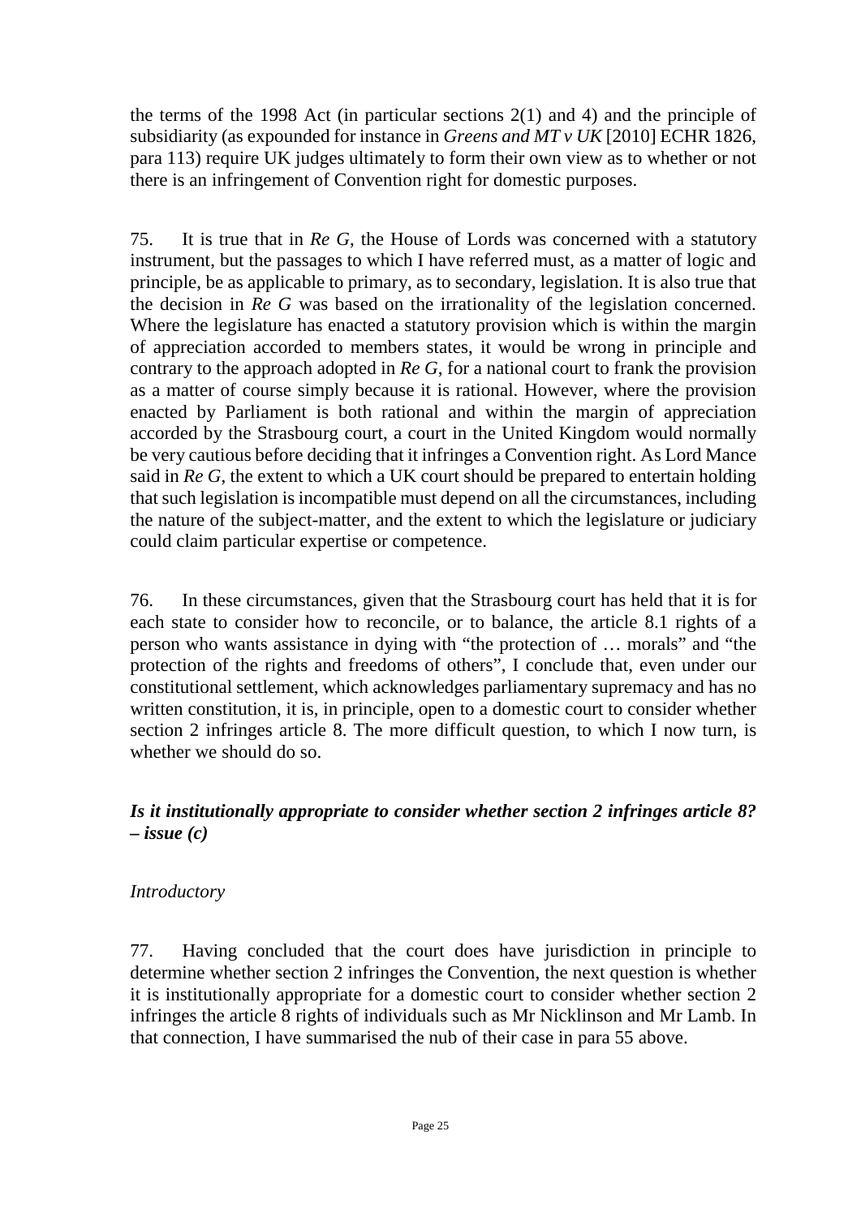the terms of the 1998 Act (in particular sections 2(1) and 4) and the principle of subsidiarity (as expounded for instance in *Greens and MT v UK* [2010] ECHR 1826, para 113) require UK judges ultimately to form their own view as to whether or not there is an infringement of Convention right for domestic purposes.

75. It is true that in *Re G*, the House of Lords was concerned with a statutory instrument, but the passages to which I have referred must, as a matter of logic and principle, be as applicable to primary, as to secondary, legislation. It is also true that the decision in *Re G* was based on the irrationality of the legislation concerned. Where the legislature has enacted a statutory provision which is within the margin of appreciation accorded to members states, it would be wrong in principle and contrary to the approach adopted in *Re G*, for a national court to frank the provision as a matter of course simply because it is rational. However, where the provision enacted by Parliament is both rational and within the margin of appreciation accorded by the Strasbourg court, a court in the United Kingdom would normally be very cautious before deciding that it infringes a Convention right. As Lord Mance said in *Re G*, the extent to which a UK court should be prepared to entertain holding that such legislation is incompatible must depend on all the circumstances, including the nature of the subject-matter, and the extent to which the legislature or judiciary could claim particular expertise or competence.

76. In these circumstances, given that the Strasbourg court has held that it is for each state to consider how to reconcile, or to balance, the article 8.1 rights of a person who wants assistance in dying with "the protection of … morals" and "the protection of the rights and freedoms of others", I conclude that, even under our constitutional settlement, which acknowledges parliamentary supremacy and has no written constitution, it is, in principle, open to a domestic court to consider whether section 2 infringes article 8. The more difficult question, to which I now turn, is whether we should do so.

### *Is it institutionally appropriate to consider whether section 2 infringes article 8? – issue (c)*

*Introductory*

77. Having concluded that the court does have jurisdiction in principle to determine whether section 2 infringes the Convention, the next question is whether it is institutionally appropriate for a domestic court to consider whether section 2 infringes the article 8 rights of individuals such as Mr Nicklinson and Mr Lamb. In that connection, I have summarised the nub of their case in para 55 above.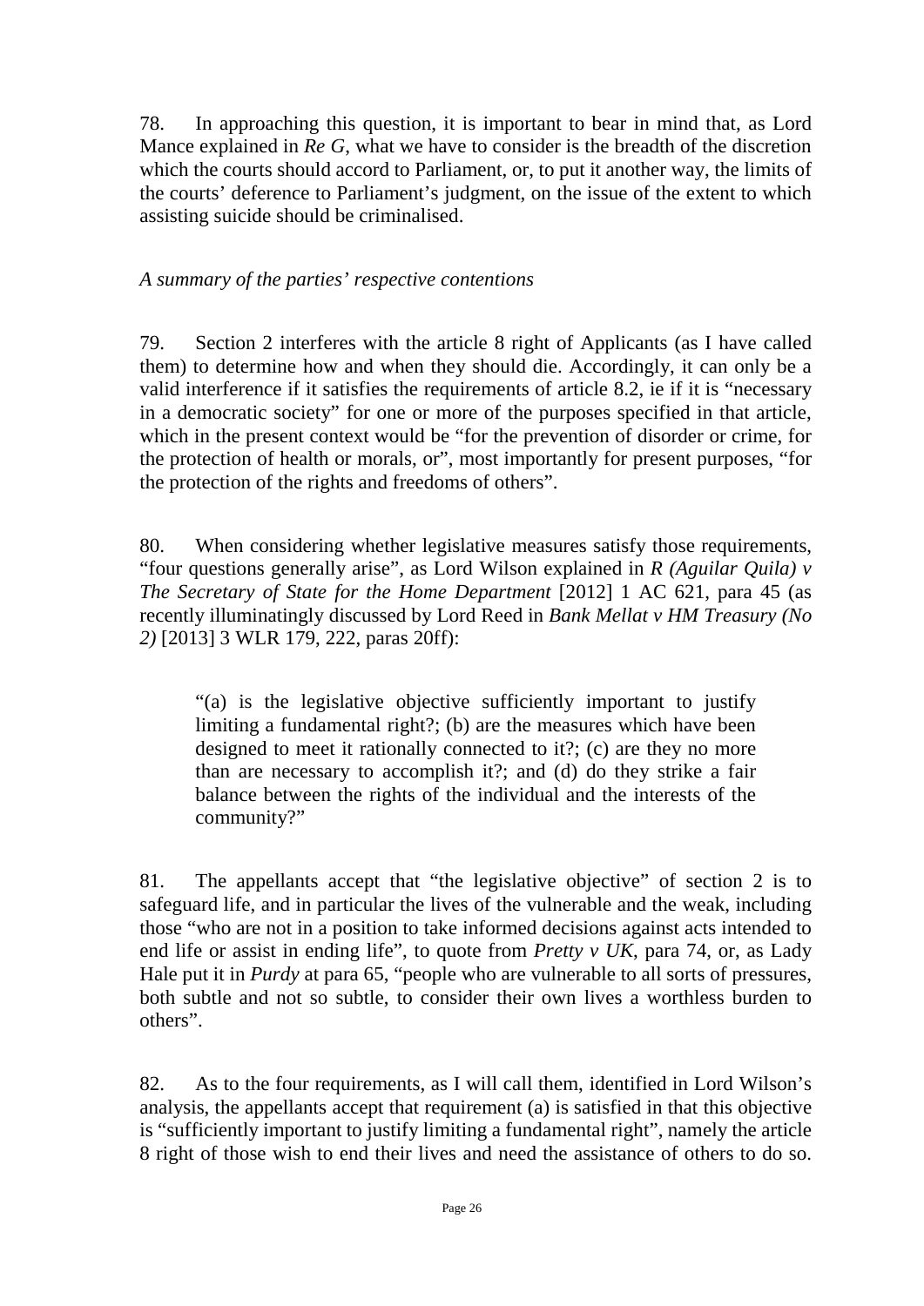78. In approaching this question, it is important to bear in mind that, as Lord Mance explained in *Re G*, what we have to consider is the breadth of the discretion which the courts should accord to Parliament, or, to put it another way, the limits of the courts' deference to Parliament's judgment, on the issue of the extent to which assisting suicide should be criminalised.

*A summary of the parties' respective contentions*

79. Section 2 interferes with the article 8 right of Applicants (as I have called them) to determine how and when they should die. Accordingly, it can only be a valid interference if it satisfies the requirements of article 8.2, ie if it is "necessary in a democratic society" for one or more of the purposes specified in that article, which in the present context would be "for the prevention of disorder or crime, for the protection of health or morals, or", most importantly for present purposes, "for the protection of the rights and freedoms of others".

80. When considering whether legislative measures satisfy those requirements, "four questions generally arise", as Lord Wilson explained in *R (Aguilar Quila) v The Secretary of State for the Home Department* [2012] 1 AC 621, para 45 (as recently illuminatingly discussed by Lord Reed in *Bank Mellat v HM Treasury (No 2)* [2013] 3 WLR 179, 222, paras 20ff):

> "(a) is the legislative objective sufficiently important to justify limiting a fundamental right?; (b) are the measures which have been designed to meet it rationally connected to it?; (c) are they no more than are necessary to accomplish it?; and (d) do they strike a fair balance between the rights of the individual and the interests of the community?"

81. The appellants accept that "the legislative objective" of section 2 is to safeguard life, and in particular the lives of the vulnerable and the weak, including those "who are not in a position to take informed decisions against acts intended to end life or assist in ending life", to quote from *Pretty v UK*, para 74, or, as Lady Hale put it in *Purdy* at para 65, "people who are vulnerable to all sorts of pressures, both subtle and not so subtle, to consider their own lives a worthless burden to others".

82. As to the four requirements, as I will call them, identified in Lord Wilson's analysis, the appellants accept that requirement (a) is satisfied in that this objective is "sufficiently important to justify limiting a fundamental right", namely the article 8 right of those wish to end their lives and need the assistance of others to do so.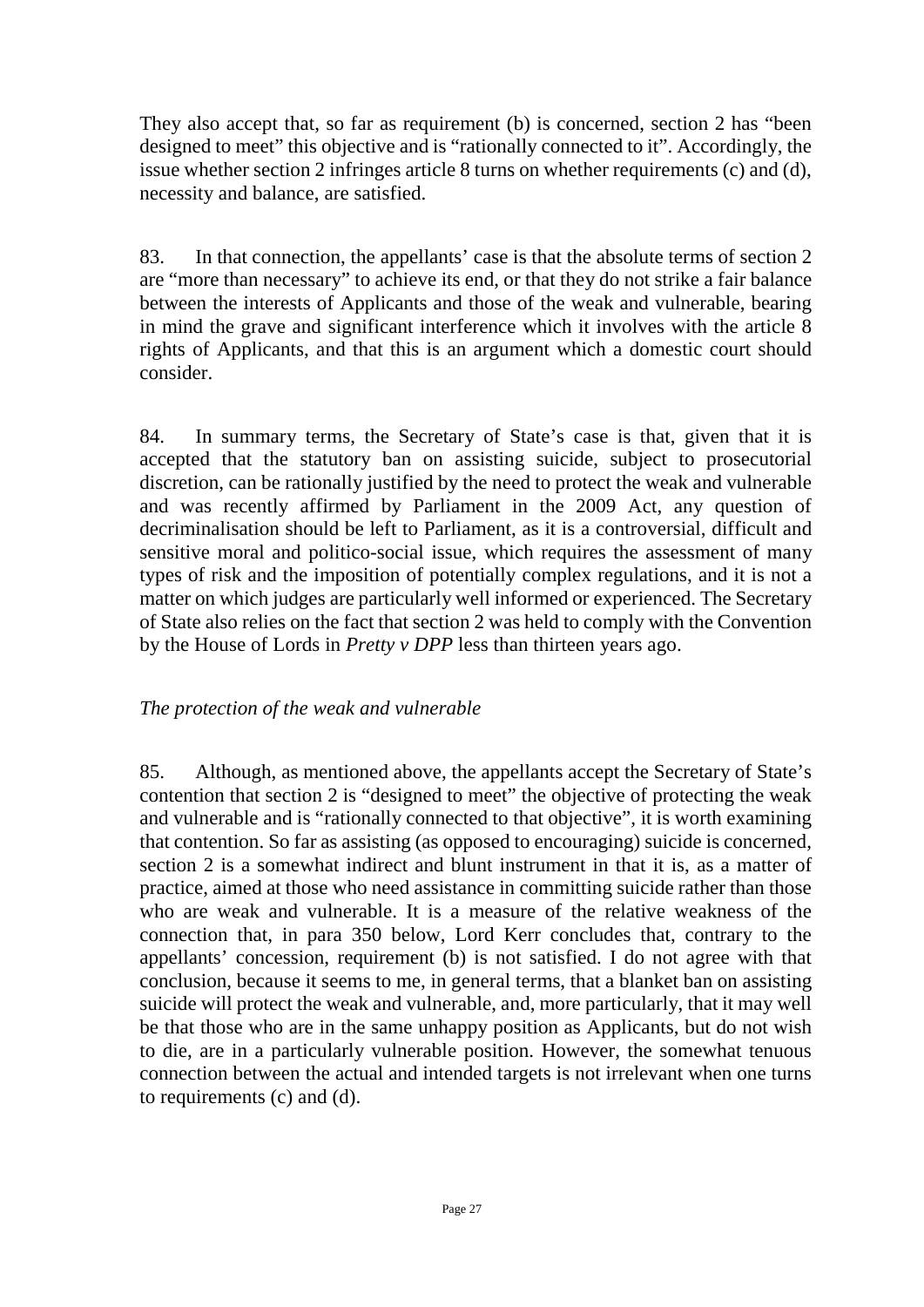They also accept that, so far as requirement (b) is concerned, section 2 has "been designed to meet" this objective and is "rationally connected to it". Accordingly, the issue whether section 2 infringes article 8 turns on whether requirements (c) and (d), necessity and balance, are satisfied.

83. In that connection, the appellants' case is that the absolute terms of section 2 are "more than necessary" to achieve its end, or that they do not strike a fair balance between the interests of Applicants and those of the weak and vulnerable, bearing in mind the grave and significant interference which it involves with the article 8 rights of Applicants, and that this is an argument which a domestic court should consider.

84. In summary terms, the Secretary of State's case is that, given that it is accepted that the statutory ban on assisting suicide, subject to prosecutorial discretion, can be rationally justified by the need to protect the weak and vulnerable and was recently affirmed by Parliament in the 2009 Act, any question of decriminalisation should be left to Parliament, as it is a controversial, difficult and sensitive moral and politico-social issue, which requires the assessment of many types of risk and the imposition of potentially complex regulations, and it is not a matter on which judges are particularly well informed or experienced. The Secretary of State also relies on the fact that section 2 was held to comply with the Convention by the House of Lords in *Pretty v DPP* less than thirteen years ago.

*The protection of the weak and vulnerable*

85. Although, as mentioned above, the appellants accept the Secretary of State's contention that section 2 is "designed to meet" the objective of protecting the weak and vulnerable and is "rationally connected to that objective", it is worth examining that contention. So far as assisting (as opposed to encouraging) suicide is concerned, section 2 is a somewhat indirect and blunt instrument in that it is, as a matter of practice, aimed at those who need assistance in committing suicide rather than those who are weak and vulnerable. It is a measure of the relative weakness of the connection that, in para 350 below, Lord Kerr concludes that, contrary to the appellants' concession, requirement (b) is not satisfied. I do not agree with that conclusion, because it seems to me, in general terms, that a blanket ban on assisting suicide will protect the weak and vulnerable, and, more particularly, that it may well be that those who are in the same unhappy position as Applicants, but do not wish to die, are in a particularly vulnerable position. However, the somewhat tenuous connection between the actual and intended targets is not irrelevant when one turns to requirements (c) and (d).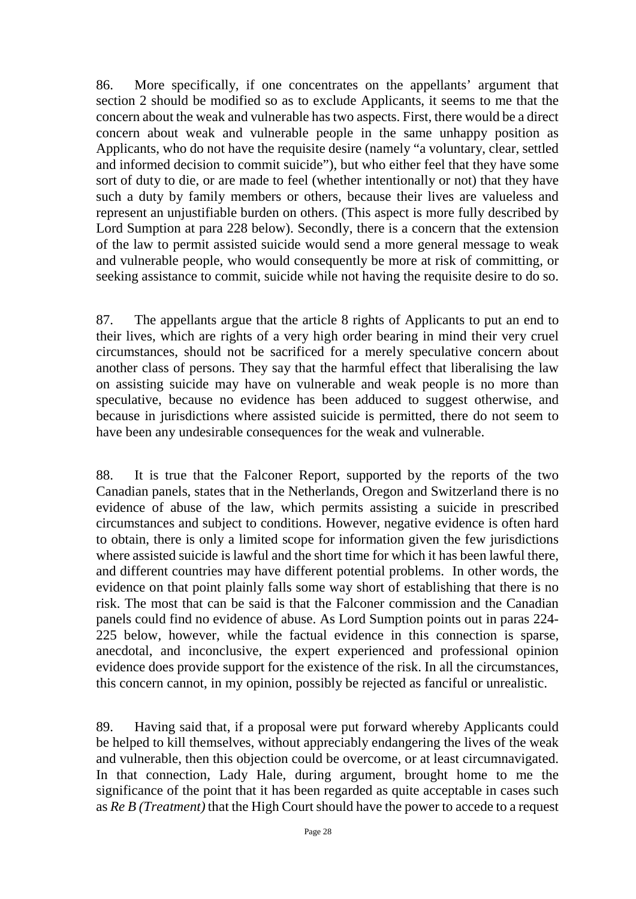86. More specifically, if one concentrates on the appellants' argument that section 2 should be modified so as to exclude Applicants, it seems to me that the concern about the weak and vulnerable has two aspects. First, there would be a direct concern about weak and vulnerable people in the same unhappy position as Applicants, who do not have the requisite desire (namely "a voluntary, clear, settled and informed decision to commit suicide"), but who either feel that they have some sort of duty to die, or are made to feel (whether intentionally or not) that they have such a duty by family members or others, because their lives are valueless and represent an unjustifiable burden on others. (This aspect is more fully described by Lord Sumption at para 228 below). Secondly, there is a concern that the extension of the law to permit assisted suicide would send a more general message to weak and vulnerable people, who would consequently be more at risk of committing, or seeking assistance to commit, suicide while not having the requisite desire to do so.

87. The appellants argue that the article 8 rights of Applicants to put an end to their lives, which are rights of a very high order bearing in mind their very cruel circumstances, should not be sacrificed for a merely speculative concern about another class of persons. They say that the harmful effect that liberalising the law on assisting suicide may have on vulnerable and weak people is no more than speculative, because no evidence has been adduced to suggest otherwise, and because in jurisdictions where assisted suicide is permitted, there do not seem to have been any undesirable consequences for the weak and vulnerable.

88. It is true that the Falconer Report, supported by the reports of the two Canadian panels, states that in the Netherlands, Oregon and Switzerland there is no evidence of abuse of the law, which permits assisting a suicide in prescribed circumstances and subject to conditions. However, negative evidence is often hard to obtain, there is only a limited scope for information given the few jurisdictions where assisted suicide is lawful and the short time for which it has been lawful there, and different countries may have different potential problems. In other words, the evidence on that point plainly falls some way short of establishing that there is no risk. The most that can be said is that the Falconer commission and the Canadian panels could find no evidence of abuse. As Lord Sumption points out in paras 224-225 below, however, while the factual evidence in this connection is sparse, anecdotal, and inconclusive, the expert experienced and professional opinion evidence does provide support for the existence of the risk. In all the circumstances, this concern cannot, in my opinion, possibly be rejected as fanciful or unrealistic.

89. Having said that, if a proposal were put forward whereby Applicants could be helped to kill themselves, without appreciably endangering the lives of the weak and vulnerable, then this objection could be overcome, or at least circumnavigated. In that connection, Lady Hale, during argument, brought home to me the significance of the point that it has been regarded as quite acceptable in cases such as *Re B (Treatment)* that the High Court should have the power to accede to a request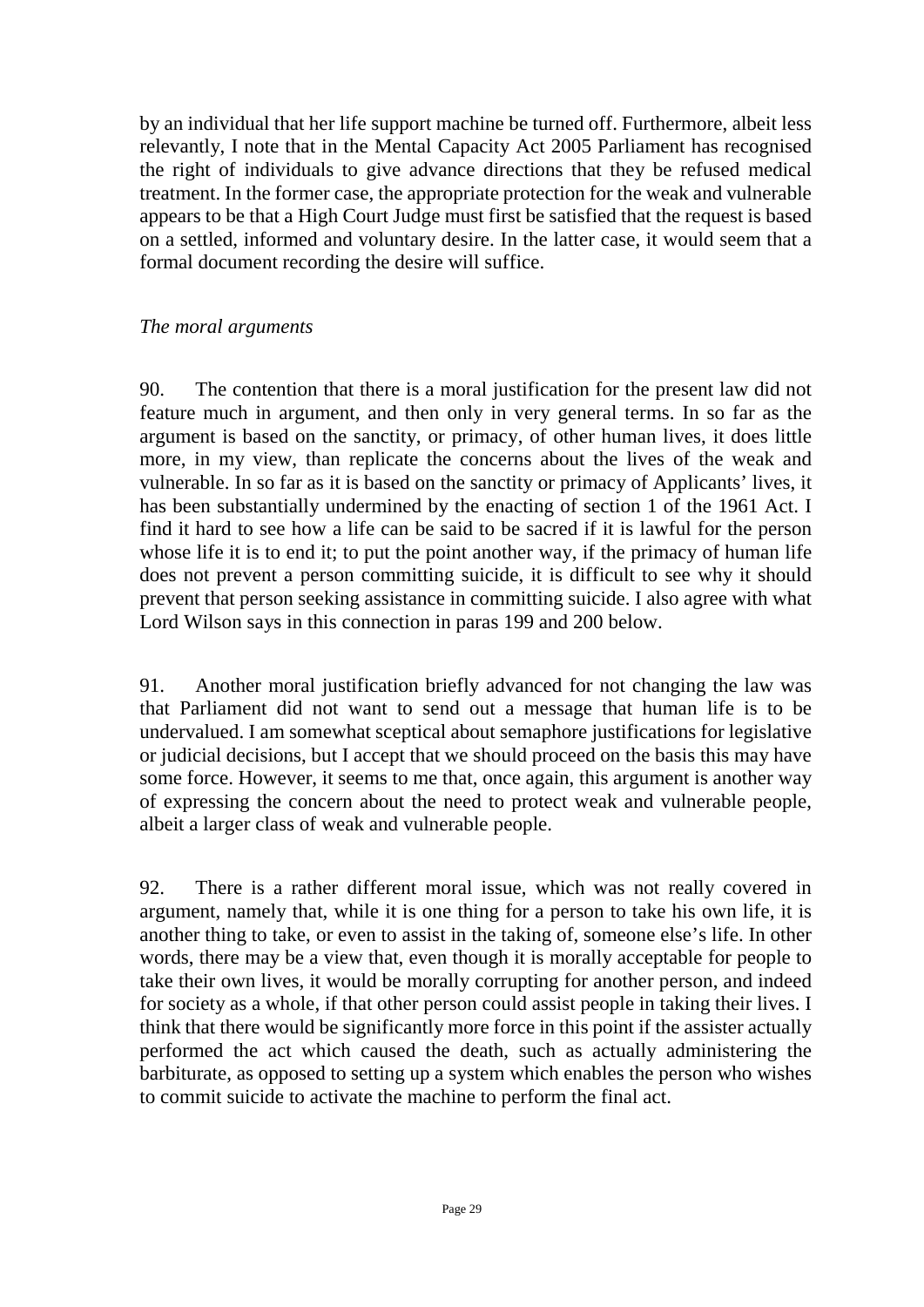by an individual that her life support machine be turned off. Furthermore, albeit less relevantly, I note that in the Mental Capacity Act 2005 Parliament has recognised the right of individuals to give advance directions that they be refused medical treatment. In the former case, the appropriate protection for the weak and vulnerable appears to be that a High Court Judge must first be satisfied that the request is based on a settled, informed and voluntary desire. In the latter case, it would seem that a formal document recording the desire will suffice.

*The moral arguments*

90. The contention that there is a moral justification for the present law did not feature much in argument, and then only in very general terms. In so far as the argument is based on the sanctity, or primacy, of other human lives, it does little more, in my view, than replicate the concerns about the lives of the weak and vulnerable. In so far as it is based on the sanctity or primacy of Applicants' lives, it has been substantially undermined by the enacting of section 1 of the 1961 Act. I find it hard to see how a life can be said to be sacred if it is lawful for the person whose life it is to end it; to put the point another way, if the primacy of human life does not prevent a person committing suicide, it is difficult to see why it should prevent that person seeking assistance in committing suicide. I also agree with what Lord Wilson says in this connection in paras 199 and 200 below.

91. Another moral justification briefly advanced for not changing the law was that Parliament did not want to send out a message that human life is to be undervalued. I am somewhat sceptical about semaphore justifications for legislative or judicial decisions, but I accept that we should proceed on the basis this may have some force. However, it seems to me that, once again, this argument is another way of expressing the concern about the need to protect weak and vulnerable people, albeit a larger class of weak and vulnerable people.

92. There is a rather different moral issue, which was not really covered in argument, namely that, while it is one thing for a person to take his own life, it is another thing to take, or even to assist in the taking of, someone else's life. In other words, there may be a view that, even though it is morally acceptable for people to take their own lives, it would be morally corrupting for another person, and indeed for society as a whole, if that other person could assist people in taking their lives. I think that there would be significantly more force in this point if the assister actually performed the act which caused the death, such as actually administering the barbiturate, as opposed to setting up a system which enables the person who wishes to commit suicide to activate the machine to perform the final act.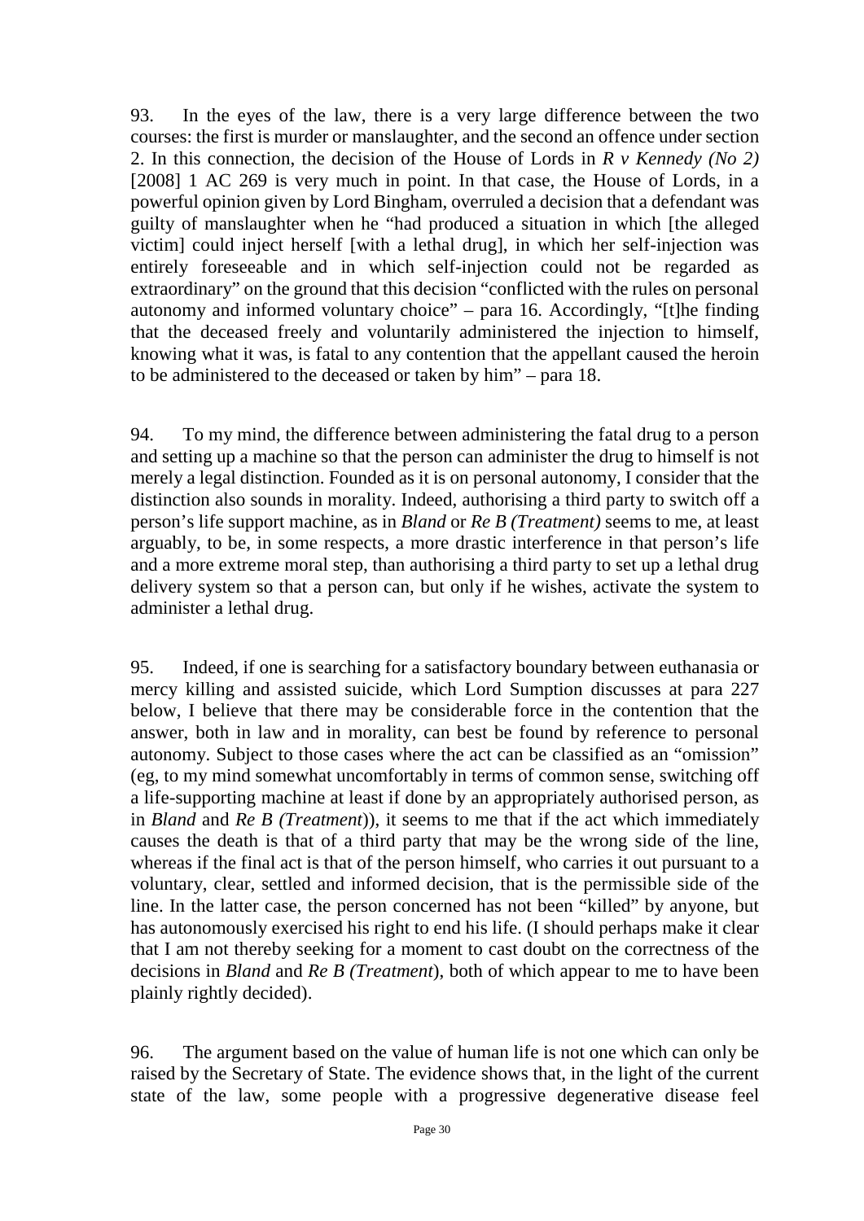93. In the eyes of the law, there is a very large difference between the two courses: the first is murder or manslaughter, and the second an offence under section 2. In this connection, the decision of the House of Lords in *R v Kennedy (No 2)* [2008] 1 AC 269 is very much in point. In that case, the House of Lords, in a powerful opinion given by Lord Bingham, overruled a decision that a defendant was guilty of manslaughter when he "had produced a situation in which [the alleged victim] could inject herself [with a lethal drug], in which her self-injection was entirely foreseeable and in which self-injection could not be regarded as extraordinary" on the ground that this decision "conflicted with the rules on personal autonomy and informed voluntary choice" – para 16. Accordingly, "[t]he finding that the deceased freely and voluntarily administered the injection to himself, knowing what it was, is fatal to any contention that the appellant caused the heroin to be administered to the deceased or taken by him" – para 18.

94. To my mind, the difference between administering the fatal drug to a person and setting up a machine so that the person can administer the drug to himself is not merely a legal distinction. Founded as it is on personal autonomy, I consider that the distinction also sounds in morality. Indeed, authorising a third party to switch off a person's life support machine, as in *Bland* or *Re B (Treatment)* seems to me, at least arguably, to be, in some respects, a more drastic interference in that person's life and a more extreme moral step, than authorising a third party to set up a lethal drug delivery system so that a person can, but only if he wishes, activate the system to administer a lethal drug.

95. Indeed, if one is searching for a satisfactory boundary between euthanasia or mercy killing and assisted suicide, which Lord Sumption discusses at para 227 below, I believe that there may be considerable force in the contention that the answer, both in law and in morality, can best be found by reference to personal autonomy. Subject to those cases where the act can be classified as an "omission" (eg, to my mind somewhat uncomfortably in terms of common sense, switching off a life-supporting machine at least if done by an appropriately authorised person, as in *Bland* and *Re B (Treatment)*), it seems to me that if the act which immediately causes the death is that of a third party that may be the wrong side of the line, whereas if the final act is that of the person himself, who carries it out pursuant to a voluntary, clear, settled and informed decision, that is the permissible side of the line. In the latter case, the person concerned has not been "killed" by anyone, but has autonomously exercised his right to end his life. (I should perhaps make it clear that I am not thereby seeking for a moment to cast doubt on the correctness of the decisions in *Bland* and *Re B (Treatment)*, both of which appear to me to have been plainly rightly decided).

96. The argument based on the value of human life is not one which can only be raised by the Secretary of State. The evidence shows that, in the light of the current state of the law, some people with a progressive degenerative disease feel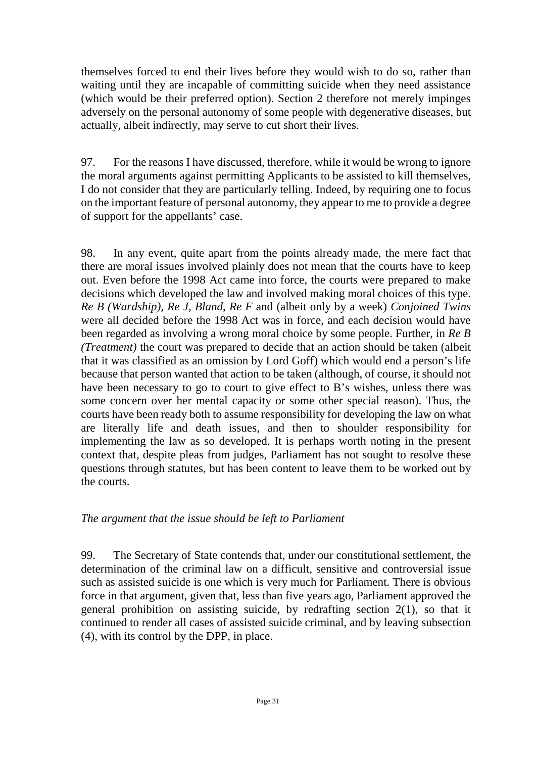themselves forced to end their lives before they would wish to do so, rather than waiting until they are incapable of committing suicide when they need assistance (which would be their preferred option). Section 2 therefore not merely impinges adversely on the personal autonomy of some people with degenerative diseases, but actually, albeit indirectly, may serve to cut short their lives.

97. For the reasons I have discussed, therefore, while it would be wrong to ignore the moral arguments against permitting Applicants to be assisted to kill themselves, I do not consider that they are particularly telling. Indeed, by requiring one to focus on the important feature of personal autonomy, they appear to me to provide a degree of support for the appellants' case.

98. In any event, quite apart from the points already made, the mere fact that there are moral issues involved plainly does not mean that the courts have to keep out. Even before the 1998 Act came into force, the courts were prepared to make decisions which developed the law and involved making moral choices of this type. *Re B (Wardship)*, *Re J*, *Bland*, *Re F* and (albeit only by a week) *Conjoined Twins* were all decided before the 1998 Act was in force, and each decision would have been regarded as involving a wrong moral choice by some people. Further, in *Re B (Treatment)* the court was prepared to decide that an action should be taken (albeit that it was classified as an omission by Lord Goff) which would end a person's life because that person wanted that action to be taken (although, of course, it should not have been necessary to go to court to give effect to B's wishes, unless there was some concern over her mental capacity or some other special reason). Thus, the courts have been ready both to assume responsibility for developing the law on what are literally life and death issues, and then to shoulder responsibility for implementing the law as so developed. It is perhaps worth noting in the present context that, despite pleas from judges, Parliament has not sought to resolve these questions through statutes, but has been content to leave them to be worked out by the courts.

*The argument that the issue should be left to Parliament*

99. The Secretary of State contends that, under our constitutional settlement, the determination of the criminal law on a difficult, sensitive and controversial issue such as assisted suicide is one which is very much for Parliament. There is obvious force in that argument, given that, less than five years ago, Parliament approved the general prohibition on assisting suicide, by redrafting section 2(1), so that it continued to render all cases of assisted suicide criminal, and by leaving subsection (4), with its control by the DPP, in place.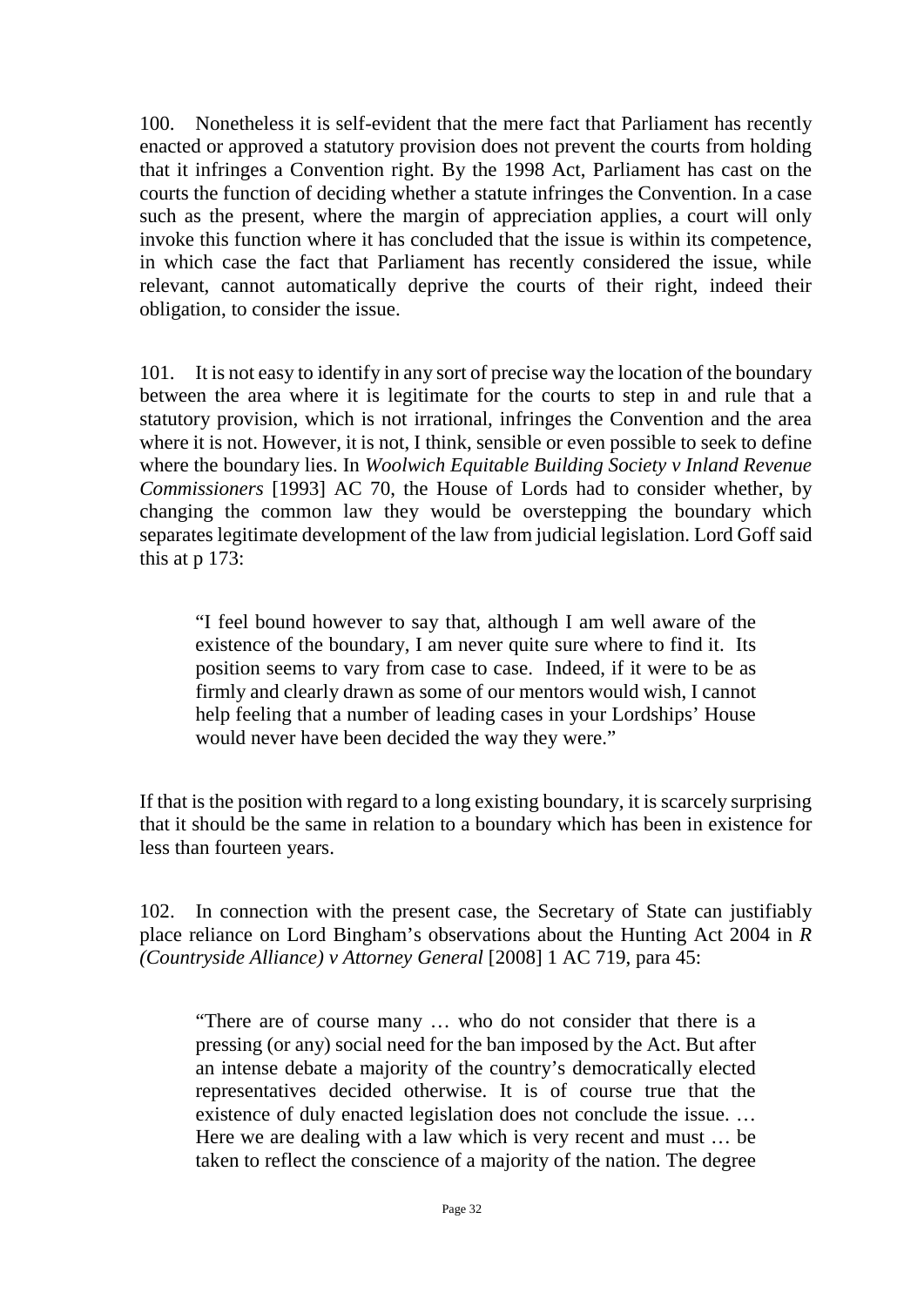100. Nonetheless it is self-evident that the mere fact that Parliament has recently enacted or approved a statutory provision does not prevent the courts from holding that it infringes a Convention right. By the 1998 Act, Parliament has cast on the courts the function of deciding whether a statute infringes the Convention. In a case such as the present, where the margin of appreciation applies, a court will only invoke this function where it has concluded that the issue is within its competence, in which case the fact that Parliament has recently considered the issue, while relevant, cannot automatically deprive the courts of their right, indeed their obligation, to consider the issue.

101. It is not easy to identify in any sort of precise way the location of the boundary between the area where it is legitimate for the courts to step in and rule that a statutory provision, which is not irrational, infringes the Convention and the area where it is not. However, it is not, I think, sensible or even possible to seek to define where the boundary lies. In *Woolwich Equitable Building Society v Inland Revenue Commissioners* [1993] AC 70, the House of Lords had to consider whether, by changing the common law they would be overstepping the boundary which separates legitimate development of the law from judicial legislation. Lord Goff said this at p 173:

> "I feel bound however to say that, although I am well aware of the existence of the boundary, I am never quite sure where to find it. Its position seems to vary from case to case. Indeed, if it were to be as firmly and clearly drawn as some of our mentors would wish, I cannot help feeling that a number of leading cases in your Lordships' House would never have been decided the way they were."

If that is the position with regard to a long existing boundary, it is scarcely surprising that it should be the same in relation to a boundary which has been in existence for less than fourteen years.

102. In connection with the present case, the Secretary of State can justifiably place reliance on Lord Bingham's observations about the Hunting Act 2004 in *R (Countryside Alliance) v Attorney General* [2008] 1 AC 719, para 45:

> "There are of course many … who do not consider that there is a pressing (or any) social need for the ban imposed by the Act. But after an intense debate a majority of the country's democratically elected representatives decided otherwise. It is of course true that the existence of duly enacted legislation does not conclude the issue. … Here we are dealing with a law which is very recent and must … be taken to reflect the conscience of a majority of the nation. The degree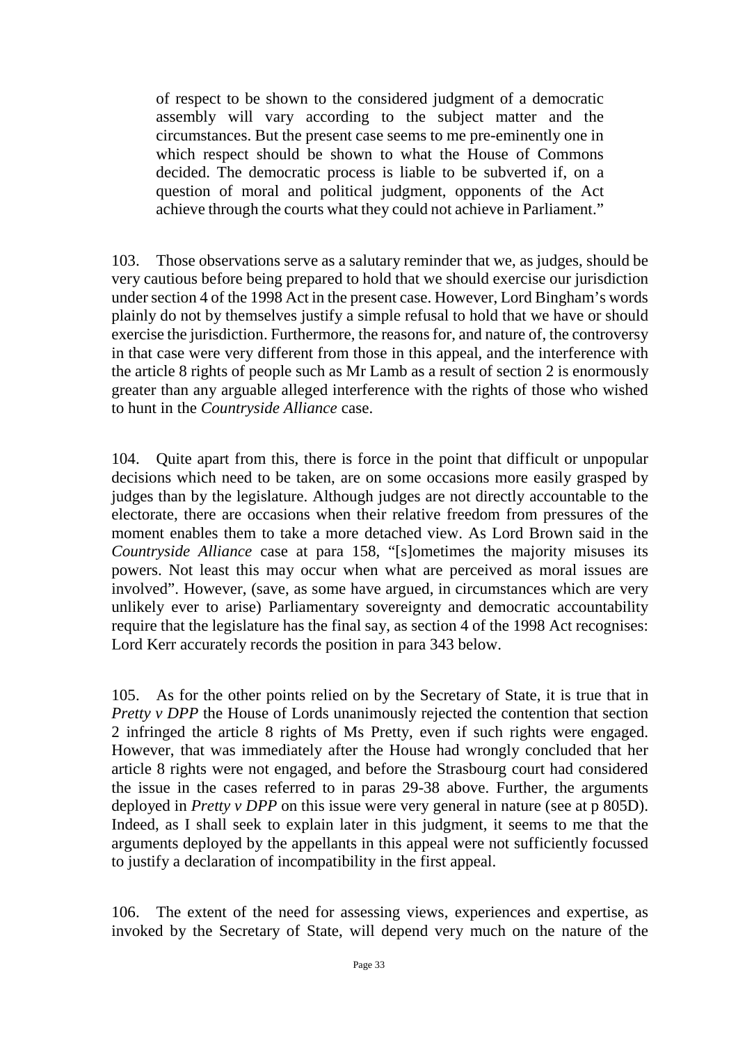of respect to be shown to the considered judgment of a democratic assembly will vary according to the subject matter and the circumstances. But the present case seems to me pre-eminently one in which respect should be shown to what the House of Commons decided. The democratic process is liable to be subverted if, on a question of moral and political judgment, opponents of the Act achieve through the courts what they could not achieve in Parliament."

103. Those observations serve as a salutary reminder that we, as judges, should be very cautious before being prepared to hold that we should exercise our jurisdiction under section 4 of the 1998 Act in the present case. However, Lord Bingham's words plainly do not by themselves justify a simple refusal to hold that we have or should exercise the jurisdiction. Furthermore, the reasons for, and nature of, the controversy in that case were very different from those in this appeal, and the interference with the article 8 rights of people such as Mr Lamb as a result of section 2 is enormously greater than any arguable alleged interference with the rights of those who wished to hunt in the *Countryside Alliance* case.

104. Quite apart from this, there is force in the point that difficult or unpopular decisions which need to be taken, are on some occasions more easily grasped by judges than by the legislature. Although judges are not directly accountable to the electorate, there are occasions when their relative freedom from pressures of the moment enables them to take a more detached view. As Lord Brown said in the *Countryside Alliance* case at para 158, "[s]ometimes the majority misuses its powers. Not least this may occur when what are perceived as moral issues are involved". However, (save, as some have argued, in circumstances which are very unlikely ever to arise) Parliamentary sovereignty and democratic accountability require that the legislature has the final say, as section 4 of the 1998 Act recognises: Lord Kerr accurately records the position in para 343 below.

105. As for the other points relied on by the Secretary of State, it is true that in *Pretty v DPP* the House of Lords unanimously rejected the contention that section 2 infringed the article 8 rights of Ms Pretty, even if such rights were engaged. However, that was immediately after the House had wrongly concluded that her article 8 rights were not engaged, and before the Strasbourg court had considered the issue in the cases referred to in paras 29-38 above. Further, the arguments deployed in *Pretty v DPP* on this issue were very general in nature (see at p 805D). Indeed, as I shall seek to explain later in this judgment, it seems to me that the arguments deployed by the appellants in this appeal were not sufficiently focussed to justify a declaration of incompatibility in the first appeal.

106. The extent of the need for assessing views, experiences and expertise, as invoked by the Secretary of State, will depend very much on the nature of the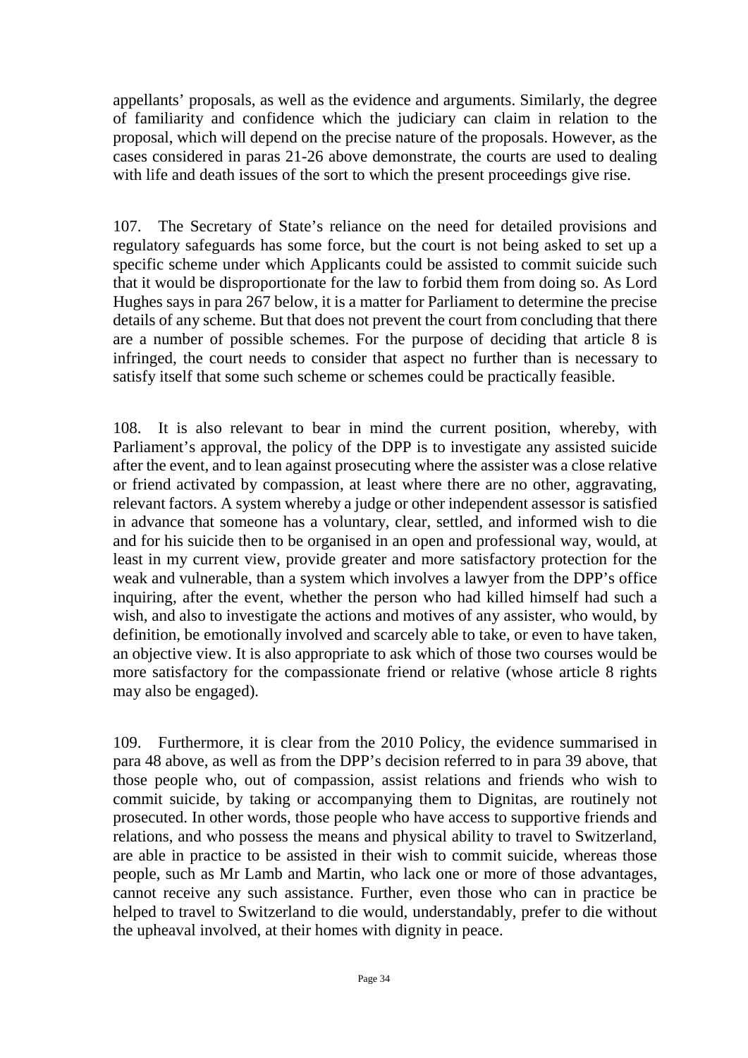appellants' proposals, as well as the evidence and arguments. Similarly, the degree of familiarity and confidence which the judiciary can claim in relation to the proposal, which will depend on the precise nature of the proposals. However, as the cases considered in paras 21-26 above demonstrate, the courts are used to dealing with life and death issues of the sort to which the present proceedings give rise.

107. The Secretary of State's reliance on the need for detailed provisions and regulatory safeguards has some force, but the court is not being asked to set up a specific scheme under which Applicants could be assisted to commit suicide such that it would be disproportionate for the law to forbid them from doing so. As Lord Hughes says in para 267 below, it is a matter for Parliament to determine the precise details of any scheme. But that does not prevent the court from concluding that there are a number of possible schemes. For the purpose of deciding that article 8 is infringed, the court needs to consider that aspect no further than is necessary to satisfy itself that some such scheme or schemes could be practically feasible.

108. It is also relevant to bear in mind the current position, whereby, with Parliament's approval, the policy of the DPP is to investigate any assisted suicide after the event, and to lean against prosecuting where the assister was a close relative or friend activated by compassion, at least where there are no other, aggravating, relevant factors. A system whereby a judge or other independent assessor is satisfied in advance that someone has a voluntary, clear, settled, and informed wish to die and for his suicide then to be organised in an open and professional way, would, at least in my current view, provide greater and more satisfactory protection for the weak and vulnerable, than a system which involves a lawyer from the DPP's office inquiring, after the event, whether the person who had killed himself had such a wish, and also to investigate the actions and motives of any assister, who would, by definition, be emotionally involved and scarcely able to take, or even to have taken, an objective view. It is also appropriate to ask which of those two courses would be more satisfactory for the compassionate friend or relative (whose article 8 rights may also be engaged).

109. Furthermore, it is clear from the 2010 Policy, the evidence summarised in para 48 above, as well as from the DPP's decision referred to in para 39 above, that those people who, out of compassion, assist relations and friends who wish to commit suicide, by taking or accompanying them to Dignitas, are routinely not prosecuted. In other words, those people who have access to supportive friends and relations, and who possess the means and physical ability to travel to Switzerland, are able in practice to be assisted in their wish to commit suicide, whereas those people, such as Mr Lamb and Martin, who lack one or more of those advantages, cannot receive any such assistance. Further, even those who can in practice be helped to travel to Switzerland to die would, understandably, prefer to die without the upheaval involved, at their homes with dignity in peace.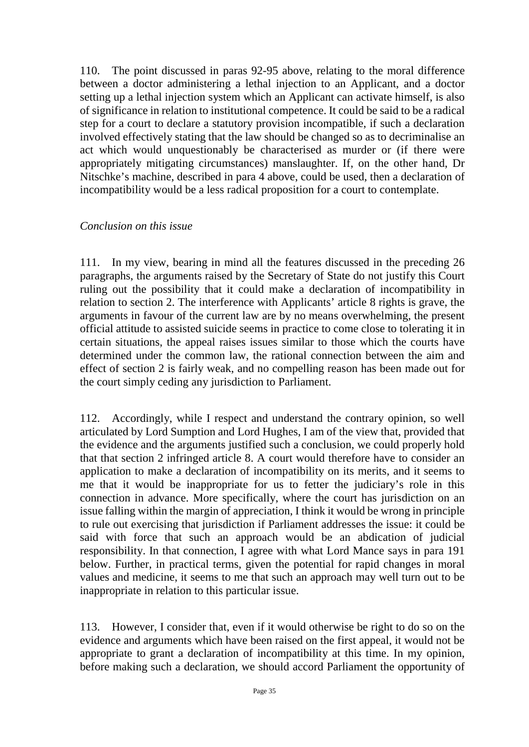110. The point discussed in paras 92-95 above, relating to the moral difference between a doctor administering a lethal injection to an Applicant, and a doctor setting up a lethal injection system which an Applicant can activate himself, is also of significance in relation to institutional competence. It could be said to be a radical step for a court to declare a statutory provision incompatible, if such a declaration involved effectively stating that the law should be changed so as to decriminalise an act which would unquestionably be characterised as murder or (if there were appropriately mitigating circumstances) manslaughter. If, on the other hand, Dr Nitschke's machine, described in para 4 above, could be used, then a declaration of incompatibility would be a less radical proposition for a court to contemplate.

*Conclusion on this issue*

111. In my view, bearing in mind all the features discussed in the preceding 26 paragraphs, the arguments raised by the Secretary of State do not justify this Court ruling out the possibility that it could make a declaration of incompatibility in relation to section 2. The interference with Applicants' article 8 rights is grave, the arguments in favour of the current law are by no means overwhelming, the present official attitude to assisted suicide seems in practice to come close to tolerating it in certain situations, the appeal raises issues similar to those which the courts have determined under the common law, the rational connection between the aim and effect of section 2 is fairly weak, and no compelling reason has been made out for the court simply ceding any jurisdiction to Parliament.

112. Accordingly, while I respect and understand the contrary opinion, so well articulated by Lord Sumption and Lord Hughes, I am of the view that, provided that the evidence and the arguments justified such a conclusion, we could properly hold that that section 2 infringed article 8. A court would therefore have to consider an application to make a declaration of incompatibility on its merits, and it seems to me that it would be inappropriate for us to fetter the judiciary's role in this connection in advance. More specifically, where the court has jurisdiction on an issue falling within the margin of appreciation, I think it would be wrong in principle to rule out exercising that jurisdiction if Parliament addresses the issue: it could be said with force that such an approach would be an abdication of judicial responsibility. In that connection, I agree with what Lord Mance says in para 191 below. Further, in practical terms, given the potential for rapid changes in moral values and medicine, it seems to me that such an approach may well turn out to be inappropriate in relation to this particular issue.

113. However, I consider that, even if it would otherwise be right to do so on the evidence and arguments which have been raised on the first appeal, it would not be appropriate to grant a declaration of incompatibility at this time. In my opinion, before making such a declaration, we should accord Parliament the opportunity of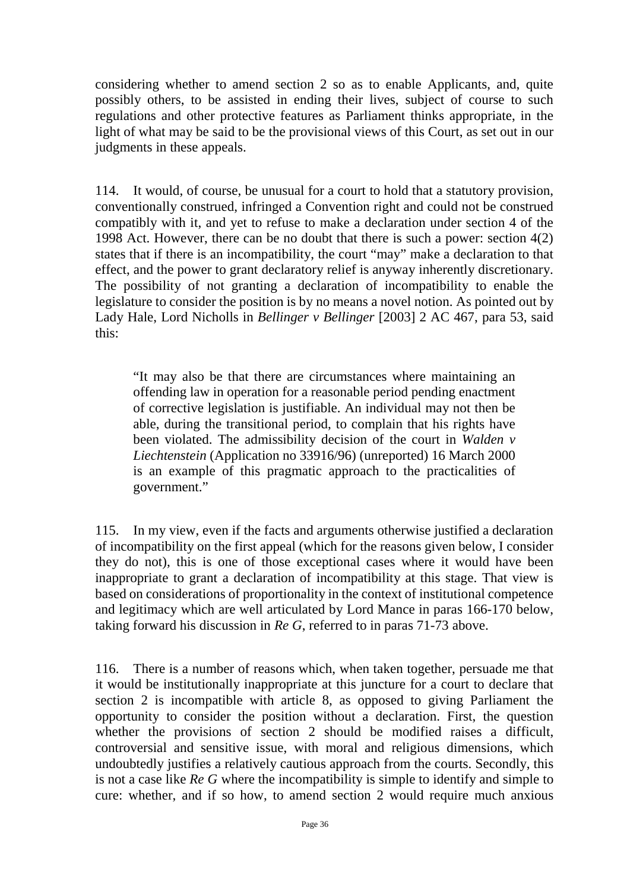considering whether to amend section 2 so as to enable Applicants, and, quite possibly others, to be assisted in ending their lives, subject of course to such regulations and other protective features as Parliament thinks appropriate, in the light of what may be said to be the provisional views of this Court, as set out in our judgments in these appeals.

114. It would, of course, be unusual for a court to hold that a statutory provision, conventionally construed, infringed a Convention right and could not be construed compatibly with it, and yet to refuse to make a declaration under section 4 of the 1998 Act. However, there can be no doubt that there is such a power: section 4(2) states that if there is an incompatibility, the court "may" make a declaration to that effect, and the power to grant declaratory relief is anyway inherently discretionary. The possibility of not granting a declaration of incompatibility to enable the legislature to consider the position is by no means a novel notion. As pointed out by Lady Hale, Lord Nicholls in *Bellinger v Bellinger* [2003] 2 AC 467, para 53, said this:

> "It may also be that there are circumstances where maintaining an offending law in operation for a reasonable period pending enactment of corrective legislation is justifiable. An individual may not then be able, during the transitional period, to complain that his rights have been violated. The admissibility decision of the court in *Walden v Liechtenstein* (Application no 33916/96) (unreported) 16 March 2000 is an example of this pragmatic approach to the practicalities of government."

115. In my view, even if the facts and arguments otherwise justified a declaration of incompatibility on the first appeal (which for the reasons given below, I consider they do not), this is one of those exceptional cases where it would have been inappropriate to grant a declaration of incompatibility at this stage. That view is based on considerations of proportionality in the context of institutional competence and legitimacy which are well articulated by Lord Mance in paras 166-170 below, taking forward his discussion in *Re G*, referred to in paras 71-73 above.

116. There is a number of reasons which, when taken together, persuade me that it would be institutionally inappropriate at this juncture for a court to declare that section 2 is incompatible with article 8, as opposed to giving Parliament the opportunity to consider the position without a declaration. First, the question whether the provisions of section 2 should be modified raises a difficult, controversial and sensitive issue, with moral and religious dimensions, which undoubtedly justifies a relatively cautious approach from the courts. Secondly, this is not a case like *Re G* where the incompatibility is simple to identify and simple to cure: whether, and if so how, to amend section 2 would require much anxious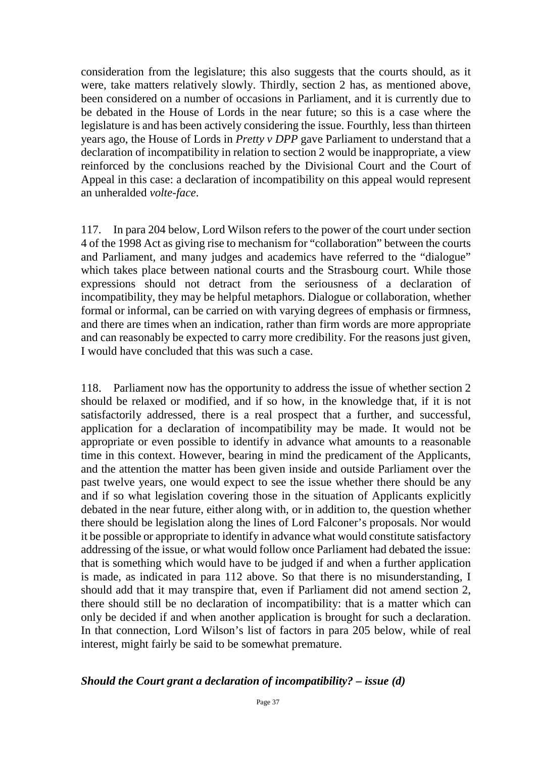consideration from the legislature; this also suggests that the courts should, as it were, take matters relatively slowly. Thirdly, section 2 has, as mentioned above, been considered on a number of occasions in Parliament, and it is currently due to be debated in the House of Lords in the near future; so this is a case where the legislature is and has been actively considering the issue. Fourthly, less than thirteen years ago, the House of Lords in *Pretty v DPP* gave Parliament to understand that a declaration of incompatibility in relation to section 2 would be inappropriate, a view reinforced by the conclusions reached by the Divisional Court and the Court of Appeal in this case: a declaration of incompatibility on this appeal would represent an unheralded *volte-face*.

117. In para 204 below, Lord Wilson refers to the power of the court under section 4 of the 1998 Act as giving rise to mechanism for "collaboration" between the courts and Parliament, and many judges and academics have referred to the "dialogue" which takes place between national courts and the Strasbourg court. While those expressions should not detract from the seriousness of a declaration of incompatibility, they may be helpful metaphors. Dialogue or collaboration, whether formal or informal, can be carried on with varying degrees of emphasis or firmness, and there are times when an indication, rather than firm words are more appropriate and can reasonably be expected to carry more credibility. For the reasons just given, I would have concluded that this was such a case.

118. Parliament now has the opportunity to address the issue of whether section 2 should be relaxed or modified, and if so how, in the knowledge that, if it is not satisfactorily addressed, there is a real prospect that a further, and successful, application for a declaration of incompatibility may be made. It would not be appropriate or even possible to identify in advance what amounts to a reasonable time in this context. However, bearing in mind the predicament of the Applicants, and the attention the matter has been given inside and outside Parliament over the past twelve years, one would expect to see the issue whether there should be any and if so what legislation covering those in the situation of Applicants explicitly debated in the near future, either along with, or in addition to, the question whether there should be legislation along the lines of Lord Falconer's proposals. Nor would it be possible or appropriate to identify in advance what would constitute satisfactory addressing of the issue, or what would follow once Parliament had debated the issue: that is something which would have to be judged if and when a further application is made, as indicated in para 112 above. So that there is no misunderstanding, I should add that it may transpire that, even if Parliament did not amend section 2, there should still be no declaration of incompatibility: that is a matter which can only be decided if and when another application is brought for such a declaration. In that connection, Lord Wilson's list of factors in para 205 below, while of real interest, might fairly be said to be somewhat premature.

### *Should the Court grant a declaration of incompatibility? – issue (d)*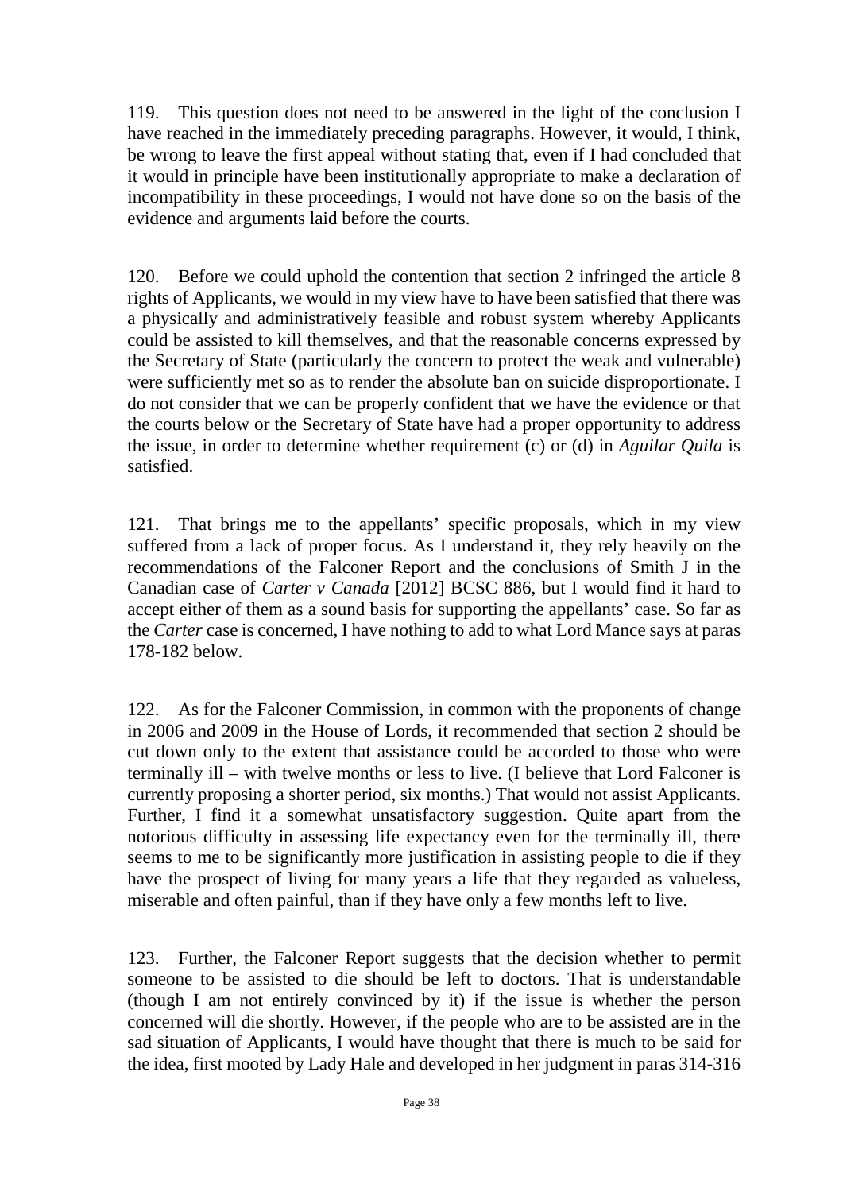119. This question does not need to be answered in the light of the conclusion I have reached in the immediately preceding paragraphs. However, it would, I think, be wrong to leave the first appeal without stating that, even if I had concluded that it would in principle have been institutionally appropriate to make a declaration of incompatibility in these proceedings, I would not have done so on the basis of the evidence and arguments laid before the courts.

120. Before we could uphold the contention that section 2 infringed the article 8 rights of Applicants, we would in my view have to have been satisfied that there was a physically and administratively feasible and robust system whereby Applicants could be assisted to kill themselves, and that the reasonable concerns expressed by the Secretary of State (particularly the concern to protect the weak and vulnerable) were sufficiently met so as to render the absolute ban on suicide disproportionate. I do not consider that we can be properly confident that we have the evidence or that the courts below or the Secretary of State have had a proper opportunity to address the issue, in order to determine whether requirement (c) or (d) in *Aguilar Quila* is satisfied.

121. That brings me to the appellants' specific proposals, which in my view suffered from a lack of proper focus. As I understand it, they rely heavily on the recommendations of the Falconer Report and the conclusions of Smith J in the Canadian case of *Carter v Canada* [2012] BCSC 886, but I would find it hard to accept either of them as a sound basis for supporting the appellants' case. So far as the *Carter* case is concerned, I have nothing to add to what Lord Mance says at paras 178-182 below.

122. As for the Falconer Commission, in common with the proponents of change in 2006 and 2009 in the House of Lords, it recommended that section 2 should be cut down only to the extent that assistance could be accorded to those who were terminally ill – with twelve months or less to live. (I believe that Lord Falconer is currently proposing a shorter period, six months.) That would not assist Applicants. Further, I find it a somewhat unsatisfactory suggestion. Quite apart from the notorious difficulty in assessing life expectancy even for the terminally ill, there seems to me to be significantly more justification in assisting people to die if they have the prospect of living for many years a life that they regarded as valueless, miserable and often painful, than if they have only a few months left to live.

123. Further, the Falconer Report suggests that the decision whether to permit someone to be assisted to die should be left to doctors. That is understandable (though I am not entirely convinced by it) if the issue is whether the person concerned will die shortly. However, if the people who are to be assisted are in the sad situation of Applicants, I would have thought that there is much to be said for the idea, first mooted by Lady Hale and developed in her judgment in paras 314-316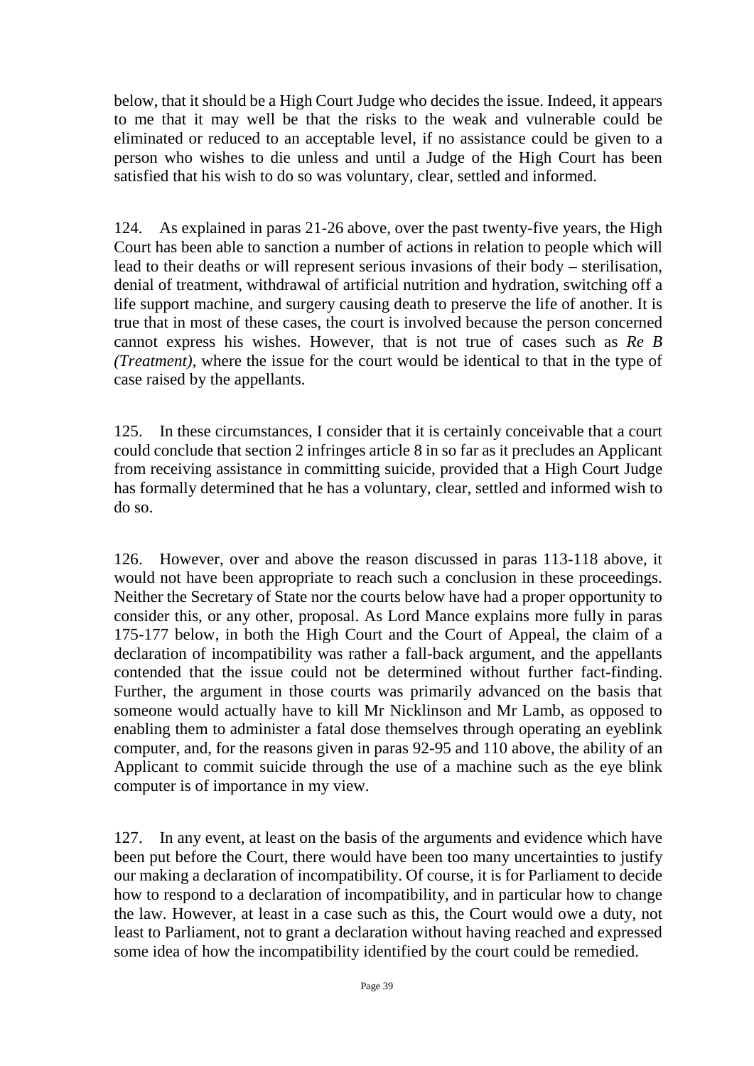below, that it should be a High Court Judge who decides the issue. Indeed, it appears to me that it may well be that the risks to the weak and vulnerable could be eliminated or reduced to an acceptable level, if no assistance could be given to a person who wishes to die unless and until a Judge of the High Court has been satisfied that his wish to do so was voluntary, clear, settled and informed.

124. As explained in paras 21-26 above, over the past twenty-five years, the High Court has been able to sanction a number of actions in relation to people which will lead to their deaths or will represent serious invasions of their body – sterilisation, denial of treatment, withdrawal of artificial nutrition and hydration, switching off a life support machine, and surgery causing death to preserve the life of another. It is true that in most of these cases, the court is involved because the person concerned cannot express his wishes. However, that is not true of cases such as *Re B (Treatment)*, where the issue for the court would be identical to that in the type of case raised by the appellants.

125. In these circumstances, I consider that it is certainly conceivable that a court could conclude that section 2 infringes article 8 in so far as it precludes an Applicant from receiving assistance in committing suicide, provided that a High Court Judge has formally determined that he has a voluntary, clear, settled and informed wish to do so.

126. However, over and above the reason discussed in paras 113-118 above, it would not have been appropriate to reach such a conclusion in these proceedings. Neither the Secretary of State nor the courts below have had a proper opportunity to consider this, or any other, proposal. As Lord Mance explains more fully in paras 175-177 below, in both the High Court and the Court of Appeal, the claim of a declaration of incompatibility was rather a fall-back argument, and the appellants contended that the issue could not be determined without further fact-finding. Further, the argument in those courts was primarily advanced on the basis that someone would actually have to kill Mr Nicklinson and Mr Lamb, as opposed to enabling them to administer a fatal dose themselves through operating an eyeblink computer, and, for the reasons given in paras 92-95 and 110 above, the ability of an Applicant to commit suicide through the use of a machine such as the eye blink computer is of importance in my view.

127. In any event, at least on the basis of the arguments and evidence which have been put before the Court, there would have been too many uncertainties to justify our making a declaration of incompatibility. Of course, it is for Parliament to decide how to respond to a declaration of incompatibility, and in particular how to change the law. However, at least in a case such as this, the Court would owe a duty, not least to Parliament, not to grant a declaration without having reached and expressed some idea of how the incompatibility identified by the court could be remedied.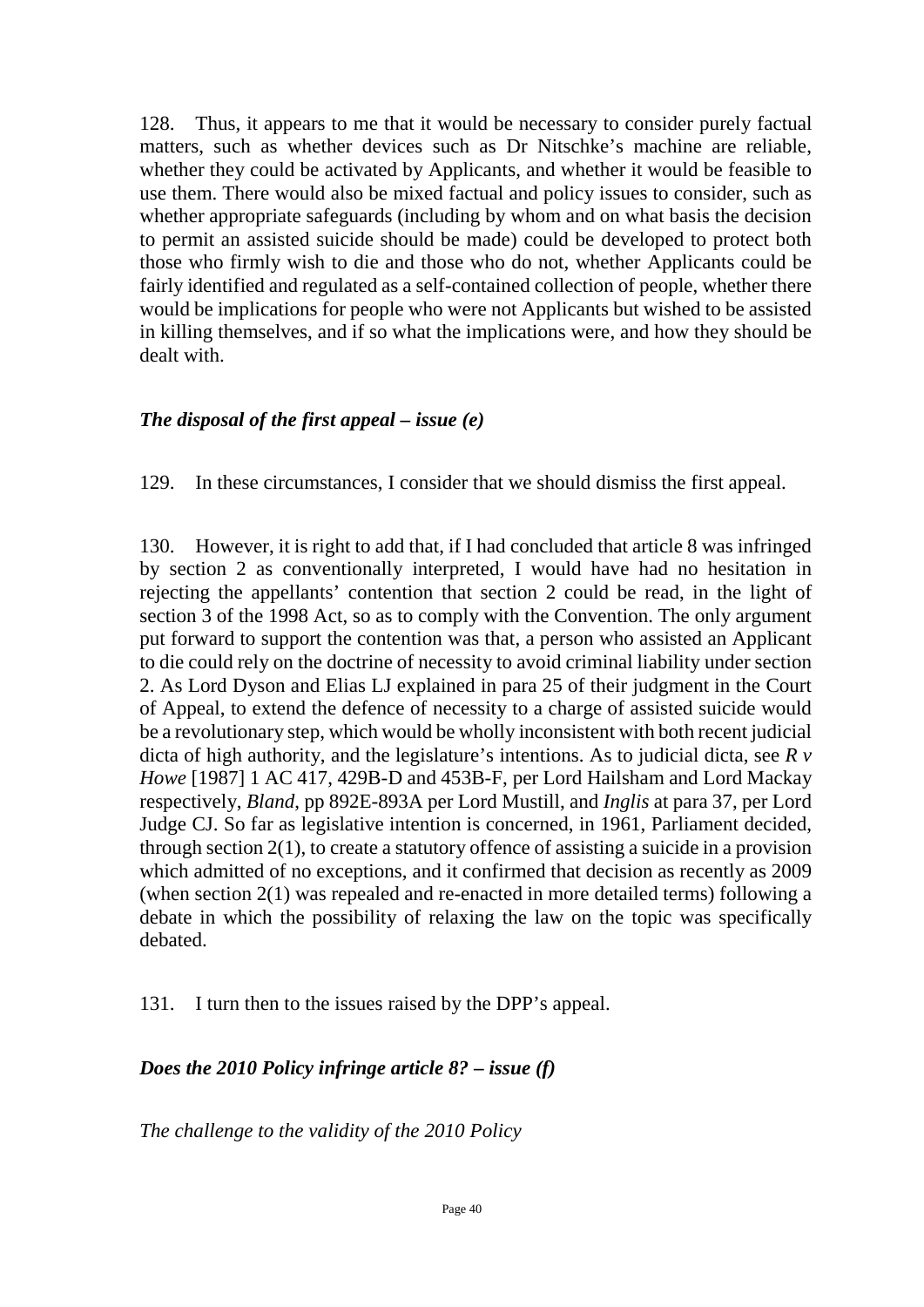128. Thus, it appears to me that it would be necessary to consider purely factual matters, such as whether devices such as Dr Nitschke's machine are reliable, whether they could be activated by Applicants, and whether it would be feasible to use them. There would also be mixed factual and policy issues to consider, such as whether appropriate safeguards (including by whom and on what basis the decision to permit an assisted suicide should be made) could be developed to protect both those who firmly wish to die and those who do not, whether Applicants could be fairly identified and regulated as a self-contained collection of people, whether there would be implications for people who were not Applicants but wished to be assisted in killing themselves, and if so what the implications were, and how they should be dealt with.

### *The disposal of the first appeal – issue (e)*

129. In these circumstances, I consider that we should dismiss the first appeal.

130. However, it is right to add that, if I had concluded that article 8 was infringed by section 2 as conventionally interpreted, I would have had no hesitation in rejecting the appellants' contention that section 2 could be read, in the light of section 3 of the 1998 Act, so as to comply with the Convention. The only argument put forward to support the contention was that, a person who assisted an Applicant to die could rely on the doctrine of necessity to avoid criminal liability under section 2. As Lord Dyson and Elias LJ explained in para 25 of their judgment in the Court of Appeal, to extend the defence of necessity to a charge of assisted suicide would be a revolutionary step, which would be wholly inconsistent with both recent judicial dicta of high authority, and the legislature's intentions. As to judicial dicta, see *R v Howe* [1987] 1 AC 417, 429B-D and 453B-F, per Lord Hailsham and Lord Mackay respectively, *Bland*, pp 892E-893A per Lord Mustill, and *Inglis* at para 37, per Lord Judge CJ. So far as legislative intention is concerned, in 1961, Parliament decided, through section 2(1), to create a statutory offence of assisting a suicide in a provision which admitted of no exceptions, and it confirmed that decision as recently as 2009 (when section 2(1) was repealed and re-enacted in more detailed terms) following a debate in which the possibility of relaxing the law on the topic was specifically debated.

131. I turn then to the issues raised by the DPP's appeal.

### *Does the 2010 Policy infringe article 8? – issue (f)*

*The challenge to the validity of the 2010 Policy*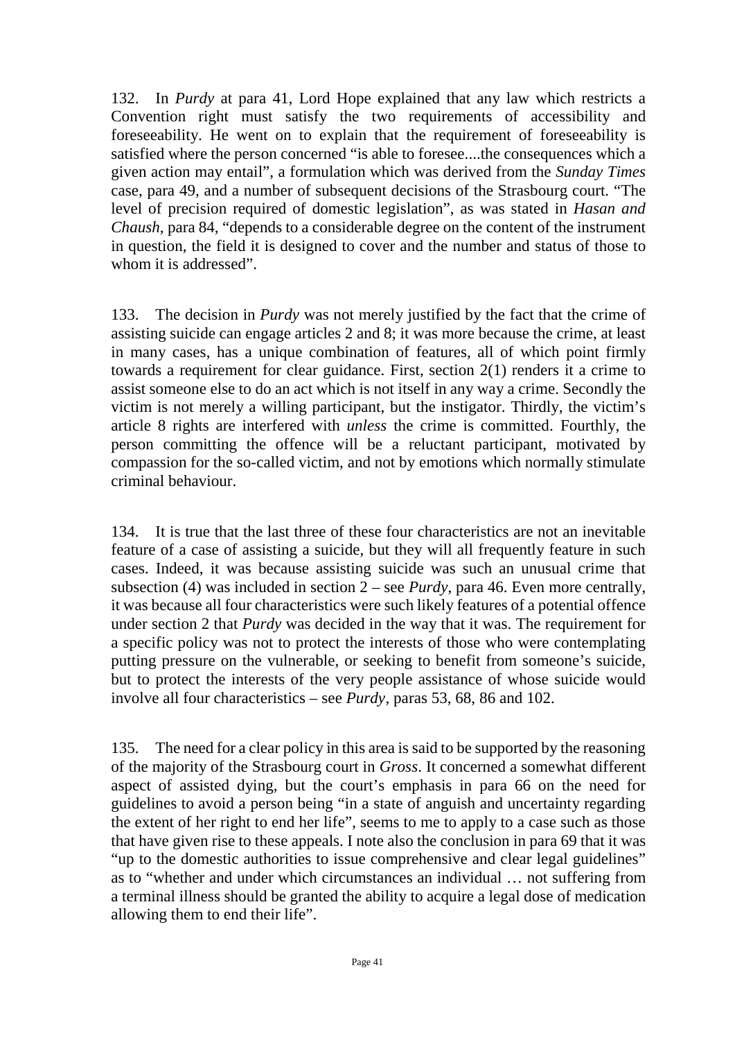132. In *Purdy* at para 41, Lord Hope explained that any law which restricts a Convention right must satisfy the two requirements of accessibility and foreseeability. He went on to explain that the requirement of foreseeability is satisfied where the person concerned "is able to foresee....the consequences which a given action may entail", a formulation which was derived from the *Sunday Times* case, para 49, and a number of subsequent decisions of the Strasbourg court. "The level of precision required of domestic legislation", as was stated in *Hasan and Chaush*, para 84, "depends to a considerable degree on the content of the instrument in question, the field it is designed to cover and the number and status of those to whom it is addressed".

133. The decision in *Purdy* was not merely justified by the fact that the crime of assisting suicide can engage articles 2 and 8; it was more because the crime, at least in many cases, has a unique combination of features, all of which point firmly towards a requirement for clear guidance. First, section 2(1) renders it a crime to assist someone else to do an act which is not itself in any way a crime. Secondly the victim is not merely a willing participant, but the instigator. Thirdly, the victim's article 8 rights are interfered with *unless* the crime is committed. Fourthly, the person committing the offence will be a reluctant participant, motivated by compassion for the so-called victim, and not by emotions which normally stimulate criminal behaviour.

134. It is true that the last three of these four characteristics are not an inevitable feature of a case of assisting a suicide, but they will all frequently feature in such cases. Indeed, it was because assisting suicide was such an unusual crime that subsection (4) was included in section 2 – see *Purdy*, para 46. Even more centrally, it was because all four characteristics were such likely features of a potential offence under section 2 that *Purdy* was decided in the way that it was. The requirement for a specific policy was not to protect the interests of those who were contemplating putting pressure on the vulnerable, or seeking to benefit from someone's suicide, but to protect the interests of the very people assistance of whose suicide would involve all four characteristics – see *Purdy*, paras 53, 68, 86 and 102.

135. The need for a clear policy in this area is said to be supported by the reasoning of the majority of the Strasbourg court in *Gross*. It concerned a somewhat different aspect of assisted dying, but the court's emphasis in para 66 on the need for guidelines to avoid a person being "in a state of anguish and uncertainty regarding the extent of her right to end her life", seems to me to apply to a case such as those that have given rise to these appeals. I note also the conclusion in para 69 that it was "up to the domestic authorities to issue comprehensive and clear legal guidelines" as to "whether and under which circumstances an individual … not suffering from a terminal illness should be granted the ability to acquire a legal dose of medication allowing them to end their life".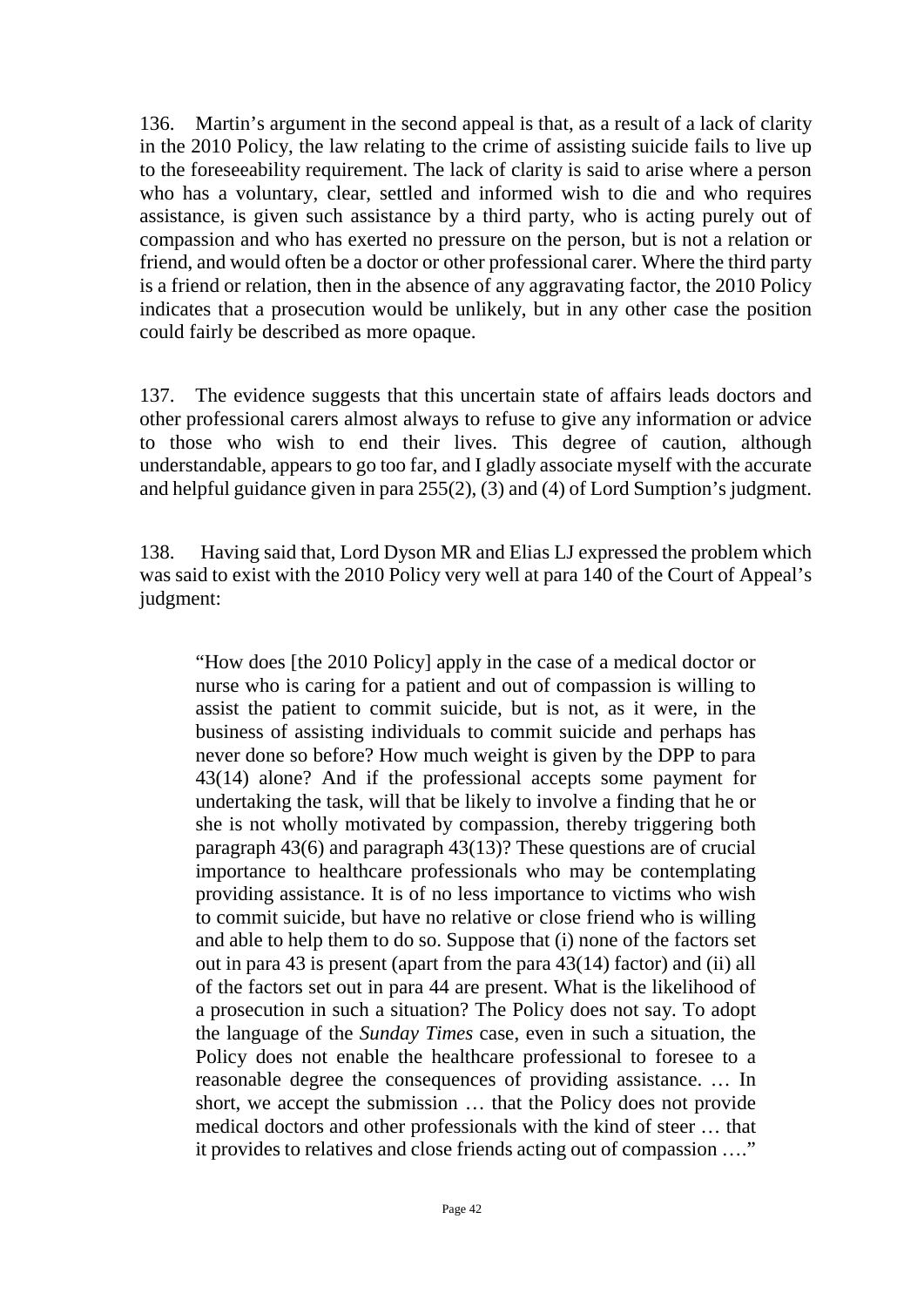136. Martin's argument in the second appeal is that, as a result of a lack of clarity in the 2010 Policy, the law relating to the crime of assisting suicide fails to live up to the foreseeability requirement. The lack of clarity is said to arise where a person who has a voluntary, clear, settled and informed wish to die and who requires assistance, is given such assistance by a third party, who is acting purely out of compassion and who has exerted no pressure on the person, but is not a relation or friend, and would often be a doctor or other professional carer. Where the third party is a friend or relation, then in the absence of any aggravating factor, the 2010 Policy indicates that a prosecution would be unlikely, but in any other case the position could fairly be described as more opaque.

137. The evidence suggests that this uncertain state of affairs leads doctors and other professional carers almost always to refuse to give any information or advice to those who wish to end their lives. This degree of caution, although understandable, appears to go too far, and I gladly associate myself with the accurate and helpful guidance given in para 255(2), (3) and (4) of Lord Sumption's judgment.

138. Having said that, Lord Dyson MR and Elias LJ expressed the problem which was said to exist with the 2010 Policy very well at para 140 of the Court of Appeal's judgment:

> "How does [the 2010 Policy] apply in the case of a medical doctor or nurse who is caring for a patient and out of compassion is willing to assist the patient to commit suicide, but is not, as it were, in the business of assisting individuals to commit suicide and perhaps has never done so before? How much weight is given by the DPP to para 43(14) alone? And if the professional accepts some payment for undertaking the task, will that be likely to involve a finding that he or she is not wholly motivated by compassion, thereby triggering both paragraph 43(6) and paragraph 43(13)? These questions are of crucial importance to healthcare professionals who may be contemplating providing assistance. It is of no less importance to victims who wish to commit suicide, but have no relative or close friend who is willing and able to help them to do so. Suppose that (i) none of the factors set out in para 43 is present (apart from the para 43(14) factor) and (ii) all of the factors set out in para 44 are present. What is the likelihood of a prosecution in such a situation? The Policy does not say. To adopt the language of the *Sunday Times* case, even in such a situation, the Policy does not enable the healthcare professional to foresee to a reasonable degree the consequences of providing assistance. … In short, we accept the submission … that the Policy does not provide medical doctors and other professionals with the kind of steer … that it provides to relatives and close friends acting out of compassion …."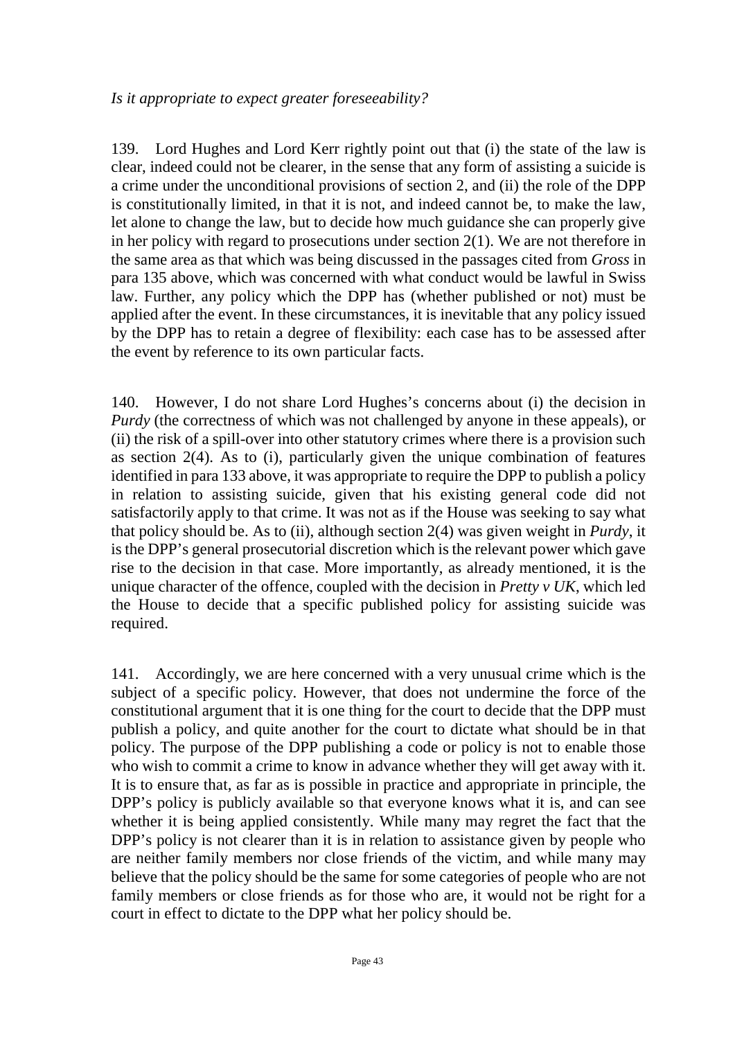*Is it appropriate to expect greater foreseeability?*

139. Lord Hughes and Lord Kerr rightly point out that (i) the state of the law is clear, indeed could not be clearer, in the sense that any form of assisting a suicide is a crime under the unconditional provisions of section 2, and (ii) the role of the DPP is constitutionally limited, in that it is not, and indeed cannot be, to make the law, let alone to change the law, but to decide how much guidance she can properly give in her policy with regard to prosecutions under section 2(1). We are not therefore in the same area as that which was being discussed in the passages cited from *Gross* in para 135 above, which was concerned with what conduct would be lawful in Swiss law. Further, any policy which the DPP has (whether published or not) must be applied after the event. In these circumstances, it is inevitable that any policy issued by the DPP has to retain a degree of flexibility: each case has to be assessed after the event by reference to its own particular facts.

140. However, I do not share Lord Hughes's concerns about (i) the decision in *Purdy* (the correctness of which was not challenged by anyone in these appeals), or (ii) the risk of a spill-over into other statutory crimes where there is a provision such as section 2(4). As to (i), particularly given the unique combination of features identified in para 133 above, it was appropriate to require the DPP to publish a policy in relation to assisting suicide, given that his existing general code did not satisfactorily apply to that crime. It was not as if the House was seeking to say what that policy should be. As to (ii), although section 2(4) was given weight in *Purdy*, it is the DPP's general prosecutorial discretion which is the relevant power which gave rise to the decision in that case. More importantly, as already mentioned, it is the unique character of the offence, coupled with the decision in *Pretty v UK*, which led the House to decide that a specific published policy for assisting suicide was required.

141. Accordingly, we are here concerned with a very unusual crime which is the subject of a specific policy. However, that does not undermine the force of the constitutional argument that it is one thing for the court to decide that the DPP must publish a policy, and quite another for the court to dictate what should be in that policy. The purpose of the DPP publishing a code or policy is not to enable those who wish to commit a crime to know in advance whether they will get away with it. It is to ensure that, as far as is possible in practice and appropriate in principle, the DPP's policy is publicly available so that everyone knows what it is, and can see whether it is being applied consistently. While many may regret the fact that the DPP's policy is not clearer than it is in relation to assistance given by people who are neither family members nor close friends of the victim, and while many may believe that the policy should be the same for some categories of people who are not family members or close friends as for those who are, it would not be right for a court in effect to dictate to the DPP what her policy should be.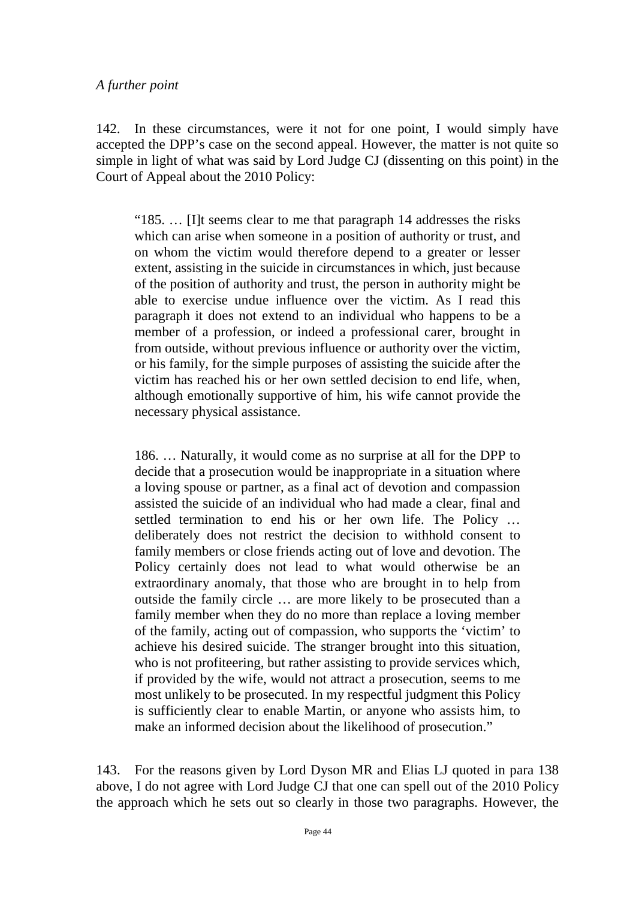*A further point*

142. In these circumstances, were it not for one point, I would simply have accepted the DPP's case on the second appeal. However, the matter is not quite so simple in light of what was said by Lord Judge CJ (dissenting on this point) in the Court of Appeal about the 2010 Policy:

> "185. … [I]t seems clear to me that paragraph 14 addresses the risks which can arise when someone in a position of authority or trust, and on whom the victim would therefore depend to a greater or lesser extent, assisting in the suicide in circumstances in which, just because of the position of authority and trust, the person in authority might be able to exercise undue influence over the victim. As I read this paragraph it does not extend to an individual who happens to be a member of a profession, or indeed a professional carer, brought in from outside, without previous influence or authority over the victim, or his family, for the simple purposes of assisting the suicide after the victim has reached his or her own settled decision to end life, when, although emotionally supportive of him, his wife cannot provide the necessary physical assistance.
>
> 186. … Naturally, it would come as no surprise at all for the DPP to decide that a prosecution would be inappropriate in a situation where a loving spouse or partner, as a final act of devotion and compassion assisted the suicide of an individual who had made a clear, final and settled termination to end his or her own life. The Policy … deliberately does not restrict the decision to withhold consent to family members or close friends acting out of love and devotion. The Policy certainly does not lead to what would otherwise be an extraordinary anomaly, that those who are brought in to help from outside the family circle … are more likely to be prosecuted than a family member when they do no more than replace a loving member of the family, acting out of compassion, who supports the 'victim' to achieve his desired suicide. The stranger brought into this situation, who is not profiteering, but rather assisting to provide services which, if provided by the wife, would not attract a prosecution, seems to me most unlikely to be prosecuted. In my respectful judgment this Policy is sufficiently clear to enable Martin, or anyone who assists him, to make an informed decision about the likelihood of prosecution."

143. For the reasons given by Lord Dyson MR and Elias LJ quoted in para 138 above, I do not agree with Lord Judge CJ that one can spell out of the 2010 Policy the approach which he sets out so clearly in those two paragraphs. However, the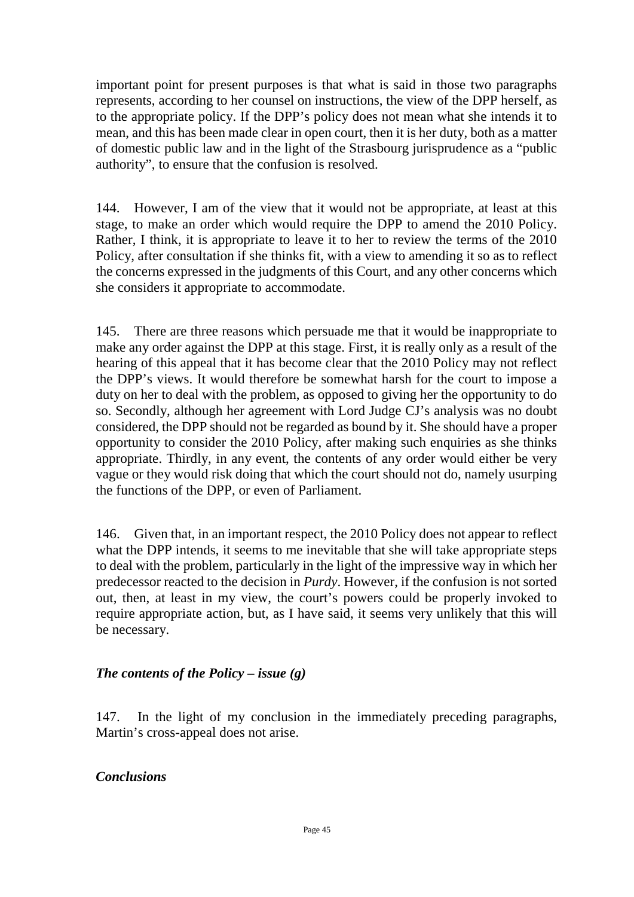important point for present purposes is that what is said in those two paragraphs represents, according to her counsel on instructions, the view of the DPP herself, as to the appropriate policy. If the DPP's policy does not mean what she intends it to mean, and this has been made clear in open court, then it is her duty, both as a matter of domestic public law and in the light of the Strasbourg jurisprudence as a "public authority", to ensure that the confusion is resolved.

144. However, I am of the view that it would not be appropriate, at least at this stage, to make an order which would require the DPP to amend the 2010 Policy. Rather, I think, it is appropriate to leave it to her to review the terms of the 2010 Policy, after consultation if she thinks fit, with a view to amending it so as to reflect the concerns expressed in the judgments of this Court, and any other concerns which she considers it appropriate to accommodate.

145. There are three reasons which persuade me that it would be inappropriate to make any order against the DPP at this stage. First, it is really only as a result of the hearing of this appeal that it has become clear that the 2010 Policy may not reflect the DPP's views. It would therefore be somewhat harsh for the court to impose a duty on her to deal with the problem, as opposed to giving her the opportunity to do so. Secondly, although her agreement with Lord Judge CJ's analysis was no doubt considered, the DPP should not be regarded as bound by it. She should have a proper opportunity to consider the 2010 Policy, after making such enquiries as she thinks appropriate. Thirdly, in any event, the contents of any order would either be very vague or they would risk doing that which the court should not do, namely usurping the functions of the DPP, or even of Parliament.

146. Given that, in an important respect, the 2010 Policy does not appear to reflect what the DPP intends, it seems to me inevitable that she will take appropriate steps to deal with the problem, particularly in the light of the impressive way in which her predecessor reacted to the decision in *Purdy*. However, if the confusion is not sorted out, then, at least in my view, the court's powers could be properly invoked to require appropriate action, but, as I have said, it seems very unlikely that this will be necessary.

### *The contents of the Policy – issue (g)*

147. In the light of my conclusion in the immediately preceding paragraphs, Martin's cross-appeal does not arise.

### *Conclusions*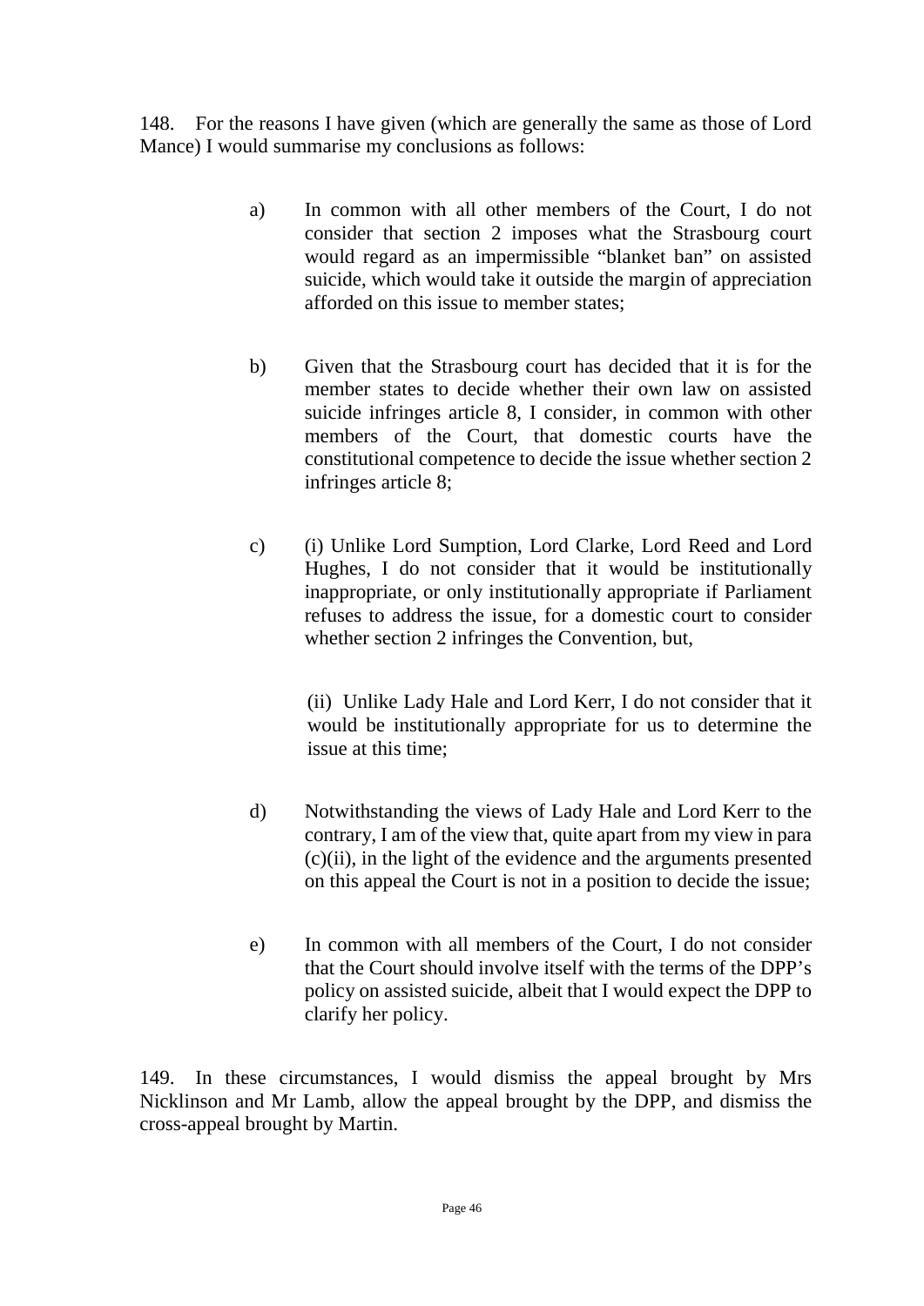148. For the reasons I have given (which are generally the same as those of Lord Mance) I would summarise my conclusions as follows:

a) In common with all other members of the Court, I do not consider that section 2 imposes what the Strasbourg court would regard as an impermissible "blanket ban" on assisted suicide, which would take it outside the margin of appreciation afforded on this issue to member states;

b) Given that the Strasbourg court has decided that it is for the member states to decide whether their own law on assisted suicide infringes article 8, I consider, in common with other members of the Court, that domestic courts have the constitutional competence to decide the issue whether section 2 infringes article 8;

c) (i) Unlike Lord Sumption, Lord Clarke, Lord Reed and Lord Hughes, I do not consider that it would be institutionally inappropriate, or only institutionally appropriate if Parliament refuses to address the issue, for a domestic court to consider whether section 2 infringes the Convention, but,

(ii) Unlike Lady Hale and Lord Kerr, I do not consider that it would be institutionally appropriate for us to determine the issue at this time;

d) Notwithstanding the views of Lady Hale and Lord Kerr to the contrary, I am of the view that, quite apart from my view in para (c)(ii), in the light of the evidence and the arguments presented on this appeal the Court is not in a position to decide the issue;

e) In common with all members of the Court, I do not consider that the Court should involve itself with the terms of the DPP's policy on assisted suicide, albeit that I would expect the DPP to clarify her policy.

149. In these circumstances, I would dismiss the appeal brought by Mrs Nicklinson and Mr Lamb, allow the appeal brought by the DPP, and dismiss the cross-appeal brought by Martin.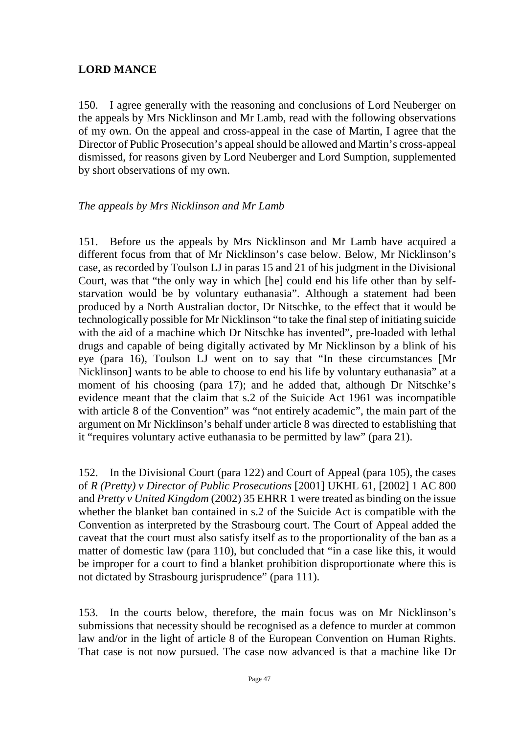## LORD MANCE

150. I agree generally with the reasoning and conclusions of Lord Neuberger on the appeals by Mrs Nicklinson and Mr Lamb, read with the following observations of my own. On the appeal and cross-appeal in the case of Martin, I agree that the Director of Public Prosecution's appeal should be allowed and Martin's cross-appeal dismissed, for reasons given by Lord Neuberger and Lord Sumption, supplemented by short observations of my own.

*The appeals by Mrs Nicklinson and Mr Lamb*

151. Before us the appeals by Mrs Nicklinson and Mr Lamb have acquired a different focus from that of Mr Nicklinson's case below. Below, Mr Nicklinson's case, as recorded by Toulson LJ in paras 15 and 21 of his judgment in the Divisional Court, was that "the only way in which [he] could end his life other than by self-starvation would be by voluntary euthanasia". Although a statement had been produced by a North Australian doctor, Dr Nitschke, to the effect that it would be technologically possible for Mr Nicklinson "to take the final step of initiating suicide with the aid of a machine which Dr Nitschke has invented", pre-loaded with lethal drugs and capable of being digitally activated by Mr Nicklinson by a blink of his eye (para 16), Toulson LJ went on to say that "In these circumstances [Mr Nicklinson] wants to be able to choose to end his life by voluntary euthanasia" at a moment of his choosing (para 17); and he added that, although Dr Nitschke's evidence meant that the claim that s.2 of the Suicide Act 1961 was incompatible with article 8 of the Convention" was "not entirely academic", the main part of the argument on Mr Nicklinson's behalf under article 8 was directed to establishing that it "requires voluntary active euthanasia to be permitted by law" (para 21).

152. In the Divisional Court (para 122) and Court of Appeal (para 105), the cases of *R (Pretty) v Director of Public Prosecutions* [2001] UKHL 61, [2002] 1 AC 800 and *Pretty v United Kingdom* (2002) 35 EHRR 1 were treated as binding on the issue whether the blanket ban contained in s.2 of the Suicide Act is compatible with the Convention as interpreted by the Strasbourg court. The Court of Appeal added the caveat that the court must also satisfy itself as to the proportionality of the ban as a matter of domestic law (para 110), but concluded that "in a case like this, it would be improper for a court to find a blanket prohibition disproportionate where this is not dictated by Strasbourg jurisprudence" (para 111).

153. In the courts below, therefore, the main focus was on Mr Nicklinson's submissions that necessity should be recognised as a defence to murder at common law and/or in the light of article 8 of the European Convention on Human Rights. That case is not now pursued. The case now advanced is that a machine like Dr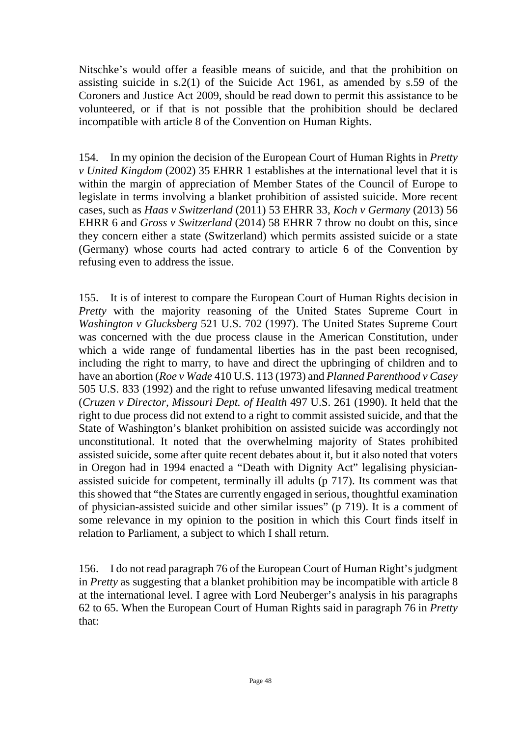Nitschke's would offer a feasible means of suicide, and that the prohibition on assisting suicide in s.2(1) of the Suicide Act 1961, as amended by s.59 of the Coroners and Justice Act 2009, should be read down to permit this assistance to be volunteered, or if that is not possible that the prohibition should be declared incompatible with article 8 of the Convention on Human Rights.

154. In my opinion the decision of the European Court of Human Rights in *Pretty v United Kingdom* (2002) 35 EHRR 1 establishes at the international level that it is within the margin of appreciation of Member States of the Council of Europe to legislate in terms involving a blanket prohibition of assisted suicide. More recent cases, such as *Haas v Switzerland* (2011) 53 EHRR 33, *Koch v Germany* (2013) 56 EHRR 6 and *Gross v Switzerland* (2014) 58 EHRR 7 throw no doubt on this, since they concern either a state (Switzerland) which permits assisted suicide or a state (Germany) whose courts had acted contrary to article 6 of the Convention by refusing even to address the issue.

155. It is of interest to compare the European Court of Human Rights decision in *Pretty* with the majority reasoning of the United States Supreme Court in *Washington v Glucksberg* 521 U.S. 702 (1997). The United States Supreme Court was concerned with the due process clause in the American Constitution, under which a wide range of fundamental liberties has in the past been recognised, including the right to marry, to have and direct the upbringing of children and to have an abortion (*Roe v Wade* 410 U.S. 113 (1973) and *Planned Parenthood v Casey* 505 U.S. 833 (1992) and the right to refuse unwanted lifesaving medical treatment (*Cruzen v Director, Missouri Dept. of Health* 497 U.S. 261 (1990). It held that the right to due process did not extend to a right to commit assisted suicide, and that the State of Washington's blanket prohibition on assisted suicide was accordingly not unconstitutional. It noted that the overwhelming majority of States prohibited assisted suicide, some after quite recent debates about it, but it also noted that voters in Oregon had in 1994 enacted a "Death with Dignity Act" legalising physician-assisted suicide for competent, terminally ill adults (p 717). Its comment was that this showed that "the States are currently engaged in serious, thoughtful examination of physician-assisted suicide and other similar issues" (p 719). It is a comment of some relevance in my opinion to the position in which this Court finds itself in relation to Parliament, a subject to which I shall return.

156. I do not read paragraph 76 of the European Court of Human Right's judgment in *Pretty* as suggesting that a blanket prohibition may be incompatible with article 8 at the international level. I agree with Lord Neuberger's analysis in his paragraphs 62 to 65. When the European Court of Human Rights said in paragraph 76 in *Pretty* that: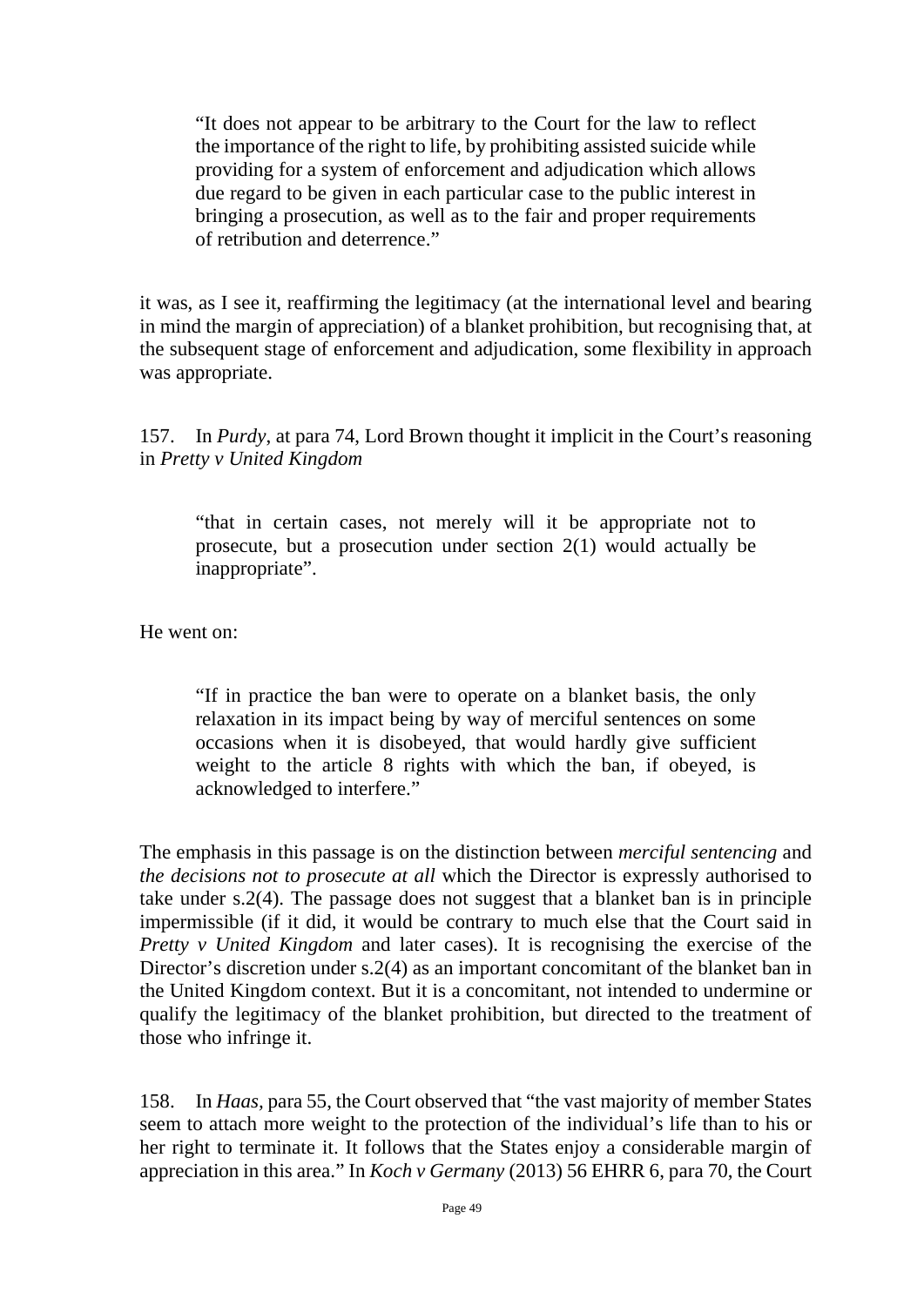> "It does not appear to be arbitrary to the Court for the law to reflect the importance of the right to life, by prohibiting assisted suicide while providing for a system of enforcement and adjudication which allows due regard to be given in each particular case to the public interest in bringing a prosecution, as well as to the fair and proper requirements of retribution and deterrence."

it was, as I see it, reaffirming the legitimacy (at the international level and bearing in mind the margin of appreciation) of a blanket prohibition, but recognising that, at the subsequent stage of enforcement and adjudication, some flexibility in approach was appropriate.

157. In *Purdy*, at para 74, Lord Brown thought it implicit in the Court's reasoning in *Pretty v United Kingdom*

> "that in certain cases, not merely will it be appropriate not to prosecute, but a prosecution under section 2(1) would actually be inappropriate".

He went on:

> "If in practice the ban were to operate on a blanket basis, the only relaxation in its impact being by way of merciful sentences on some occasions when it is disobeyed, that would hardly give sufficient weight to the article 8 rights with which the ban, if obeyed, is acknowledged to interfere."

The emphasis in this passage is on the distinction between *merciful sentencing* and *the decisions not to prosecute at all* which the Director is expressly authorised to take under s.2(4). The passage does not suggest that a blanket ban is in principle impermissible (if it did, it would be contrary to much else that the Court said in *Pretty v United Kingdom* and later cases). It is recognising the exercise of the Director's discretion under s.2(4) as an important concomitant of the blanket ban in the United Kingdom context. But it is a concomitant, not intended to undermine or qualify the legitimacy of the blanket prohibition, but directed to the treatment of those who infringe it.

158. In *Haas*, para 55, the Court observed that "the vast majority of member States seem to attach more weight to the protection of the individual's life than to his or her right to terminate it. It follows that the States enjoy a considerable margin of appreciation in this area." In *Koch v Germany* (2013) 56 EHRR 6, para 70, the Court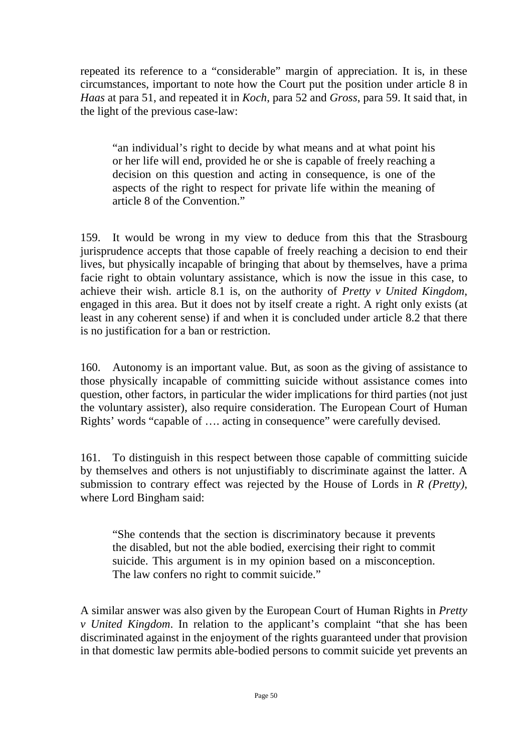repeated its reference to a "considerable" margin of appreciation. It is, in these circumstances, important to note how the Court put the position under article 8 in *Haas* at para 51, and repeated it in *Koch*, para 52 and *Gross*, para 59. It said that, in the light of the previous case-law:

> "an individual's right to decide by what means and at what point his or her life will end, provided he or she is capable of freely reaching a decision on this question and acting in consequence, is one of the aspects of the right to respect for private life within the meaning of article 8 of the Convention."

159. It would be wrong in my view to deduce from this that the Strasbourg jurisprudence accepts that those capable of freely reaching a decision to end their lives, but physically incapable of bringing that about by themselves, have a prima facie right to obtain voluntary assistance, which is now the issue in this case, to achieve their wish. article 8.1 is, on the authority of *Pretty v United Kingdom*, engaged in this area. But it does not by itself create a right. A right only exists (at least in any coherent sense) if and when it is concluded under article 8.2 that there is no justification for a ban or restriction.

160. Autonomy is an important value. But, as soon as the giving of assistance to those physically incapable of committing suicide without assistance comes into question, other factors, in particular the wider implications for third parties (not just the voluntary assister), also require consideration. The European Court of Human Rights' words "capable of …. acting in consequence" were carefully devised.

161. To distinguish in this respect between those capable of committing suicide by themselves and others is not unjustifiably to discriminate against the latter. A submission to contrary effect was rejected by the House of Lords in *R (Pretty)*, where Lord Bingham said:

> "She contends that the section is discriminatory because it prevents the disabled, but not the able bodied, exercising their right to commit suicide. This argument is in my opinion based on a misconception. The law confers no right to commit suicide."

A similar answer was also given by the European Court of Human Rights in *Pretty v United Kingdom*. In relation to the applicant's complaint "that she has been discriminated against in the enjoyment of the rights guaranteed under that provision in that domestic law permits able-bodied persons to commit suicide yet prevents an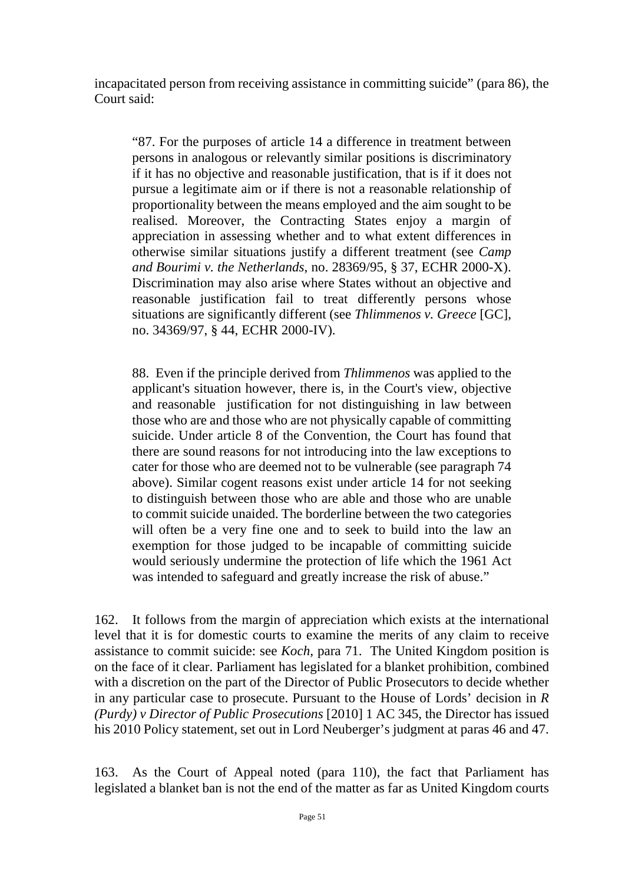incapacitated person from receiving assistance in committing suicide" (para 86), the Court said:

> "87. For the purposes of article 14 a difference in treatment between persons in analogous or relevantly similar positions is discriminatory if it has no objective and reasonable justification, that is if it does not pursue a legitimate aim or if there is not a reasonable relationship of proportionality between the means employed and the aim sought to be realised. Moreover, the Contracting States enjoy a margin of appreciation in assessing whether and to what extent differences in otherwise similar situations justify a different treatment (see *Camp and Bourimi v. the Netherlands*, no. 28369/95, § 37, ECHR 2000-X). Discrimination may also arise where States without an objective and reasonable justification fail to treat differently persons whose situations are significantly different (see *Thlimmenos v. Greece* [GC], no. 34369/97, § 44, ECHR 2000-IV).
>
> 88. Even if the principle derived from *Thlimmenos* was applied to the applicant's situation however, there is, in the Court's view, objective and reasonable justification for not distinguishing in law between those who are and those who are not physically capable of committing suicide. Under article 8 of the Convention, the Court has found that there are sound reasons for not introducing into the law exceptions to cater for those who are deemed not to be vulnerable (see paragraph 74 above). Similar cogent reasons exist under article 14 for not seeking to distinguish between those who are able and those who are unable to commit suicide unaided. The borderline between the two categories will often be a very fine one and to seek to build into the law an exemption for those judged to be incapable of committing suicide would seriously undermine the protection of life which the 1961 Act was intended to safeguard and greatly increase the risk of abuse."

162. It follows from the margin of appreciation which exists at the international level that it is for domestic courts to examine the merits of any claim to receive assistance to commit suicide: see *Koch*, para 71. The United Kingdom position is on the face of it clear. Parliament has legislated for a blanket prohibition, combined with a discretion on the part of the Director of Public Prosecutors to decide whether in any particular case to prosecute. Pursuant to the House of Lords' decision in *R (Purdy) v Director of Public Prosecutions* [2010] 1 AC 345, the Director has issued his 2010 Policy statement, set out in Lord Neuberger's judgment at paras 46 and 47.

163. As the Court of Appeal noted (para 110), the fact that Parliament has legislated a blanket ban is not the end of the matter as far as United Kingdom courts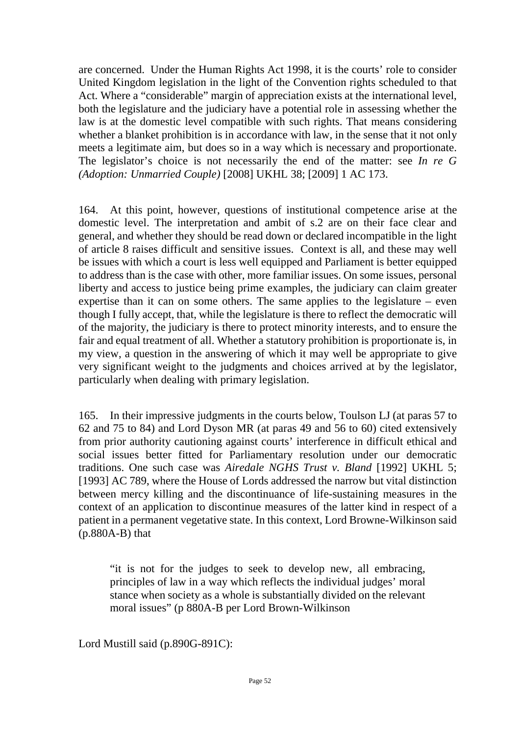are concerned. Under the Human Rights Act 1998, it is the courts' role to consider United Kingdom legislation in the light of the Convention rights scheduled to that Act. Where a "considerable" margin of appreciation exists at the international level, both the legislature and the judiciary have a potential role in assessing whether the law is at the domestic level compatible with such rights. That means considering whether a blanket prohibition is in accordance with law, in the sense that it not only meets a legitimate aim, but does so in a way which is necessary and proportionate. The legislator's choice is not necessarily the end of the matter: see *In re G (Adoption: Unmarried Couple)* [2008] UKHL 38; [2009] 1 AC 173.

164. At this point, however, questions of institutional competence arise at the domestic level. The interpretation and ambit of s.2 are on their face clear and general, and whether they should be read down or declared incompatible in the light of article 8 raises difficult and sensitive issues. Context is all, and these may well be issues with which a court is less well equipped and Parliament is better equipped to address than is the case with other, more familiar issues. On some issues, personal liberty and access to justice being prime examples, the judiciary can claim greater expertise than it can on some others. The same applies to the legislature – even though I fully accept, that, while the legislature is there to reflect the democratic will of the majority, the judiciary is there to protect minority interests, and to ensure the fair and equal treatment of all. Whether a statutory prohibition is proportionate is, in my view, a question in the answering of which it may well be appropriate to give very significant weight to the judgments and choices arrived at by the legislator, particularly when dealing with primary legislation.

165. In their impressive judgments in the courts below, Toulson LJ (at paras 57 to 62 and 75 to 84) and Lord Dyson MR (at paras 49 and 56 to 60) cited extensively from prior authority cautioning against courts' interference in difficult ethical and social issues better fitted for Parliamentary resolution under our democratic traditions. One such case was *Airedale NGHS Trust v. Bland* [1992] UKHL 5; [1993] AC 789, where the House of Lords addressed the narrow but vital distinction between mercy killing and the discontinuance of life-sustaining measures in the context of an application to discontinue measures of the latter kind in respect of a patient in a permanent vegetative state. In this context, Lord Browne-Wilkinson said (p.880A-B) that

> "it is not for the judges to seek to develop new, all embracing, principles of law in a way which reflects the individual judges' moral stance when society as a whole is substantially divided on the relevant moral issues" (p 880A-B per Lord Brown-Wilkinson

Lord Mustill said (p.890G-891C):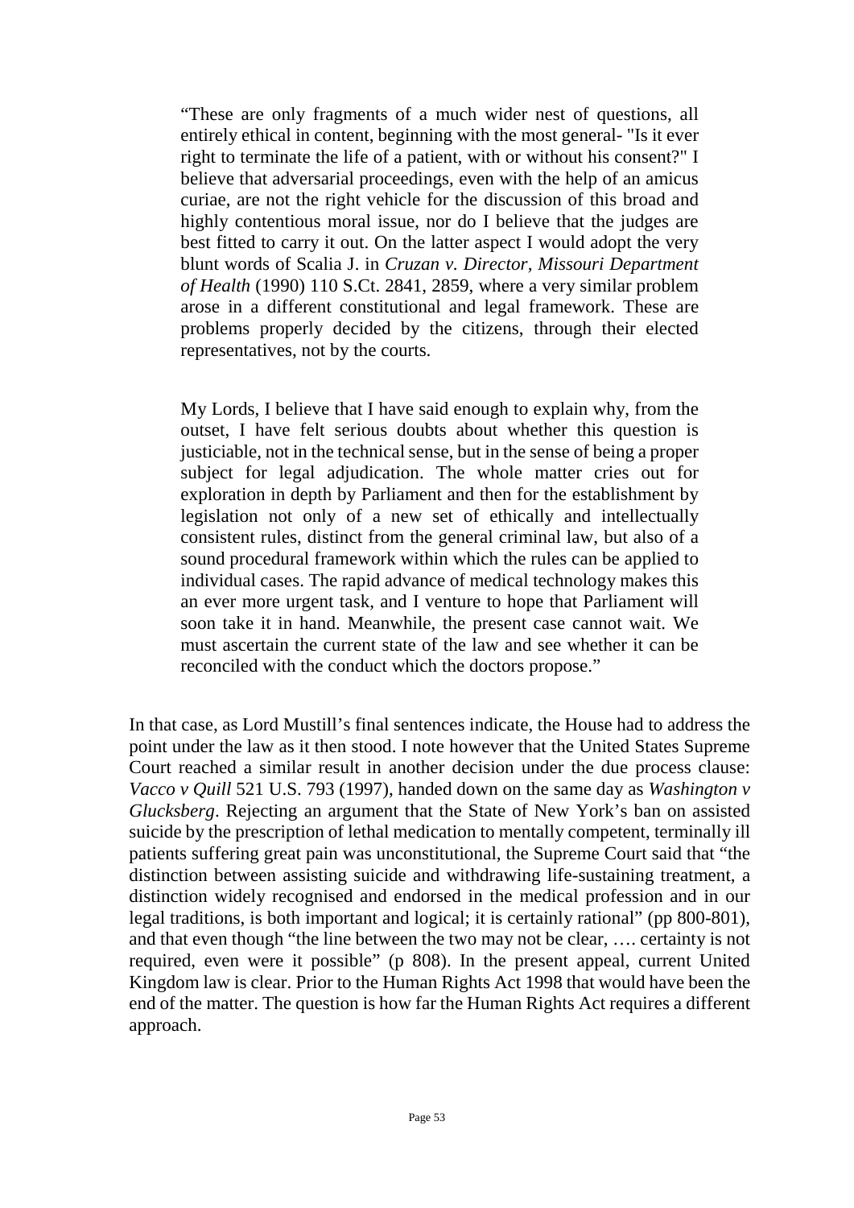> "These are only fragments of a much wider nest of questions, all entirely ethical in content, beginning with the most general- "Is it ever right to terminate the life of a patient, with or without his consent?" I believe that adversarial proceedings, even with the help of an amicus curiae, are not the right vehicle for the discussion of this broad and highly contentious moral issue, nor do I believe that the judges are best fitted to carry it out. On the latter aspect I would adopt the very blunt words of Scalia J. in *Cruzan v. Director, Missouri Department of Health* (1990) 110 S.Ct. 2841, 2859, where a very similar problem arose in a different constitutional and legal framework. These are problems properly decided by the citizens, through their elected representatives, not by the courts.
>
> My Lords, I believe that I have said enough to explain why, from the outset, I have felt serious doubts about whether this question is justiciable, not in the technical sense, but in the sense of being a proper subject for legal adjudication. The whole matter cries out for exploration in depth by Parliament and then for the establishment by legislation not only of a new set of ethically and intellectually consistent rules, distinct from the general criminal law, but also of a sound procedural framework within which the rules can be applied to individual cases. The rapid advance of medical technology makes this an ever more urgent task, and I venture to hope that Parliament will soon take it in hand. Meanwhile, the present case cannot wait. We must ascertain the current state of the law and see whether it can be reconciled with the conduct which the doctors propose."

In that case, as Lord Mustill's final sentences indicate, the House had to address the point under the law as it then stood. I note however that the United States Supreme Court reached a similar result in another decision under the due process clause: *Vacco v Quill* 521 U.S. 793 (1997), handed down on the same day as *Washington v Glucksberg*. Rejecting an argument that the State of New York's ban on assisted suicide by the prescription of lethal medication to mentally competent, terminally ill patients suffering great pain was unconstitutional, the Supreme Court said that "the distinction between assisting suicide and withdrawing life-sustaining treatment, a distinction widely recognised and endorsed in the medical profession and in our legal traditions, is both important and logical; it is certainly rational" (pp 800-801), and that even though "the line between the two may not be clear, …. certainty is not required, even were it possible" (p 808). In the present appeal, current United Kingdom law is clear. Prior to the Human Rights Act 1998 that would have been the end of the matter. The question is how far the Human Rights Act requires a different approach.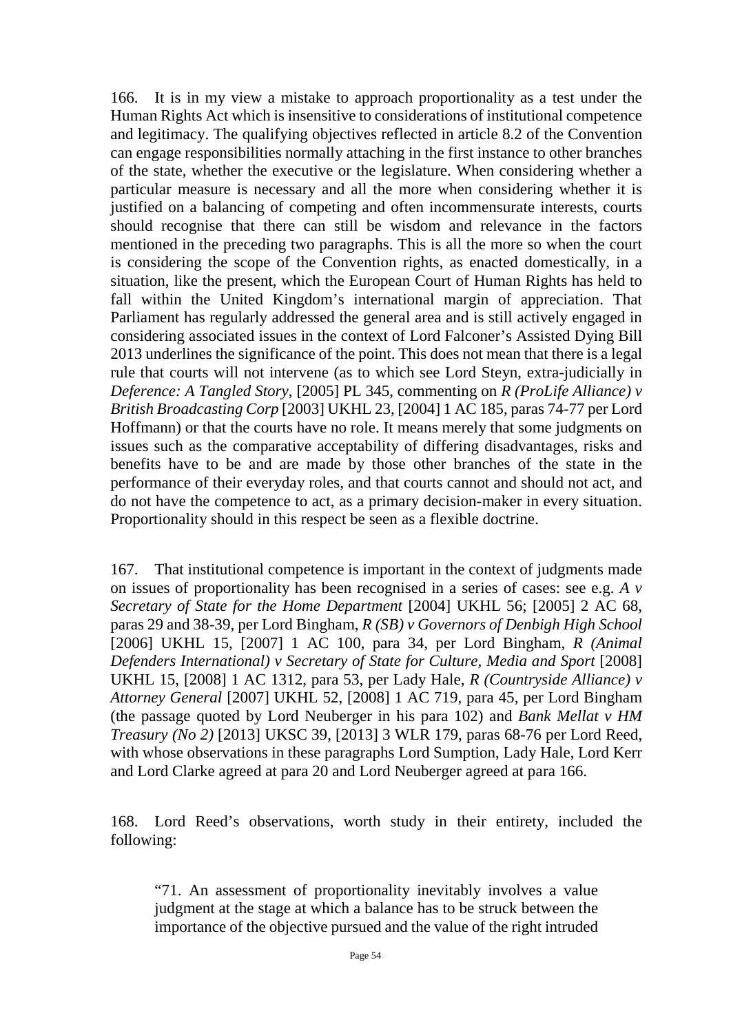166. It is in my view a mistake to approach proportionality as a test under the Human Rights Act which is insensitive to considerations of institutional competence and legitimacy. The qualifying objectives reflected in article 8.2 of the Convention can engage responsibilities normally attaching in the first instance to other branches of the state, whether the executive or the legislature. When considering whether a particular measure is necessary and all the more when considering whether it is justified on a balancing of competing and often incommensurate interests, courts should recognise that there can still be wisdom and relevance in the factors mentioned in the preceding two paragraphs. This is all the more so when the court is considering the scope of the Convention rights, as enacted domestically, in a situation, like the present, which the European Court of Human Rights has held to fall within the United Kingdom's international margin of appreciation. That Parliament has regularly addressed the general area and is still actively engaged in considering associated issues in the context of Lord Falconer's Assisted Dying Bill 2013 underlines the significance of the point. This does not mean that there is a legal rule that courts will not intervene (as to which see Lord Steyn, extra-judicially in *Deference: A Tangled Story*, [2005] PL 345, commenting on *R (ProLife Alliance) v British Broadcasting Corp* [2003] UKHL 23, [2004] 1 AC 185, paras 74-77 per Lord Hoffmann) or that the courts have no role. It means merely that some judgments on issues such as the comparative acceptability of differing disadvantages, risks and benefits have to be and are made by those other branches of the state in the performance of their everyday roles, and that courts cannot and should not act, and do not have the competence to act, as a primary decision-maker in every situation. Proportionality should in this respect be seen as a flexible doctrine.

167. That institutional competence is important in the context of judgments made on issues of proportionality has been recognised in a series of cases: see e.g. *A v Secretary of State for the Home Department* [2004] UKHL 56; [2005] 2 AC 68, paras 29 and 38-39, per Lord Bingham, *R (SB) v Governors of Denbigh High School* [2006] UKHL 15, [2007] 1 AC 100, para 34, per Lord Bingham, *R (Animal Defenders International) v Secretary of State for Culture, Media and Sport* [2008] UKHL 15, [2008] 1 AC 1312, para 53, per Lady Hale, *R (Countryside Alliance) v Attorney General* [2007] UKHL 52, [2008] 1 AC 719, para 45, per Lord Bingham (the passage quoted by Lord Neuberger in his para 102) and *Bank Mellat v HM Treasury (No 2)* [2013] UKSC 39, [2013] 3 WLR 179, paras 68-76 per Lord Reed, with whose observations in these paragraphs Lord Sumption, Lady Hale, Lord Kerr and Lord Clarke agreed at para 20 and Lord Neuberger agreed at para 166.

168. Lord Reed's observations, worth study in their entirety, included the following:

> "71. An assessment of proportionality inevitably involves a value judgment at the stage at which a balance has to be struck between the importance of the objective pursued and the value of the right intruded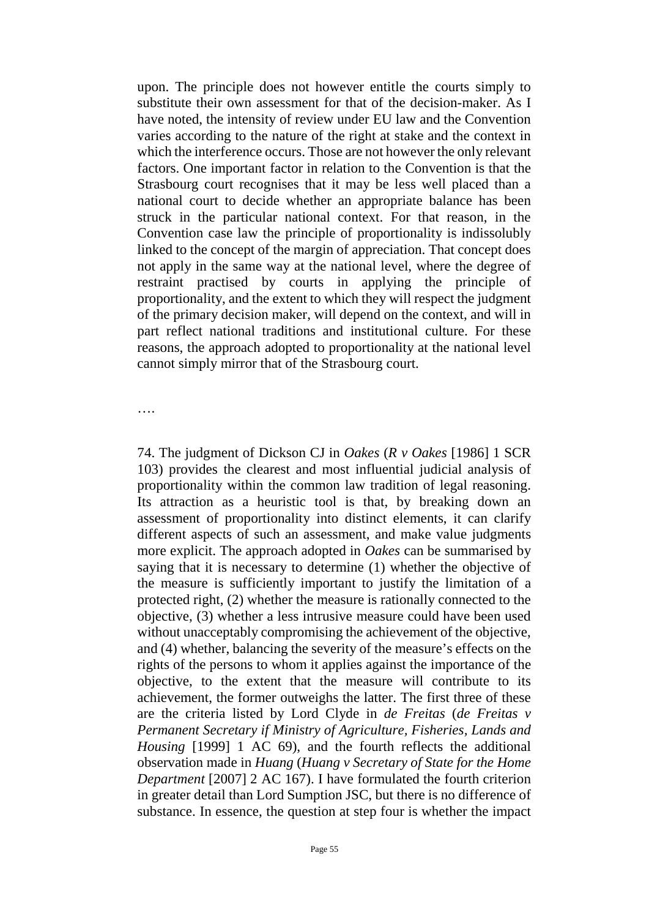upon. The principle does not however entitle the courts simply to substitute their own assessment for that of the decision-maker. As I have noted, the intensity of review under EU law and the Convention varies according to the nature of the right at stake and the context in which the interference occurs. Those are not however the only relevant factors. One important factor in relation to the Convention is that the Strasbourg court recognises that it may be less well placed than a national court to decide whether an appropriate balance has been struck in the particular national context. For that reason, in the Convention case law the principle of proportionality is indissolubly linked to the concept of the margin of appreciation. That concept does not apply in the same way at the national level, where the degree of restraint practised by courts in applying the principle of proportionality, and the extent to which they will respect the judgment of the primary decision maker, will depend on the context, and will in part reflect national traditions and institutional culture. For these reasons, the approach adopted to proportionality at the national level cannot simply mirror that of the Strasbourg court.

….

74. The judgment of Dickson CJ in *Oakes* (*R v Oakes* [1986] 1 SCR 103) provides the clearest and most influential judicial analysis of proportionality within the common law tradition of legal reasoning. Its attraction as a heuristic tool is that, by breaking down an assessment of proportionality into distinct elements, it can clarify different aspects of such an assessment, and make value judgments more explicit. The approach adopted in *Oakes* can be summarised by saying that it is necessary to determine (1) whether the objective of the measure is sufficiently important to justify the limitation of a protected right, (2) whether the measure is rationally connected to the objective, (3) whether a less intrusive measure could have been used without unacceptably compromising the achievement of the objective, and (4) whether, balancing the severity of the measure's effects on the rights of the persons to whom it applies against the importance of the objective, to the extent that the measure will contribute to its achievement, the former outweighs the latter. The first three of these are the criteria listed by Lord Clyde in *de Freitas* (*de Freitas v Permanent Secretary if Ministry of Agriculture, Fisheries, Lands and Housing* [1999] 1 AC 69), and the fourth reflects the additional observation made in *Huang* (*Huang v Secretary of State for the Home Department* [2007] 2 AC 167). I have formulated the fourth criterion in greater detail than Lord Sumption JSC, but there is no difference of substance. In essence, the question at step four is whether the impact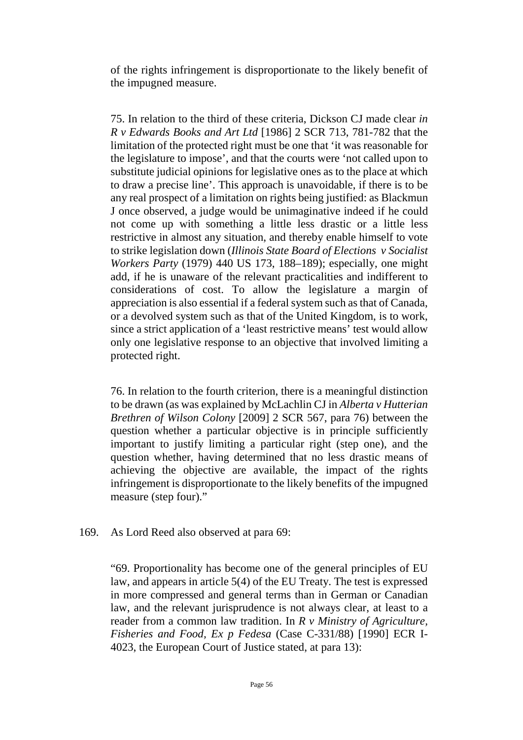of the rights infringement is disproportionate to the likely benefit of the impugned measure.

> 75. In relation to the third of these criteria, Dickson CJ made clear *in R v Edwards Books and Art Ltd* [1986] 2 SCR 713, 781-782 that the limitation of the protected right must be one that 'it was reasonable for the legislature to impose', and that the courts were 'not called upon to substitute judicial opinions for legislative ones as to the place at which to draw a precise line'. This approach is unavoidable, if there is to be any real prospect of a limitation on rights being justified: as Blackmun J once observed, a judge would be unimaginative indeed if he could not come up with something a little less drastic or a little less restrictive in almost any situation, and thereby enable himself to vote to strike legislation down (*Illinois State Board of Elections v Socialist Workers Party* (1979) 440 US 173, 188–189); especially, one might add, if he is unaware of the relevant practicalities and indifferent to considerations of cost. To allow the legislature a margin of appreciation is also essential if a federal system such as that of Canada, or a devolved system such as that of the United Kingdom, is to work, since a strict application of a 'least restrictive means' test would allow only one legislative response to an objective that involved limiting a protected right.
>
> 76. In relation to the fourth criterion, there is a meaningful distinction to be drawn (as was explained by McLachlin CJ in *Alberta v Hutterian Brethren of Wilson Colony* [2009] 2 SCR 567, para 76) between the question whether a particular objective is in principle sufficiently important to justify limiting a particular right (step one), and the question whether, having determined that no less drastic means of achieving the objective are available, the impact of the rights infringement is disproportionate to the likely benefits of the impugned measure (step four)."

169. As Lord Reed also observed at para 69:

> "69. Proportionality has become one of the general principles of EU law, and appears in article 5(4) of the EU Treaty. The test is expressed in more compressed and general terms than in German or Canadian law, and the relevant jurisprudence is not always clear, at least to a reader from a common law tradition. In *R v Ministry of Agriculture, Fisheries and Food, Ex p Fedesa* (Case C-331/88) [1990] ECR I-4023, the European Court of Justice stated, at para 13):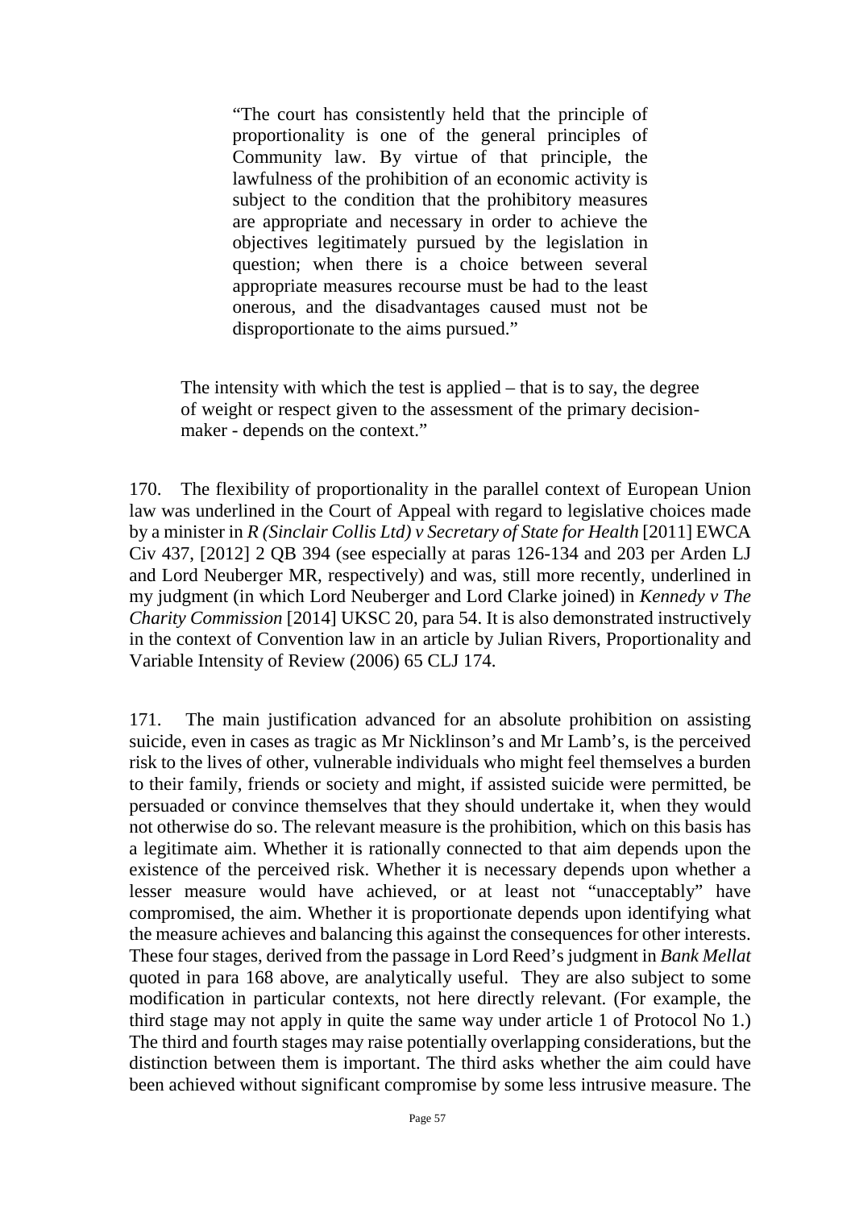> "The court has consistently held that the principle of proportionality is one of the general principles of Community law. By virtue of that principle, the lawfulness of the prohibition of an economic activity is subject to the condition that the prohibitory measures are appropriate and necessary in order to achieve the objectives legitimately pursued by the legislation in question; when there is a choice between several appropriate measures recourse must be had to the least onerous, and the disadvantages caused must not be disproportionate to the aims pursued."
>
> The intensity with which the test is applied – that is to say, the degree of weight or respect given to the assessment of the primary decision-maker - depends on the context."

170. The flexibility of proportionality in the parallel context of European Union law was underlined in the Court of Appeal with regard to legislative choices made by a minister in *R (Sinclair Collis Ltd) v Secretary of State for Health* [2011] EWCA Civ 437, [2012] 2 QB 394 (see especially at paras 126-134 and 203 per Arden LJ and Lord Neuberger MR, respectively) and was, still more recently, underlined in my judgment (in which Lord Neuberger and Lord Clarke joined) in *Kennedy v The Charity Commission* [2014] UKSC 20, para 54. It is also demonstrated instructively in the context of Convention law in an article by Julian Rivers, Proportionality and Variable Intensity of Review (2006) 65 CLJ 174.

171. The main justification advanced for an absolute prohibition on assisting suicide, even in cases as tragic as Mr Nicklinson's and Mr Lamb's, is the perceived risk to the lives of other, vulnerable individuals who might feel themselves a burden to their family, friends or society and might, if assisted suicide were permitted, be persuaded or convince themselves that they should undertake it, when they would not otherwise do so. The relevant measure is the prohibition, which on this basis has a legitimate aim. Whether it is rationally connected to that aim depends upon the existence of the perceived risk. Whether it is necessary depends upon whether a lesser measure would have achieved, or at least not "unacceptably" have compromised, the aim. Whether it is proportionate depends upon identifying what the measure achieves and balancing this against the consequences for other interests. These four stages, derived from the passage in Lord Reed's judgment in *Bank Mellat* quoted in para 168 above, are analytically useful. They are also subject to some modification in particular contexts, not here directly relevant. (For example, the third stage may not apply in quite the same way under article 1 of Protocol No 1.) The third and fourth stages may raise potentially overlapping considerations, but the distinction between them is important. The third asks whether the aim could have been achieved without significant compromise by some less intrusive measure. The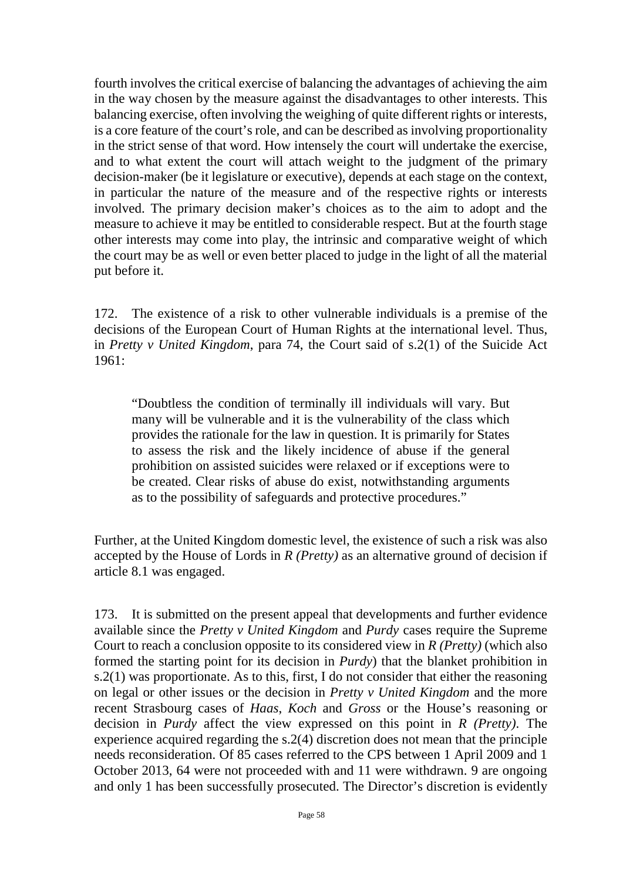fourth involves the critical exercise of balancing the advantages of achieving the aim in the way chosen by the measure against the disadvantages to other interests. This balancing exercise, often involving the weighing of quite different rights or interests, is a core feature of the court's role, and can be described as involving proportionality in the strict sense of that word. How intensely the court will undertake the exercise, and to what extent the court will attach weight to the judgment of the primary decision-maker (be it legislature or executive), depends at each stage on the context, in particular the nature of the measure and of the respective rights or interests involved. The primary decision maker's choices as to the aim to adopt and the measure to achieve it may be entitled to considerable respect. But at the fourth stage other interests may come into play, the intrinsic and comparative weight of which the court may be as well or even better placed to judge in the light of all the material put before it.

172. The existence of a risk to other vulnerable individuals is a premise of the decisions of the European Court of Human Rights at the international level. Thus, in *Pretty v United Kingdom*, para 74, the Court said of s.2(1) of the Suicide Act 1961:

> "Doubtless the condition of terminally ill individuals will vary. But many will be vulnerable and it is the vulnerability of the class which provides the rationale for the law in question. It is primarily for States to assess the risk and the likely incidence of abuse if the general prohibition on assisted suicides were relaxed or if exceptions were to be created. Clear risks of abuse do exist, notwithstanding arguments as to the possibility of safeguards and protective procedures."

Further, at the United Kingdom domestic level, the existence of such a risk was also accepted by the House of Lords in *R (Pretty)* as an alternative ground of decision if article 8.1 was engaged.

173. It is submitted on the present appeal that developments and further evidence available since the *Pretty v United Kingdom* and *Purdy* cases require the Supreme Court to reach a conclusion opposite to its considered view in *R (Pretty)* (which also formed the starting point for its decision in *Purdy*) that the blanket prohibition in s.2(1) was proportionate. As to this, first, I do not consider that either the reasoning on legal or other issues or the decision in *Pretty v United Kingdom* and the more recent Strasbourg cases of *Haas*, *Koch* and *Gross* or the House's reasoning or decision in *Purdy* affect the view expressed on this point in *R (Pretty)*. The experience acquired regarding the s.2(4) discretion does not mean that the principle needs reconsideration. Of 85 cases referred to the CPS between 1 April 2009 and 1 October 2013, 64 were not proceeded with and 11 were withdrawn. 9 are ongoing and only 1 has been successfully prosecuted. The Director's discretion is evidently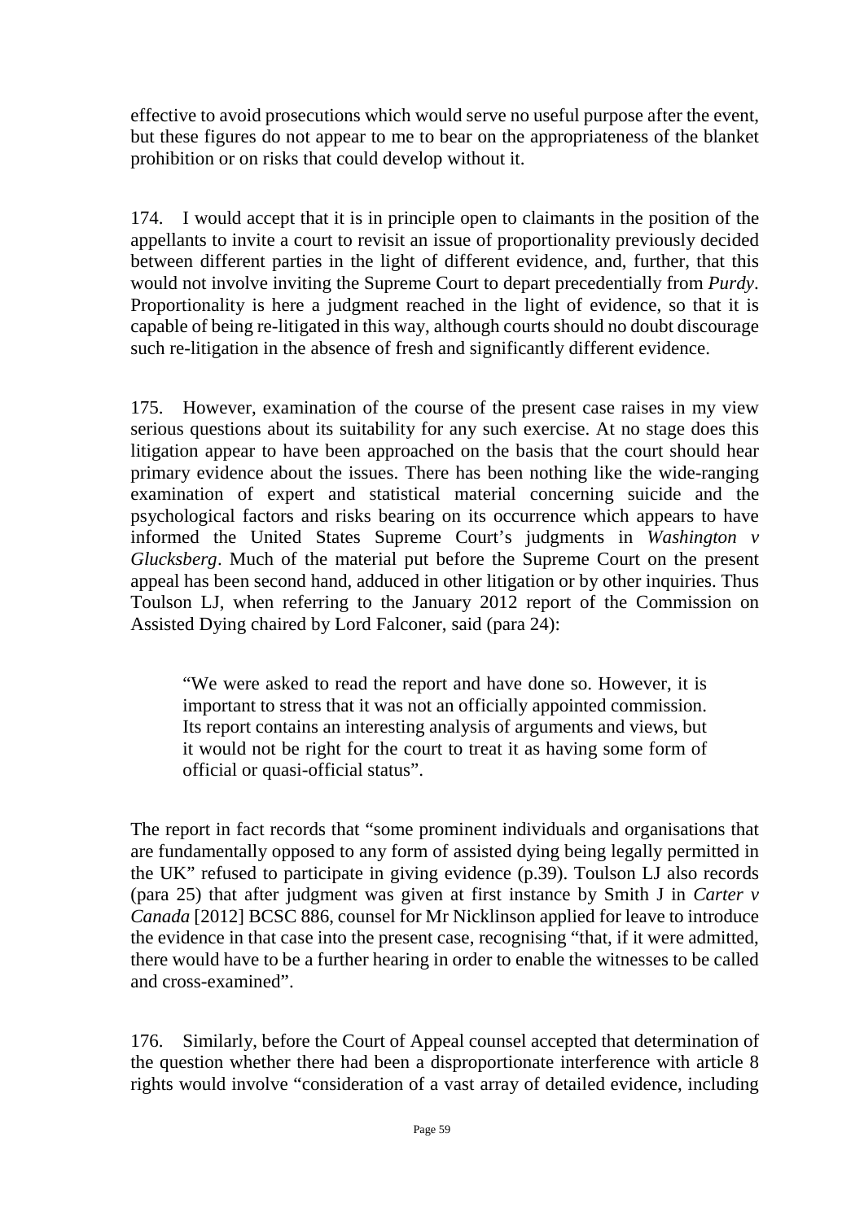effective to avoid prosecutions which would serve no useful purpose after the event, but these figures do not appear to me to bear on the appropriateness of the blanket prohibition or on risks that could develop without it.

174. I would accept that it is in principle open to claimants in the position of the appellants to invite a court to revisit an issue of proportionality previously decided between different parties in the light of different evidence, and, further, that this would not involve inviting the Supreme Court to depart precedentially from *Purdy*. Proportionality is here a judgment reached in the light of evidence, so that it is capable of being re-litigated in this way, although courts should no doubt discourage such re-litigation in the absence of fresh and significantly different evidence.

175. However, examination of the course of the present case raises in my view serious questions about its suitability for any such exercise. At no stage does this litigation appear to have been approached on the basis that the court should hear primary evidence about the issues. There has been nothing like the wide-ranging examination of expert and statistical material concerning suicide and the psychological factors and risks bearing on its occurrence which appears to have informed the United States Supreme Court's judgments in *Washington v Glucksberg*. Much of the material put before the Supreme Court on the present appeal has been second hand, adduced in other litigation or by other inquiries. Thus Toulson LJ, when referring to the January 2012 report of the Commission on Assisted Dying chaired by Lord Falconer, said (para 24):

> "We were asked to read the report and have done so. However, it is important to stress that it was not an officially appointed commission. Its report contains an interesting analysis of arguments and views, but it would not be right for the court to treat it as having some form of official or quasi-official status".

The report in fact records that "some prominent individuals and organisations that are fundamentally opposed to any form of assisted dying being legally permitted in the UK" refused to participate in giving evidence (p.39). Toulson LJ also records (para 25) that after judgment was given at first instance by Smith J in *Carter v Canada* [2012] BCSC 886, counsel for Mr Nicklinson applied for leave to introduce the evidence in that case into the present case, recognising "that, if it were admitted, there would have to be a further hearing in order to enable the witnesses to be called and cross-examined".

176. Similarly, before the Court of Appeal counsel accepted that determination of the question whether there had been a disproportionate interference with article 8 rights would involve "consideration of a vast array of detailed evidence, including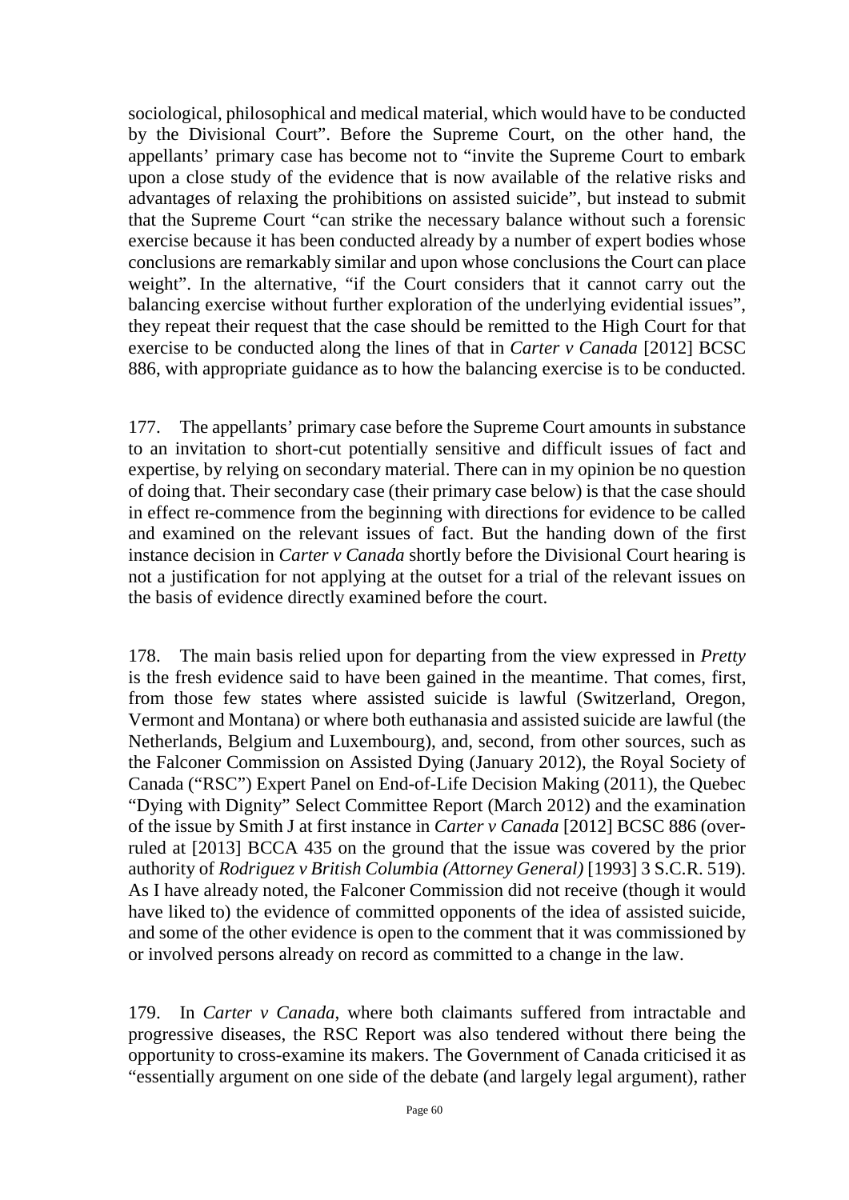sociological, philosophical and medical material, which would have to be conducted by the Divisional Court". Before the Supreme Court, on the other hand, the appellants' primary case has become not to "invite the Supreme Court to embark upon a close study of the evidence that is now available of the relative risks and advantages of relaxing the prohibitions on assisted suicide", but instead to submit that the Supreme Court "can strike the necessary balance without such a forensic exercise because it has been conducted already by a number of expert bodies whose conclusions are remarkably similar and upon whose conclusions the Court can place weight". In the alternative, "if the Court considers that it cannot carry out the balancing exercise without further exploration of the underlying evidential issues", they repeat their request that the case should be remitted to the High Court for that exercise to be conducted along the lines of that in *Carter v Canada* [2012] BCSC 886, with appropriate guidance as to how the balancing exercise is to be conducted.

177. The appellants' primary case before the Supreme Court amounts in substance to an invitation to short-cut potentially sensitive and difficult issues of fact and expertise, by relying on secondary material. There can in my opinion be no question of doing that. Their secondary case (their primary case below) is that the case should in effect re-commence from the beginning with directions for evidence to be called and examined on the relevant issues of fact. But the handing down of the first instance decision in *Carter v Canada* shortly before the Divisional Court hearing is not a justification for not applying at the outset for a trial of the relevant issues on the basis of evidence directly examined before the court.

178. The main basis relied upon for departing from the view expressed in *Pretty* is the fresh evidence said to have been gained in the meantime. That comes, first, from those few states where assisted suicide is lawful (Switzerland, Oregon, Vermont and Montana) or where both euthanasia and assisted suicide are lawful (the Netherlands, Belgium and Luxembourg), and, second, from other sources, such as the Falconer Commission on Assisted Dying (January 2012), the Royal Society of Canada ("RSC") Expert Panel on End-of-Life Decision Making (2011), the Quebec "Dying with Dignity" Select Committee Report (March 2012) and the examination of the issue by Smith J at first instance in *Carter v Canada* [2012] BCSC 886 (over-ruled at [2013] BCCA 435 on the ground that the issue was covered by the prior authority of *Rodriguez v British Columbia (Attorney General)* [1993] 3 S.C.R. 519). As I have already noted, the Falconer Commission did not receive (though it would have liked to) the evidence of committed opponents of the idea of assisted suicide, and some of the other evidence is open to the comment that it was commissioned by or involved persons already on record as committed to a change in the law.

179. In *Carter v Canada*, where both claimants suffered from intractable and progressive diseases, the RSC Report was also tendered without there being the opportunity to cross-examine its makers. The Government of Canada criticised it as "essentially argument on one side of the debate (and largely legal argument), rather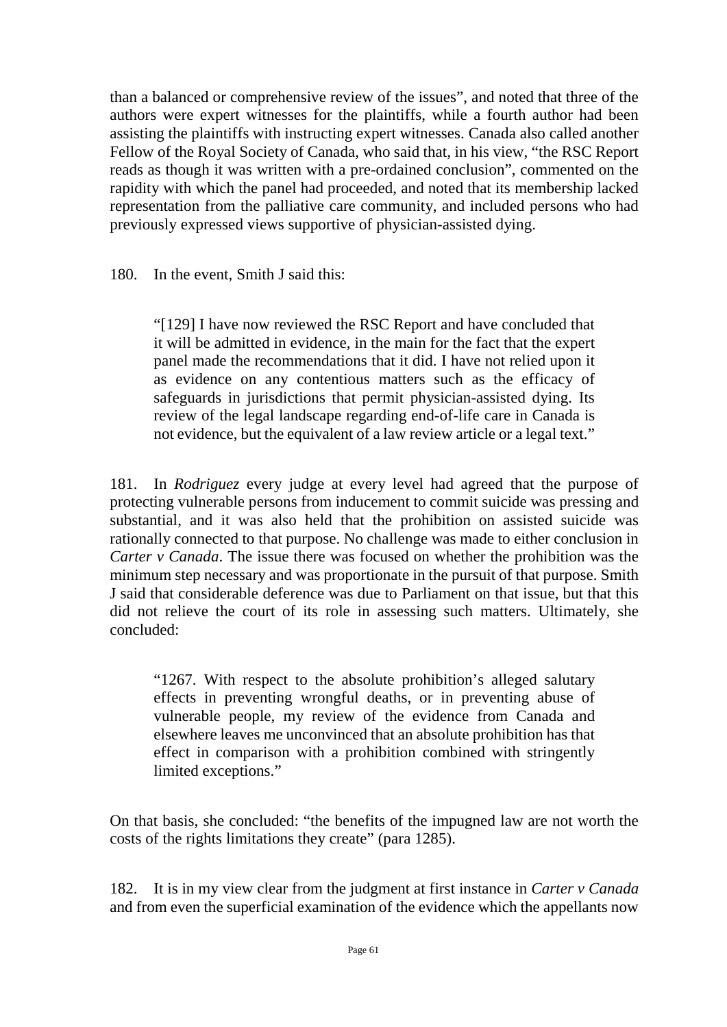than a balanced or comprehensive review of the issues", and noted that three of the authors were expert witnesses for the plaintiffs, while a fourth author had been assisting the plaintiffs with instructing expert witnesses. Canada also called another Fellow of the Royal Society of Canada, who said that, in his view, "the RSC Report reads as though it was written with a pre-ordained conclusion", commented on the rapidity with which the panel had proceeded, and noted that its membership lacked representation from the palliative care community, and included persons who had previously expressed views supportive of physician-assisted dying.

180. In the event, Smith J said this:

> "[129] I have now reviewed the RSC Report and have concluded that it will be admitted in evidence, in the main for the fact that the expert panel made the recommendations that it did. I have not relied upon it as evidence on any contentious matters such as the efficacy of safeguards in jurisdictions that permit physician-assisted dying. Its review of the legal landscape regarding end-of-life care in Canada is not evidence, but the equivalent of a law review article or a legal text."

181. In *Rodriguez* every judge at every level had agreed that the purpose of protecting vulnerable persons from inducement to commit suicide was pressing and substantial, and it was also held that the prohibition on assisted suicide was rationally connected to that purpose. No challenge was made to either conclusion in *Carter v Canada*. The issue there was focused on whether the prohibition was the minimum step necessary and was proportionate in the pursuit of that purpose. Smith J said that considerable deference was due to Parliament on that issue, but that this did not relieve the court of its role in assessing such matters. Ultimately, she concluded:

> "1267. With respect to the absolute prohibition's alleged salutary effects in preventing wrongful deaths, or in preventing abuse of vulnerable people, my review of the evidence from Canada and elsewhere leaves me unconvinced that an absolute prohibition has that effect in comparison with a prohibition combined with stringently limited exceptions."

On that basis, she concluded: "the benefits of the impugned law are not worth the costs of the rights limitations they create" (para 1285).

182. It is in my view clear from the judgment at first instance in *Carter v Canada* and from even the superficial examination of the evidence which the appellants now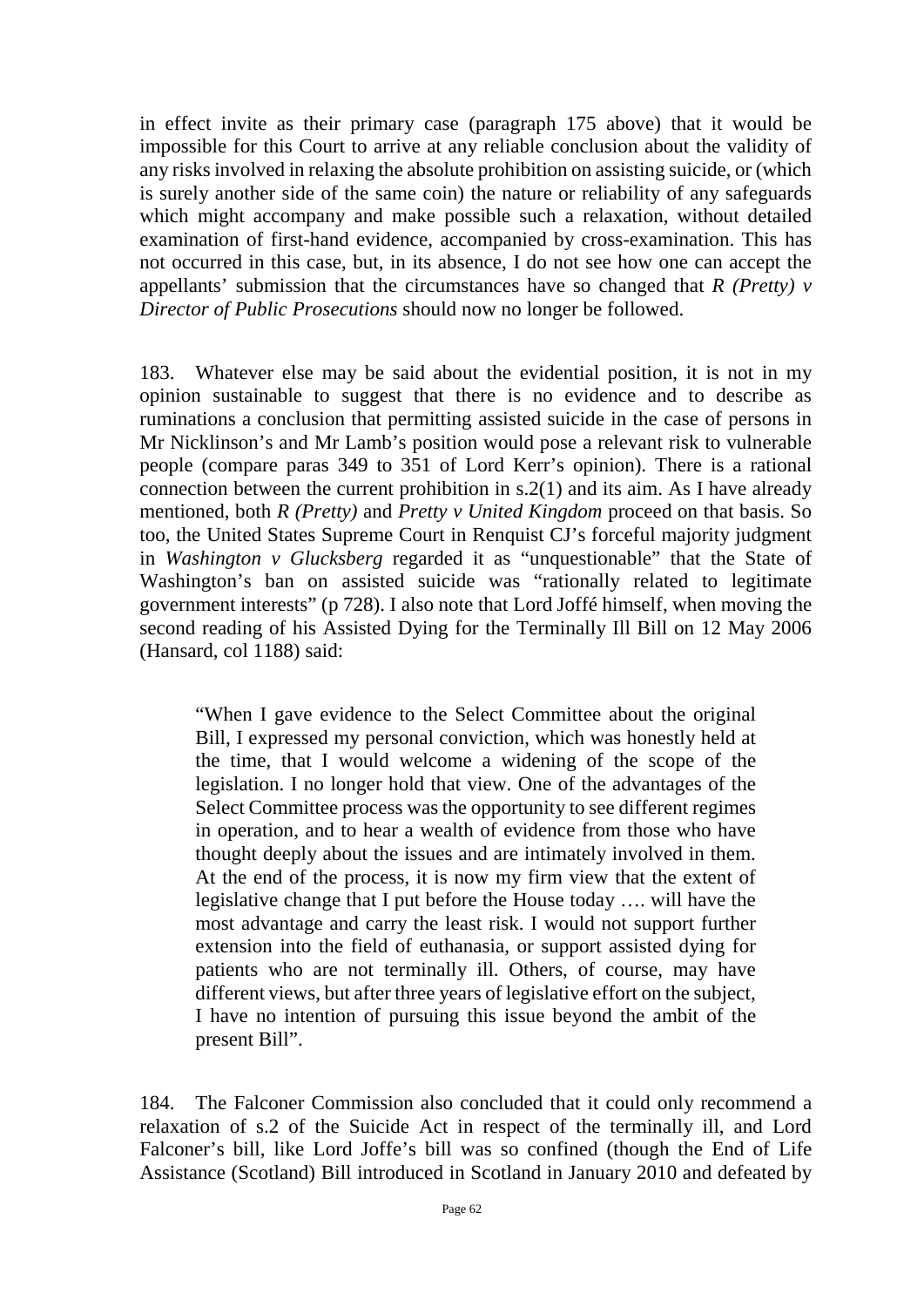in effect invite as their primary case (paragraph 175 above) that it would be impossible for this Court to arrive at any reliable conclusion about the validity of any risks involved in relaxing the absolute prohibition on assisting suicide, or (which is surely another side of the same coin) the nature or reliability of any safeguards which might accompany and make possible such a relaxation, without detailed examination of first-hand evidence, accompanied by cross-examination. This has not occurred in this case, but, in its absence, I do not see how one can accept the appellants' submission that the circumstances have so changed that *R (Pretty) v Director of Public Prosecutions* should now no longer be followed.

183. Whatever else may be said about the evidential position, it is not in my opinion sustainable to suggest that there is no evidence and to describe as ruminations a conclusion that permitting assisted suicide in the case of persons in Mr Nicklinson's and Mr Lamb's position would pose a relevant risk to vulnerable people (compare paras 349 to 351 of Lord Kerr's opinion). There is a rational connection between the current prohibition in s.2(1) and its aim. As I have already mentioned, both *R (Pretty)* and *Pretty v United Kingdom* proceed on that basis. So too, the United States Supreme Court in Renquist CJ's forceful majority judgment in *Washington v Glucksberg* regarded it as "unquestionable" that the State of Washington's ban on assisted suicide was "rationally related to legitimate government interests" (p 728). I also note that Lord Joffé himself, when moving the second reading of his Assisted Dying for the Terminally Ill Bill on 12 May 2006 (Hansard, col 1188) said:

> "When I gave evidence to the Select Committee about the original Bill, I expressed my personal conviction, which was honestly held at the time, that I would welcome a widening of the scope of the legislation. I no longer hold that view. One of the advantages of the Select Committee process was the opportunity to see different regimes in operation, and to hear a wealth of evidence from those who have thought deeply about the issues and are intimately involved in them. At the end of the process, it is now my firm view that the extent of legislative change that I put before the House today …. will have the most advantage and carry the least risk. I would not support further extension into the field of euthanasia, or support assisted dying for patients who are not terminally ill. Others, of course, may have different views, but after three years of legislative effort on the subject, I have no intention of pursuing this issue beyond the ambit of the present Bill".

184. The Falconer Commission also concluded that it could only recommend a relaxation of s.2 of the Suicide Act in respect of the terminally ill, and Lord Falconer's bill, like Lord Joffe's bill was so confined (though the End of Life Assistance (Scotland) Bill introduced in Scotland in January 2010 and defeated by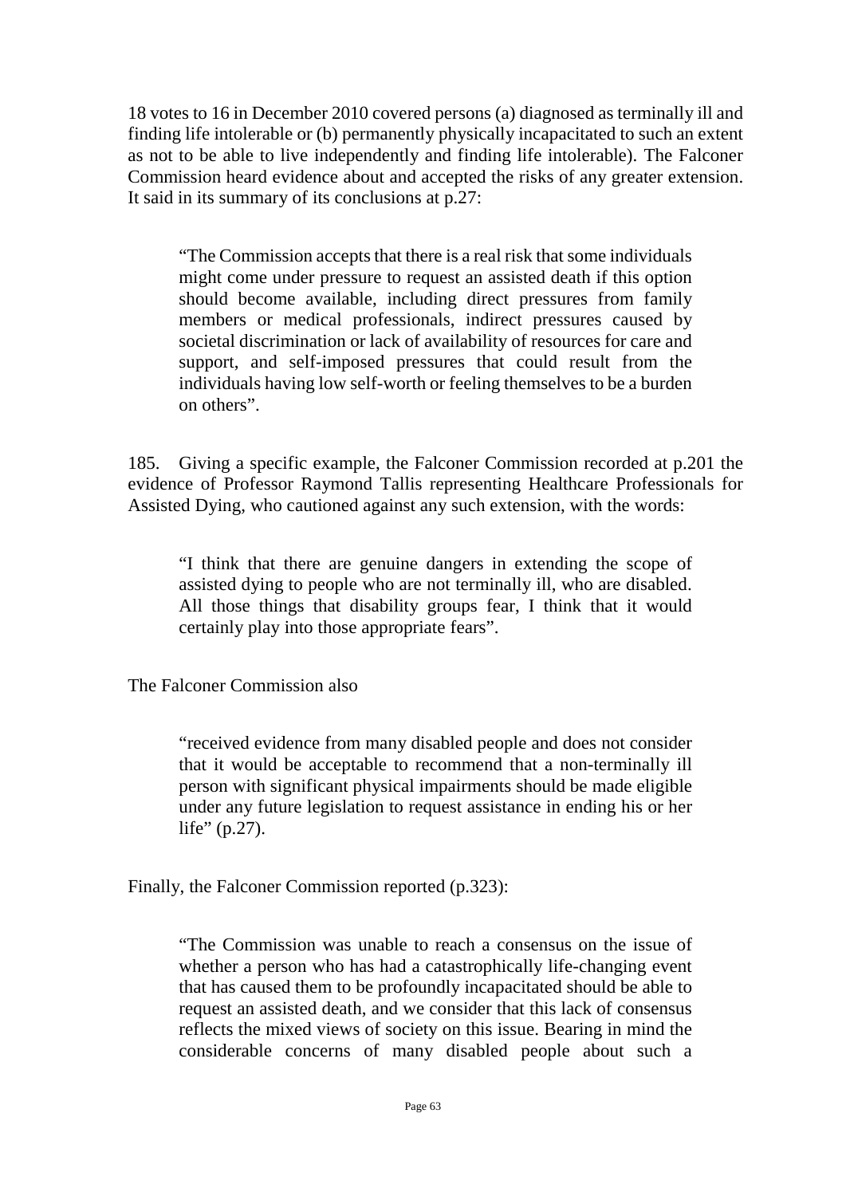18 votes to 16 in December 2010 covered persons (a) diagnosed as terminally ill and finding life intolerable or (b) permanently physically incapacitated to such an extent as not to be able to live independently and finding life intolerable). The Falconer Commission heard evidence about and accepted the risks of any greater extension. It said in its summary of its conclusions at p.27:

> "The Commission accepts that there is a real risk that some individuals might come under pressure to request an assisted death if this option should become available, including direct pressures from family members or medical professionals, indirect pressures caused by societal discrimination or lack of availability of resources for care and support, and self-imposed pressures that could result from the individuals having low self-worth or feeling themselves to be a burden on others".

185. Giving a specific example, the Falconer Commission recorded at p.201 the evidence of Professor Raymond Tallis representing Healthcare Professionals for Assisted Dying, who cautioned against any such extension, with the words:

> "I think that there are genuine dangers in extending the scope of assisted dying to people who are not terminally ill, who are disabled. All those things that disability groups fear, I think that it would certainly play into those appropriate fears".

The Falconer Commission also

> "received evidence from many disabled people and does not consider that it would be acceptable to recommend that a non-terminally ill person with significant physical impairments should be made eligible under any future legislation to request assistance in ending his or her life" (p.27).

Finally, the Falconer Commission reported (p.323):

> "The Commission was unable to reach a consensus on the issue of whether a person who has had a catastrophically life-changing event that has caused them to be profoundly incapacitated should be able to request an assisted death, and we consider that this lack of consensus reflects the mixed views of society on this issue. Bearing in mind the considerable concerns of many disabled people about such a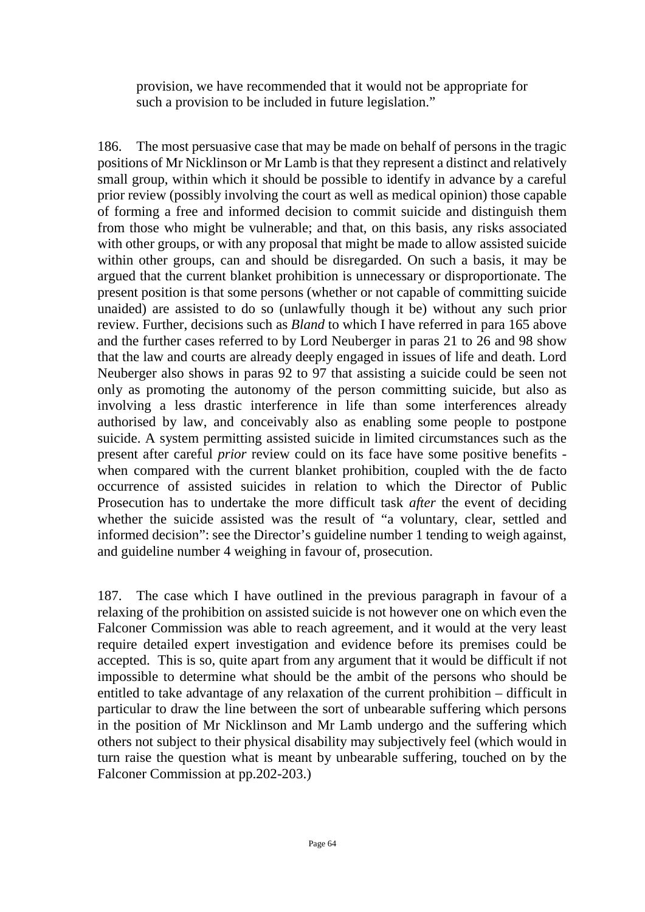provision, we have recommended that it would not be appropriate for such a provision to be included in future legislation."

186. The most persuasive case that may be made on behalf of persons in the tragic positions of Mr Nicklinson or Mr Lamb is that they represent a distinct and relatively small group, within which it should be possible to identify in advance by a careful prior review (possibly involving the court as well as medical opinion) those capable of forming a free and informed decision to commit suicide and distinguish them from those who might be vulnerable; and that, on this basis, any risks associated with other groups, or with any proposal that might be made to allow assisted suicide within other groups, can and should be disregarded. On such a basis, it may be argued that the current blanket prohibition is unnecessary or disproportionate. The present position is that some persons (whether or not capable of committing suicide unaided) are assisted to do so (unlawfully though it be) without any such prior review. Further, decisions such as *Bland* to which I have referred in para 165 above and the further cases referred to by Lord Neuberger in paras 21 to 26 and 98 show that the law and courts are already deeply engaged in issues of life and death. Lord Neuberger also shows in paras 92 to 97 that assisting a suicide could be seen not only as promoting the autonomy of the person committing suicide, but also as involving a less drastic interference in life than some interferences already authorised by law, and conceivably also as enabling some people to postpone suicide. A system permitting assisted suicide in limited circumstances such as the present after careful *prior* review could on its face have some positive benefits - when compared with the current blanket prohibition, coupled with the de facto occurrence of assisted suicides in relation to which the Director of Public Prosecution has to undertake the more difficult task *after* the event of deciding whether the suicide assisted was the result of "a voluntary, clear, settled and informed decision": see the Director's guideline number 1 tending to weigh against, and guideline number 4 weighing in favour of, prosecution.

187. The case which I have outlined in the previous paragraph in favour of a relaxing of the prohibition on assisted suicide is not however one on which even the Falconer Commission was able to reach agreement, and it would at the very least require detailed expert investigation and evidence before its premises could be accepted. This is so, quite apart from any argument that it would be difficult if not impossible to determine what should be the ambit of the persons who should be entitled to take advantage of any relaxation of the current prohibition – difficult in particular to draw the line between the sort of unbearable suffering which persons in the position of Mr Nicklinson and Mr Lamb undergo and the suffering which others not subject to their physical disability may subjectively feel (which would in turn raise the question what is meant by unbearable suffering, touched on by the Falconer Commission at pp.202-203.)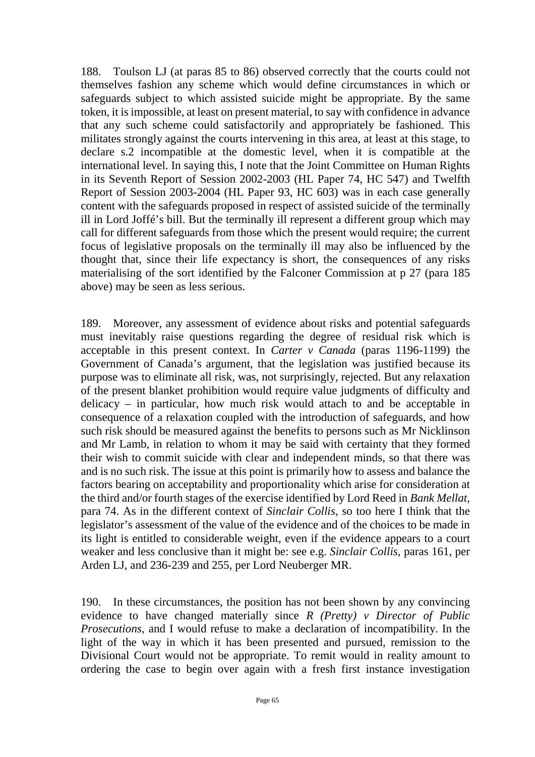188. Toulson LJ (at paras 85 to 86) observed correctly that the courts could not themselves fashion any scheme which would define circumstances in which or safeguards subject to which assisted suicide might be appropriate. By the same token, it is impossible, at least on present material, to say with confidence in advance that any such scheme could satisfactorily and appropriately be fashioned. This militates strongly against the courts intervening in this area, at least at this stage, to declare s.2 incompatible at the domestic level, when it is compatible at the international level. In saying this, I note that the Joint Committee on Human Rights in its Seventh Report of Session 2002-2003 (HL Paper 74, HC 547) and Twelfth Report of Session 2003-2004 (HL Paper 93, HC 603) was in each case generally content with the safeguards proposed in respect of assisted suicide of the terminally ill in Lord Joffé's bill. But the terminally ill represent a different group which may call for different safeguards from those which the present would require; the current focus of legislative proposals on the terminally ill may also be influenced by the thought that, since their life expectancy is short, the consequences of any risks materialising of the sort identified by the Falconer Commission at p 27 (para 185 above) may be seen as less serious.

189. Moreover, any assessment of evidence about risks and potential safeguards must inevitably raise questions regarding the degree of residual risk which is acceptable in this present context. In *Carter v Canada* (paras 1196-1199) the Government of Canada's argument, that the legislation was justified because its purpose was to eliminate all risk, was, not surprisingly, rejected. But any relaxation of the present blanket prohibition would require value judgments of difficulty and delicacy – in particular, how much risk would attach to and be acceptable in consequence of a relaxation coupled with the introduction of safeguards, and how such risk should be measured against the benefits to persons such as Mr Nicklinson and Mr Lamb, in relation to whom it may be said with certainty that they formed their wish to commit suicide with clear and independent minds, so that there was and is no such risk. The issue at this point is primarily how to assess and balance the factors bearing on acceptability and proportionality which arise for consideration at the third and/or fourth stages of the exercise identified by Lord Reed in *Bank Mellat*, para 74. As in the different context of *Sinclair Collis*, so too here I think that the legislator's assessment of the value of the evidence and of the choices to be made in its light is entitled to considerable weight, even if the evidence appears to a court weaker and less conclusive than it might be: see e.g. *Sinclair Collis*, paras 161, per Arden LJ, and 236-239 and 255, per Lord Neuberger MR.

190. In these circumstances, the position has not been shown by any convincing evidence to have changed materially since *R (Pretty) v Director of Public Prosecutions*, and I would refuse to make a declaration of incompatibility. In the light of the way in which it has been presented and pursued, remission to the Divisional Court would not be appropriate. To remit would in reality amount to ordering the case to begin over again with a fresh first instance investigation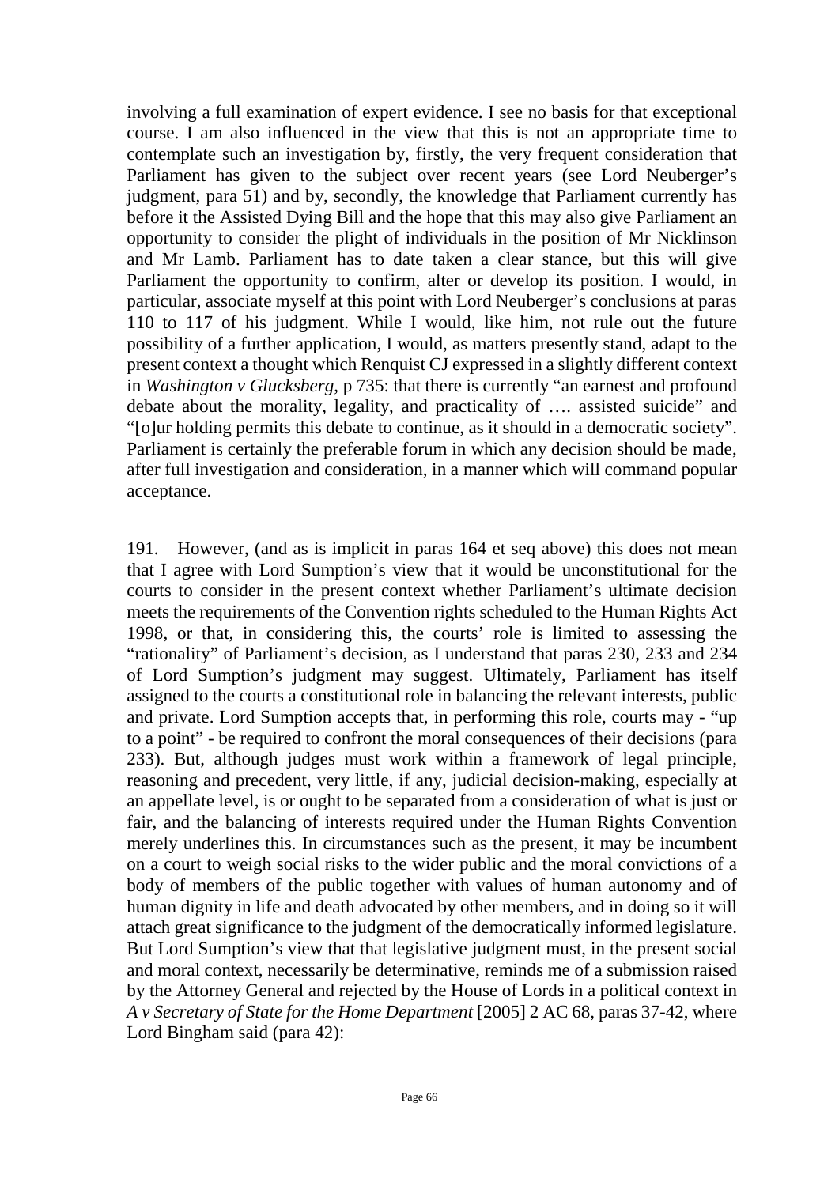involving a full examination of expert evidence. I see no basis for that exceptional course. I am also influenced in the view that this is not an appropriate time to contemplate such an investigation by, firstly, the very frequent consideration that Parliament has given to the subject over recent years (see Lord Neuberger's judgment, para 51) and by, secondly, the knowledge that Parliament currently has before it the Assisted Dying Bill and the hope that this may also give Parliament an opportunity to consider the plight of individuals in the position of Mr Nicklinson and Mr Lamb. Parliament has to date taken a clear stance, but this will give Parliament the opportunity to confirm, alter or develop its position. I would, in particular, associate myself at this point with Lord Neuberger's conclusions at paras 110 to 117 of his judgment. While I would, like him, not rule out the future possibility of a further application, I would, as matters presently stand, adapt to the present context a thought which Renquist CJ expressed in a slightly different context in *Washington v Glucksberg*, p 735: that there is currently "an earnest and profound debate about the morality, legality, and practicality of …. assisted suicide" and "[o]ur holding permits this debate to continue, as it should in a democratic society". Parliament is certainly the preferable forum in which any decision should be made, after full investigation and consideration, in a manner which will command popular acceptance.

191. However, (and as is implicit in paras 164 et seq above) this does not mean that I agree with Lord Sumption's view that it would be unconstitutional for the courts to consider in the present context whether Parliament's ultimate decision meets the requirements of the Convention rights scheduled to the Human Rights Act 1998, or that, in considering this, the courts' role is limited to assessing the "rationality" of Parliament's decision, as I understand that paras 230, 233 and 234 of Lord Sumption's judgment may suggest. Ultimately, Parliament has itself assigned to the courts a constitutional role in balancing the relevant interests, public and private. Lord Sumption accepts that, in performing this role, courts may - "up to a point" - be required to confront the moral consequences of their decisions (para 233). But, although judges must work within a framework of legal principle, reasoning and precedent, very little, if any, judicial decision-making, especially at an appellate level, is or ought to be separated from a consideration of what is just or fair, and the balancing of interests required under the Human Rights Convention merely underlines this. In circumstances such as the present, it may be incumbent on a court to weigh social risks to the wider public and the moral convictions of a body of members of the public together with values of human autonomy and of human dignity in life and death advocated by other members, and in doing so it will attach great significance to the judgment of the democratically informed legislature. But Lord Sumption's view that that legislative judgment must, in the present social and moral context, necessarily be determinative, reminds me of a submission raised by the Attorney General and rejected by the House of Lords in a political context in *A v Secretary of State for the Home Department* [2005] 2 AC 68, paras 37-42, where Lord Bingham said (para 42):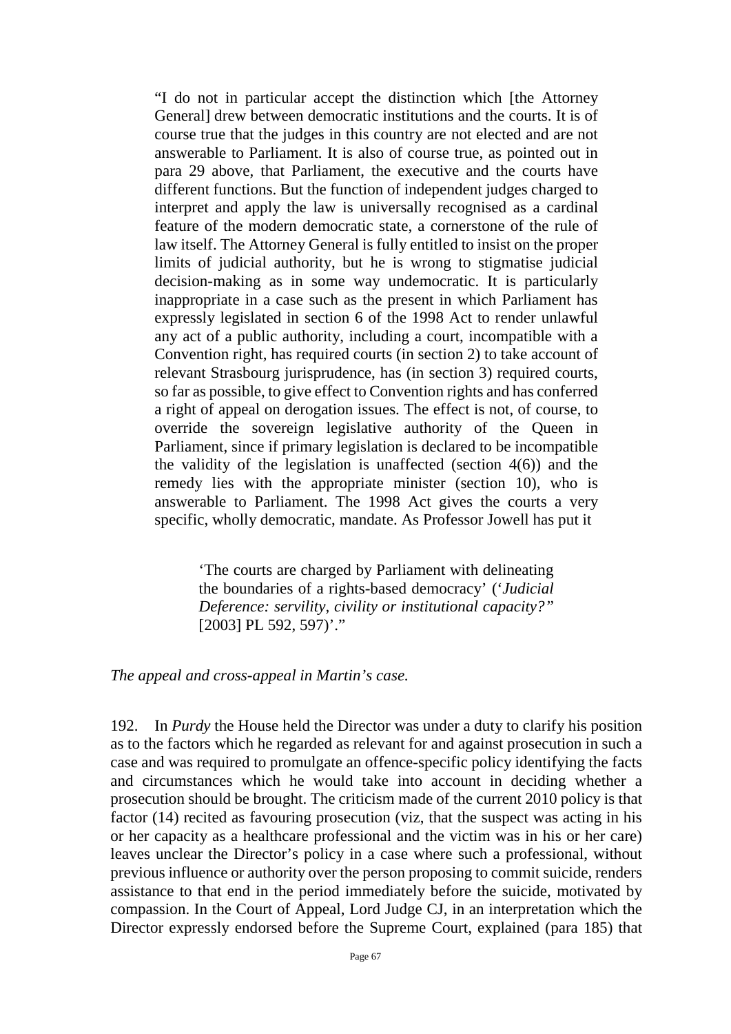> "I do not in particular accept the distinction which [the Attorney General] drew between democratic institutions and the courts. It is of course true that the judges in this country are not elected and are not answerable to Parliament. It is also of course true, as pointed out in para 29 above, that Parliament, the executive and the courts have different functions. But the function of independent judges charged to interpret and apply the law is universally recognised as a cardinal feature of the modern democratic state, a cornerstone of the rule of law itself. The Attorney General is fully entitled to insist on the proper limits of judicial authority, but he is wrong to stigmatise judicial decision-making as in some way undemocratic. It is particularly inappropriate in a case such as the present in which Parliament has expressly legislated in section 6 of the 1998 Act to render unlawful any act of a public authority, including a court, incompatible with a Convention right, has required courts (in section 2) to take account of relevant Strasbourg jurisprudence, has (in section 3) required courts, so far as possible, to give effect to Convention rights and has conferred a right of appeal on derogation issues. The effect is not, of course, to override the sovereign legislative authority of the Queen in Parliament, since if primary legislation is declared to be incompatible the validity of the legislation is unaffected (section 4(6)) and the remedy lies with the appropriate minister (section 10), who is answerable to Parliament. The 1998 Act gives the courts a very specific, wholly democratic, mandate. As Professor Jowell has put it
>
> > 'The courts are charged by Parliament with delineating the boundaries of a rights-based democracy' ('*Judicial Deference: servility, civility or institutional capacity?"* [2003] PL 592, 597)'."

*The appeal and cross-appeal in Martin's case.*

192. In *Purdy* the House held the Director was under a duty to clarify his position as to the factors which he regarded as relevant for and against prosecution in such a case and was required to promulgate an offence-specific policy identifying the facts and circumstances which he would take into account in deciding whether a prosecution should be brought. The criticism made of the current 2010 policy is that factor (14) recited as favouring prosecution (viz, that the suspect was acting in his or her capacity as a healthcare professional and the victim was in his or her care) leaves unclear the Director's policy in a case where such a professional, without previous influence or authority over the person proposing to commit suicide, renders assistance to that end in the period immediately before the suicide, motivated by compassion. In the Court of Appeal, Lord Judge CJ, in an interpretation which the Director expressly endorsed before the Supreme Court, explained (para 185) that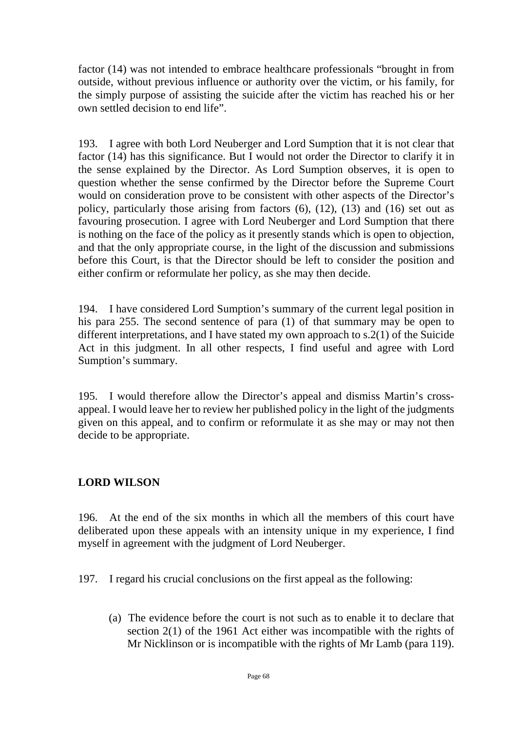factor (14) was not intended to embrace healthcare professionals "brought in from outside, without previous influence or authority over the victim, or his family, for the simply purpose of assisting the suicide after the victim has reached his or her own settled decision to end life".

193. I agree with both Lord Neuberger and Lord Sumption that it is not clear that factor (14) has this significance. But I would not order the Director to clarify it in the sense explained by the Director. As Lord Sumption observes, it is open to question whether the sense confirmed by the Director before the Supreme Court would on consideration prove to be consistent with other aspects of the Director's policy, particularly those arising from factors (6), (12), (13) and (16) set out as favouring prosecution. I agree with Lord Neuberger and Lord Sumption that there is nothing on the face of the policy as it presently stands which is open to objection, and that the only appropriate course, in the light of the discussion and submissions before this Court, is that the Director should be left to consider the position and either confirm or reformulate her policy, as she may then decide.

194. I have considered Lord Sumption's summary of the current legal position in his para 255. The second sentence of para (1) of that summary may be open to different interpretations, and I have stated my own approach to s.2(1) of the Suicide Act in this judgment. In all other respects, I find useful and agree with Lord Sumption's summary.

195. I would therefore allow the Director's appeal and dismiss Martin's cross-appeal. I would leave her to review her published policy in the light of the judgments given on this appeal, and to confirm or reformulate it as she may or may not then decide to be appropriate.

**LORD WILSON**

196. At the end of the six months in which all the members of this court have deliberated upon these appeals with an intensity unique in my experience, I find myself in agreement with the judgment of Lord Neuberger.

197. I regard his crucial conclusions on the first appeal as the following:

(a) The evidence before the court is not such as to enable it to declare that section 2(1) of the 1961 Act either was incompatible with the rights of Mr Nicklinson or is incompatible with the rights of Mr Lamb (para 119).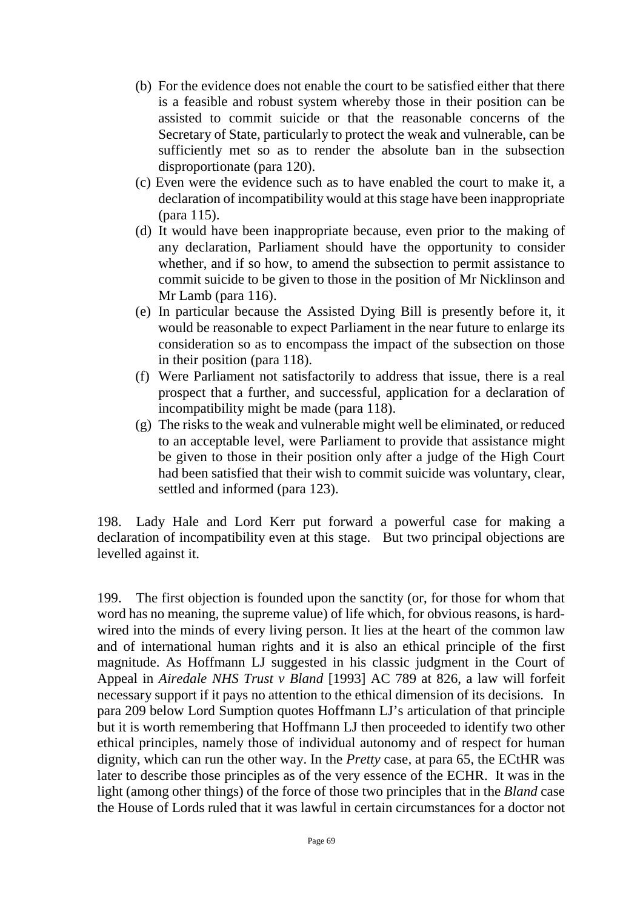(b) For the evidence does not enable the court to be satisfied either that there is a feasible and robust system whereby those in their position can be assisted to commit suicide or that the reasonable concerns of the Secretary of State, particularly to protect the weak and vulnerable, can be sufficiently met so as to render the absolute ban in the subsection disproportionate (para 120).

(c) Even were the evidence such as to have enabled the court to make it, a declaration of incompatibility would at this stage have been inappropriate (para 115).

(d) It would have been inappropriate because, even prior to the making of any declaration, Parliament should have the opportunity to consider whether, and if so how, to amend the subsection to permit assistance to commit suicide to be given to those in the position of Mr Nicklinson and Mr Lamb (para 116).

(e) In particular because the Assisted Dying Bill is presently before it, it would be reasonable to expect Parliament in the near future to enlarge its consideration so as to encompass the impact of the subsection on those in their position (para 118).

(f) Were Parliament not satisfactorily to address that issue, there is a real prospect that a further, and successful, application for a declaration of incompatibility might be made (para 118).

(g) The risks to the weak and vulnerable might well be eliminated, or reduced to an acceptable level, were Parliament to provide that assistance might be given to those in their position only after a judge of the High Court had been satisfied that their wish to commit suicide was voluntary, clear, settled and informed (para 123).

198. Lady Hale and Lord Kerr put forward a powerful case for making a declaration of incompatibility even at this stage. But two principal objections are levelled against it.

199. The first objection is founded upon the sanctity (or, for those for whom that word has no meaning, the supreme value) of life which, for obvious reasons, is hard-wired into the minds of every living person. It lies at the heart of the common law and of international human rights and it is also an ethical principle of the first magnitude. As Hoffmann LJ suggested in his classic judgment in the Court of Appeal in *Airedale NHS Trust v Bland* [1993] AC 789 at 826, a law will forfeit necessary support if it pays no attention to the ethical dimension of its decisions. In para 209 below Lord Sumption quotes Hoffmann LJ's articulation of that principle but it is worth remembering that Hoffmann LJ then proceeded to identify two other ethical principles, namely those of individual autonomy and of respect for human dignity, which can run the other way. In the *Pretty* case, at para 65, the ECtHR was later to describe those principles as of the very essence of the ECHR. It was in the light (among other things) of the force of those two principles that in the *Bland* case the House of Lords ruled that it was lawful in certain circumstances for a doctor not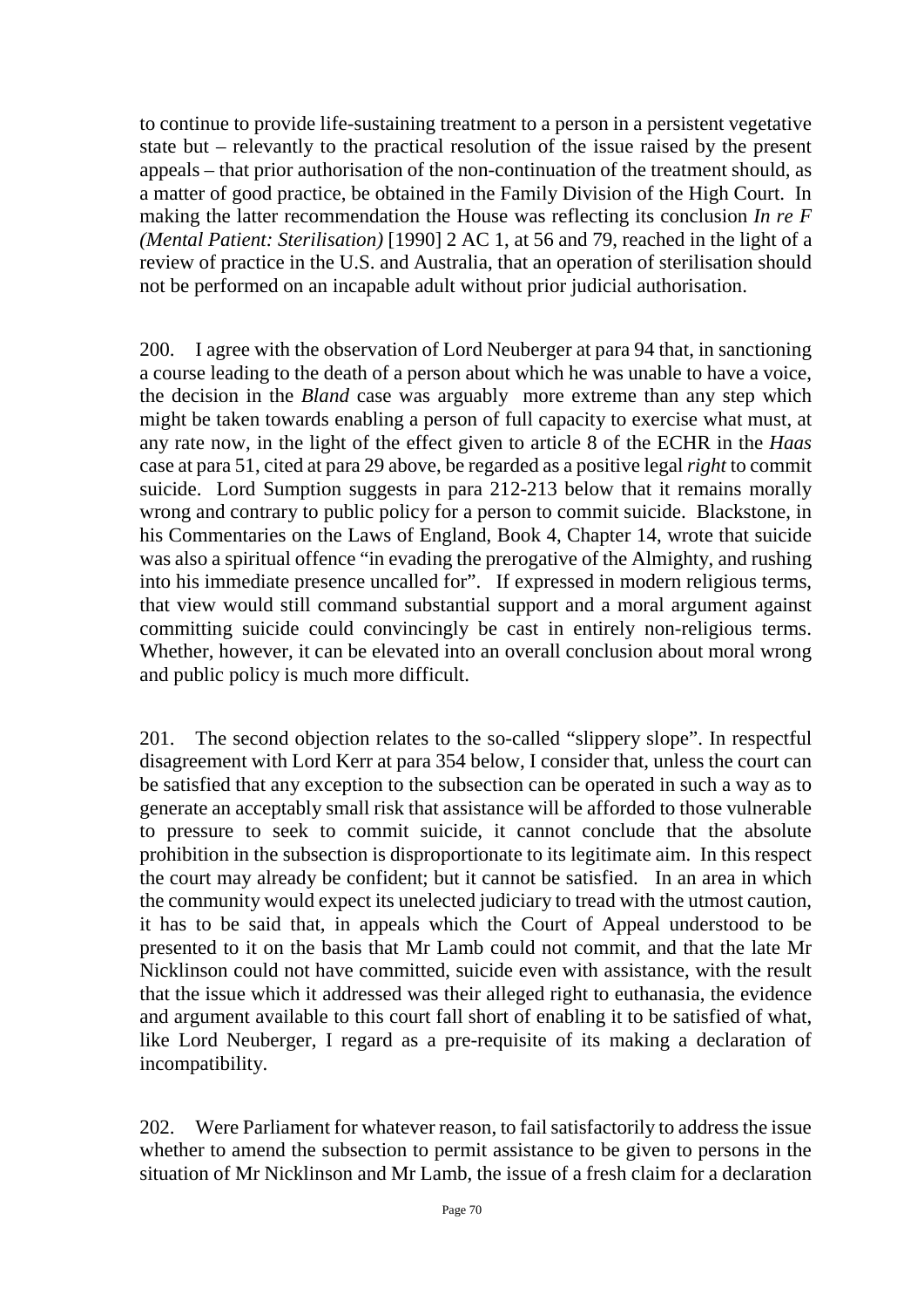to continue to provide life-sustaining treatment to a person in a persistent vegetative state but – relevantly to the practical resolution of the issue raised by the present appeals – that prior authorisation of the non-continuation of the treatment should, as a matter of good practice, be obtained in the Family Division of the High Court. In making the latter recommendation the House was reflecting its conclusion *In re F (Mental Patient: Sterilisation)* [1990] 2 AC 1, at 56 and 79, reached in the light of a review of practice in the U.S. and Australia, that an operation of sterilisation should not be performed on an incapable adult without prior judicial authorisation.

200. I agree with the observation of Lord Neuberger at para 94 that, in sanctioning a course leading to the death of a person about which he was unable to have a voice, the decision in the *Bland* case was arguably more extreme than any step which might be taken towards enabling a person of full capacity to exercise what must, at any rate now, in the light of the effect given to article 8 of the ECHR in the *Haas* case at para 51, cited at para 29 above, be regarded as a positive legal *right* to commit suicide. Lord Sumption suggests in para 212-213 below that it remains morally wrong and contrary to public policy for a person to commit suicide. Blackstone, in his Commentaries on the Laws of England, Book 4, Chapter 14, wrote that suicide was also a spiritual offence "in evading the prerogative of the Almighty, and rushing into his immediate presence uncalled for". If expressed in modern religious terms, that view would still command substantial support and a moral argument against committing suicide could convincingly be cast in entirely non-religious terms. Whether, however, it can be elevated into an overall conclusion about moral wrong and public policy is much more difficult.

201. The second objection relates to the so-called "slippery slope". In respectful disagreement with Lord Kerr at para 354 below, I consider that, unless the court can be satisfied that any exception to the subsection can be operated in such a way as to generate an acceptably small risk that assistance will be afforded to those vulnerable to pressure to seek to commit suicide, it cannot conclude that the absolute prohibition in the subsection is disproportionate to its legitimate aim. In this respect the court may already be confident; but it cannot be satisfied. In an area in which the community would expect its unelected judiciary to tread with the utmost caution, it has to be said that, in appeals which the Court of Appeal understood to be presented to it on the basis that Mr Lamb could not commit, and that the late Mr Nicklinson could not have committed, suicide even with assistance, with the result that the issue which it addressed was their alleged right to euthanasia, the evidence and argument available to this court fall short of enabling it to be satisfied of what, like Lord Neuberger, I regard as a pre-requisite of its making a declaration of incompatibility.

202. Were Parliament for whatever reason, to fail satisfactorily to address the issue whether to amend the subsection to permit assistance to be given to persons in the situation of Mr Nicklinson and Mr Lamb, the issue of a fresh claim for a declaration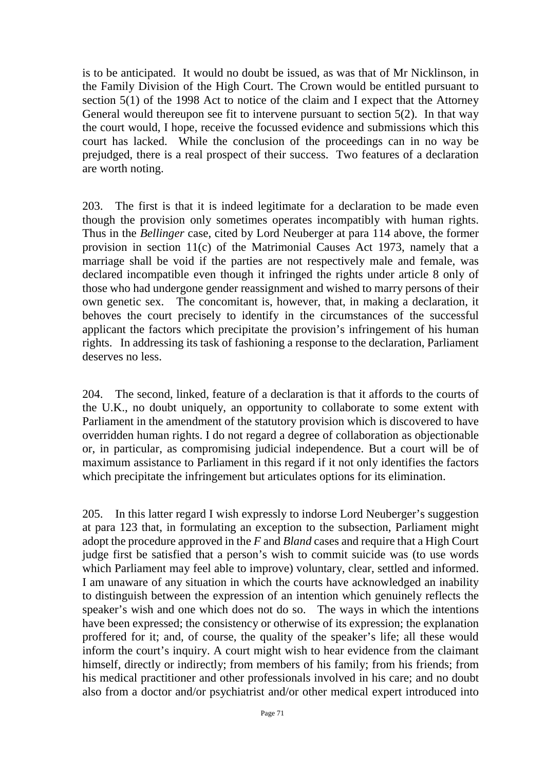is to be anticipated. It would no doubt be issued, as was that of Mr Nicklinson, in the Family Division of the High Court. The Crown would be entitled pursuant to section 5(1) of the 1998 Act to notice of the claim and I expect that the Attorney General would thereupon see fit to intervene pursuant to section 5(2). In that way the court would, I hope, receive the focussed evidence and submissions which this court has lacked. While the conclusion of the proceedings can in no way be prejudged, there is a real prospect of their success. Two features of a declaration are worth noting.

203. The first is that it is indeed legitimate for a declaration to be made even though the provision only sometimes operates incompatibly with human rights. Thus in the *Bellinger* case, cited by Lord Neuberger at para 114 above, the former provision in section 11(c) of the Matrimonial Causes Act 1973, namely that a marriage shall be void if the parties are not respectively male and female, was declared incompatible even though it infringed the rights under article 8 only of those who had undergone gender reassignment and wished to marry persons of their own genetic sex. The concomitant is, however, that, in making a declaration, it behoves the court precisely to identify in the circumstances of the successful applicant the factors which precipitate the provision's infringement of his human rights. In addressing its task of fashioning a response to the declaration, Parliament deserves no less.

204. The second, linked, feature of a declaration is that it affords to the courts of the U.K., no doubt uniquely, an opportunity to collaborate to some extent with Parliament in the amendment of the statutory provision which is discovered to have overridden human rights. I do not regard a degree of collaboration as objectionable or, in particular, as compromising judicial independence. But a court will be of maximum assistance to Parliament in this regard if it not only identifies the factors which precipitate the infringement but articulates options for its elimination.

205. In this latter regard I wish expressly to indorse Lord Neuberger's suggestion at para 123 that, in formulating an exception to the subsection, Parliament might adopt the procedure approved in the *F* and *Bland* cases and require that a High Court judge first be satisfied that a person's wish to commit suicide was (to use words which Parliament may feel able to improve) voluntary, clear, settled and informed. I am unaware of any situation in which the courts have acknowledged an inability to distinguish between the expression of an intention which genuinely reflects the speaker's wish and one which does not do so. The ways in which the intentions have been expressed; the consistency or otherwise of its expression; the explanation proffered for it; and, of course, the quality of the speaker's life; all these would inform the court's inquiry. A court might wish to hear evidence from the claimant himself, directly or indirectly; from members of his family; from his friends; from his medical practitioner and other professionals involved in his care; and no doubt also from a doctor and/or psychiatrist and/or other medical expert introduced into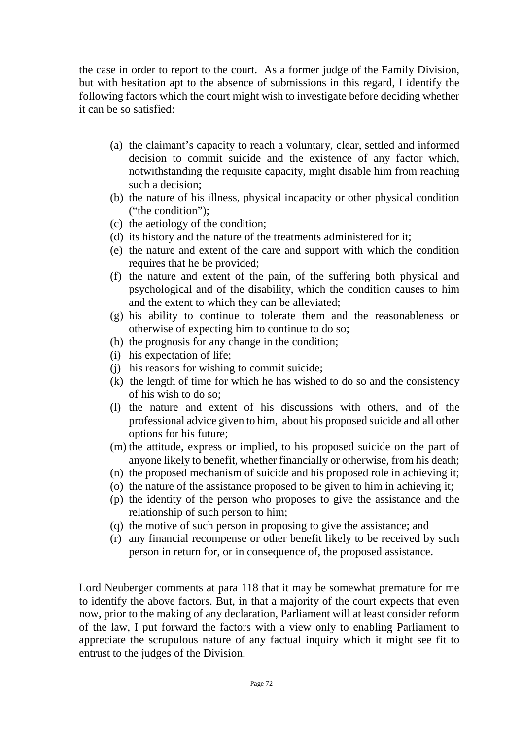the case in order to report to the court. As a former judge of the Family Division, but with hesitation apt to the absence of submissions in this regard, I identify the following factors which the court might wish to investigate before deciding whether it can be so satisfied:

(a) the claimant's capacity to reach a voluntary, clear, settled and informed decision to commit suicide and the existence of any factor which, notwithstanding the requisite capacity, might disable him from reaching such a decision;
(b) the nature of his illness, physical incapacity or other physical condition ("the condition");
(c) the aetiology of the condition;
(d) its history and the nature of the treatments administered for it;
(e) the nature and extent of the care and support with which the condition requires that he be provided;
(f) the nature and extent of the pain, of the suffering both physical and psychological and of the disability, which the condition causes to him and the extent to which they can be alleviated;
(g) his ability to continue to tolerate them and the reasonableness or otherwise of expecting him to continue to do so;
(h) the prognosis for any change in the condition;
(i) his expectation of life;
(j) his reasons for wishing to commit suicide;
(k) the length of time for which he has wished to do so and the consistency of his wish to do so;
(l) the nature and extent of his discussions with others, and of the professional advice given to him, about his proposed suicide and all other options for his future;
(m) the attitude, express or implied, to his proposed suicide on the part of anyone likely to benefit, whether financially or otherwise, from his death;
(n) the proposed mechanism of suicide and his proposed role in achieving it;
(o) the nature of the assistance proposed to be given to him in achieving it;
(p) the identity of the person who proposes to give the assistance and the relationship of such person to him;
(q) the motive of such person in proposing to give the assistance; and
(r) any financial recompense or other benefit likely to be received by such person in return for, or in consequence of, the proposed assistance.

Lord Neuberger comments at para 118 that it may be somewhat premature for me to identify the above factors. But, in that a majority of the court expects that even now, prior to the making of any declaration, Parliament will at least consider reform of the law, I put forward the factors with a view only to enabling Parliament to appreciate the scrupulous nature of any factual inquiry which it might see fit to entrust to the judges of the Division.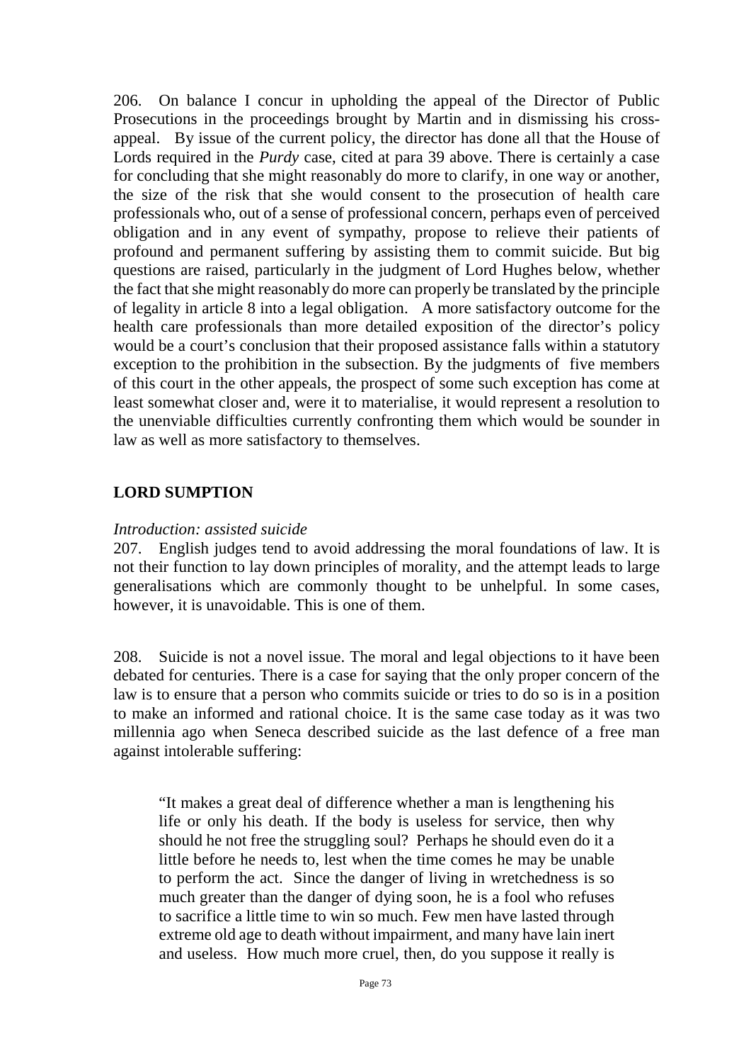206. On balance I concur in upholding the appeal of the Director of Public Prosecutions in the proceedings brought by Martin and in dismissing his cross-appeal. By issue of the current policy, the director has done all that the House of Lords required in the *Purdy* case, cited at para 39 above. There is certainly a case for concluding that she might reasonably do more to clarify, in one way or another, the size of the risk that she would consent to the prosecution of health care professionals who, out of a sense of professional concern, perhaps even of perceived obligation and in any event of sympathy, propose to relieve their patients of profound and permanent suffering by assisting them to commit suicide. But big questions are raised, particularly in the judgment of Lord Hughes below, whether the fact that she might reasonably do more can properly be translated by the principle of legality in article 8 into a legal obligation. A more satisfactory outcome for the health care professionals than more detailed exposition of the director's policy would be a court's conclusion that their proposed assistance falls within a statutory exception to the prohibition in the subsection. By the judgments of five members of this court in the other appeals, the prospect of some such exception has come at least somewhat closer and, were it to materialise, it would represent a resolution to the unenviable difficulties currently confronting them which would be sounder in law as well as more satisfactory to themselves.

## LORD SUMPTION

*Introduction: assisted suicide*

207. English judges tend to avoid addressing the moral foundations of law. It is not their function to lay down principles of morality, and the attempt leads to large generalisations which are commonly thought to be unhelpful. In some cases, however, it is unavoidable. This is one of them.

208. Suicide is not a novel issue. The moral and legal objections to it have been debated for centuries. There is a case for saying that the only proper concern of the law is to ensure that a person who commits suicide or tries to do so is in a position to make an informed and rational choice. It is the same case today as it was two millennia ago when Seneca described suicide as the last defence of a free man against intolerable suffering:

> "It makes a great deal of difference whether a man is lengthening his life or only his death. If the body is useless for service, then why should he not free the struggling soul? Perhaps he should even do it a little before he needs to, lest when the time comes he may be unable to perform the act. Since the danger of living in wretchedness is so much greater than the danger of dying soon, he is a fool who refuses to sacrifice a little time to win so much. Few men have lasted through extreme old age to death without impairment, and many have lain inert and useless. How much more cruel, then, do you suppose it really is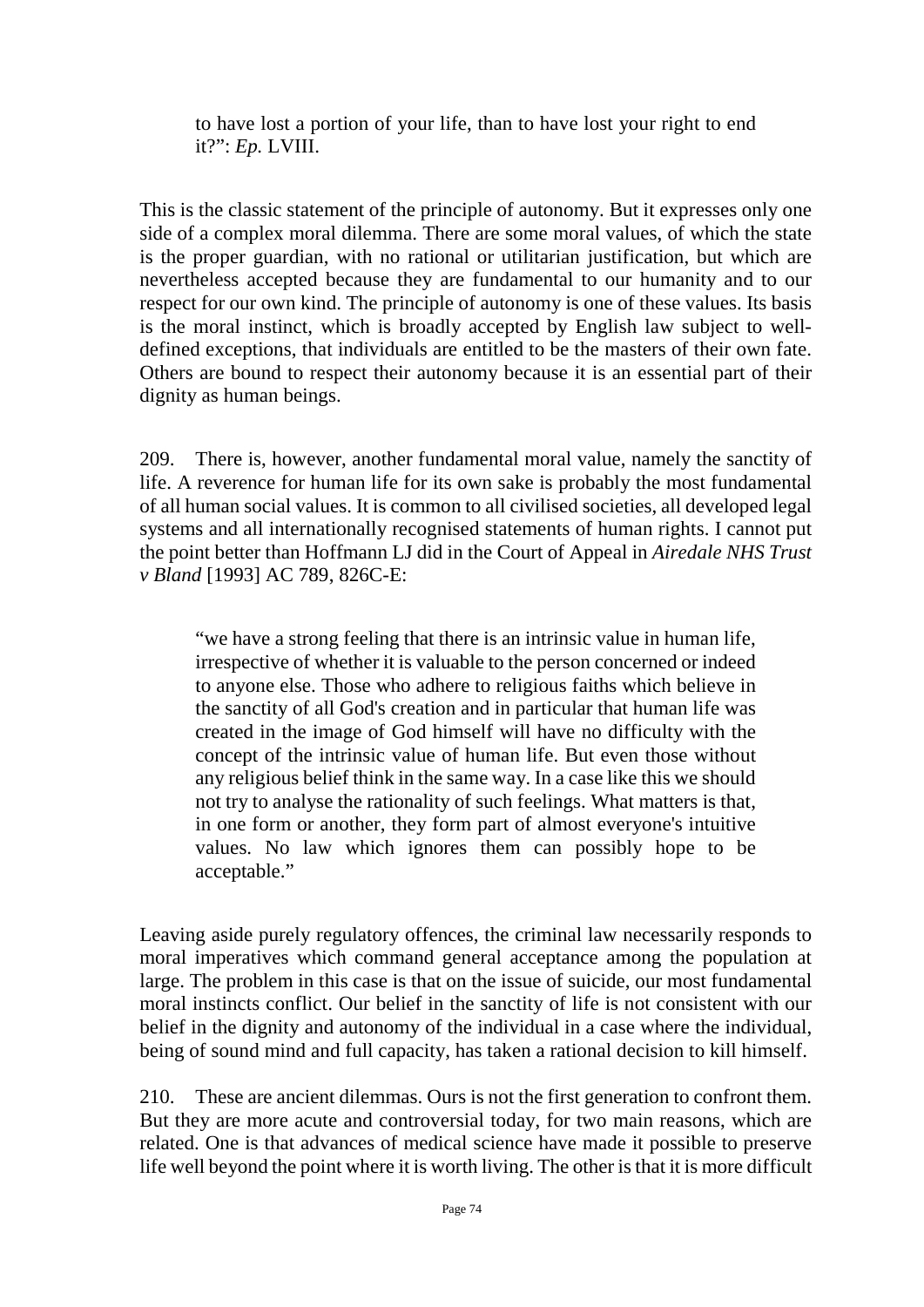> to have lost a portion of your life, than to have lost your right to end it?": *Ep.* LVIII.

This is the classic statement of the principle of autonomy. But it expresses only one side of a complex moral dilemma. There are some moral values, of which the state is the proper guardian, with no rational or utilitarian justification, but which are nevertheless accepted because they are fundamental to our humanity and to our respect for our own kind. The principle of autonomy is one of these values. Its basis is the moral instinct, which is broadly accepted by English law subject to well-defined exceptions, that individuals are entitled to be the masters of their own fate. Others are bound to respect their autonomy because it is an essential part of their dignity as human beings.

209. There is, however, another fundamental moral value, namely the sanctity of life. A reverence for human life for its own sake is probably the most fundamental of all human social values. It is common to all civilised societies, all developed legal systems and all internationally recognised statements of human rights. I cannot put the point better than Hoffmann LJ did in the Court of Appeal in *Airedale NHS Trust v Bland* [1993] AC 789, 826C-E:

> "we have a strong feeling that there is an intrinsic value in human life, irrespective of whether it is valuable to the person concerned or indeed to anyone else. Those who adhere to religious faiths which believe in the sanctity of all God's creation and in particular that human life was created in the image of God himself will have no difficulty with the concept of the intrinsic value of human life. But even those without any religious belief think in the same way. In a case like this we should not try to analyse the rationality of such feelings. What matters is that, in one form or another, they form part of almost everyone's intuitive values. No law which ignores them can possibly hope to be acceptable."

Leaving aside purely regulatory offences, the criminal law necessarily responds to moral imperatives which command general acceptance among the population at large. The problem in this case is that on the issue of suicide, our most fundamental moral instincts conflict. Our belief in the sanctity of life is not consistent with our belief in the dignity and autonomy of the individual in a case where the individual, being of sound mind and full capacity, has taken a rational decision to kill himself.

210. These are ancient dilemmas. Ours is not the first generation to confront them. But they are more acute and controversial today, for two main reasons, which are related. One is that advances of medical science have made it possible to preserve life well beyond the point where it is worth living. The other is that it is more difficult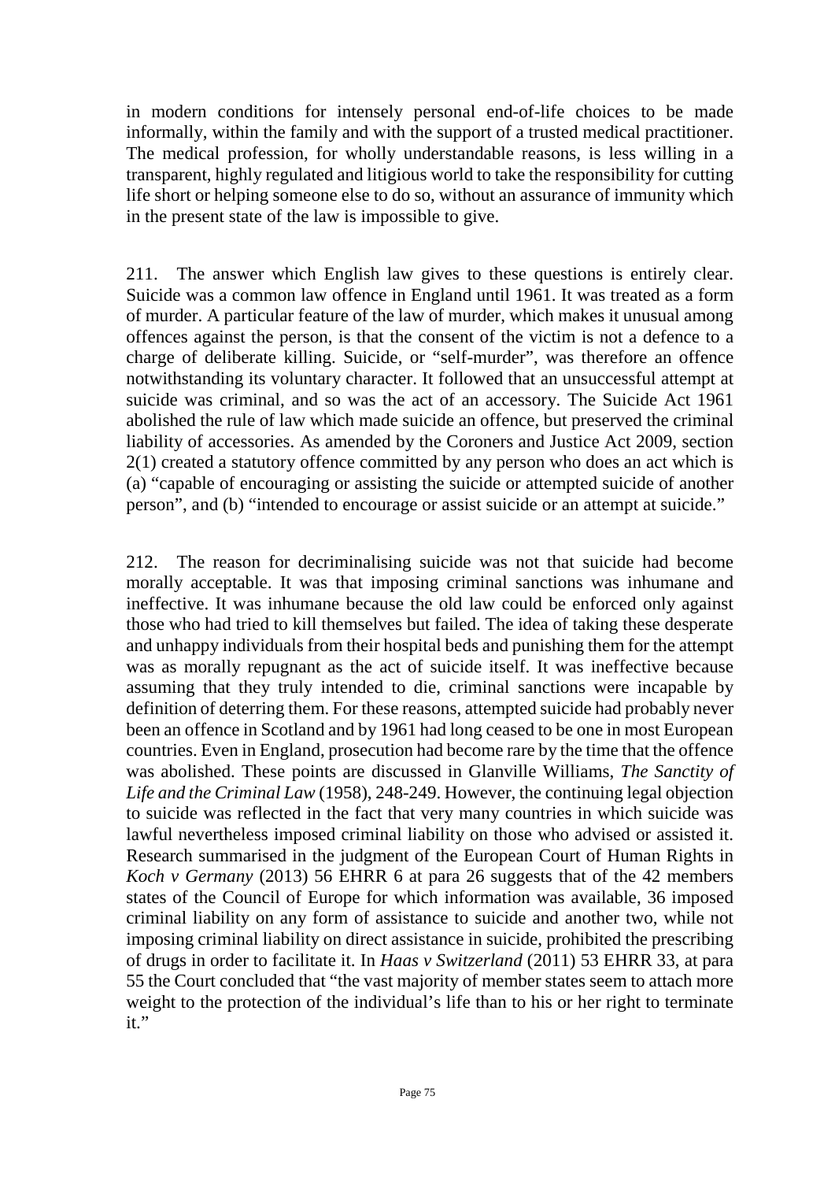in modern conditions for intensely personal end-of-life choices to be made informally, within the family and with the support of a trusted medical practitioner. The medical profession, for wholly understandable reasons, is less willing in a transparent, highly regulated and litigious world to take the responsibility for cutting life short or helping someone else to do so, without an assurance of immunity which in the present state of the law is impossible to give.

211. The answer which English law gives to these questions is entirely clear. Suicide was a common law offence in England until 1961. It was treated as a form of murder. A particular feature of the law of murder, which makes it unusual among offences against the person, is that the consent of the victim is not a defence to a charge of deliberate killing. Suicide, or "self-murder", was therefore an offence notwithstanding its voluntary character. It followed that an unsuccessful attempt at suicide was criminal, and so was the act of an accessory. The Suicide Act 1961 abolished the rule of law which made suicide an offence, but preserved the criminal liability of accessories. As amended by the Coroners and Justice Act 2009, section 2(1) created a statutory offence committed by any person who does an act which is (a) "capable of encouraging or assisting the suicide or attempted suicide of another person", and (b) "intended to encourage or assist suicide or an attempt at suicide."

212. The reason for decriminalising suicide was not that suicide had become morally acceptable. It was that imposing criminal sanctions was inhumane and ineffective. It was inhumane because the old law could be enforced only against those who had tried to kill themselves but failed. The idea of taking these desperate and unhappy individuals from their hospital beds and punishing them for the attempt was as morally repugnant as the act of suicide itself. It was ineffective because assuming that they truly intended to die, criminal sanctions were incapable by definition of deterring them. For these reasons, attempted suicide had probably never been an offence in Scotland and by 1961 had long ceased to be one in most European countries. Even in England, prosecution had become rare by the time that the offence was abolished. These points are discussed in Glanville Williams, *The Sanctity of Life and the Criminal Law* (1958), 248-249. However, the continuing legal objection to suicide was reflected in the fact that very many countries in which suicide was lawful nevertheless imposed criminal liability on those who advised or assisted it. Research summarised in the judgment of the European Court of Human Rights in *Koch v Germany* (2013) 56 EHRR 6 at para 26 suggests that of the 42 members states of the Council of Europe for which information was available, 36 imposed criminal liability on any form of assistance to suicide and another two, while not imposing criminal liability on direct assistance in suicide, prohibited the prescribing of drugs in order to facilitate it. In *Haas v Switzerland* (2011) 53 EHRR 33, at para 55 the Court concluded that "the vast majority of member states seem to attach more weight to the protection of the individual's life than to his or her right to terminate it."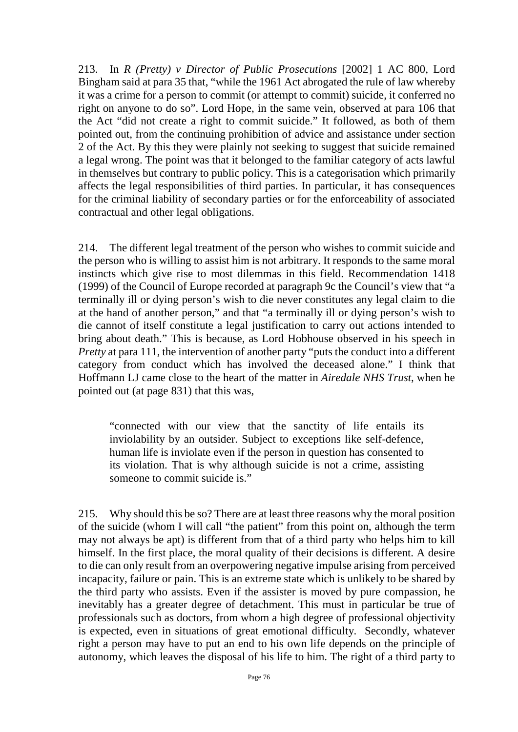213. In *R (Pretty) v Director of Public Prosecutions* [2002] 1 AC 800, Lord Bingham said at para 35 that, "while the 1961 Act abrogated the rule of law whereby it was a crime for a person to commit (or attempt to commit) suicide, it conferred no right on anyone to do so". Lord Hope, in the same vein, observed at para 106 that the Act "did not create a right to commit suicide." It followed, as both of them pointed out, from the continuing prohibition of advice and assistance under section 2 of the Act. By this they were plainly not seeking to suggest that suicide remained a legal wrong. The point was that it belonged to the familiar category of acts lawful in themselves but contrary to public policy. This is a categorisation which primarily affects the legal responsibilities of third parties. In particular, it has consequences for the criminal liability of secondary parties or for the enforceability of associated contractual and other legal obligations.

214. The different legal treatment of the person who wishes to commit suicide and the person who is willing to assist him is not arbitrary. It responds to the same moral instincts which give rise to most dilemmas in this field. Recommendation 1418 (1999) of the Council of Europe recorded at paragraph 9c the Council's view that "a terminally ill or dying person's wish to die never constitutes any legal claim to die at the hand of another person," and that "a terminally ill or dying person's wish to die cannot of itself constitute a legal justification to carry out actions intended to bring about death." This is because, as Lord Hobhouse observed in his speech in *Pretty* at para 111, the intervention of another party "puts the conduct into a different category from conduct which has involved the deceased alone." I think that Hoffmann LJ came close to the heart of the matter in *Airedale NHS Trust*, when he pointed out (at page 831) that this was,

> "connected with our view that the sanctity of life entails its inviolability by an outsider. Subject to exceptions like self-defence, human life is inviolate even if the person in question has consented to its violation. That is why although suicide is not a crime, assisting someone to commit suicide is."

215. Why should this be so? There are at least three reasons why the moral position of the suicide (whom I will call "the patient" from this point on, although the term may not always be apt) is different from that of a third party who helps him to kill himself. In the first place, the moral quality of their decisions is different. A desire to die can only result from an overpowering negative impulse arising from perceived incapacity, failure or pain. This is an extreme state which is unlikely to be shared by the third party who assists. Even if the assister is moved by pure compassion, he inevitably has a greater degree of detachment. This must in particular be true of professionals such as doctors, from whom a high degree of professional objectivity is expected, even in situations of great emotional difficulty. Secondly, whatever right a person may have to put an end to his own life depends on the principle of autonomy, which leaves the disposal of his life to him. The right of a third party to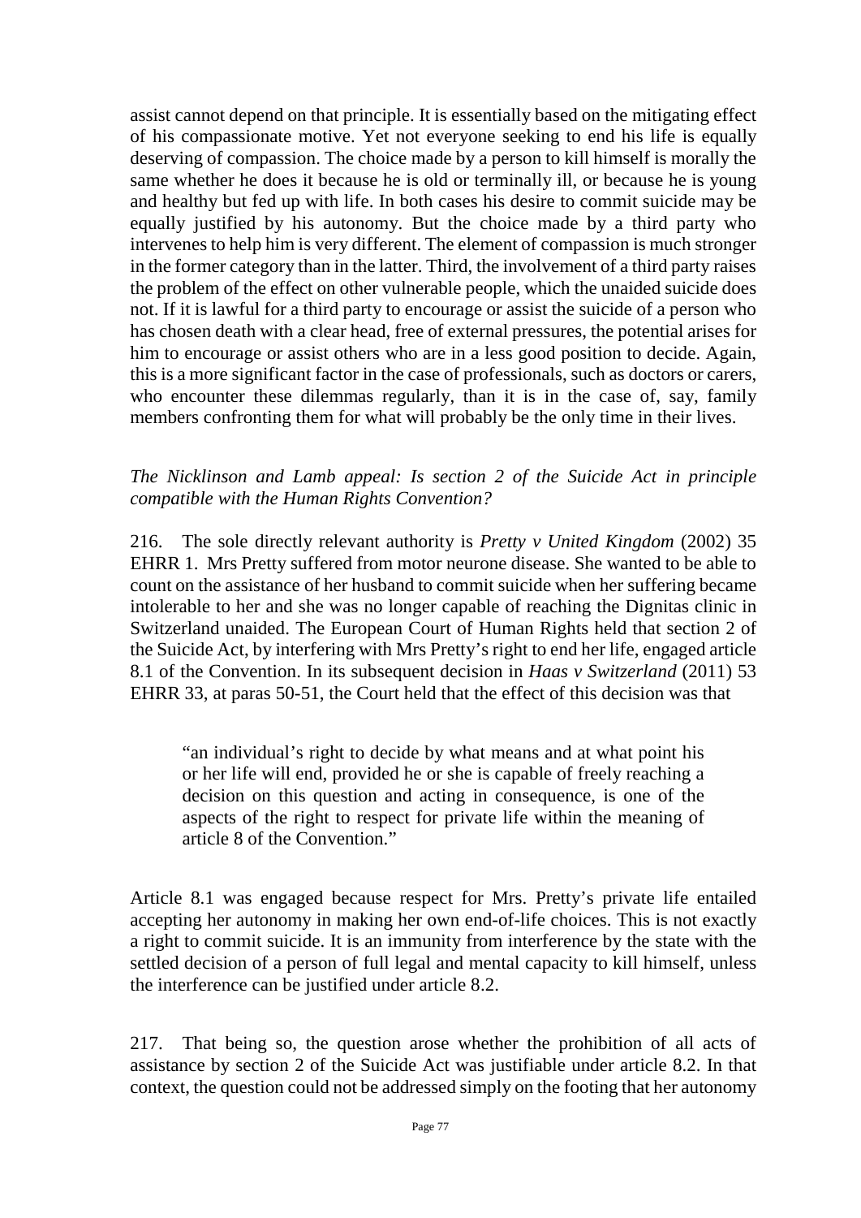assist cannot depend on that principle. It is essentially based on the mitigating effect of his compassionate motive. Yet not everyone seeking to end his life is equally deserving of compassion. The choice made by a person to kill himself is morally the same whether he does it because he is old or terminally ill, or because he is young and healthy but fed up with life. In both cases his desire to commit suicide may be equally justified by his autonomy. But the choice made by a third party who intervenes to help him is very different. The element of compassion is much stronger in the former category than in the latter. Third, the involvement of a third party raises the problem of the effect on other vulnerable people, which the unaided suicide does not. If it is lawful for a third party to encourage or assist the suicide of a person who has chosen death with a clear head, free of external pressures, the potential arises for him to encourage or assist others who are in a less good position to decide. Again, this is a more significant factor in the case of professionals, such as doctors or carers, who encounter these dilemmas regularly, than it is in the case of, say, family members confronting them for what will probably be the only time in their lives.

*The Nicklinson and Lamb appeal: Is section 2 of the Suicide Act in principle compatible with the Human Rights Convention?*

216. The sole directly relevant authority is *Pretty v United Kingdom* (2002) 35 EHRR 1. Mrs Pretty suffered from motor neurone disease. She wanted to be able to count on the assistance of her husband to commit suicide when her suffering became intolerable to her and she was no longer capable of reaching the Dignitas clinic in Switzerland unaided. The European Court of Human Rights held that section 2 of the Suicide Act, by interfering with Mrs Pretty's right to end her life, engaged article 8.1 of the Convention. In its subsequent decision in *Haas v Switzerland* (2011) 53 EHRR 33, at paras 50-51, the Court held that the effect of this decision was that

> "an individual's right to decide by what means and at what point his or her life will end, provided he or she is capable of freely reaching a decision on this question and acting in consequence, is one of the aspects of the right to respect for private life within the meaning of article 8 of the Convention."

Article 8.1 was engaged because respect for Mrs. Pretty's private life entailed accepting her autonomy in making her own end-of-life choices. This is not exactly a right to commit suicide. It is an immunity from interference by the state with the settled decision of a person of full legal and mental capacity to kill himself, unless the interference can be justified under article 8.2.

217. That being so, the question arose whether the prohibition of all acts of assistance by section 2 of the Suicide Act was justifiable under article 8.2. In that context, the question could not be addressed simply on the footing that her autonomy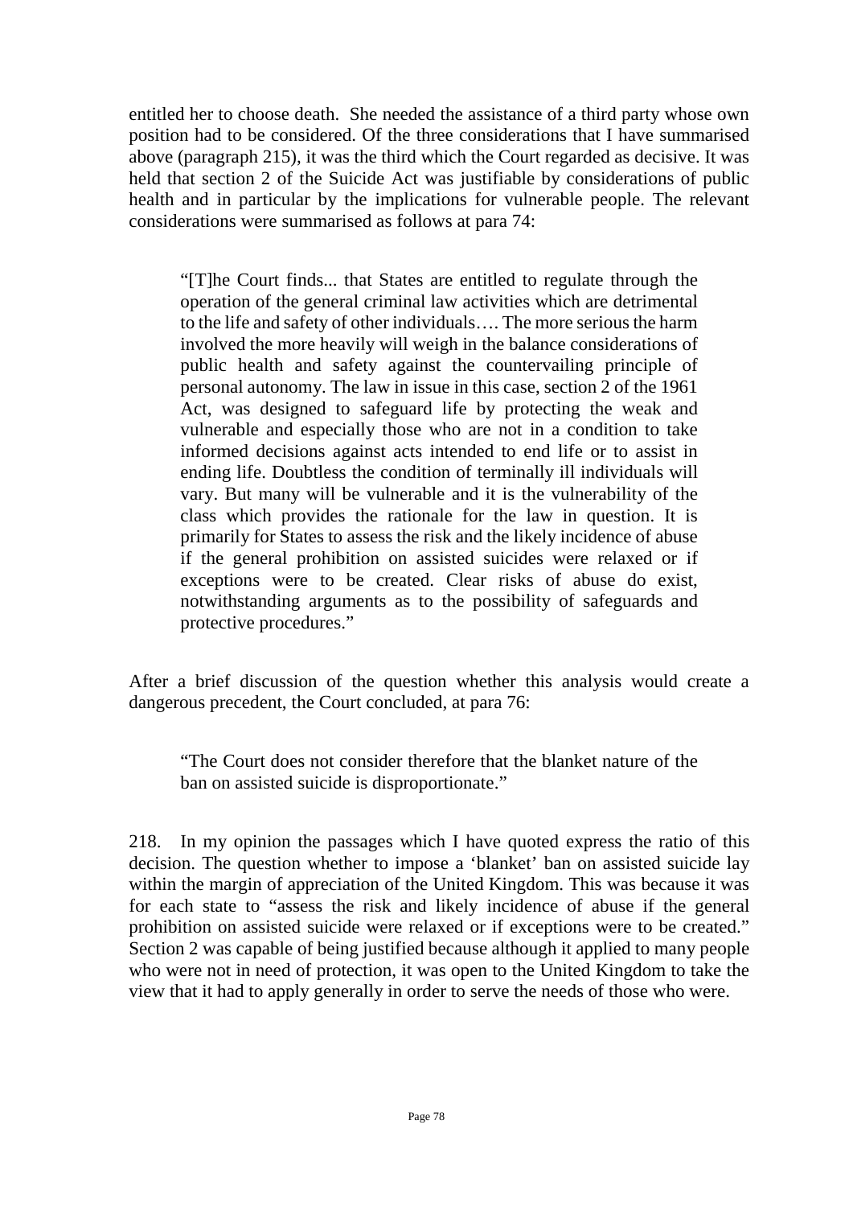entitled her to choose death. She needed the assistance of a third party whose own position had to be considered. Of the three considerations that I have summarised above (paragraph 215), it was the third which the Court regarded as decisive. It was held that section 2 of the Suicide Act was justifiable by considerations of public health and in particular by the implications for vulnerable people. The relevant considerations were summarised as follows at para 74:

> "[T]he Court finds... that States are entitled to regulate through the operation of the general criminal law activities which are detrimental to the life and safety of other individuals…. The more serious the harm involved the more heavily will weigh in the balance considerations of public health and safety against the countervailing principle of personal autonomy. The law in issue in this case, section 2 of the 1961 Act, was designed to safeguard life by protecting the weak and vulnerable and especially those who are not in a condition to take informed decisions against acts intended to end life or to assist in ending life. Doubtless the condition of terminally ill individuals will vary. But many will be vulnerable and it is the vulnerability of the class which provides the rationale for the law in question. It is primarily for States to assess the risk and the likely incidence of abuse if the general prohibition on assisted suicides were relaxed or if exceptions were to be created. Clear risks of abuse do exist, notwithstanding arguments as to the possibility of safeguards and protective procedures."

After a brief discussion of the question whether this analysis would create a dangerous precedent, the Court concluded, at para 76:

> "The Court does not consider therefore that the blanket nature of the ban on assisted suicide is disproportionate."

218. In my opinion the passages which I have quoted express the ratio of this decision. The question whether to impose a 'blanket' ban on assisted suicide lay within the margin of appreciation of the United Kingdom. This was because it was for each state to "assess the risk and likely incidence of abuse if the general prohibition on assisted suicide were relaxed or if exceptions were to be created." Section 2 was capable of being justified because although it applied to many people who were not in need of protection, it was open to the United Kingdom to take the view that it had to apply generally in order to serve the needs of those who were.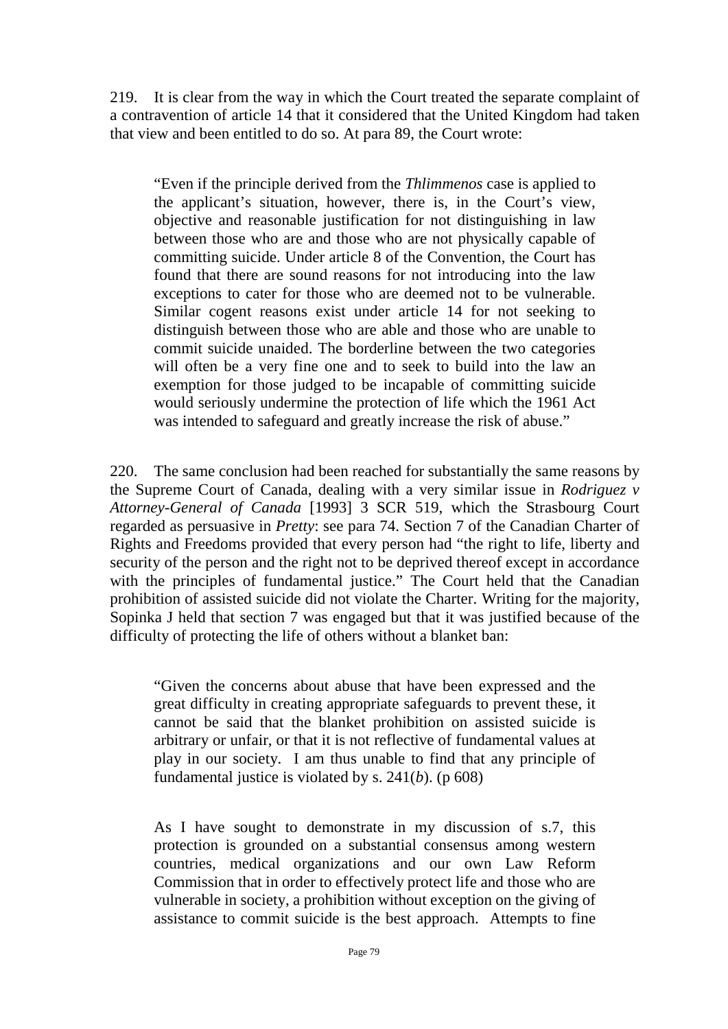219. It is clear from the way in which the Court treated the separate complaint of a contravention of article 14 that it considered that the United Kingdom had taken that view and been entitled to do so. At para 89, the Court wrote:

> "Even if the principle derived from the *Thlimmenos* case is applied to the applicant's situation, however, there is, in the Court's view, objective and reasonable justification for not distinguishing in law between those who are and those who are not physically capable of committing suicide. Under article 8 of the Convention, the Court has found that there are sound reasons for not introducing into the law exceptions to cater for those who are deemed not to be vulnerable. Similar cogent reasons exist under article 14 for not seeking to distinguish between those who are able and those who are unable to commit suicide unaided. The borderline between the two categories will often be a very fine one and to seek to build into the law an exemption for those judged to be incapable of committing suicide would seriously undermine the protection of life which the 1961 Act was intended to safeguard and greatly increase the risk of abuse."

220. The same conclusion had been reached for substantially the same reasons by the Supreme Court of Canada, dealing with a very similar issue in *Rodriguez v Attorney-General of Canada* [1993] 3 SCR 519, which the Strasbourg Court regarded as persuasive in *Pretty*: see para 74. Section 7 of the Canadian Charter of Rights and Freedoms provided that every person had "the right to life, liberty and security of the person and the right not to be deprived thereof except in accordance with the principles of fundamental justice." The Court held that the Canadian prohibition of assisted suicide did not violate the Charter. Writing for the majority, Sopinka J held that section 7 was engaged but that it was justified because of the difficulty of protecting the life of others without a blanket ban:

> "Given the concerns about abuse that have been expressed and the great difficulty in creating appropriate safeguards to prevent these, it cannot be said that the blanket prohibition on assisted suicide is arbitrary or unfair, or that it is not reflective of fundamental values at play in our society. I am thus unable to find that any principle of fundamental justice is violated by s. 241(*b*). (p 608)
>
> As I have sought to demonstrate in my discussion of s.7, this protection is grounded on a substantial consensus among western countries, medical organizations and our own Law Reform Commission that in order to effectively protect life and those who are vulnerable in society, a prohibition without exception on the giving of assistance to commit suicide is the best approach. Attempts to fine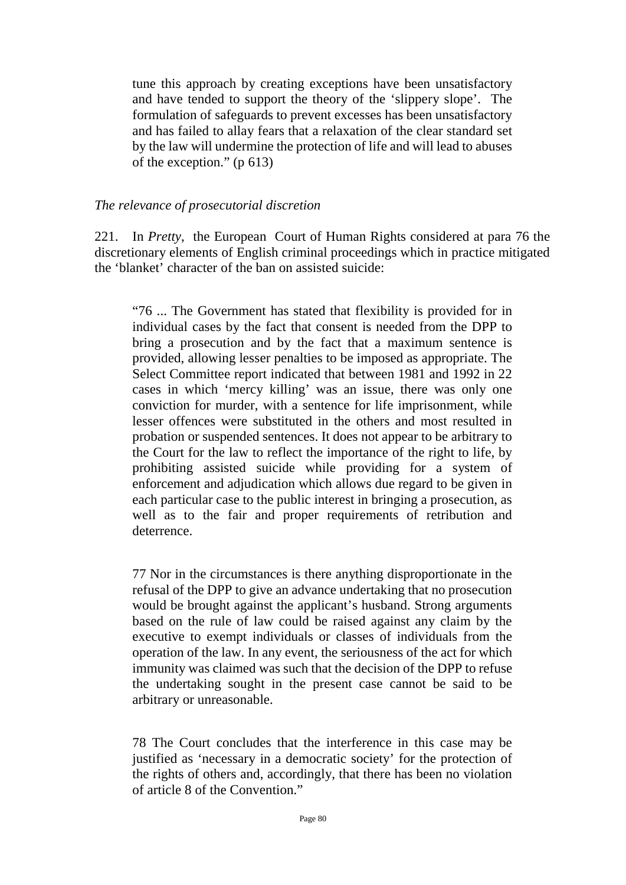tune this approach by creating exceptions have been unsatisfactory and have tended to support the theory of the 'slippery slope'. The formulation of safeguards to prevent excesses has been unsatisfactory and has failed to allay fears that a relaxation of the clear standard set by the law will undermine the protection of life and will lead to abuses of the exception." (p 613)

*The relevance of prosecutorial discretion*

221. In *Pretty*, the European Court of Human Rights considered at para 76 the discretionary elements of English criminal proceedings which in practice mitigated the 'blanket' character of the ban on assisted suicide:

> "76 ... The Government has stated that flexibility is provided for in individual cases by the fact that consent is needed from the DPP to bring a prosecution and by the fact that a maximum sentence is provided, allowing lesser penalties to be imposed as appropriate. The Select Committee report indicated that between 1981 and 1992 in 22 cases in which 'mercy killing' was an issue, there was only one conviction for murder, with a sentence for life imprisonment, while lesser offences were substituted in the others and most resulted in probation or suspended sentences. It does not appear to be arbitrary to the Court for the law to reflect the importance of the right to life, by prohibiting assisted suicide while providing for a system of enforcement and adjudication which allows due regard to be given in each particular case to the public interest in bringing a prosecution, as well as to the fair and proper requirements of retribution and deterrence.
>
> 77 Nor in the circumstances is there anything disproportionate in the refusal of the DPP to give an advance undertaking that no prosecution would be brought against the applicant's husband. Strong arguments based on the rule of law could be raised against any claim by the executive to exempt individuals or classes of individuals from the operation of the law. In any event, the seriousness of the act for which immunity was claimed was such that the decision of the DPP to refuse the undertaking sought in the present case cannot be said to be arbitrary or unreasonable.
>
> 78 The Court concludes that the interference in this case may be justified as 'necessary in a democratic society' for the protection of the rights of others and, accordingly, that there has been no violation of article 8 of the Convention."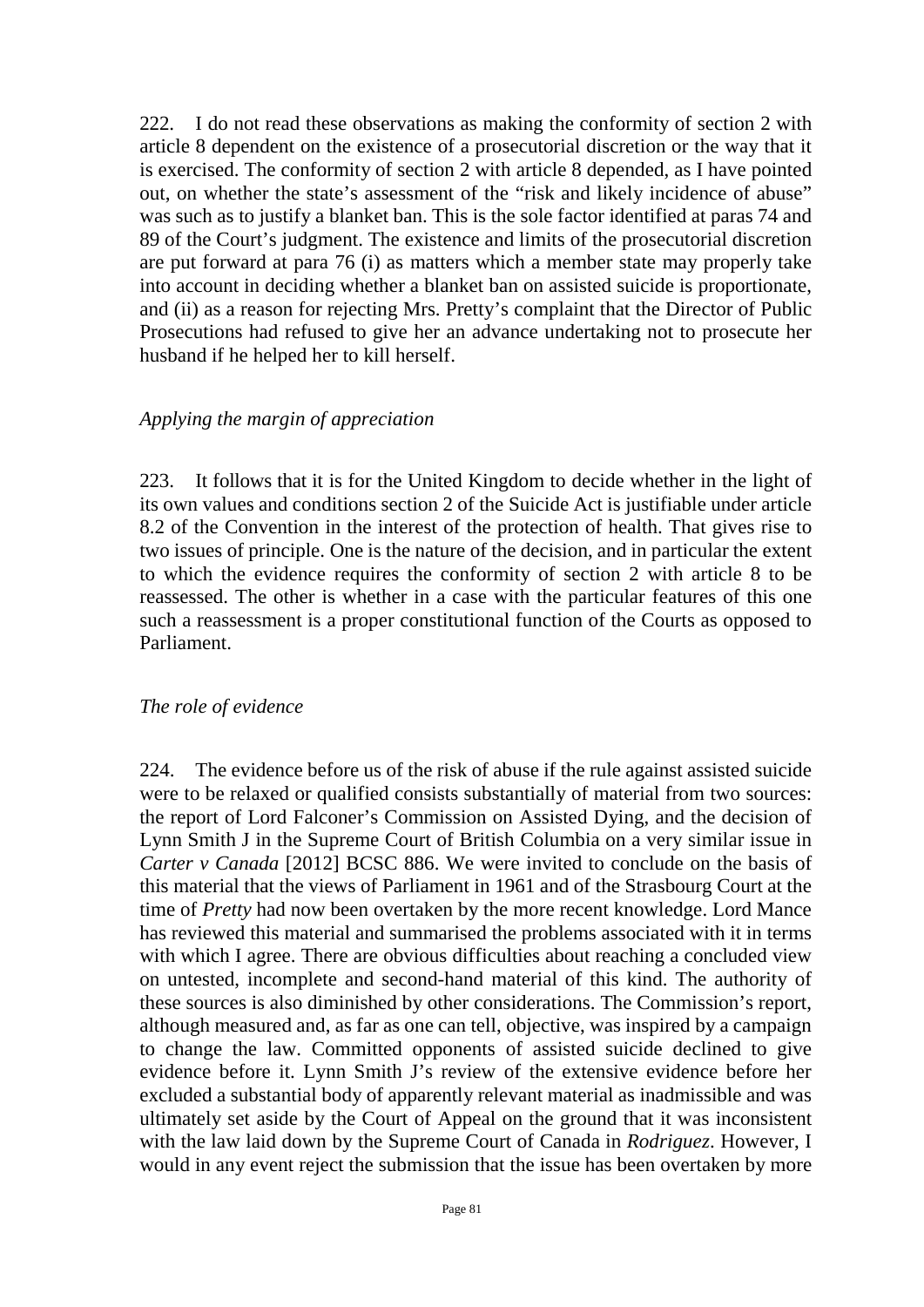222. I do not read these observations as making the conformity of section 2 with article 8 dependent on the existence of a prosecutorial discretion or the way that it is exercised. The conformity of section 2 with article 8 depended, as I have pointed out, on whether the state's assessment of the "risk and likely incidence of abuse" was such as to justify a blanket ban. This is the sole factor identified at paras 74 and 89 of the Court's judgment. The existence and limits of the prosecutorial discretion are put forward at para 76 (i) as matters which a member state may properly take into account in deciding whether a blanket ban on assisted suicide is proportionate, and (ii) as a reason for rejecting Mrs. Pretty's complaint that the Director of Public Prosecutions had refused to give her an advance undertaking not to prosecute her husband if he helped her to kill herself.

*Applying the margin of appreciation*

223. It follows that it is for the United Kingdom to decide whether in the light of its own values and conditions section 2 of the Suicide Act is justifiable under article 8.2 of the Convention in the interest of the protection of health. That gives rise to two issues of principle. One is the nature of the decision, and in particular the extent to which the evidence requires the conformity of section 2 with article 8 to be reassessed. The other is whether in a case with the particular features of this one such a reassessment is a proper constitutional function of the Courts as opposed to Parliament.

*The role of evidence*

224. The evidence before us of the risk of abuse if the rule against assisted suicide were to be relaxed or qualified consists substantially of material from two sources: the report of Lord Falconer's Commission on Assisted Dying, and the decision of Lynn Smith J in the Supreme Court of British Columbia on a very similar issue in *Carter v Canada* [2012] BCSC 886. We were invited to conclude on the basis of this material that the views of Parliament in 1961 and of the Strasbourg Court at the time of *Pretty* had now been overtaken by the more recent knowledge. Lord Mance has reviewed this material and summarised the problems associated with it in terms with which I agree. There are obvious difficulties about reaching a concluded view on untested, incomplete and second-hand material of this kind. The authority of these sources is also diminished by other considerations. The Commission's report, although measured and, as far as one can tell, objective, was inspired by a campaign to change the law. Committed opponents of assisted suicide declined to give evidence before it. Lynn Smith J's review of the extensive evidence before her excluded a substantial body of apparently relevant material as inadmissible and was ultimately set aside by the Court of Appeal on the ground that it was inconsistent with the law laid down by the Supreme Court of Canada in *Rodriguez*. However, I would in any event reject the submission that the issue has been overtaken by more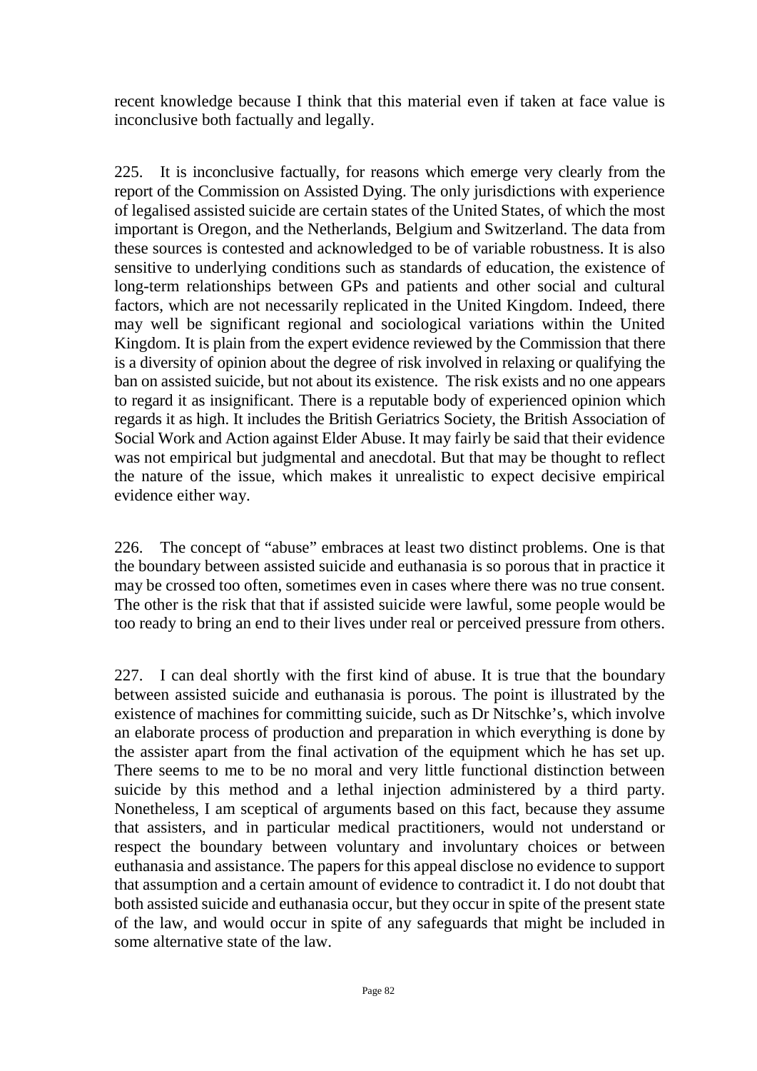recent knowledge because I think that this material even if taken at face value is inconclusive both factually and legally.

225. It is inconclusive factually, for reasons which emerge very clearly from the report of the Commission on Assisted Dying. The only jurisdictions with experience of legalised assisted suicide are certain states of the United States, of which the most important is Oregon, and the Netherlands, Belgium and Switzerland. The data from these sources is contested and acknowledged to be of variable robustness. It is also sensitive to underlying conditions such as standards of education, the existence of long-term relationships between GPs and patients and other social and cultural factors, which are not necessarily replicated in the United Kingdom. Indeed, there may well be significant regional and sociological variations within the United Kingdom. It is plain from the expert evidence reviewed by the Commission that there is a diversity of opinion about the degree of risk involved in relaxing or qualifying the ban on assisted suicide, but not about its existence. The risk exists and no one appears to regard it as insignificant. There is a reputable body of experienced opinion which regards it as high. It includes the British Geriatrics Society, the British Association of Social Work and Action against Elder Abuse. It may fairly be said that their evidence was not empirical but judgmental and anecdotal. But that may be thought to reflect the nature of the issue, which makes it unrealistic to expect decisive empirical evidence either way.

226. The concept of "abuse" embraces at least two distinct problems. One is that the boundary between assisted suicide and euthanasia is so porous that in practice it may be crossed too often, sometimes even in cases where there was no true consent. The other is the risk that that if assisted suicide were lawful, some people would be too ready to bring an end to their lives under real or perceived pressure from others.

227. I can deal shortly with the first kind of abuse. It is true that the boundary between assisted suicide and euthanasia is porous. The point is illustrated by the existence of machines for committing suicide, such as Dr Nitschke's, which involve an elaborate process of production and preparation in which everything is done by the assister apart from the final activation of the equipment which he has set up. There seems to me to be no moral and very little functional distinction between suicide by this method and a lethal injection administered by a third party. Nonetheless, I am sceptical of arguments based on this fact, because they assume that assisters, and in particular medical practitioners, would not understand or respect the boundary between voluntary and involuntary choices or between euthanasia and assistance. The papers for this appeal disclose no evidence to support that assumption and a certain amount of evidence to contradict it. I do not doubt that both assisted suicide and euthanasia occur, but they occur in spite of the present state of the law, and would occur in spite of any safeguards that might be included in some alternative state of the law.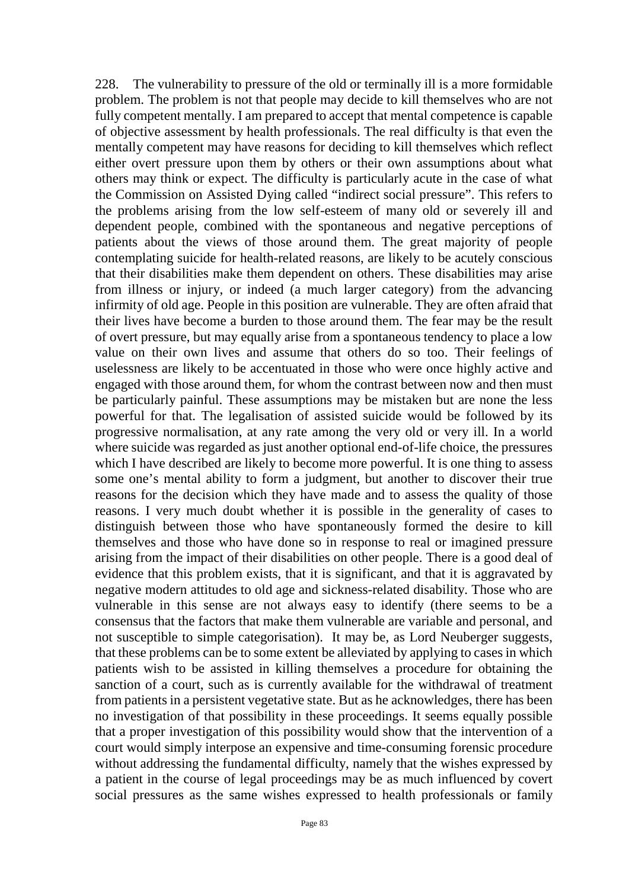228. The vulnerability to pressure of the old or terminally ill is a more formidable problem. The problem is not that people may decide to kill themselves who are not fully competent mentally. I am prepared to accept that mental competence is capable of objective assessment by health professionals. The real difficulty is that even the mentally competent may have reasons for deciding to kill themselves which reflect either overt pressure upon them by others or their own assumptions about what others may think or expect. The difficulty is particularly acute in the case of what the Commission on Assisted Dying called "indirect social pressure". This refers to the problems arising from the low self-esteem of many old or severely ill and dependent people, combined with the spontaneous and negative perceptions of patients about the views of those around them. The great majority of people contemplating suicide for health-related reasons, are likely to be acutely conscious that their disabilities make them dependent on others. These disabilities may arise from illness or injury, or indeed (a much larger category) from the advancing infirmity of old age. People in this position are vulnerable. They are often afraid that their lives have become a burden to those around them. The fear may be the result of overt pressure, but may equally arise from a spontaneous tendency to place a low value on their own lives and assume that others do so too. Their feelings of uselessness are likely to be accentuated in those who were once highly active and engaged with those around them, for whom the contrast between now and then must be particularly painful. These assumptions may be mistaken but are none the less powerful for that. The legalisation of assisted suicide would be followed by its progressive normalisation, at any rate among the very old or very ill. In a world where suicide was regarded as just another optional end-of-life choice, the pressures which I have described are likely to become more powerful. It is one thing to assess some one's mental ability to form a judgment, but another to discover their true reasons for the decision which they have made and to assess the quality of those reasons. I very much doubt whether it is possible in the generality of cases to distinguish between those who have spontaneously formed the desire to kill themselves and those who have done so in response to real or imagined pressure arising from the impact of their disabilities on other people. There is a good deal of evidence that this problem exists, that it is significant, and that it is aggravated by negative modern attitudes to old age and sickness-related disability. Those who are vulnerable in this sense are not always easy to identify (there seems to be a consensus that the factors that make them vulnerable are variable and personal, and not susceptible to simple categorisation). It may be, as Lord Neuberger suggests, that these problems can be to some extent be alleviated by applying to cases in which patients wish to be assisted in killing themselves a procedure for obtaining the sanction of a court, such as is currently available for the withdrawal of treatment from patients in a persistent vegetative state. But as he acknowledges, there has been no investigation of that possibility in these proceedings. It seems equally possible that a proper investigation of this possibility would show that the intervention of a court would simply interpose an expensive and time-consuming forensic procedure without addressing the fundamental difficulty, namely that the wishes expressed by a patient in the course of legal proceedings may be as much influenced by covert social pressures as the same wishes expressed to health professionals or family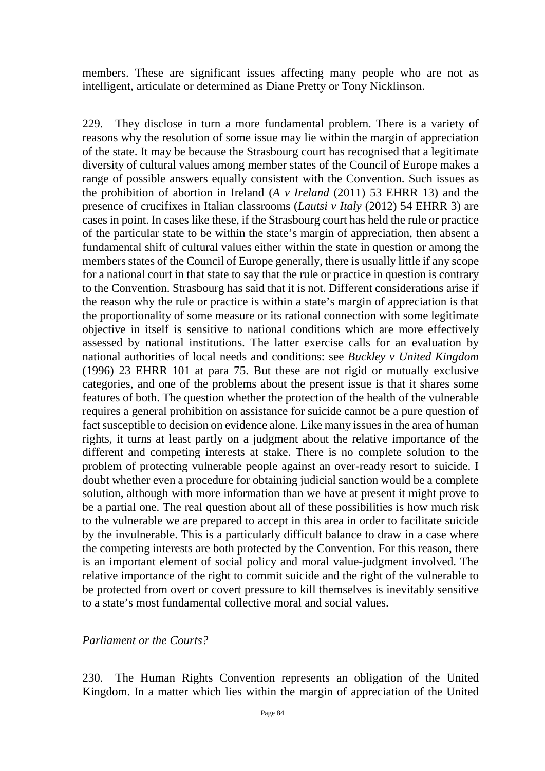members. These are significant issues affecting many people who are not as intelligent, articulate or determined as Diane Pretty or Tony Nicklinson.

229. They disclose in turn a more fundamental problem. There is a variety of reasons why the resolution of some issue may lie within the margin of appreciation of the state. It may be because the Strasbourg court has recognised that a legitimate diversity of cultural values among member states of the Council of Europe makes a range of possible answers equally consistent with the Convention. Such issues as the prohibition of abortion in Ireland (*A v Ireland* (2011) 53 EHRR 13) and the presence of crucifixes in Italian classrooms (*Lautsi v Italy* (2012) 54 EHRR 3) are cases in point. In cases like these, if the Strasbourg court has held the rule or practice of the particular state to be within the state's margin of appreciation, then absent a fundamental shift of cultural values either within the state in question or among the members states of the Council of Europe generally, there is usually little if any scope for a national court in that state to say that the rule or practice in question is contrary to the Convention. Strasbourg has said that it is not. Different considerations arise if the reason why the rule or practice is within a state's margin of appreciation is that the proportionality of some measure or its rational connection with some legitimate objective in itself is sensitive to national conditions which are more effectively assessed by national institutions. The latter exercise calls for an evaluation by national authorities of local needs and conditions: see *Buckley v United Kingdom* (1996) 23 EHRR 101 at para 75. But these are not rigid or mutually exclusive categories, and one of the problems about the present issue is that it shares some features of both. The question whether the protection of the health of the vulnerable requires a general prohibition on assistance for suicide cannot be a pure question of fact susceptible to decision on evidence alone. Like many issues in the area of human rights, it turns at least partly on a judgment about the relative importance of the different and competing interests at stake. There is no complete solution to the problem of protecting vulnerable people against an over-ready resort to suicide. I doubt whether even a procedure for obtaining judicial sanction would be a complete solution, although with more information than we have at present it might prove to be a partial one. The real question about all of these possibilities is how much risk to the vulnerable we are prepared to accept in this area in order to facilitate suicide by the invulnerable. This is a particularly difficult balance to draw in a case where the competing interests are both protected by the Convention. For this reason, there is an important element of social policy and moral value-judgment involved. The relative importance of the right to commit suicide and the right of the vulnerable to be protected from overt or covert pressure to kill themselves is inevitably sensitive to a state's most fundamental collective moral and social values.

*Parliament or the Courts?*

230. The Human Rights Convention represents an obligation of the United Kingdom. In a matter which lies within the margin of appreciation of the United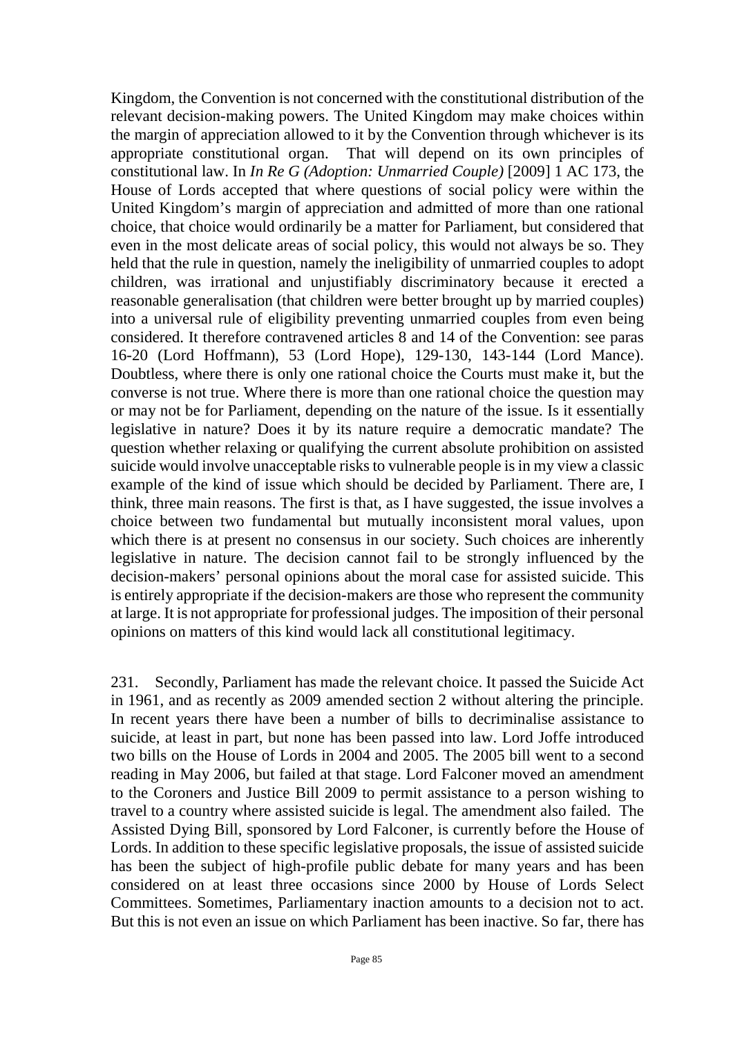Kingdom, the Convention is not concerned with the constitutional distribution of the relevant decision-making powers. The United Kingdom may make choices within the margin of appreciation allowed to it by the Convention through whichever is its appropriate constitutional organ. That will depend on its own principles of constitutional law. In *In Re G (Adoption: Unmarried Couple)* [2009] 1 AC 173, the House of Lords accepted that where questions of social policy were within the United Kingdom's margin of appreciation and admitted of more than one rational choice, that choice would ordinarily be a matter for Parliament, but considered that even in the most delicate areas of social policy, this would not always be so. They held that the rule in question, namely the ineligibility of unmarried couples to adopt children, was irrational and unjustifiably discriminatory because it erected a reasonable generalisation (that children were better brought up by married couples) into a universal rule of eligibility preventing unmarried couples from even being considered. It therefore contravened articles 8 and 14 of the Convention: see paras 16-20 (Lord Hoffmann), 53 (Lord Hope), 129-130, 143-144 (Lord Mance). Doubtless, where there is only one rational choice the Courts must make it, but the converse is not true. Where there is more than one rational choice the question may or may not be for Parliament, depending on the nature of the issue. Is it essentially legislative in nature? Does it by its nature require a democratic mandate? The question whether relaxing or qualifying the current absolute prohibition on assisted suicide would involve unacceptable risks to vulnerable people is in my view a classic example of the kind of issue which should be decided by Parliament. There are, I think, three main reasons. The first is that, as I have suggested, the issue involves a choice between two fundamental but mutually inconsistent moral values, upon which there is at present no consensus in our society. Such choices are inherently legislative in nature. The decision cannot fail to be strongly influenced by the decision-makers' personal opinions about the moral case for assisted suicide. This is entirely appropriate if the decision-makers are those who represent the community at large. It is not appropriate for professional judges. The imposition of their personal opinions on matters of this kind would lack all constitutional legitimacy.

231. Secondly, Parliament has made the relevant choice. It passed the Suicide Act in 1961, and as recently as 2009 amended section 2 without altering the principle. In recent years there have been a number of bills to decriminalise assistance to suicide, at least in part, but none has been passed into law. Lord Joffe introduced two bills on the House of Lords in 2004 and 2005. The 2005 bill went to a second reading in May 2006, but failed at that stage. Lord Falconer moved an amendment to the Coroners and Justice Bill 2009 to permit assistance to a person wishing to travel to a country where assisted suicide is legal. The amendment also failed. The Assisted Dying Bill, sponsored by Lord Falconer, is currently before the House of Lords. In addition to these specific legislative proposals, the issue of assisted suicide has been the subject of high-profile public debate for many years and has been considered on at least three occasions since 2000 by House of Lords Select Committees. Sometimes, Parliamentary inaction amounts to a decision not to act. But this is not even an issue on which Parliament has been inactive. So far, there has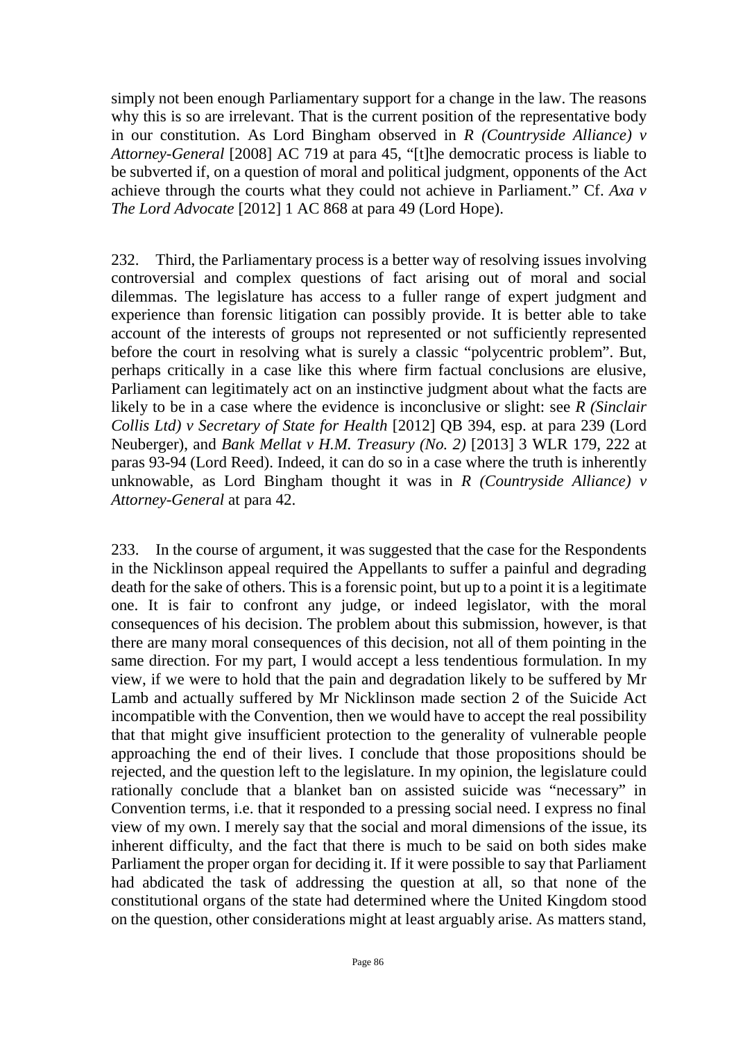simply not been enough Parliamentary support for a change in the law. The reasons why this is so are irrelevant. That is the current position of the representative body in our constitution. As Lord Bingham observed in *R (Countryside Alliance) v Attorney-General* [2008] AC 719 at para 45, "[t]he democratic process is liable to be subverted if, on a question of moral and political judgment, opponents of the Act achieve through the courts what they could not achieve in Parliament." Cf. *Axa v The Lord Advocate* [2012] 1 AC 868 at para 49 (Lord Hope).

232. Third, the Parliamentary process is a better way of resolving issues involving controversial and complex questions of fact arising out of moral and social dilemmas. The legislature has access to a fuller range of expert judgment and experience than forensic litigation can possibly provide. It is better able to take account of the interests of groups not represented or not sufficiently represented before the court in resolving what is surely a classic "polycentric problem". But, perhaps critically in a case like this where firm factual conclusions are elusive, Parliament can legitimately act on an instinctive judgment about what the facts are likely to be in a case where the evidence is inconclusive or slight: see *R (Sinclair Collis Ltd) v Secretary of State for Health* [2012] QB 394, esp. at para 239 (Lord Neuberger), and *Bank Mellat v H.M. Treasury (No. 2)* [2013] 3 WLR 179, 222 at paras 93-94 (Lord Reed). Indeed, it can do so in a case where the truth is inherently unknowable, as Lord Bingham thought it was in *R (Countryside Alliance) v Attorney-General* at para 42.

233. In the course of argument, it was suggested that the case for the Respondents in the Nicklinson appeal required the Appellants to suffer a painful and degrading death for the sake of others. This is a forensic point, but up to a point it is a legitimate one. It is fair to confront any judge, or indeed legislator, with the moral consequences of his decision. The problem about this submission, however, is that there are many moral consequences of this decision, not all of them pointing in the same direction. For my part, I would accept a less tendentious formulation. In my view, if we were to hold that the pain and degradation likely to be suffered by Mr Lamb and actually suffered by Mr Nicklinson made section 2 of the Suicide Act incompatible with the Convention, then we would have to accept the real possibility that that might give insufficient protection to the generality of vulnerable people approaching the end of their lives. I conclude that those propositions should be rejected, and the question left to the legislature. In my opinion, the legislature could rationally conclude that a blanket ban on assisted suicide was "necessary" in Convention terms, i.e. that it responded to a pressing social need. I express no final view of my own. I merely say that the social and moral dimensions of the issue, its inherent difficulty, and the fact that there is much to be said on both sides make Parliament the proper organ for deciding it. If it were possible to say that Parliament had abdicated the task of addressing the question at all, so that none of the constitutional organs of the state had determined where the United Kingdom stood on the question, other considerations might at least arguably arise. As matters stand,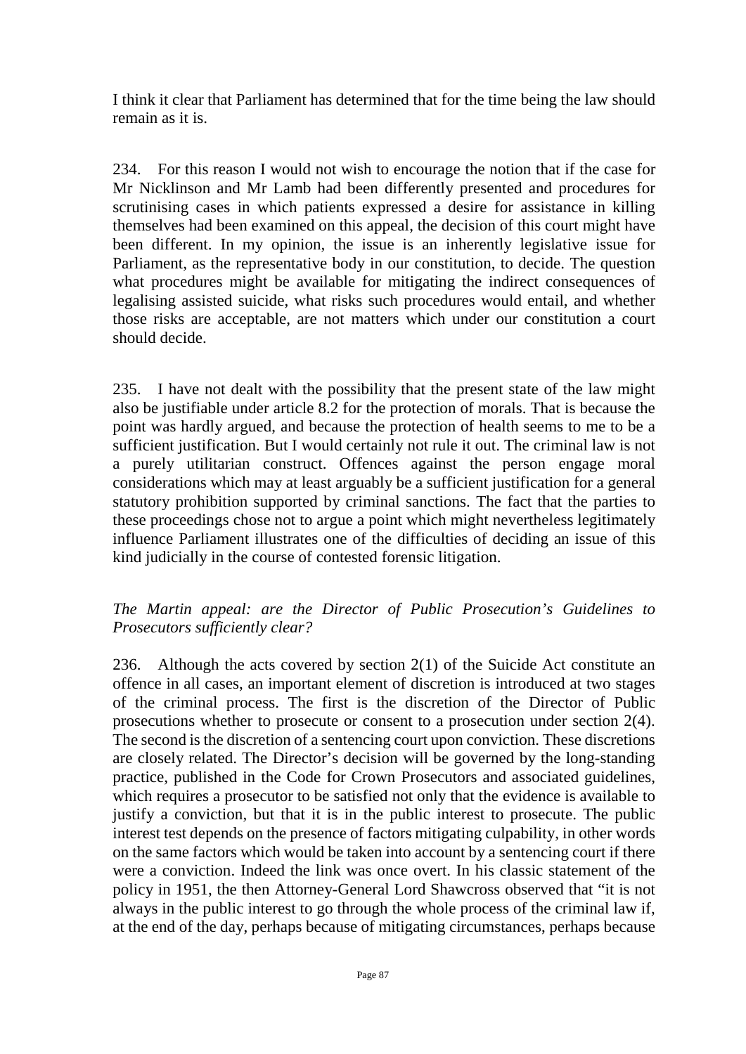I think it clear that Parliament has determined that for the time being the law should remain as it is.

234. For this reason I would not wish to encourage the notion that if the case for Mr Nicklinson and Mr Lamb had been differently presented and procedures for scrutinising cases in which patients expressed a desire for assistance in killing themselves had been examined on this appeal, the decision of this court might have been different. In my opinion, the issue is an inherently legislative issue for Parliament, as the representative body in our constitution, to decide. The question what procedures might be available for mitigating the indirect consequences of legalising assisted suicide, what risks such procedures would entail, and whether those risks are acceptable, are not matters which under our constitution a court should decide.

235. I have not dealt with the possibility that the present state of the law might also be justifiable under article 8.2 for the protection of morals. That is because the point was hardly argued, and because the protection of health seems to me to be a sufficient justification. But I would certainly not rule it out. The criminal law is not a purely utilitarian construct. Offences against the person engage moral considerations which may at least arguably be a sufficient justification for a general statutory prohibition supported by criminal sanctions. The fact that the parties to these proceedings chose not to argue a point which might nevertheless legitimately influence Parliament illustrates one of the difficulties of deciding an issue of this kind judicially in the course of contested forensic litigation.

*The Martin appeal: are the Director of Public Prosecution's Guidelines to Prosecutors sufficiently clear?*

236. Although the acts covered by section 2(1) of the Suicide Act constitute an offence in all cases, an important element of discretion is introduced at two stages of the criminal process. The first is the discretion of the Director of Public prosecutions whether to prosecute or consent to a prosecution under section 2(4). The second is the discretion of a sentencing court upon conviction. These discretions are closely related. The Director's decision will be governed by the long-standing practice, published in the Code for Crown Prosecutors and associated guidelines, which requires a prosecutor to be satisfied not only that the evidence is available to justify a conviction, but that it is in the public interest to prosecute. The public interest test depends on the presence of factors mitigating culpability, in other words on the same factors which would be taken into account by a sentencing court if there were a conviction. Indeed the link was once overt. In his classic statement of the policy in 1951, the then Attorney-General Lord Shawcross observed that "it is not always in the public interest to go through the whole process of the criminal law if, at the end of the day, perhaps because of mitigating circumstances, perhaps because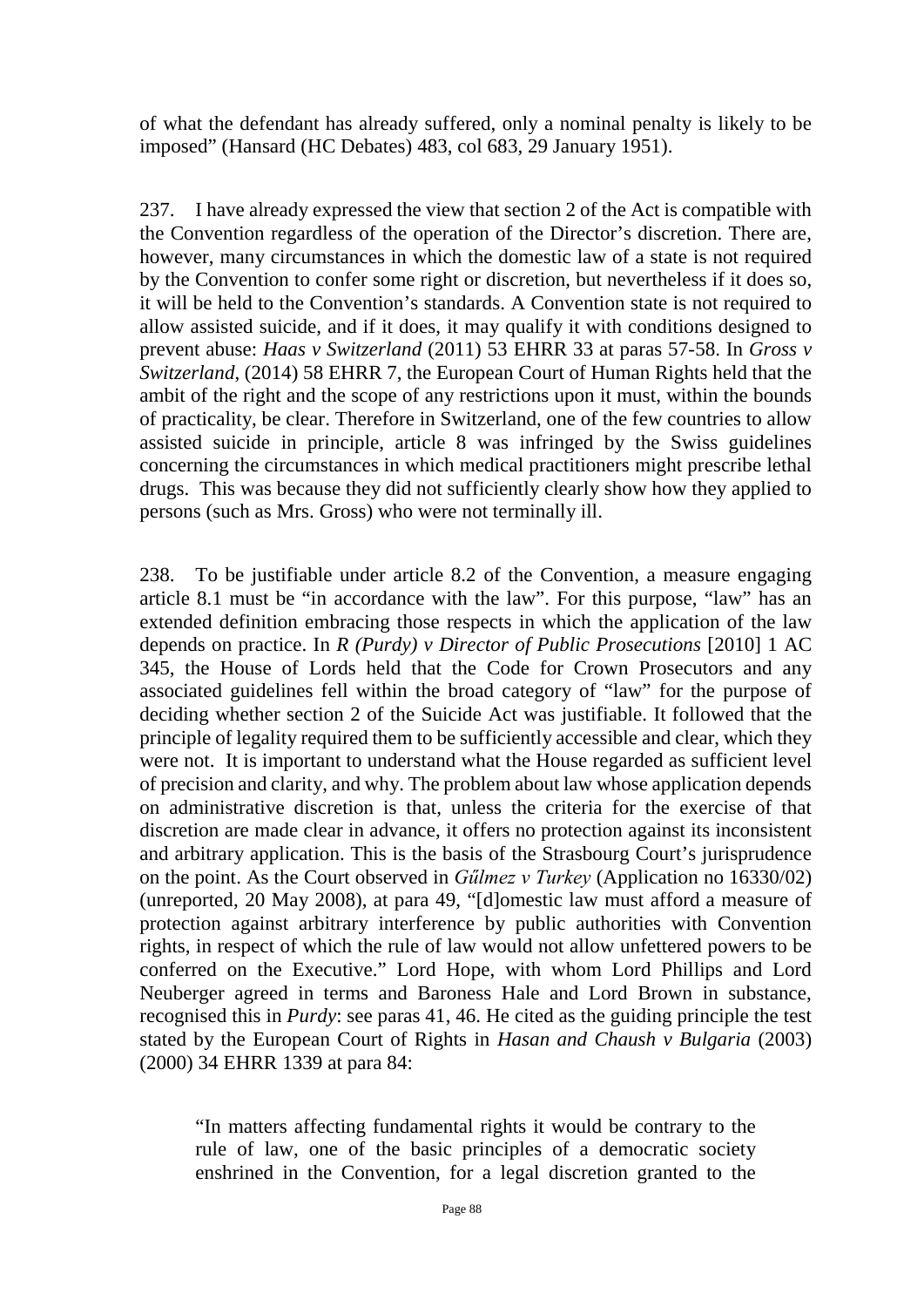of what the defendant has already suffered, only a nominal penalty is likely to be imposed" (Hansard (HC Debates) 483, col 683, 29 January 1951).

237. I have already expressed the view that section 2 of the Act is compatible with the Convention regardless of the operation of the Director's discretion. There are, however, many circumstances in which the domestic law of a state is not required by the Convention to confer some right or discretion, but nevertheless if it does so, it will be held to the Convention's standards. A Convention state is not required to allow assisted suicide, and if it does, it may qualify it with conditions designed to prevent abuse: *Haas v Switzerland* (2011) 53 EHRR 33 at paras 57-58. In *Gross v Switzerland*, (2014) 58 EHRR 7, the European Court of Human Rights held that the ambit of the right and the scope of any restrictions upon it must, within the bounds of practicality, be clear. Therefore in Switzerland, one of the few countries to allow assisted suicide in principle, article 8 was infringed by the Swiss guidelines concerning the circumstances in which medical practitioners might prescribe lethal drugs. This was because they did not sufficiently clearly show how they applied to persons (such as Mrs. Gross) who were not terminally ill.

238. To be justifiable under article 8.2 of the Convention, a measure engaging article 8.1 must be "in accordance with the law". For this purpose, "law" has an extended definition embracing those respects in which the application of the law depends on practice. In *R (Purdy) v Director of Public Prosecutions* [2010] 1 AC 345, the House of Lords held that the Code for Crown Prosecutors and any associated guidelines fell within the broad category of "law" for the purpose of deciding whether section 2 of the Suicide Act was justifiable. It followed that the principle of legality required them to be sufficiently accessible and clear, which they were not. It is important to understand what the House regarded as sufficient level of precision and clarity, and why. The problem about law whose application depends on administrative discretion is that, unless the criteria for the exercise of that discretion are made clear in advance, it offers no protection against its inconsistent and arbitrary application. This is the basis of the Strasbourg Court's jurisprudence on the point. As the Court observed in *Gűlmez v Turkey* (Application no 16330/02) (unreported, 20 May 2008), at para 49, "[d]omestic law must afford a measure of protection against arbitrary interference by public authorities with Convention rights, in respect of which the rule of law would not allow unfettered powers to be conferred on the Executive." Lord Hope, with whom Lord Phillips and Lord Neuberger agreed in terms and Baroness Hale and Lord Brown in substance, recognised this in *Purdy*: see paras 41, 46. He cited as the guiding principle the test stated by the European Court of Rights in *Hasan and Chaush v Bulgaria* (2003) (2000) 34 EHRR 1339 at para 84:

> "In matters affecting fundamental rights it would be contrary to the rule of law, one of the basic principles of a democratic society enshrined in the Convention, for a legal discretion granted to the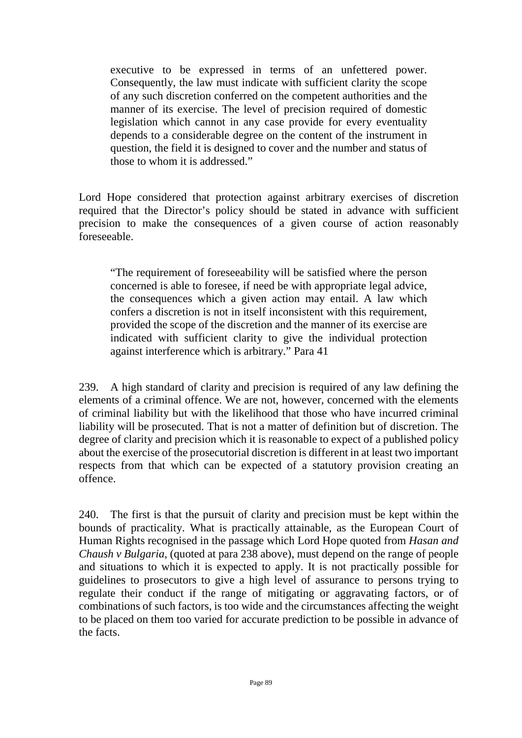> executive to be expressed in terms of an unfettered power. Consequently, the law must indicate with sufficient clarity the scope of any such discretion conferred on the competent authorities and the manner of its exercise. The level of precision required of domestic legislation which cannot in any case provide for every eventuality depends to a considerable degree on the content of the instrument in question, the field it is designed to cover and the number and status of those to whom it is addressed."

Lord Hope considered that protection against arbitrary exercises of discretion required that the Director's policy should be stated in advance with sufficient precision to make the consequences of a given course of action reasonably foreseeable.

> "The requirement of foreseeability will be satisfied where the person concerned is able to foresee, if need be with appropriate legal advice, the consequences which a given action may entail. A law which confers a discretion is not in itself inconsistent with this requirement, provided the scope of the discretion and the manner of its exercise are indicated with sufficient clarity to give the individual protection against interference which is arbitrary." Para 41

239. A high standard of clarity and precision is required of any law defining the elements of a criminal offence. We are not, however, concerned with the elements of criminal liability but with the likelihood that those who have incurred criminal liability will be prosecuted. That is not a matter of definition but of discretion. The degree of clarity and precision which it is reasonable to expect of a published policy about the exercise of the prosecutorial discretion is different in at least two important respects from that which can be expected of a statutory provision creating an offence.

240. The first is that the pursuit of clarity and precision must be kept within the bounds of practicality. What is practically attainable, as the European Court of Human Rights recognised in the passage which Lord Hope quoted from *Hasan and Chaush v Bulgaria*, (quoted at para 238 above), must depend on the range of people and situations to which it is expected to apply. It is not practically possible for guidelines to prosecutors to give a high level of assurance to persons trying to regulate their conduct if the range of mitigating or aggravating factors, or of combinations of such factors, is too wide and the circumstances affecting the weight to be placed on them too varied for accurate prediction to be possible in advance of the facts.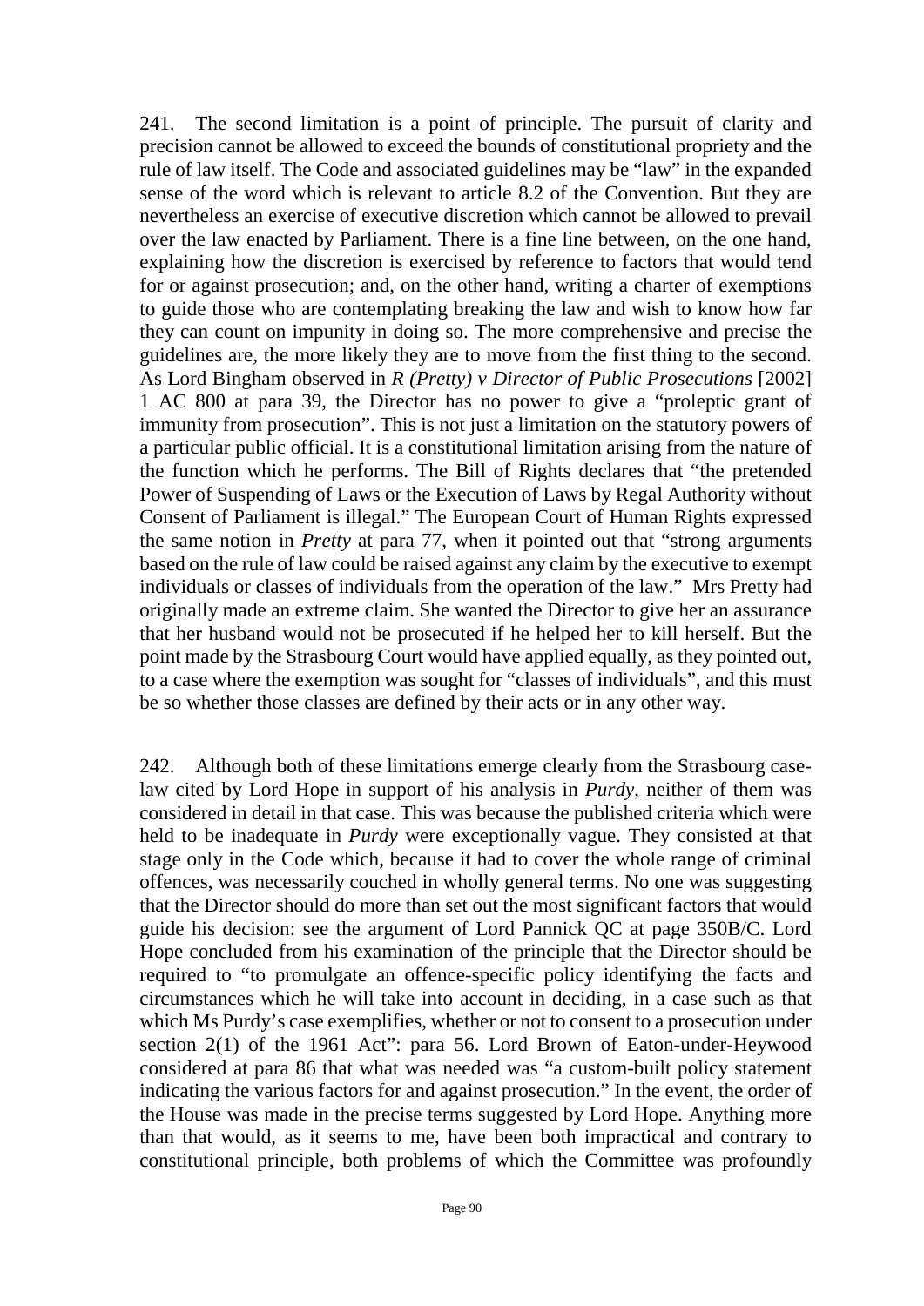241. The second limitation is a point of principle. The pursuit of clarity and precision cannot be allowed to exceed the bounds of constitutional propriety and the rule of law itself. The Code and associated guidelines may be "law" in the expanded sense of the word which is relevant to article 8.2 of the Convention. But they are nevertheless an exercise of executive discretion which cannot be allowed to prevail over the law enacted by Parliament. There is a fine line between, on the one hand, explaining how the discretion is exercised by reference to factors that would tend for or against prosecution; and, on the other hand, writing a charter of exemptions to guide those who are contemplating breaking the law and wish to know how far they can count on impunity in doing so. The more comprehensive and precise the guidelines are, the more likely they are to move from the first thing to the second. As Lord Bingham observed in *R (Pretty) v Director of Public Prosecutions* [2002] 1 AC 800 at para 39, the Director has no power to give a "proleptic grant of immunity from prosecution". This is not just a limitation on the statutory powers of a particular public official. It is a constitutional limitation arising from the nature of the function which he performs. The Bill of Rights declares that "the pretended Power of Suspending of Laws or the Execution of Laws by Regal Authority without Consent of Parliament is illegal." The European Court of Human Rights expressed the same notion in *Pretty* at para 77, when it pointed out that "strong arguments based on the rule of law could be raised against any claim by the executive to exempt individuals or classes of individuals from the operation of the law." Mrs Pretty had originally made an extreme claim. She wanted the Director to give her an assurance that her husband would not be prosecuted if he helped her to kill herself. But the point made by the Strasbourg Court would have applied equally, as they pointed out, to a case where the exemption was sought for "classes of individuals", and this must be so whether those classes are defined by their acts or in any other way.

242. Although both of these limitations emerge clearly from the Strasbourg case-law cited by Lord Hope in support of his analysis in *Purdy*, neither of them was considered in detail in that case. This was because the published criteria which were held to be inadequate in *Purdy* were exceptionally vague. They consisted at that stage only in the Code which, because it had to cover the whole range of criminal offences, was necessarily couched in wholly general terms. No one was suggesting that the Director should do more than set out the most significant factors that would guide his decision: see the argument of Lord Pannick QC at page 350B/C. Lord Hope concluded from his examination of the principle that the Director should be required to "to promulgate an offence-specific policy identifying the facts and circumstances which he will take into account in deciding, in a case such as that which Ms Purdy's case exemplifies, whether or not to consent to a prosecution under section 2(1) of the 1961 Act": para 56. Lord Brown of Eaton-under-Heywood considered at para 86 that what was needed was "a custom-built policy statement indicating the various factors for and against prosecution." In the event, the order of the House was made in the precise terms suggested by Lord Hope. Anything more than that would, as it seems to me, have been both impractical and contrary to constitutional principle, both problems of which the Committee was profoundly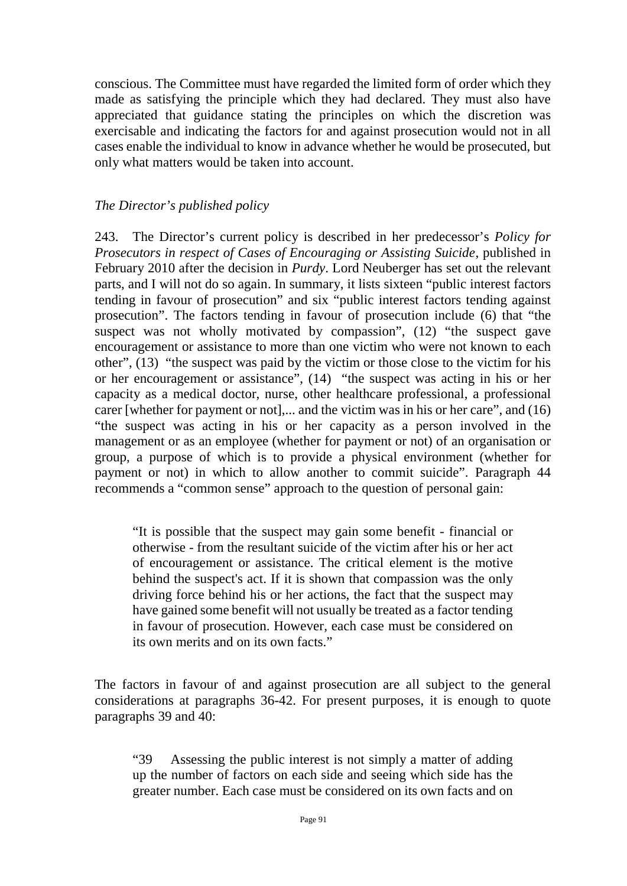conscious. The Committee must have regarded the limited form of order which they made as satisfying the principle which they had declared. They must also have appreciated that guidance stating the principles on which the discretion was exercisable and indicating the factors for and against prosecution would not in all cases enable the individual to know in advance whether he would be prosecuted, but only what matters would be taken into account.

*The Director's published policy*

243. The Director's current policy is described in her predecessor's *Policy for Prosecutors in respect of Cases of Encouraging or Assisting Suicide*, published in February 2010 after the decision in *Purdy*. Lord Neuberger has set out the relevant parts, and I will not do so again. In summary, it lists sixteen "public interest factors tending in favour of prosecution" and six "public interest factors tending against prosecution". The factors tending in favour of prosecution include (6) that "the suspect was not wholly motivated by compassion", (12) "the suspect gave encouragement or assistance to more than one victim who were not known to each other", (13) "the suspect was paid by the victim or those close to the victim for his or her encouragement or assistance", (14) "the suspect was acting in his or her capacity as a medical doctor, nurse, other healthcare professional, a professional carer [whether for payment or not],... and the victim was in his or her care", and (16) "the suspect was acting in his or her capacity as a person involved in the management or as an employee (whether for payment or not) of an organisation or group, a purpose of which is to provide a physical environment (whether for payment or not) in which to allow another to commit suicide". Paragraph 44 recommends a "common sense" approach to the question of personal gain:

> "It is possible that the suspect may gain some benefit - financial or otherwise - from the resultant suicide of the victim after his or her act of encouragement or assistance. The critical element is the motive behind the suspect's act. If it is shown that compassion was the only driving force behind his or her actions, the fact that the suspect may have gained some benefit will not usually be treated as a factor tending in favour of prosecution. However, each case must be considered on its own merits and on its own facts."

The factors in favour of and against prosecution are all subject to the general considerations at paragraphs 36-42. For present purposes, it is enough to quote paragraphs 39 and 40:

> "39 Assessing the public interest is not simply a matter of adding up the number of factors on each side and seeing which side has the greater number. Each case must be considered on its own facts and on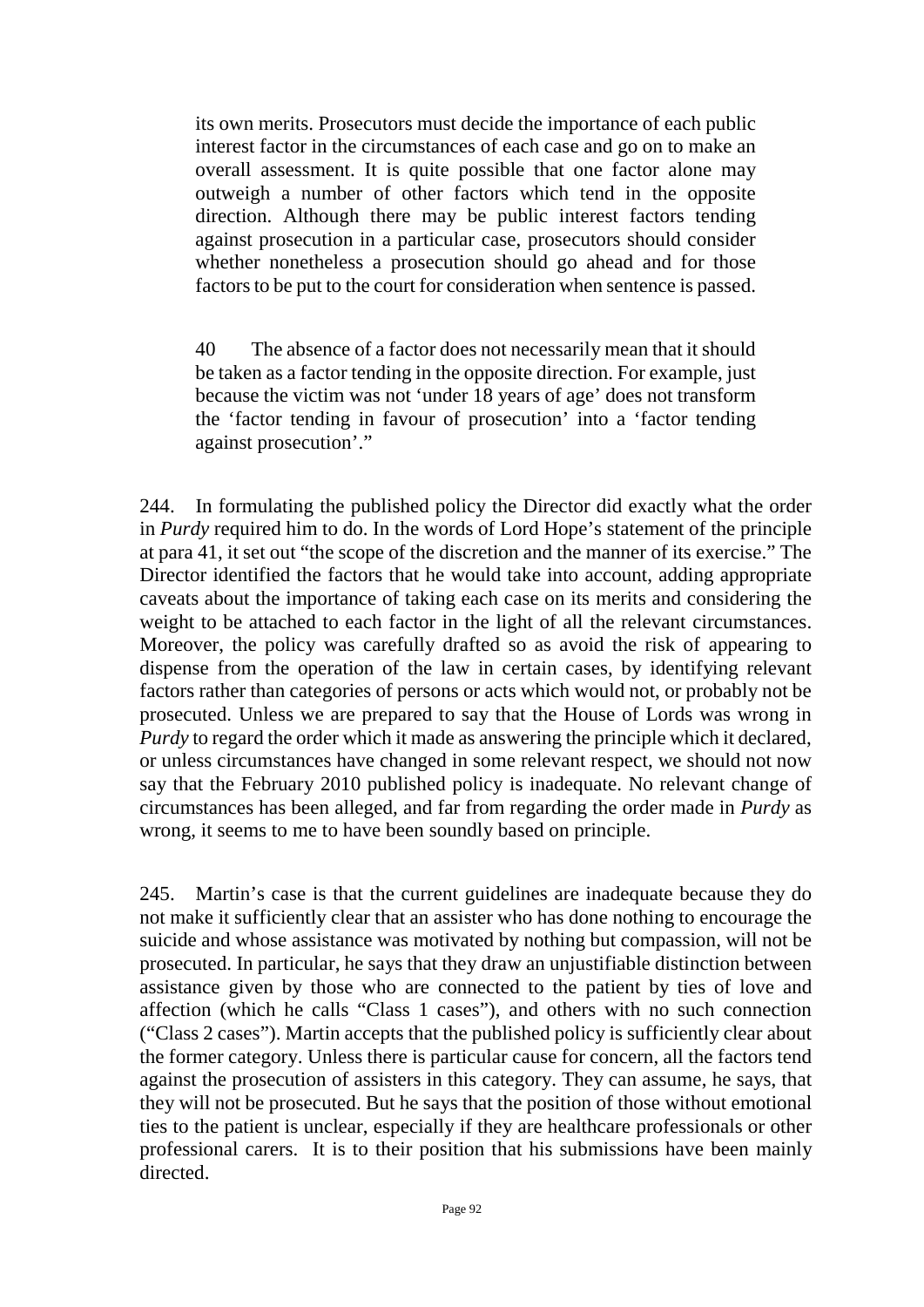> its own merits. Prosecutors must decide the importance of each public interest factor in the circumstances of each case and go on to make an overall assessment. It is quite possible that one factor alone may outweigh a number of other factors which tend in the opposite direction. Although there may be public interest factors tending against prosecution in a particular case, prosecutors should consider whether nonetheless a prosecution should go ahead and for those factors to be put to the court for consideration when sentence is passed.
>
> 40 The absence of a factor does not necessarily mean that it should be taken as a factor tending in the opposite direction. For example, just because the victim was not 'under 18 years of age' does not transform the 'factor tending in favour of prosecution' into a 'factor tending against prosecution'."

244. In formulating the published policy the Director did exactly what the order in *Purdy* required him to do. In the words of Lord Hope's statement of the principle at para 41, it set out "the scope of the discretion and the manner of its exercise." The Director identified the factors that he would take into account, adding appropriate caveats about the importance of taking each case on its merits and considering the weight to be attached to each factor in the light of all the relevant circumstances. Moreover, the policy was carefully drafted so as avoid the risk of appearing to dispense from the operation of the law in certain cases, by identifying relevant factors rather than categories of persons or acts which would not, or probably not be prosecuted. Unless we are prepared to say that the House of Lords was wrong in *Purdy* to regard the order which it made as answering the principle which it declared, or unless circumstances have changed in some relevant respect, we should not now say that the February 2010 published policy is inadequate. No relevant change of circumstances has been alleged, and far from regarding the order made in *Purdy* as wrong, it seems to me to have been soundly based on principle.

245. Martin's case is that the current guidelines are inadequate because they do not make it sufficiently clear that an assister who has done nothing to encourage the suicide and whose assistance was motivated by nothing but compassion, will not be prosecuted. In particular, he says that they draw an unjustifiable distinction between assistance given by those who are connected to the patient by ties of love and affection (which he calls "Class 1 cases"), and others with no such connection ("Class 2 cases"). Martin accepts that the published policy is sufficiently clear about the former category. Unless there is particular cause for concern, all the factors tend against the prosecution of assisters in this category. They can assume, he says, that they will not be prosecuted. But he says that the position of those without emotional ties to the patient is unclear, especially if they are healthcare professionals or other professional carers. It is to their position that his submissions have been mainly directed.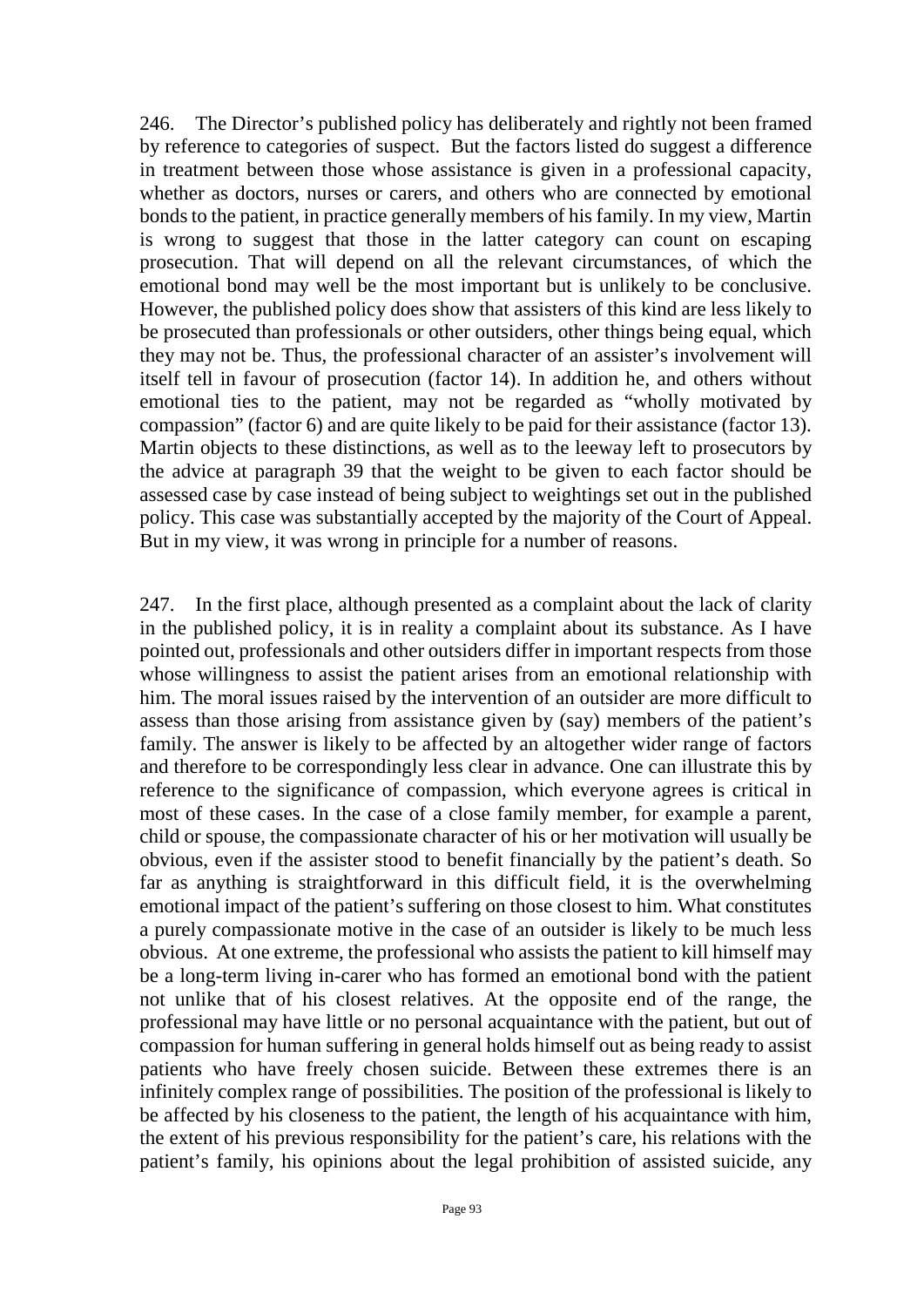246. The Director's published policy has deliberately and rightly not been framed by reference to categories of suspect. But the factors listed do suggest a difference in treatment between those whose assistance is given in a professional capacity, whether as doctors, nurses or carers, and others who are connected by emotional bonds to the patient, in practice generally members of his family. In my view, Martin is wrong to suggest that those in the latter category can count on escaping prosecution. That will depend on all the relevant circumstances, of which the emotional bond may well be the most important but is unlikely to be conclusive. However, the published policy does show that assisters of this kind are less likely to be prosecuted than professionals or other outsiders, other things being equal, which they may not be. Thus, the professional character of an assister's involvement will itself tell in favour of prosecution (factor 14). In addition he, and others without emotional ties to the patient, may not be regarded as "wholly motivated by compassion" (factor 6) and are quite likely to be paid for their assistance (factor 13). Martin objects to these distinctions, as well as to the leeway left to prosecutors by the advice at paragraph 39 that the weight to be given to each factor should be assessed case by case instead of being subject to weightings set out in the published policy. This case was substantially accepted by the majority of the Court of Appeal. But in my view, it was wrong in principle for a number of reasons.

247. In the first place, although presented as a complaint about the lack of clarity in the published policy, it is in reality a complaint about its substance. As I have pointed out, professionals and other outsiders differ in important respects from those whose willingness to assist the patient arises from an emotional relationship with him. The moral issues raised by the intervention of an outsider are more difficult to assess than those arising from assistance given by (say) members of the patient's family. The answer is likely to be affected by an altogether wider range of factors and therefore to be correspondingly less clear in advance. One can illustrate this by reference to the significance of compassion, which everyone agrees is critical in most of these cases. In the case of a close family member, for example a parent, child or spouse, the compassionate character of his or her motivation will usually be obvious, even if the assister stood to benefit financially by the patient's death. So far as anything is straightforward in this difficult field, it is the overwhelming emotional impact of the patient's suffering on those closest to him. What constitutes a purely compassionate motive in the case of an outsider is likely to be much less obvious. At one extreme, the professional who assists the patient to kill himself may be a long-term living in-carer who has formed an emotional bond with the patient not unlike that of his closest relatives. At the opposite end of the range, the professional may have little or no personal acquaintance with the patient, but out of compassion for human suffering in general holds himself out as being ready to assist patients who have freely chosen suicide. Between these extremes there is an infinitely complex range of possibilities. The position of the professional is likely to be affected by his closeness to the patient, the length of his acquaintance with him, the extent of his previous responsibility for the patient's care, his relations with the patient's family, his opinions about the legal prohibition of assisted suicide, any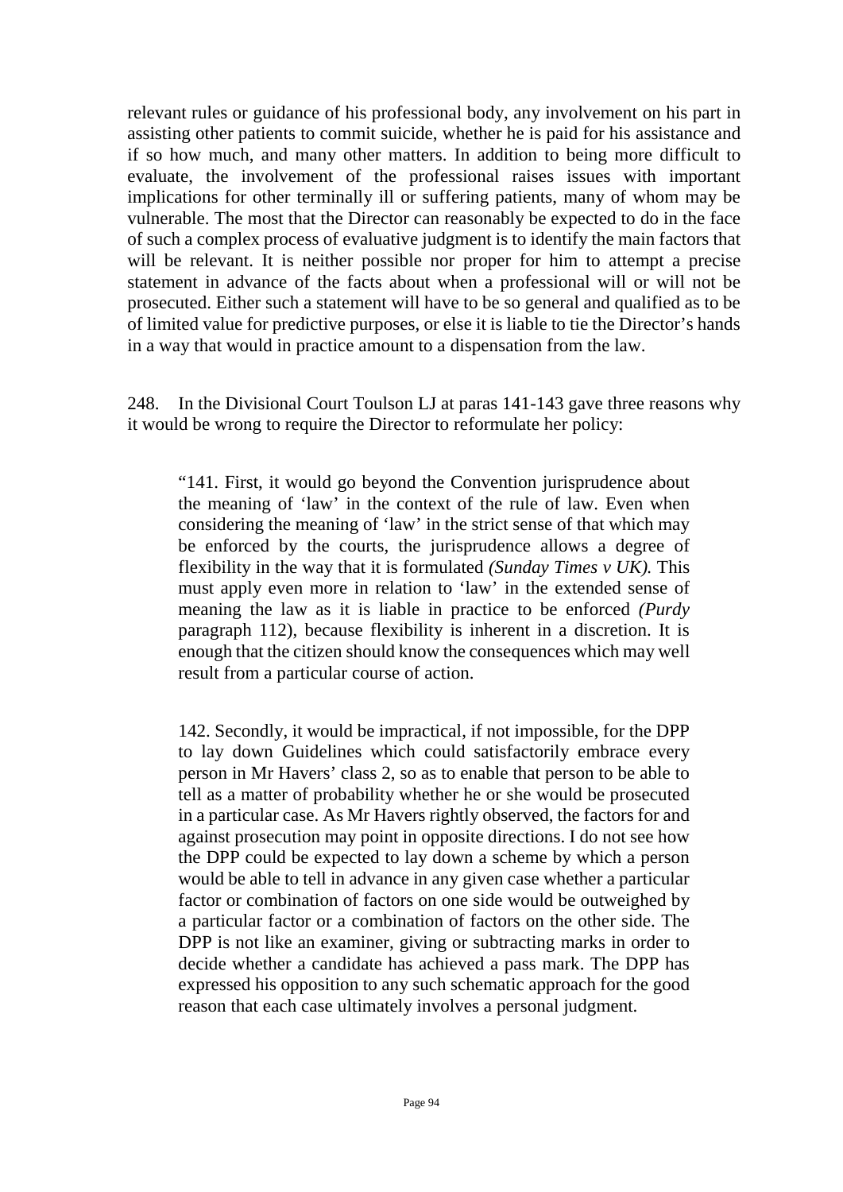relevant rules or guidance of his professional body, any involvement on his part in assisting other patients to commit suicide, whether he is paid for his assistance and if so how much, and many other matters. In addition to being more difficult to evaluate, the involvement of the professional raises issues with important implications for other terminally ill or suffering patients, many of whom may be vulnerable. The most that the Director can reasonably be expected to do in the face of such a complex process of evaluative judgment is to identify the main factors that will be relevant. It is neither possible nor proper for him to attempt a precise statement in advance of the facts about when a professional will or will not be prosecuted. Either such a statement will have to be so general and qualified as to be of limited value for predictive purposes, or else it is liable to tie the Director's hands in a way that would in practice amount to a dispensation from the law.

248. In the Divisional Court Toulson LJ at paras 141-143 gave three reasons why it would be wrong to require the Director to reformulate her policy:

> "141. First, it would go beyond the Convention jurisprudence about the meaning of 'law' in the context of the rule of law. Even when considering the meaning of 'law' in the strict sense of that which may be enforced by the courts, the jurisprudence allows a degree of flexibility in the way that it is formulated *(Sunday Times v UK).* This must apply even more in relation to 'law' in the extended sense of meaning the law as it is liable in practice to be enforced *(Purdy* paragraph 112), because flexibility is inherent in a discretion. It is enough that the citizen should know the consequences which may well result from a particular course of action.
>
> 142. Secondly, it would be impractical, if not impossible, for the DPP to lay down Guidelines which could satisfactorily embrace every person in Mr Havers' class 2, so as to enable that person to be able to tell as a matter of probability whether he or she would be prosecuted in a particular case. As Mr Havers rightly observed, the factors for and against prosecution may point in opposite directions. I do not see how the DPP could be expected to lay down a scheme by which a person would be able to tell in advance in any given case whether a particular factor or combination of factors on one side would be outweighed by a particular factor or a combination of factors on the other side. The DPP is not like an examiner, giving or subtracting marks in order to decide whether a candidate has achieved a pass mark. The DPP has expressed his opposition to any such schematic approach for the good reason that each case ultimately involves a personal judgment.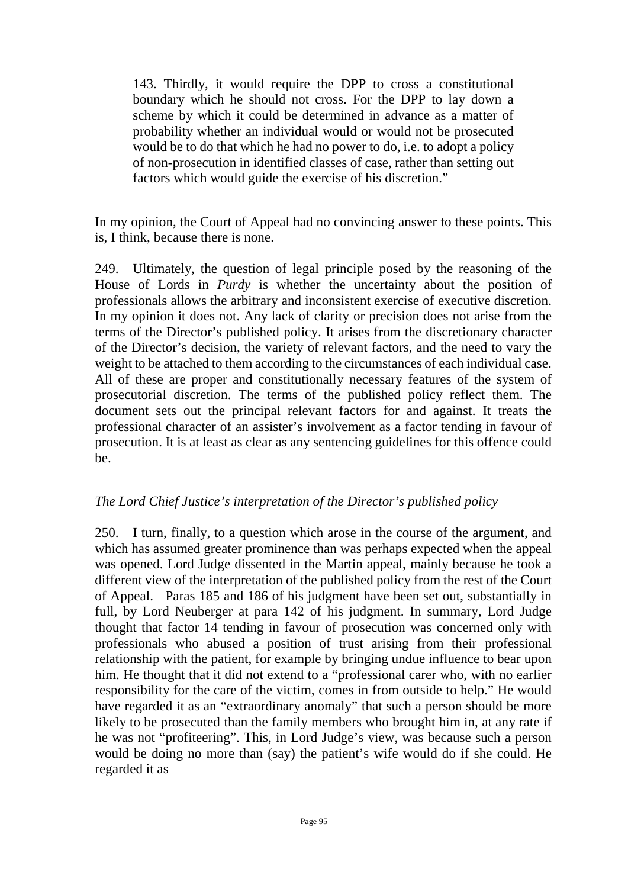> 143. Thirdly, it would require the DPP to cross a constitutional boundary which he should not cross. For the DPP to lay down a scheme by which it could be determined in advance as a matter of probability whether an individual would or would not be prosecuted would be to do that which he had no power to do, i.e. to adopt a policy of non-prosecution in identified classes of case, rather than setting out factors which would guide the exercise of his discretion."

In my opinion, the Court of Appeal had no convincing answer to these points. This is, I think, because there is none.

249. Ultimately, the question of legal principle posed by the reasoning of the House of Lords in *Purdy* is whether the uncertainty about the position of professionals allows the arbitrary and inconsistent exercise of executive discretion. In my opinion it does not. Any lack of clarity or precision does not arise from the terms of the Director's published policy. It arises from the discretionary character of the Director's decision, the variety of relevant factors, and the need to vary the weight to be attached to them according to the circumstances of each individual case. All of these are proper and constitutionally necessary features of the system of prosecutorial discretion. The terms of the published policy reflect them. The document sets out the principal relevant factors for and against. It treats the professional character of an assister's involvement as a factor tending in favour of prosecution. It is at least as clear as any sentencing guidelines for this offence could be.

*The Lord Chief Justice's interpretation of the Director's published policy*

250. I turn, finally, to a question which arose in the course of the argument, and which has assumed greater prominence than was perhaps expected when the appeal was opened. Lord Judge dissented in the Martin appeal, mainly because he took a different view of the interpretation of the published policy from the rest of the Court of Appeal. Paras 185 and 186 of his judgment have been set out, substantially in full, by Lord Neuberger at para 142 of his judgment. In summary, Lord Judge thought that factor 14 tending in favour of prosecution was concerned only with professionals who abused a position of trust arising from their professional relationship with the patient, for example by bringing undue influence to bear upon him. He thought that it did not extend to a "professional carer who, with no earlier responsibility for the care of the victim, comes in from outside to help." He would have regarded it as an "extraordinary anomaly" that such a person should be more likely to be prosecuted than the family members who brought him in, at any rate if he was not "profiteering". This, in Lord Judge's view, was because such a person would be doing no more than (say) the patient's wife would do if she could. He regarded it as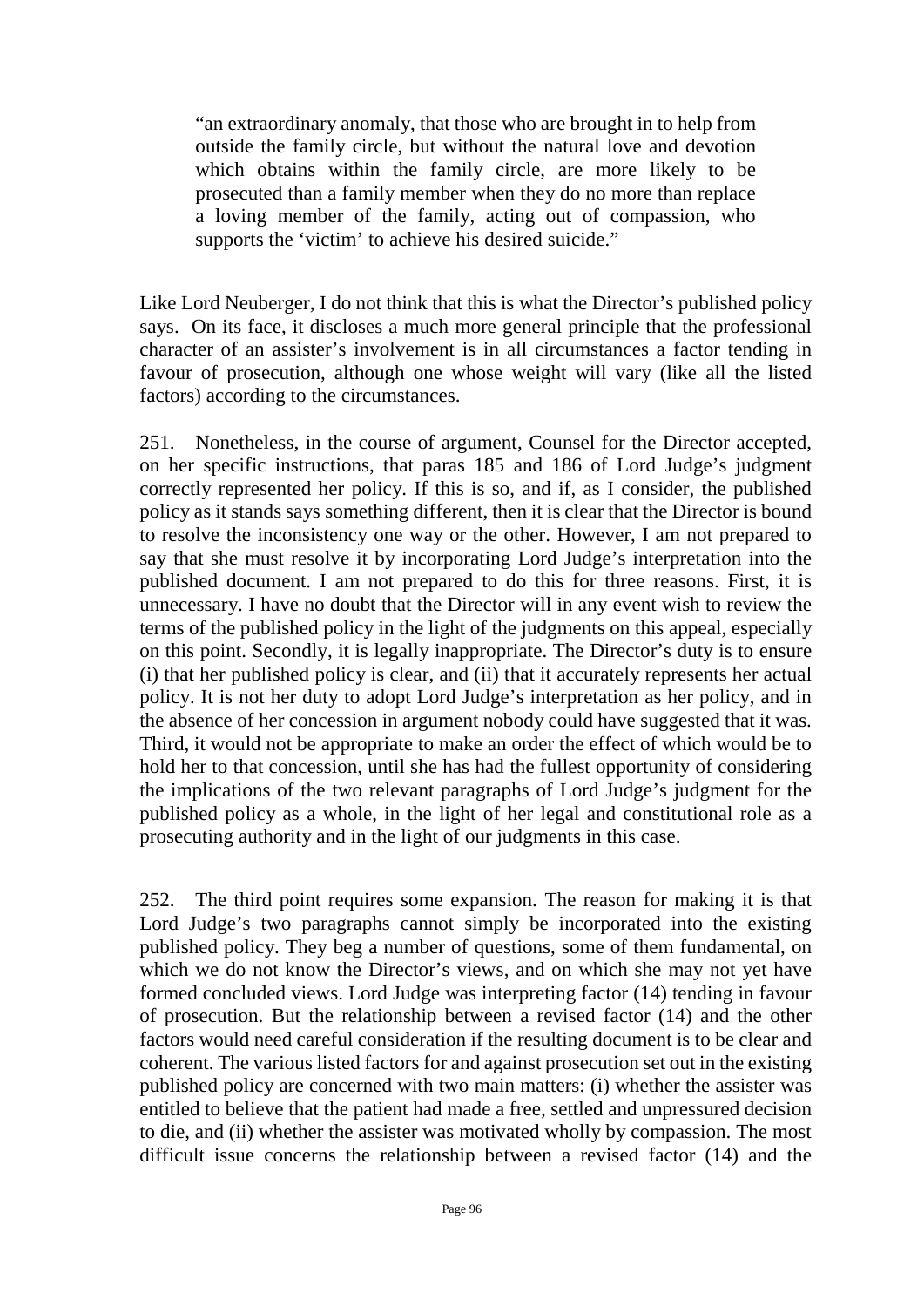> "an extraordinary anomaly, that those who are brought in to help from outside the family circle, but without the natural love and devotion which obtains within the family circle, are more likely to be prosecuted than a family member when they do no more than replace a loving member of the family, acting out of compassion, who supports the 'victim' to achieve his desired suicide."

Like Lord Neuberger, I do not think that this is what the Director's published policy says. On its face, it discloses a much more general principle that the professional character of an assister's involvement is in all circumstances a factor tending in favour of prosecution, although one whose weight will vary (like all the listed factors) according to the circumstances.

251. Nonetheless, in the course of argument, Counsel for the Director accepted, on her specific instructions, that paras 185 and 186 of Lord Judge's judgment correctly represented her policy. If this is so, and if, as I consider, the published policy as it stands says something different, then it is clear that the Director is bound to resolve the inconsistency one way or the other. However, I am not prepared to say that she must resolve it by incorporating Lord Judge's interpretation into the published document. I am not prepared to do this for three reasons. First, it is unnecessary. I have no doubt that the Director will in any event wish to review the terms of the published policy in the light of the judgments on this appeal, especially on this point. Secondly, it is legally inappropriate. The Director's duty is to ensure (i) that her published policy is clear, and (ii) that it accurately represents her actual policy. It is not her duty to adopt Lord Judge's interpretation as her policy, and in the absence of her concession in argument nobody could have suggested that it was. Third, it would not be appropriate to make an order the effect of which would be to hold her to that concession, until she has had the fullest opportunity of considering the implications of the two relevant paragraphs of Lord Judge's judgment for the published policy as a whole, in the light of her legal and constitutional role as a prosecuting authority and in the light of our judgments in this case.

252. The third point requires some expansion. The reason for making it is that Lord Judge's two paragraphs cannot simply be incorporated into the existing published policy. They beg a number of questions, some of them fundamental, on which we do not know the Director's views, and on which she may not yet have formed concluded views. Lord Judge was interpreting factor (14) tending in favour of prosecution. But the relationship between a revised factor (14) and the other factors would need careful consideration if the resulting document is to be clear and coherent. The various listed factors for and against prosecution set out in the existing published policy are concerned with two main matters: (i) whether the assister was entitled to believe that the patient had made a free, settled and unpressured decision to die, and (ii) whether the assister was motivated wholly by compassion. The most difficult issue concerns the relationship between a revised factor (14) and the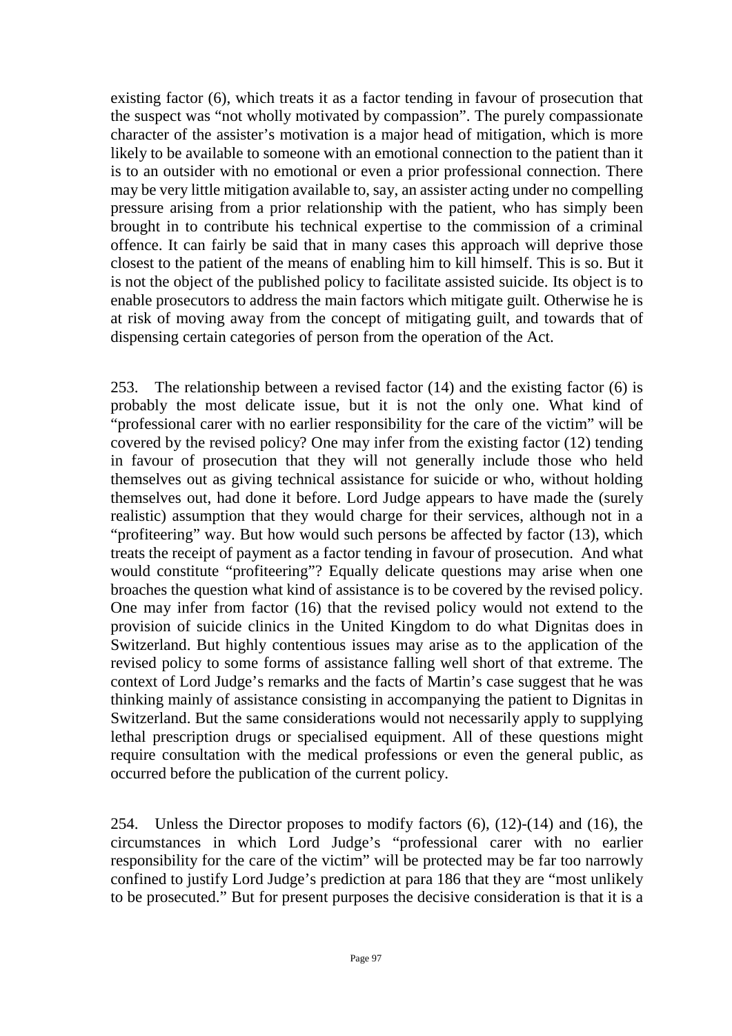existing factor (6), which treats it as a factor tending in favour of prosecution that the suspect was "not wholly motivated by compassion". The purely compassionate character of the assister's motivation is a major head of mitigation, which is more likely to be available to someone with an emotional connection to the patient than it is to an outsider with no emotional or even a prior professional connection. There may be very little mitigation available to, say, an assister acting under no compelling pressure arising from a prior relationship with the patient, who has simply been brought in to contribute his technical expertise to the commission of a criminal offence. It can fairly be said that in many cases this approach will deprive those closest to the patient of the means of enabling him to kill himself. This is so. But it is not the object of the published policy to facilitate assisted suicide. Its object is to enable prosecutors to address the main factors which mitigate guilt. Otherwise he is at risk of moving away from the concept of mitigating guilt, and towards that of dispensing certain categories of person from the operation of the Act.

253. The relationship between a revised factor (14) and the existing factor (6) is probably the most delicate issue, but it is not the only one. What kind of "professional carer with no earlier responsibility for the care of the victim" will be covered by the revised policy? One may infer from the existing factor (12) tending in favour of prosecution that they will not generally include those who held themselves out as giving technical assistance for suicide or who, without holding themselves out, had done it before. Lord Judge appears to have made the (surely realistic) assumption that they would charge for their services, although not in a "profiteering" way. But how would such persons be affected by factor (13), which treats the receipt of payment as a factor tending in favour of prosecution. And what would constitute "profiteering"? Equally delicate questions may arise when one broaches the question what kind of assistance is to be covered by the revised policy. One may infer from factor (16) that the revised policy would not extend to the provision of suicide clinics in the United Kingdom to do what Dignitas does in Switzerland. But highly contentious issues may arise as to the application of the revised policy to some forms of assistance falling well short of that extreme. The context of Lord Judge's remarks and the facts of Martin's case suggest that he was thinking mainly of assistance consisting in accompanying the patient to Dignitas in Switzerland. But the same considerations would not necessarily apply to supplying lethal prescription drugs or specialised equipment. All of these questions might require consultation with the medical professions or even the general public, as occurred before the publication of the current policy.

254. Unless the Director proposes to modify factors (6), (12)-(14) and (16), the circumstances in which Lord Judge's "professional carer with no earlier responsibility for the care of the victim" will be protected may be far too narrowly confined to justify Lord Judge's prediction at para 186 that they are "most unlikely to be prosecuted." But for present purposes the decisive consideration is that it is a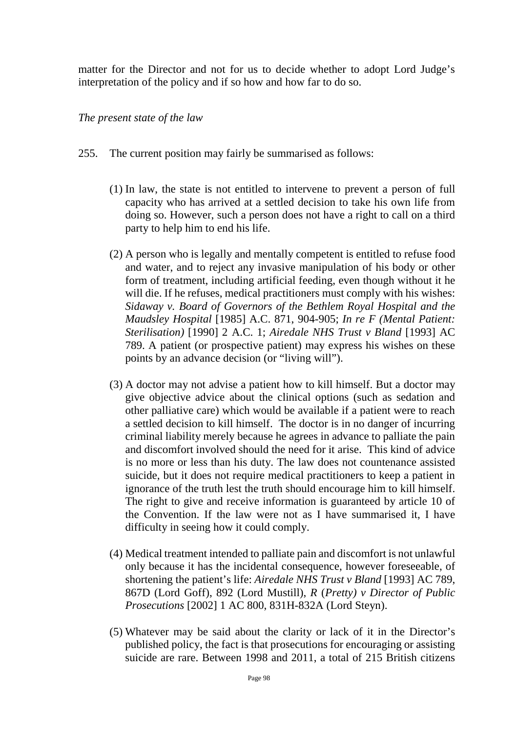matter for the Director and not for us to decide whether to adopt Lord Judge's interpretation of the policy and if so how and how far to do so.

*The present state of the law*

255. The current position may fairly be summarised as follows:

(1) In law, the state is not entitled to intervene to prevent a person of full capacity who has arrived at a settled decision to take his own life from doing so. However, such a person does not have a right to call on a third party to help him to end his life.

(2) A person who is legally and mentally competent is entitled to refuse food and water, and to reject any invasive manipulation of his body or other form of treatment, including artificial feeding, even though without it he will die. If he refuses, medical practitioners must comply with his wishes: *Sidaway v. Board of Governors of the Bethlem Royal Hospital and the Maudsley Hospital* [1985] A.C. 871, 904-905; *In re F (Mental Patient: Sterilisation)* [1990] 2 A.C. 1; *Airedale NHS Trust v Bland* [1993] AC 789. A patient (or prospective patient) may express his wishes on these points by an advance decision (or "living will").

(3) A doctor may not advise a patient how to kill himself. But a doctor may give objective advice about the clinical options (such as sedation and other palliative care) which would be available if a patient were to reach a settled decision to kill himself. The doctor is in no danger of incurring criminal liability merely because he agrees in advance to palliate the pain and discomfort involved should the need for it arise. This kind of advice is no more or less than his duty. The law does not countenance assisted suicide, but it does not require medical practitioners to keep a patient in ignorance of the truth lest the truth should encourage him to kill himself. The right to give and receive information is guaranteed by article 10 of the Convention. If the law were not as I have summarised it, I have difficulty in seeing how it could comply.

(4) Medical treatment intended to palliate pain and discomfort is not unlawful only because it has the incidental consequence, however foreseeable, of shortening the patient's life: *Airedale NHS Trust v Bland* [1993] AC 789, 867D (Lord Goff), 892 (Lord Mustill), *R (Pretty) v Director of Public Prosecutions* [2002] 1 AC 800, 831H-832A (Lord Steyn).

(5) Whatever may be said about the clarity or lack of it in the Director's published policy, the fact is that prosecutions for encouraging or assisting suicide are rare. Between 1998 and 2011, a total of 215 British citizens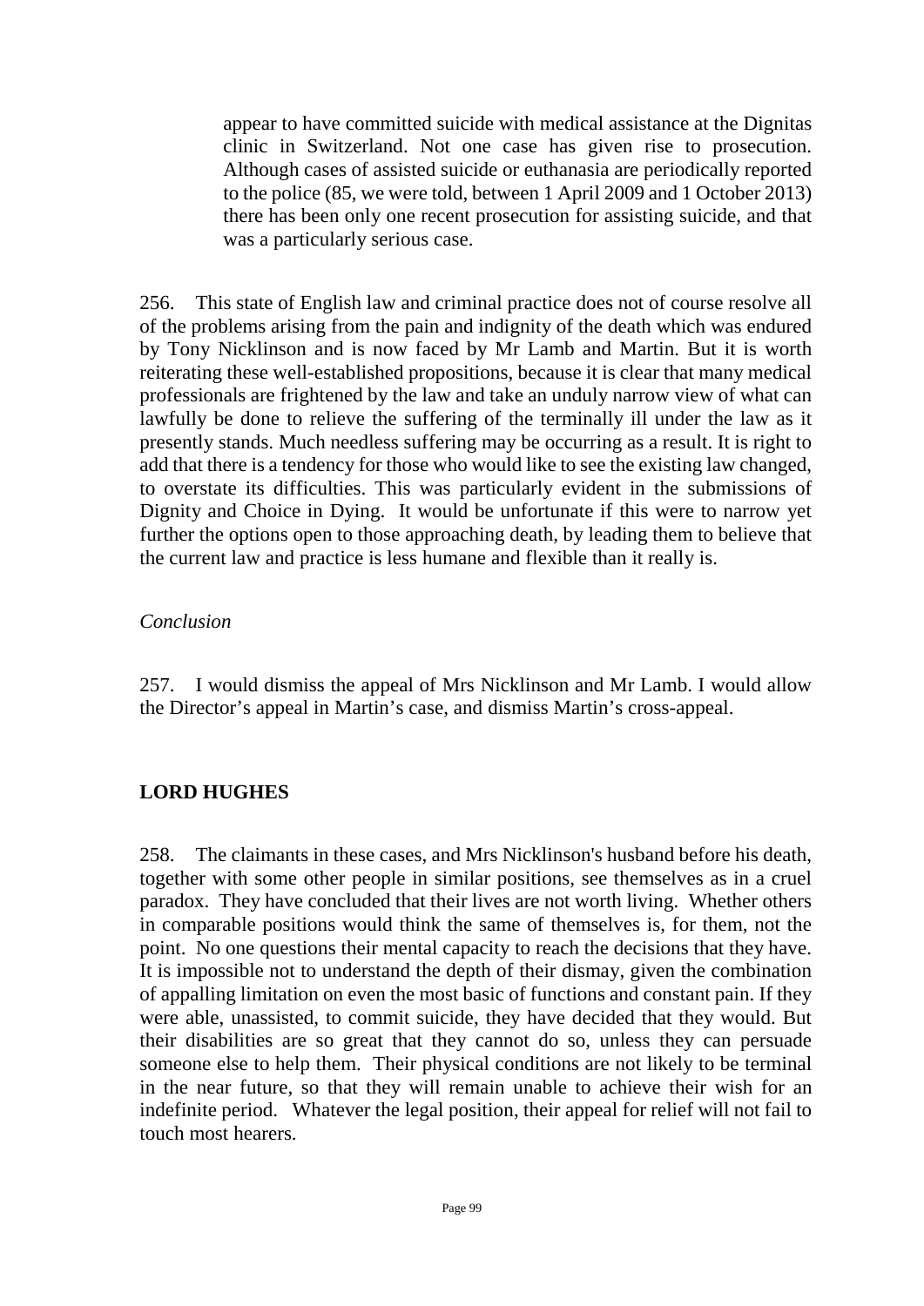appear to have committed suicide with medical assistance at the Dignitas clinic in Switzerland. Not one case has given rise to prosecution. Although cases of assisted suicide or euthanasia are periodically reported to the police (85, we were told, between 1 April 2009 and 1 October 2013) there has been only one recent prosecution for assisting suicide, and that was a particularly serious case.

256. This state of English law and criminal practice does not of course resolve all of the problems arising from the pain and indignity of the death which was endured by Tony Nicklinson and is now faced by Mr Lamb and Martin. But it is worth reiterating these well-established propositions, because it is clear that many medical professionals are frightened by the law and take an unduly narrow view of what can lawfully be done to relieve the suffering of the terminally ill under the law as it presently stands. Much needless suffering may be occurring as a result. It is right to add that there is a tendency for those who would like to see the existing law changed, to overstate its difficulties. This was particularly evident in the submissions of Dignity and Choice in Dying. It would be unfortunate if this were to narrow yet further the options open to those approaching death, by leading them to believe that the current law and practice is less humane and flexible than it really is.

*Conclusion*

257. I would dismiss the appeal of Mrs Nicklinson and Mr Lamb. I would allow the Director's appeal in Martin's case, and dismiss Martin's cross-appeal.

## LORD HUGHES

258. The claimants in these cases, and Mrs Nicklinson's husband before his death, together with some other people in similar positions, see themselves as in a cruel paradox. They have concluded that their lives are not worth living. Whether others in comparable positions would think the same of themselves is, for them, not the point. No one questions their mental capacity to reach the decisions that they have. It is impossible not to understand the depth of their dismay, given the combination of appalling limitation on even the most basic of functions and constant pain. If they were able, unassisted, to commit suicide, they have decided that they would. But their disabilities are so great that they cannot do so, unless they can persuade someone else to help them. Their physical conditions are not likely to be terminal in the near future, so that they will remain unable to achieve their wish for an indefinite period. Whatever the legal position, their appeal for relief will not fail to touch most hearers.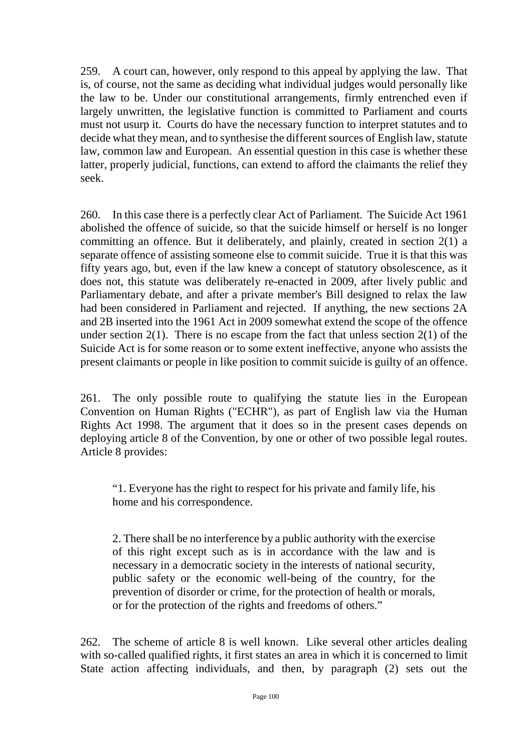259. A court can, however, only respond to this appeal by applying the law. That is, of course, not the same as deciding what individual judges would personally like the law to be. Under our constitutional arrangements, firmly entrenched even if largely unwritten, the legislative function is committed to Parliament and courts must not usurp it. Courts do have the necessary function to interpret statutes and to decide what they mean, and to synthesise the different sources of English law, statute law, common law and European. An essential question in this case is whether these latter, properly judicial, functions, can extend to afford the claimants the relief they seek.

260. In this case there is a perfectly clear Act of Parliament. The Suicide Act 1961 abolished the offence of suicide, so that the suicide himself or herself is no longer committing an offence. But it deliberately, and plainly, created in section 2(1) a separate offence of assisting someone else to commit suicide. True it is that this was fifty years ago, but, even if the law knew a concept of statutory obsolescence, as it does not, this statute was deliberately re-enacted in 2009, after lively public and Parliamentary debate, and after a private member's Bill designed to relax the law had been considered in Parliament and rejected. If anything, the new sections 2A and 2B inserted into the 1961 Act in 2009 somewhat extend the scope of the offence under section 2(1). There is no escape from the fact that unless section 2(1) of the Suicide Act is for some reason or to some extent ineffective, anyone who assists the present claimants or people in like position to commit suicide is guilty of an offence.

261. The only possible route to qualifying the statute lies in the European Convention on Human Rights ("ECHR"), as part of English law via the Human Rights Act 1998. The argument that it does so in the present cases depends on deploying article 8 of the Convention, by one or other of two possible legal routes. Article 8 provides:

> "1. Everyone has the right to respect for his private and family life, his home and his correspondence.
>
> 2. There shall be no interference by a public authority with the exercise of this right except such as is in accordance with the law and is necessary in a democratic society in the interests of national security, public safety or the economic well-being of the country, for the prevention of disorder or crime, for the protection of health or morals, or for the protection of the rights and freedoms of others."

262. The scheme of article 8 is well known. Like several other articles dealing with so-called qualified rights, it first states an area in which it is concerned to limit State action affecting individuals, and then, by paragraph (2) sets out the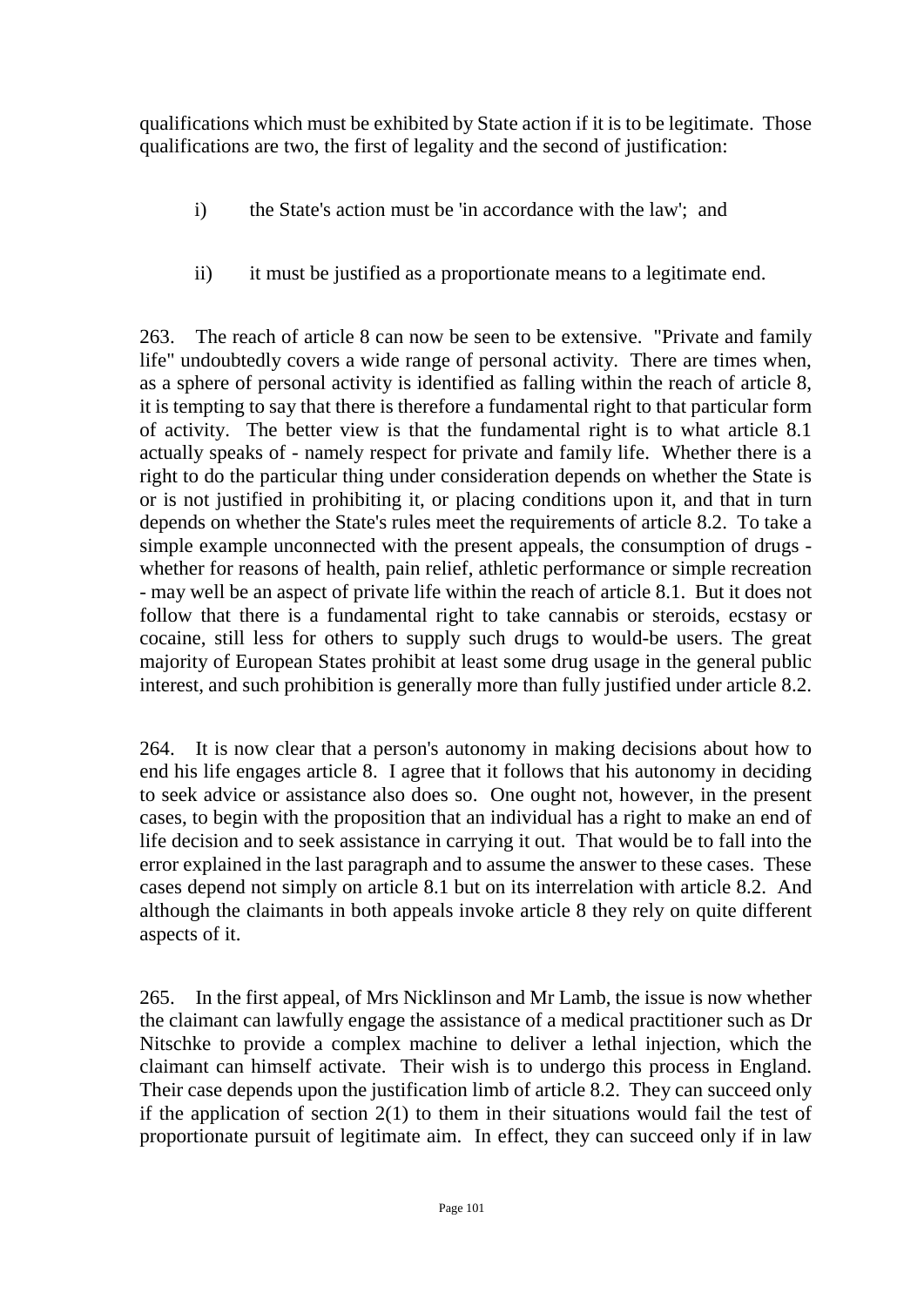qualifications which must be exhibited by State action if it is to be legitimate. Those qualifications are two, the first of legality and the second of justification:

i) the State's action must be 'in accordance with the law'; and

ii) it must be justified as a proportionate means to a legitimate end.

263. The reach of article 8 can now be seen to be extensive. "Private and family life" undoubtedly covers a wide range of personal activity. There are times when, as a sphere of personal activity is identified as falling within the reach of article 8, it is tempting to say that there is therefore a fundamental right to that particular form of activity. The better view is that the fundamental right is to what article 8.1 actually speaks of - namely respect for private and family life. Whether there is a right to do the particular thing under consideration depends on whether the State is or is not justified in prohibiting it, or placing conditions upon it, and that in turn depends on whether the State's rules meet the requirements of article 8.2. To take a simple example unconnected with the present appeals, the consumption of drugs - whether for reasons of health, pain relief, athletic performance or simple recreation - may well be an aspect of private life within the reach of article 8.1. But it does not follow that there is a fundamental right to take cannabis or steroids, ecstasy or cocaine, still less for others to supply such drugs to would-be users. The great majority of European States prohibit at least some drug usage in the general public interest, and such prohibition is generally more than fully justified under article 8.2.

264. It is now clear that a person's autonomy in making decisions about how to end his life engages article 8. I agree that it follows that his autonomy in deciding to seek advice or assistance also does so. One ought not, however, in the present cases, to begin with the proposition that an individual has a right to make an end of life decision and to seek assistance in carrying it out. That would be to fall into the error explained in the last paragraph and to assume the answer to these cases. These cases depend not simply on article 8.1 but on its interrelation with article 8.2. And although the claimants in both appeals invoke article 8 they rely on quite different aspects of it.

265. In the first appeal, of Mrs Nicklinson and Mr Lamb, the issue is now whether the claimant can lawfully engage the assistance of a medical practitioner such as Dr Nitschke to provide a complex machine to deliver a lethal injection, which the claimant can himself activate. Their wish is to undergo this process in England. Their case depends upon the justification limb of article 8.2. They can succeed only if the application of section 2(1) to them in their situations would fail the test of proportionate pursuit of legitimate aim. In effect, they can succeed only if in law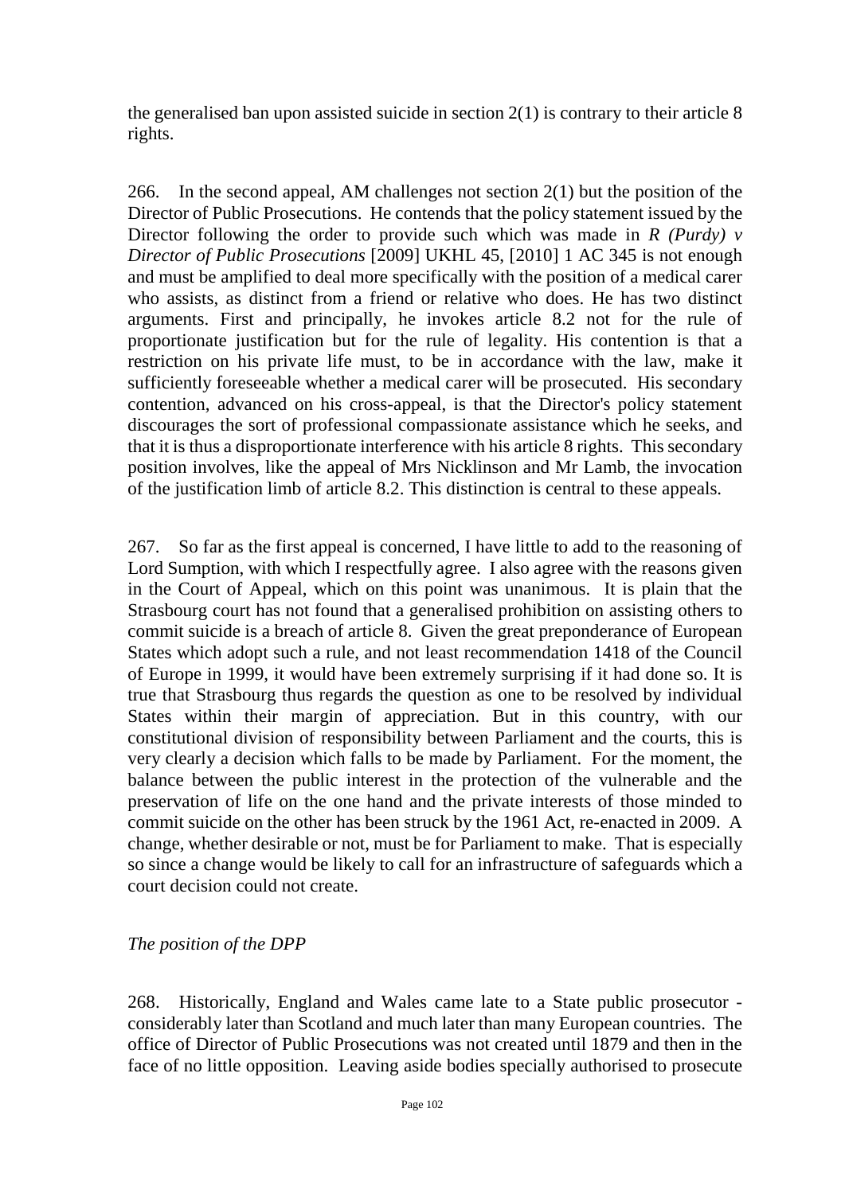the generalised ban upon assisted suicide in section 2(1) is contrary to their article 8 rights.

266. In the second appeal, AM challenges not section 2(1) but the position of the Director of Public Prosecutions. He contends that the policy statement issued by the Director following the order to provide such which was made in *R (Purdy) v Director of Public Prosecutions* [2009] UKHL 45, [2010] 1 AC 345 is not enough and must be amplified to deal more specifically with the position of a medical carer who assists, as distinct from a friend or relative who does. He has two distinct arguments. First and principally, he invokes article 8.2 not for the rule of proportionate justification but for the rule of legality. His contention is that a restriction on his private life must, to be in accordance with the law, make it sufficiently foreseeable whether a medical carer will be prosecuted. His secondary contention, advanced on his cross-appeal, is that the Director's policy statement discourages the sort of professional compassionate assistance which he seeks, and that it is thus a disproportionate interference with his article 8 rights. This secondary position involves, like the appeal of Mrs Nicklinson and Mr Lamb, the invocation of the justification limb of article 8.2. This distinction is central to these appeals.

267. So far as the first appeal is concerned, I have little to add to the reasoning of Lord Sumption, with which I respectfully agree. I also agree with the reasons given in the Court of Appeal, which on this point was unanimous. It is plain that the Strasbourg court has not found that a generalised prohibition on assisting others to commit suicide is a breach of article 8. Given the great preponderance of European States which adopt such a rule, and not least recommendation 1418 of the Council of Europe in 1999, it would have been extremely surprising if it had done so. It is true that Strasbourg thus regards the question as one to be resolved by individual States within their margin of appreciation. But in this country, with our constitutional division of responsibility between Parliament and the courts, this is very clearly a decision which falls to be made by Parliament. For the moment, the balance between the public interest in the protection of the vulnerable and the preservation of life on the one hand and the private interests of those minded to commit suicide on the other has been struck by the 1961 Act, re-enacted in 2009. A change, whether desirable or not, must be for Parliament to make. That is especially so since a change would be likely to call for an infrastructure of safeguards which a court decision could not create.

*The position of the DPP*

268. Historically, England and Wales came late to a State public prosecutor - considerably later than Scotland and much later than many European countries. The office of Director of Public Prosecutions was not created until 1879 and then in the face of no little opposition. Leaving aside bodies specially authorised to prosecute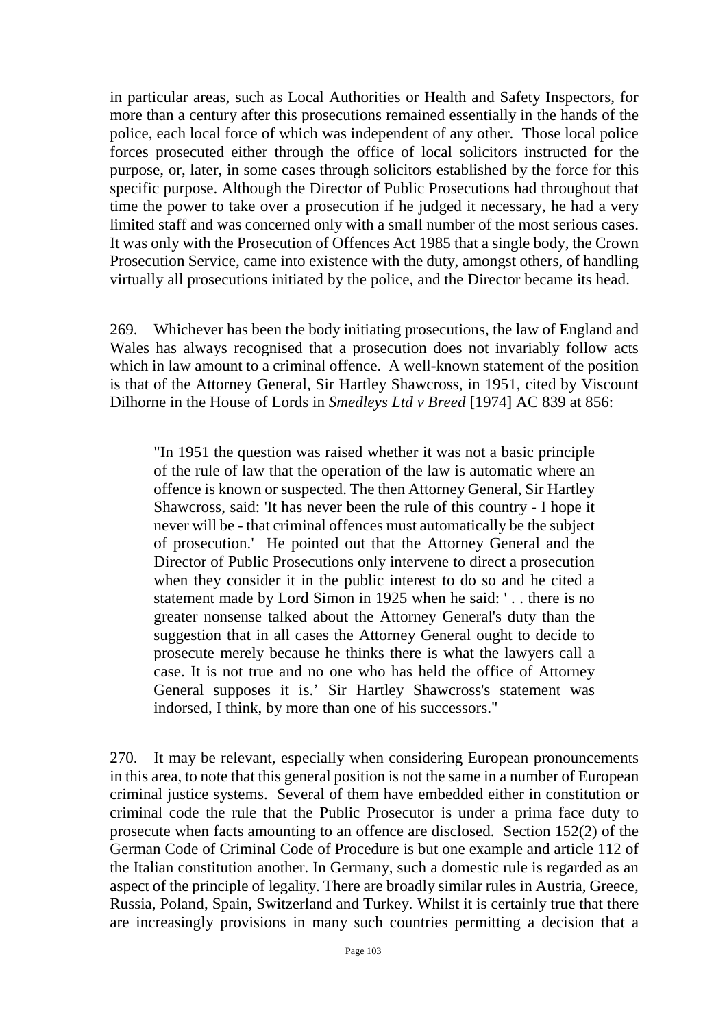in particular areas, such as Local Authorities or Health and Safety Inspectors, for more than a century after this prosecutions remained essentially in the hands of the police, each local force of which was independent of any other. Those local police forces prosecuted either through the office of local solicitors instructed for the purpose, or, later, in some cases through solicitors established by the force for this specific purpose. Although the Director of Public Prosecutions had throughout that time the power to take over a prosecution if he judged it necessary, he had a very limited staff and was concerned only with a small number of the most serious cases. It was only with the Prosecution of Offences Act 1985 that a single body, the Crown Prosecution Service, came into existence with the duty, amongst others, of handling virtually all prosecutions initiated by the police, and the Director became its head.

269. Whichever has been the body initiating prosecutions, the law of England and Wales has always recognised that a prosecution does not invariably follow acts which in law amount to a criminal offence. A well-known statement of the position is that of the Attorney General, Sir Hartley Shawcross, in 1951, cited by Viscount Dilhorne in the House of Lords in *Smedleys Ltd v Breed* [1974] AC 839 at 856:

> "In 1951 the question was raised whether it was not a basic principle of the rule of law that the operation of the law is automatic where an offence is known or suspected. The then Attorney General, Sir Hartley Shawcross, said: 'It has never been the rule of this country - I hope it never will be - that criminal offences must automatically be the subject of prosecution.' He pointed out that the Attorney General and the Director of Public Prosecutions only intervene to direct a prosecution when they consider it in the public interest to do so and he cited a statement made by Lord Simon in 1925 when he said: ' . . there is no greater nonsense talked about the Attorney General's duty than the suggestion that in all cases the Attorney General ought to decide to prosecute merely because he thinks there is what the lawyers call a case. It is not true and no one who has held the office of Attorney General supposes it is.' Sir Hartley Shawcross's statement was indorsed, I think, by more than one of his successors."

270. It may be relevant, especially when considering European pronouncements in this area, to note that this general position is not the same in a number of European criminal justice systems. Several of them have embedded either in constitution or criminal code the rule that the Public Prosecutor is under a prima face duty to prosecute when facts amounting to an offence are disclosed. Section 152(2) of the German Code of Criminal Code of Procedure is but one example and article 112 of the Italian constitution another. In Germany, such a domestic rule is regarded as an aspect of the principle of legality. There are broadly similar rules in Austria, Greece, Russia, Poland, Spain, Switzerland and Turkey. Whilst it is certainly true that there are increasingly provisions in many such countries permitting a decision that a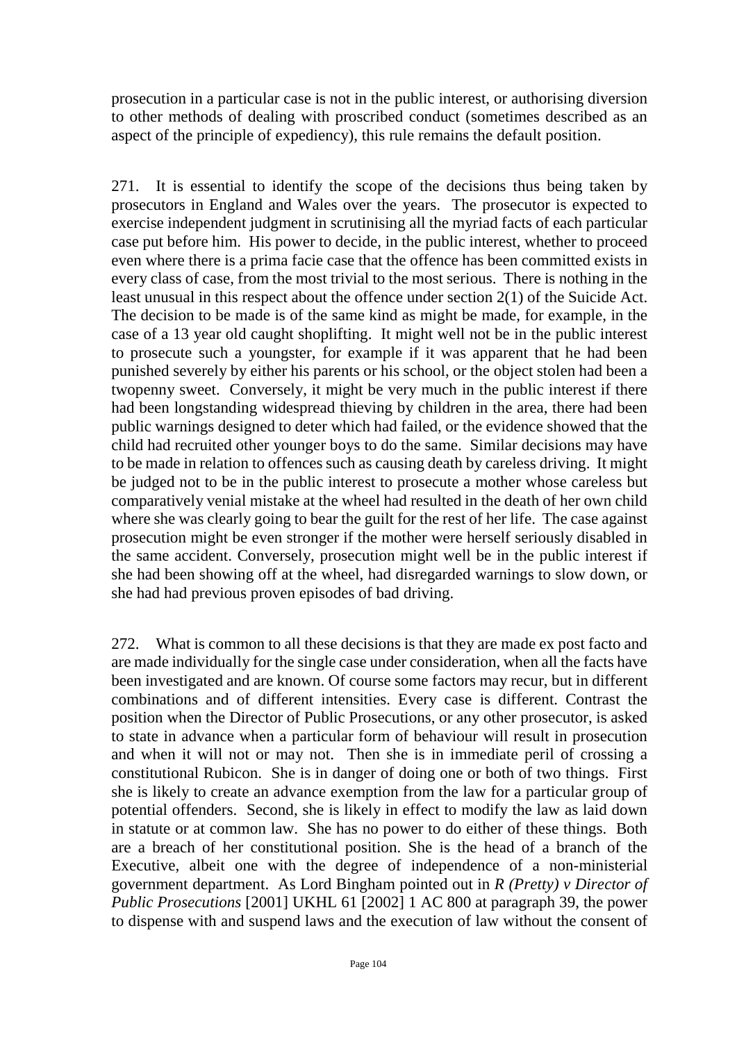prosecution in a particular case is not in the public interest, or authorising diversion to other methods of dealing with proscribed conduct (sometimes described as an aspect of the principle of expediency), this rule remains the default position.

271. It is essential to identify the scope of the decisions thus being taken by prosecutors in England and Wales over the years. The prosecutor is expected to exercise independent judgment in scrutinising all the myriad facts of each particular case put before him. His power to decide, in the public interest, whether to proceed even where there is a prima facie case that the offence has been committed exists in every class of case, from the most trivial to the most serious. There is nothing in the least unusual in this respect about the offence under section 2(1) of the Suicide Act. The decision to be made is of the same kind as might be made, for example, in the case of a 13 year old caught shoplifting. It might well not be in the public interest to prosecute such a youngster, for example if it was apparent that he had been punished severely by either his parents or his school, or the object stolen had been a twopenny sweet. Conversely, it might be very much in the public interest if there had been longstanding widespread thieving by children in the area, there had been public warnings designed to deter which had failed, or the evidence showed that the child had recruited other younger boys to do the same. Similar decisions may have to be made in relation to offences such as causing death by careless driving. It might be judged not to be in the public interest to prosecute a mother whose careless but comparatively venial mistake at the wheel had resulted in the death of her own child where she was clearly going to bear the guilt for the rest of her life. The case against prosecution might be even stronger if the mother were herself seriously disabled in the same accident. Conversely, prosecution might well be in the public interest if she had been showing off at the wheel, had disregarded warnings to slow down, or she had had previous proven episodes of bad driving.

272. What is common to all these decisions is that they are made ex post facto and are made individually for the single case under consideration, when all the facts have been investigated and are known. Of course some factors may recur, but in different combinations and of different intensities. Every case is different. Contrast the position when the Director of Public Prosecutions, or any other prosecutor, is asked to state in advance when a particular form of behaviour will result in prosecution and when it will not or may not. Then she is in immediate peril of crossing a constitutional Rubicon. She is in danger of doing one or both of two things. First she is likely to create an advance exemption from the law for a particular group of potential offenders. Second, she is likely in effect to modify the law as laid down in statute or at common law. She has no power to do either of these things. Both are a breach of her constitutional position. She is the head of a branch of the Executive, albeit one with the degree of independence of a non-ministerial government department. As Lord Bingham pointed out in *R (Pretty) v Director of Public Prosecutions* [2001] UKHL 61 [2002] 1 AC 800 at paragraph 39, the power to dispense with and suspend laws and the execution of law without the consent of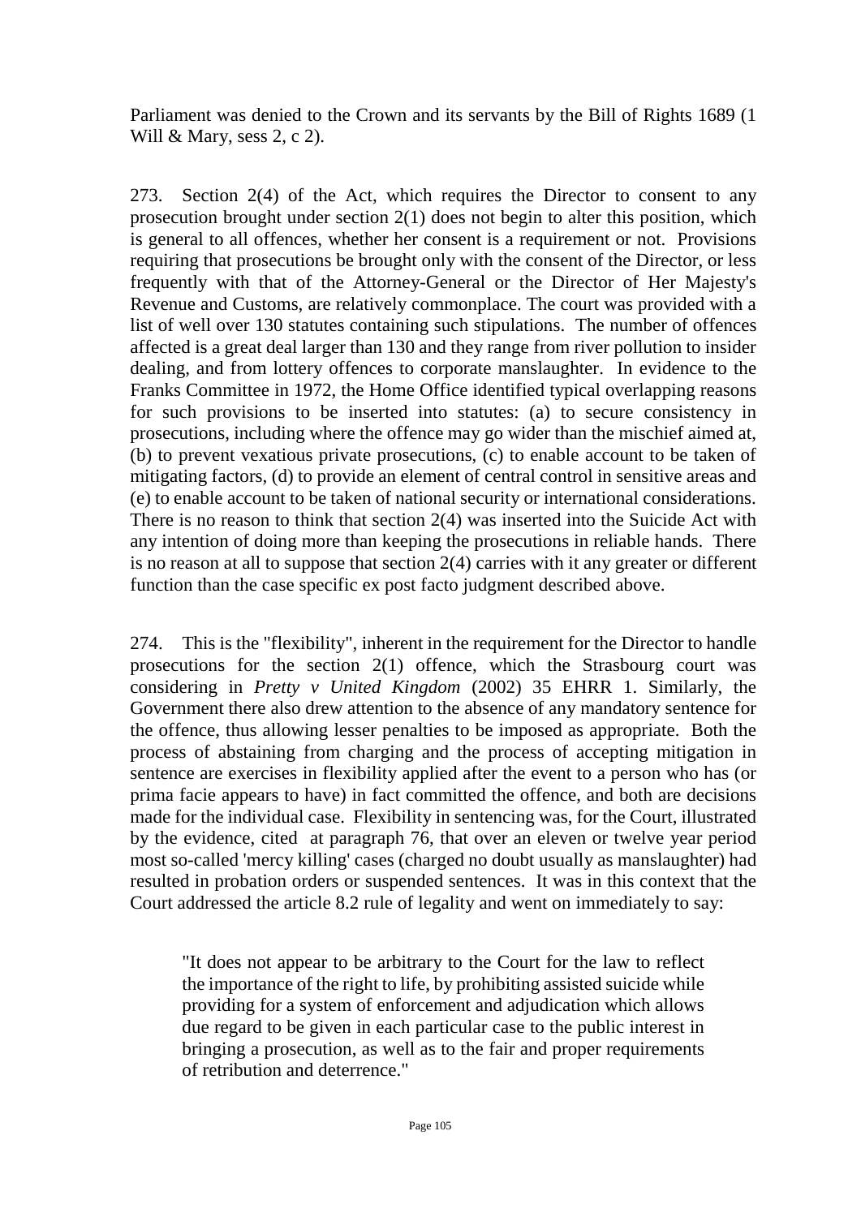Parliament was denied to the Crown and its servants by the Bill of Rights 1689 (1 Will & Mary, sess 2, c 2).

273. Section 2(4) of the Act, which requires the Director to consent to any prosecution brought under section 2(1) does not begin to alter this position, which is general to all offences, whether her consent is a requirement or not. Provisions requiring that prosecutions be brought only with the consent of the Director, or less frequently with that of the Attorney-General or the Director of Her Majesty's Revenue and Customs, are relatively commonplace. The court was provided with a list of well over 130 statutes containing such stipulations. The number of offences affected is a great deal larger than 130 and they range from river pollution to insider dealing, and from lottery offences to corporate manslaughter. In evidence to the Franks Committee in 1972, the Home Office identified typical overlapping reasons for such provisions to be inserted into statutes: (a) to secure consistency in prosecutions, including where the offence may go wider than the mischief aimed at, (b) to prevent vexatious private prosecutions, (c) to enable account to be taken of mitigating factors, (d) to provide an element of central control in sensitive areas and (e) to enable account to be taken of national security or international considerations. There is no reason to think that section 2(4) was inserted into the Suicide Act with any intention of doing more than keeping the prosecutions in reliable hands. There is no reason at all to suppose that section 2(4) carries with it any greater or different function than the case specific ex post facto judgment described above.

274. This is the "flexibility", inherent in the requirement for the Director to handle prosecutions for the section 2(1) offence, which the Strasbourg court was considering in *Pretty v United Kingdom* (2002) 35 EHRR 1. Similarly, the Government there also drew attention to the absence of any mandatory sentence for the offence, thus allowing lesser penalties to be imposed as appropriate. Both the process of abstaining from charging and the process of accepting mitigation in sentence are exercises in flexibility applied after the event to a person who has (or prima facie appears to have) in fact committed the offence, and both are decisions made for the individual case. Flexibility in sentencing was, for the Court, illustrated by the evidence, cited at paragraph 76, that over an eleven or twelve year period most so-called 'mercy killing' cases (charged no doubt usually as manslaughter) had resulted in probation orders or suspended sentences. It was in this context that the Court addressed the article 8.2 rule of legality and went on immediately to say:

> "It does not appear to be arbitrary to the Court for the law to reflect the importance of the right to life, by prohibiting assisted suicide while providing for a system of enforcement and adjudication which allows due regard to be given in each particular case to the public interest in bringing a prosecution, as well as to the fair and proper requirements of retribution and deterrence."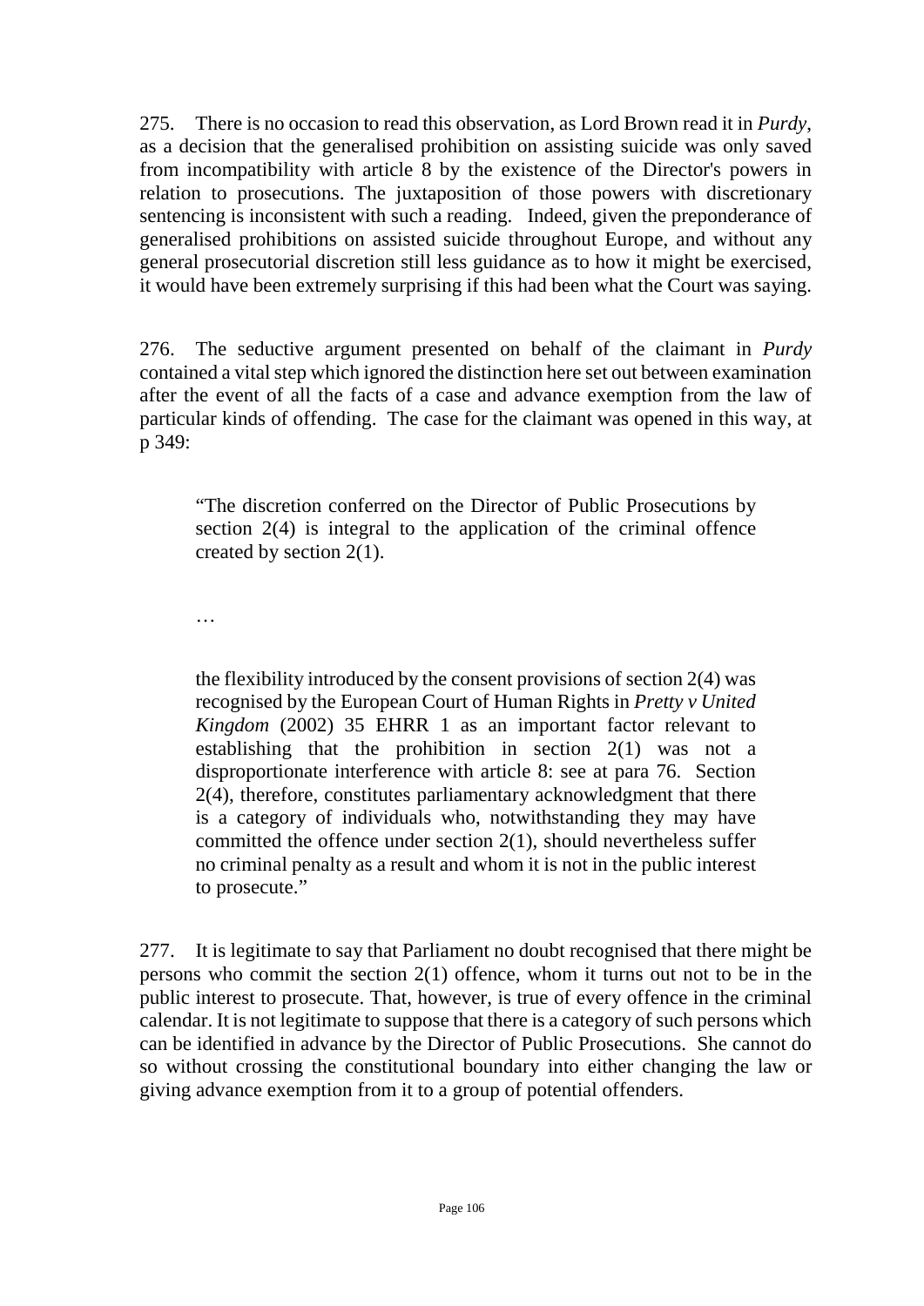275. There is no occasion to read this observation, as Lord Brown read it in *Purdy*, as a decision that the generalised prohibition on assisting suicide was only saved from incompatibility with article 8 by the existence of the Director's powers in relation to prosecutions. The juxtaposition of those powers with discretionary sentencing is inconsistent with such a reading. Indeed, given the preponderance of generalised prohibitions on assisted suicide throughout Europe, and without any general prosecutorial discretion still less guidance as to how it might be exercised, it would have been extremely surprising if this had been what the Court was saying.

276. The seductive argument presented on behalf of the claimant in *Purdy* contained a vital step which ignored the distinction here set out between examination after the event of all the facts of a case and advance exemption from the law of particular kinds of offending. The case for the claimant was opened in this way, at p 349:

> "The discretion conferred on the Director of Public Prosecutions by section 2(4) is integral to the application of the criminal offence created by section 2(1).
>
> …
>
> the flexibility introduced by the consent provisions of section 2(4) was recognised by the European Court of Human Rights in *Pretty v United Kingdom* (2002) 35 EHRR 1 as an important factor relevant to establishing that the prohibition in section 2(1) was not a disproportionate interference with article 8: see at para 76. Section 2(4), therefore, constitutes parliamentary acknowledgment that there is a category of individuals who, notwithstanding they may have committed the offence under section 2(1), should nevertheless suffer no criminal penalty as a result and whom it is not in the public interest to prosecute."

277. It is legitimate to say that Parliament no doubt recognised that there might be persons who commit the section 2(1) offence, whom it turns out not to be in the public interest to prosecute. That, however, is true of every offence in the criminal calendar. It is not legitimate to suppose that there is a category of such persons which can be identified in advance by the Director of Public Prosecutions. She cannot do so without crossing the constitutional boundary into either changing the law or giving advance exemption from it to a group of potential offenders.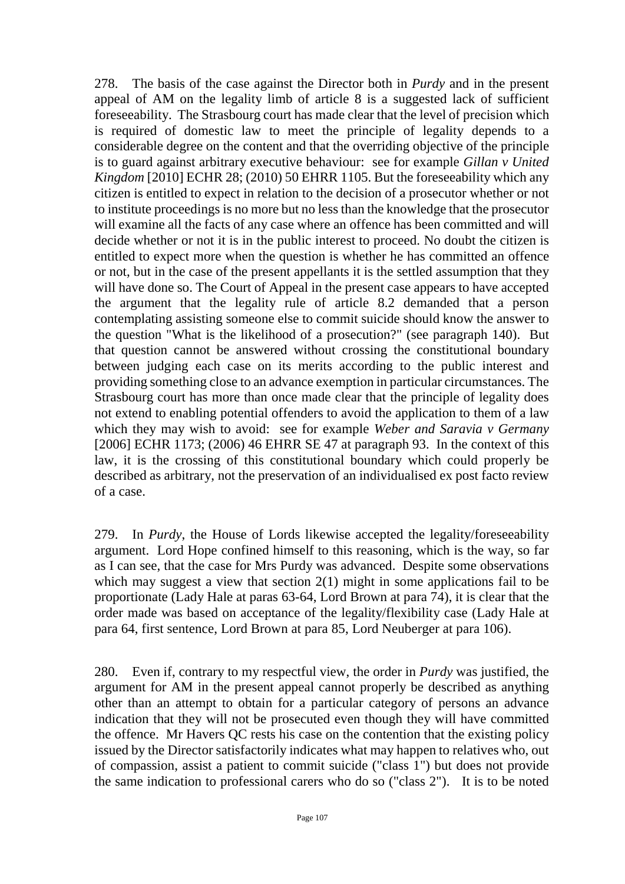278. The basis of the case against the Director both in *Purdy* and in the present appeal of AM on the legality limb of article 8 is a suggested lack of sufficient foreseeability. The Strasbourg court has made clear that the level of precision which is required of domestic law to meet the principle of legality depends to a considerable degree on the content and that the overriding objective of the principle is to guard against arbitrary executive behaviour: see for example *Gillan v United Kingdom* [2010] ECHR 28; (2010) 50 EHRR 1105. But the foreseeability which any citizen is entitled to expect in relation to the decision of a prosecutor whether or not to institute proceedings is no more but no less than the knowledge that the prosecutor will examine all the facts of any case where an offence has been committed and will decide whether or not it is in the public interest to proceed. No doubt the citizen is entitled to expect more when the question is whether he has committed an offence or not, but in the case of the present appellants it is the settled assumption that they will have done so. The Court of Appeal in the present case appears to have accepted the argument that the legality rule of article 8.2 demanded that a person contemplating assisting someone else to commit suicide should know the answer to the question "What is the likelihood of a prosecution?" (see paragraph 140). But that question cannot be answered without crossing the constitutional boundary between judging each case on its merits according to the public interest and providing something close to an advance exemption in particular circumstances. The Strasbourg court has more than once made clear that the principle of legality does not extend to enabling potential offenders to avoid the application to them of a law which they may wish to avoid: see for example *Weber and Saravia v Germany* [2006] ECHR 1173; (2006) 46 EHRR SE 47 at paragraph 93. In the context of this law, it is the crossing of this constitutional boundary which could properly be described as arbitrary, not the preservation of an individualised ex post facto review of a case.

279. In *Purdy*, the House of Lords likewise accepted the legality/foreseeability argument. Lord Hope confined himself to this reasoning, which is the way, so far as I can see, that the case for Mrs Purdy was advanced. Despite some observations which may suggest a view that section 2(1) might in some applications fail to be proportionate (Lady Hale at paras 63-64, Lord Brown at para 74), it is clear that the order made was based on acceptance of the legality/flexibility case (Lady Hale at para 64, first sentence, Lord Brown at para 85, Lord Neuberger at para 106).

280. Even if, contrary to my respectful view, the order in *Purdy* was justified, the argument for AM in the present appeal cannot properly be described as anything other than an attempt to obtain for a particular category of persons an advance indication that they will not be prosecuted even though they will have committed the offence. Mr Havers QC rests his case on the contention that the existing policy issued by the Director satisfactorily indicates what may happen to relatives who, out of compassion, assist a patient to commit suicide ("class 1") but does not provide the same indication to professional carers who do so ("class 2"). It is to be noted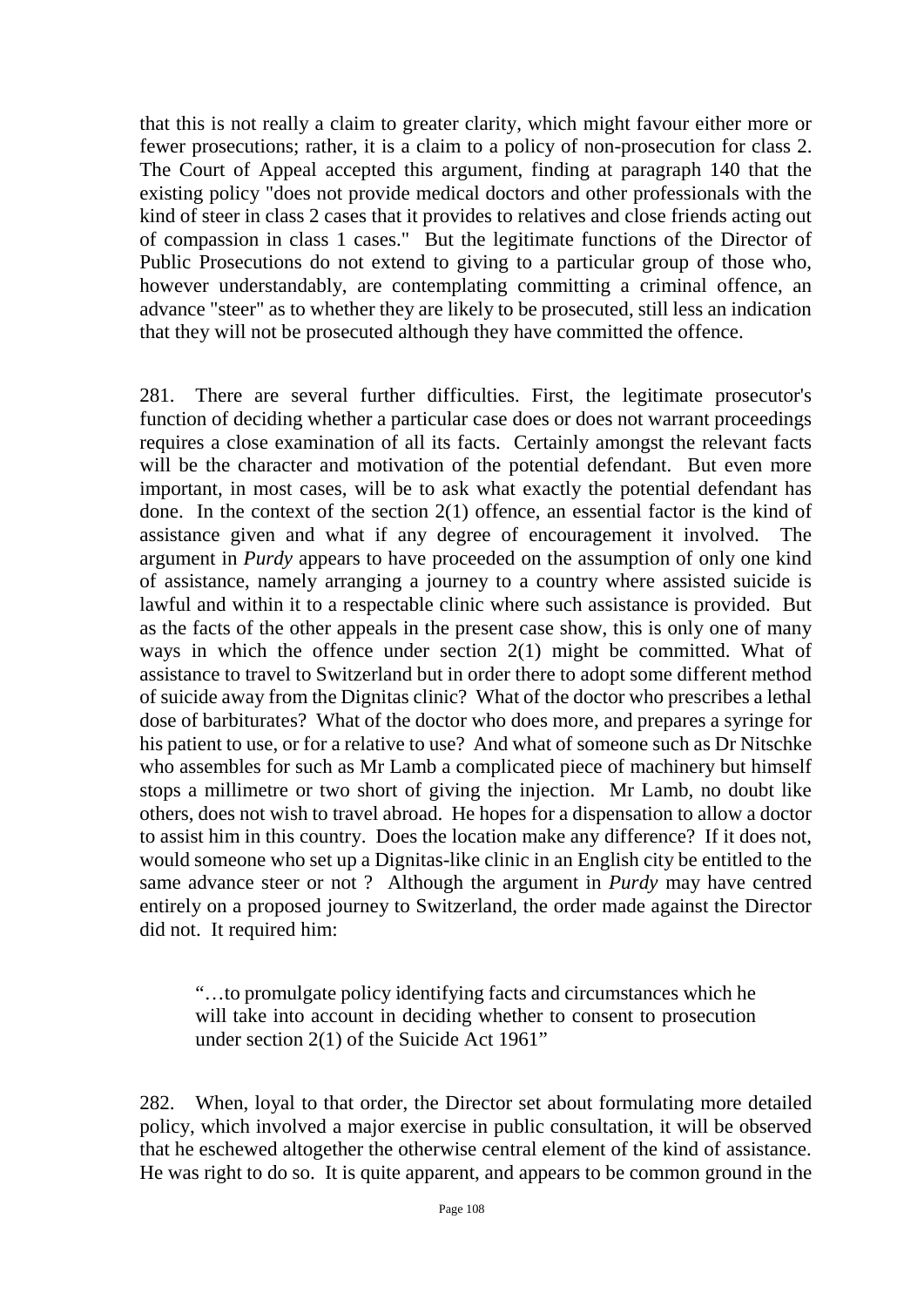that this is not really a claim to greater clarity, which might favour either more or fewer prosecutions; rather, it is a claim to a policy of non-prosecution for class 2. The Court of Appeal accepted this argument, finding at paragraph 140 that the existing policy "does not provide medical doctors and other professionals with the kind of steer in class 2 cases that it provides to relatives and close friends acting out of compassion in class 1 cases." But the legitimate functions of the Director of Public Prosecutions do not extend to giving to a particular group of those who, however understandably, are contemplating committing a criminal offence, an advance "steer" as to whether they are likely to be prosecuted, still less an indication that they will not be prosecuted although they have committed the offence.

281. There are several further difficulties. First, the legitimate prosecutor's function of deciding whether a particular case does or does not warrant proceedings requires a close examination of all its facts. Certainly amongst the relevant facts will be the character and motivation of the potential defendant. But even more important, in most cases, will be to ask what exactly the potential defendant has done. In the context of the section 2(1) offence, an essential factor is the kind of assistance given and what if any degree of encouragement it involved. The argument in *Purdy* appears to have proceeded on the assumption of only one kind of assistance, namely arranging a journey to a country where assisted suicide is lawful and within it to a respectable clinic where such assistance is provided. But as the facts of the other appeals in the present case show, this is only one of many ways in which the offence under section 2(1) might be committed. What of assistance to travel to Switzerland but in order there to adopt some different method of suicide away from the Dignitas clinic? What of the doctor who prescribes a lethal dose of barbiturates? What of the doctor who does more, and prepares a syringe for his patient to use, or for a relative to use? And what of someone such as Dr Nitschke who assembles for such as Mr Lamb a complicated piece of machinery but himself stops a millimetre or two short of giving the injection. Mr Lamb, no doubt like others, does not wish to travel abroad. He hopes for a dispensation to allow a doctor to assist him in this country. Does the location make any difference? If it does not, would someone who set up a Dignitas-like clinic in an English city be entitled to the same advance steer or not ? Although the argument in *Purdy* may have centred entirely on a proposed journey to Switzerland, the order made against the Director did not. It required him:

> "…to promulgate policy identifying facts and circumstances which he will take into account in deciding whether to consent to prosecution under section 2(1) of the Suicide Act 1961"

282. When, loyal to that order, the Director set about formulating more detailed policy, which involved a major exercise in public consultation, it will be observed that he eschewed altogether the otherwise central element of the kind of assistance. He was right to do so. It is quite apparent, and appears to be common ground in the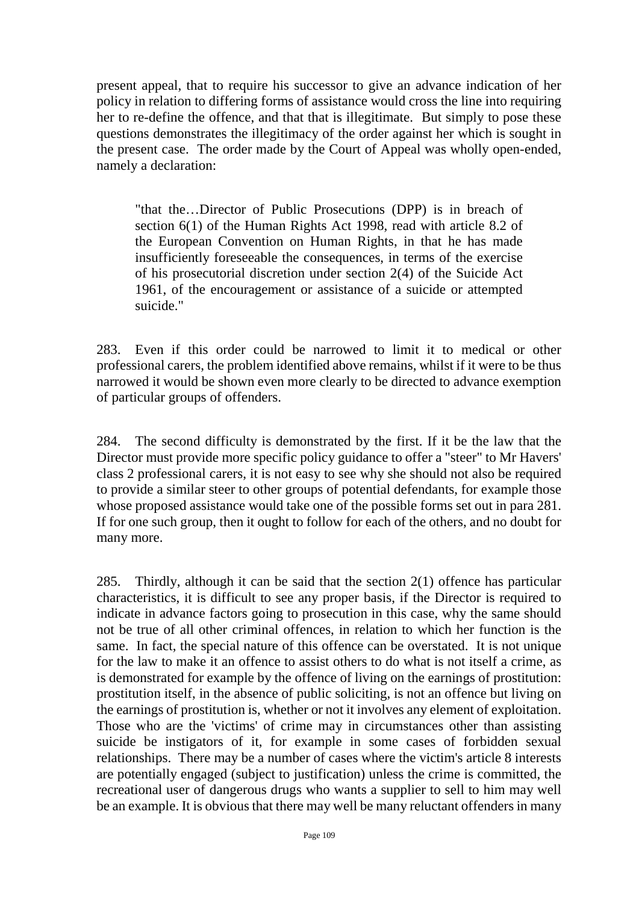present appeal, that to require his successor to give an advance indication of her policy in relation to differing forms of assistance would cross the line into requiring her to re-define the offence, and that that is illegitimate. But simply to pose these questions demonstrates the illegitimacy of the order against her which is sought in the present case. The order made by the Court of Appeal was wholly open-ended, namely a declaration:

> "that the…Director of Public Prosecutions (DPP) is in breach of section 6(1) of the Human Rights Act 1998, read with article 8.2 of the European Convention on Human Rights, in that he has made insufficiently foreseeable the consequences, in terms of the exercise of his prosecutorial discretion under section 2(4) of the Suicide Act 1961, of the encouragement or assistance of a suicide or attempted suicide."

283. Even if this order could be narrowed to limit it to medical or other professional carers, the problem identified above remains, whilst if it were to be thus narrowed it would be shown even more clearly to be directed to advance exemption of particular groups of offenders.

284. The second difficulty is demonstrated by the first. If it be the law that the Director must provide more specific policy guidance to offer a "steer" to Mr Havers' class 2 professional carers, it is not easy to see why she should not also be required to provide a similar steer to other groups of potential defendants, for example those whose proposed assistance would take one of the possible forms set out in para 281. If for one such group, then it ought to follow for each of the others, and no doubt for many more.

285. Thirdly, although it can be said that the section 2(1) offence has particular characteristics, it is difficult to see any proper basis, if the Director is required to indicate in advance factors going to prosecution in this case, why the same should not be true of all other criminal offences, in relation to which her function is the same. In fact, the special nature of this offence can be overstated. It is not unique for the law to make it an offence to assist others to do what is not itself a crime, as is demonstrated for example by the offence of living on the earnings of prostitution: prostitution itself, in the absence of public soliciting, is not an offence but living on the earnings of prostitution is, whether or not it involves any element of exploitation. Those who are the 'victims' of crime may in circumstances other than assisting suicide be instigators of it, for example in some cases of forbidden sexual relationships. There may be a number of cases where the victim's article 8 interests are potentially engaged (subject to justification) unless the crime is committed, the recreational user of dangerous drugs who wants a supplier to sell to him may well be an example. It is obvious that there may well be many reluctant offenders in many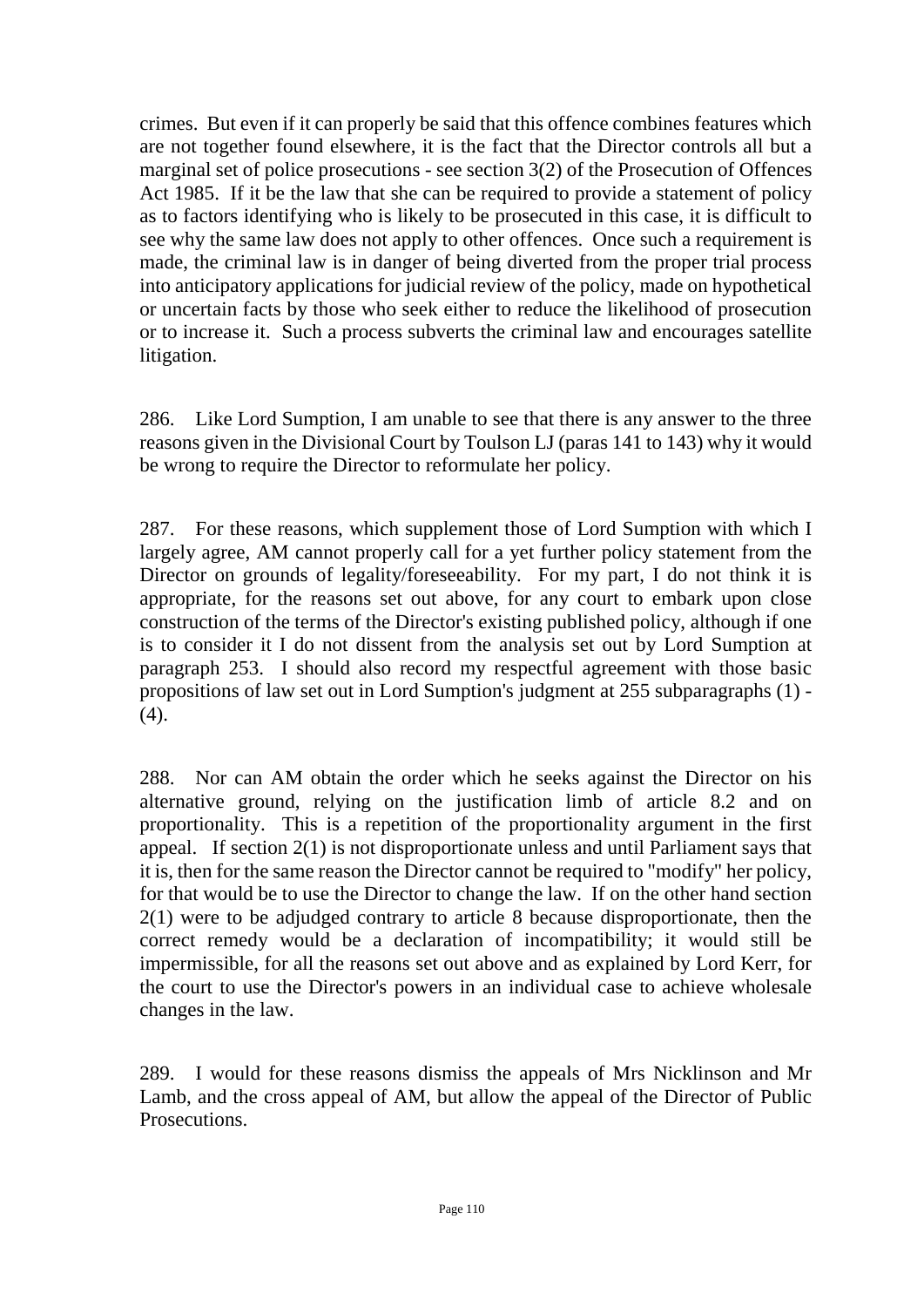crimes. But even if it can properly be said that this offence combines features which are not together found elsewhere, it is the fact that the Director controls all but a marginal set of police prosecutions - see section 3(2) of the Prosecution of Offences Act 1985. If it be the law that she can be required to provide a statement of policy as to factors identifying who is likely to be prosecuted in this case, it is difficult to see why the same law does not apply to other offences. Once such a requirement is made, the criminal law is in danger of being diverted from the proper trial process into anticipatory applications for judicial review of the policy, made on hypothetical or uncertain facts by those who seek either to reduce the likelihood of prosecution or to increase it. Such a process subverts the criminal law and encourages satellite litigation.

286. Like Lord Sumption, I am unable to see that there is any answer to the three reasons given in the Divisional Court by Toulson LJ (paras 141 to 143) why it would be wrong to require the Director to reformulate her policy.

287. For these reasons, which supplement those of Lord Sumption with which I largely agree, AM cannot properly call for a yet further policy statement from the Director on grounds of legality/foreseeability. For my part, I do not think it is appropriate, for the reasons set out above, for any court to embark upon close construction of the terms of the Director's existing published policy, although if one is to consider it I do not dissent from the analysis set out by Lord Sumption at paragraph 253. I should also record my respectful agreement with those basic propositions of law set out in Lord Sumption's judgment at 255 subparagraphs (1) - (4).

288. Nor can AM obtain the order which he seeks against the Director on his alternative ground, relying on the justification limb of article 8.2 and on proportionality. This is a repetition of the proportionality argument in the first appeal. If section 2(1) is not disproportionate unless and until Parliament says that it is, then for the same reason the Director cannot be required to "modify" her policy, for that would be to use the Director to change the law. If on the other hand section 2(1) were to be adjudged contrary to article 8 because disproportionate, then the correct remedy would be a declaration of incompatibility; it would still be impermissible, for all the reasons set out above and as explained by Lord Kerr, for the court to use the Director's powers in an individual case to achieve wholesale changes in the law.

289. I would for these reasons dismiss the appeals of Mrs Nicklinson and Mr Lamb, and the cross appeal of AM, but allow the appeal of the Director of Public Prosecutions.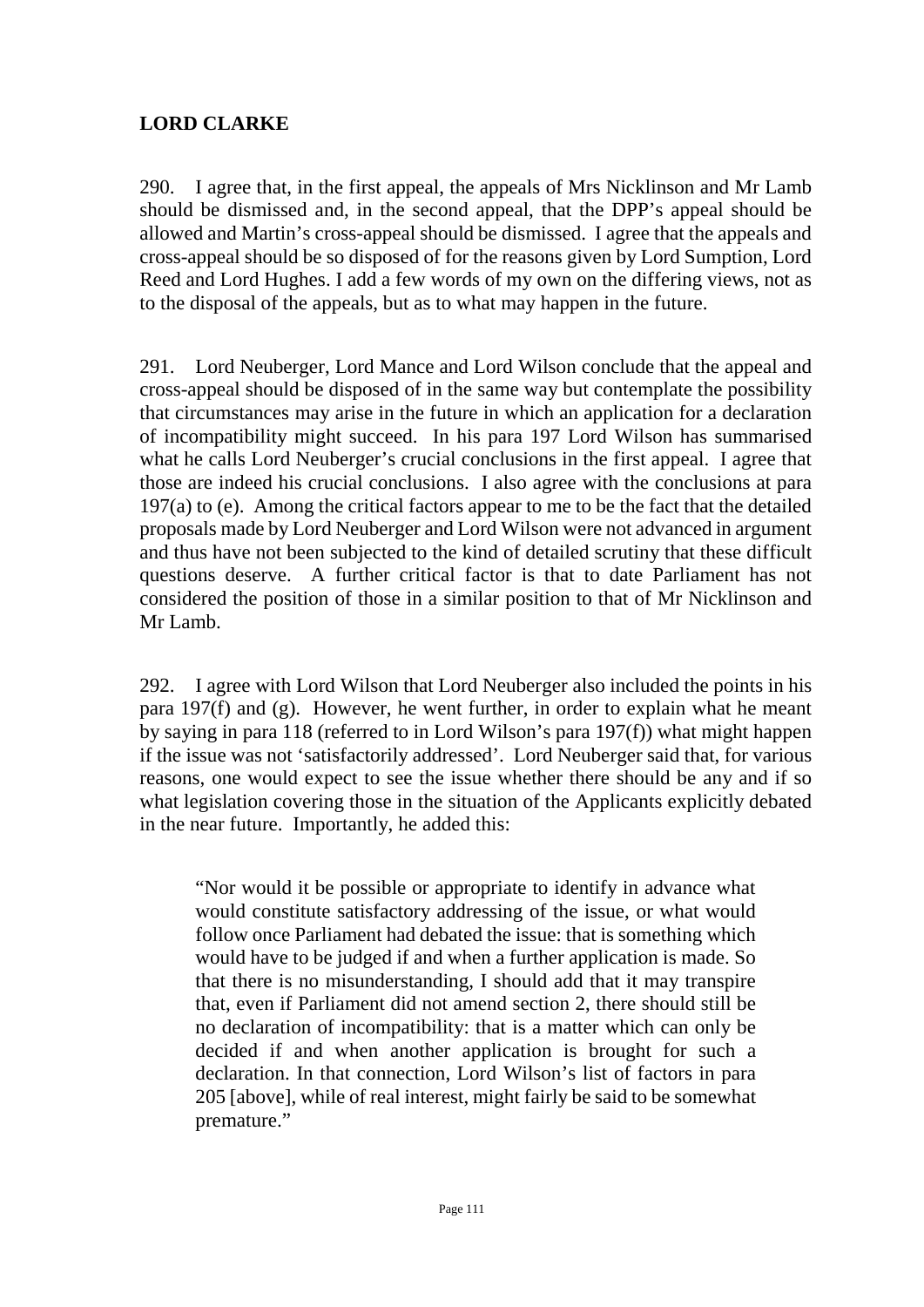## LORD CLARKE

290. I agree that, in the first appeal, the appeals of Mrs Nicklinson and Mr Lamb should be dismissed and, in the second appeal, that the DPP's appeal should be allowed and Martin's cross-appeal should be dismissed. I agree that the appeals and cross-appeal should be so disposed of for the reasons given by Lord Sumption, Lord Reed and Lord Hughes. I add a few words of my own on the differing views, not as to the disposal of the appeals, but as to what may happen in the future.

291. Lord Neuberger, Lord Mance and Lord Wilson conclude that the appeal and cross-appeal should be disposed of in the same way but contemplate the possibility that circumstances may arise in the future in which an application for a declaration of incompatibility might succeed. In his para 197 Lord Wilson has summarised what he calls Lord Neuberger's crucial conclusions in the first appeal. I agree that those are indeed his crucial conclusions. I also agree with the conclusions at para 197(a) to (e). Among the critical factors appear to me to be the fact that the detailed proposals made by Lord Neuberger and Lord Wilson were not advanced in argument and thus have not been subjected to the kind of detailed scrutiny that these difficult questions deserve. A further critical factor is that to date Parliament has not considered the position of those in a similar position to that of Mr Nicklinson and Mr Lamb.

292. I agree with Lord Wilson that Lord Neuberger also included the points in his para 197(f) and (g). However, he went further, in order to explain what he meant by saying in para 118 (referred to in Lord Wilson's para 197(f)) what might happen if the issue was not 'satisfactorily addressed'. Lord Neuberger said that, for various reasons, one would expect to see the issue whether there should be any and if so what legislation covering those in the situation of the Applicants explicitly debated in the near future. Importantly, he added this:

> "Nor would it be possible or appropriate to identify in advance what would constitute satisfactory addressing of the issue, or what would follow once Parliament had debated the issue: that is something which would have to be judged if and when a further application is made. So that there is no misunderstanding, I should add that it may transpire that, even if Parliament did not amend section 2, there should still be no declaration of incompatibility: that is a matter which can only be decided if and when another application is brought for such a declaration. In that connection, Lord Wilson's list of factors in para 205 [above], while of real interest, might fairly be said to be somewhat premature."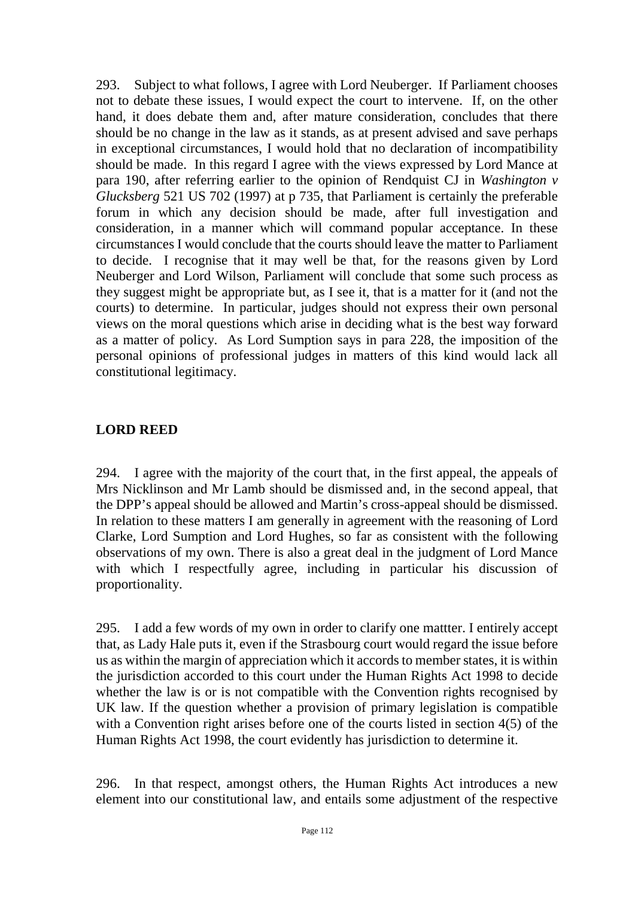293. Subject to what follows, I agree with Lord Neuberger. If Parliament chooses not to debate these issues, I would expect the court to intervene. If, on the other hand, it does debate them and, after mature consideration, concludes that there should be no change in the law as it stands, as at present advised and save perhaps in exceptional circumstances, I would hold that no declaration of incompatibility should be made. In this regard I agree with the views expressed by Lord Mance at para 190, after referring earlier to the opinion of Rendquist CJ in *Washington v Glucksberg* 521 US 702 (1997) at p 735, that Parliament is certainly the preferable forum in which any decision should be made, after full investigation and consideration, in a manner which will command popular acceptance. In these circumstances I would conclude that the courts should leave the matter to Parliament to decide. I recognise that it may well be that, for the reasons given by Lord Neuberger and Lord Wilson, Parliament will conclude that some such process as they suggest might be appropriate but, as I see it, that is a matter for it (and not the courts) to determine. In particular, judges should not express their own personal views on the moral questions which arise in deciding what is the best way forward as a matter of policy. As Lord Sumption says in para 228, the imposition of the personal opinions of professional judges in matters of this kind would lack all constitutional legitimacy.

## LORD REED

294. I agree with the majority of the court that, in the first appeal, the appeals of Mrs Nicklinson and Mr Lamb should be dismissed and, in the second appeal, that the DPP's appeal should be allowed and Martin's cross-appeal should be dismissed. In relation to these matters I am generally in agreement with the reasoning of Lord Clarke, Lord Sumption and Lord Hughes, so far as consistent with the following observations of my own. There is also a great deal in the judgment of Lord Mance with which I respectfully agree, including in particular his discussion of proportionality.

295. I add a few words of my own in order to clarify one mattter. I entirely accept that, as Lady Hale puts it, even if the Strasbourg court would regard the issue before us as within the margin of appreciation which it accords to member states, it is within the jurisdiction accorded to this court under the Human Rights Act 1998 to decide whether the law is or is not compatible with the Convention rights recognised by UK law. If the question whether a provision of primary legislation is compatible with a Convention right arises before one of the courts listed in section 4(5) of the Human Rights Act 1998, the court evidently has jurisdiction to determine it.

296. In that respect, amongst others, the Human Rights Act introduces a new element into our constitutional law, and entails some adjustment of the respective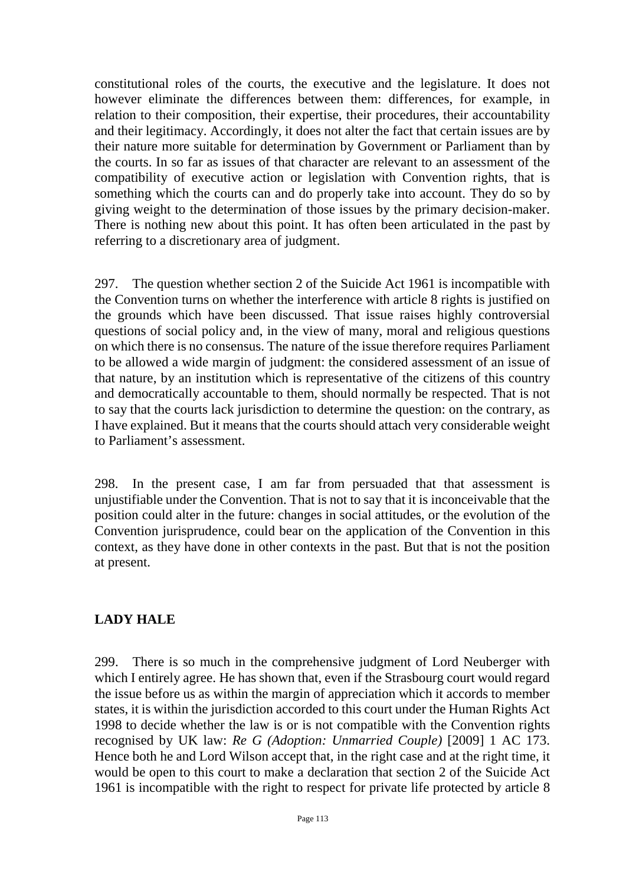constitutional roles of the courts, the executive and the legislature. It does not however eliminate the differences between them: differences, for example, in relation to their composition, their expertise, their procedures, their accountability and their legitimacy. Accordingly, it does not alter the fact that certain issues are by their nature more suitable for determination by Government or Parliament than by the courts. In so far as issues of that character are relevant to an assessment of the compatibility of executive action or legislation with Convention rights, that is something which the courts can and do properly take into account. They do so by giving weight to the determination of those issues by the primary decision-maker. There is nothing new about this point. It has often been articulated in the past by referring to a discretionary area of judgment.

297. The question whether section 2 of the Suicide Act 1961 is incompatible with the Convention turns on whether the interference with article 8 rights is justified on the grounds which have been discussed. That issue raises highly controversial questions of social policy and, in the view of many, moral and religious questions on which there is no consensus. The nature of the issue therefore requires Parliament to be allowed a wide margin of judgment: the considered assessment of an issue of that nature, by an institution which is representative of the citizens of this country and democratically accountable to them, should normally be respected. That is not to say that the courts lack jurisdiction to determine the question: on the contrary, as I have explained. But it means that the courts should attach very considerable weight to Parliament's assessment.

298. In the present case, I am far from persuaded that that assessment is unjustifiable under the Convention. That is not to say that it is inconceivable that the position could alter in the future: changes in social attitudes, or the evolution of the Convention jurisprudence, could bear on the application of the Convention in this context, as they have done in other contexts in the past. But that is not the position at present.

## LADY HALE

299. There is so much in the comprehensive judgment of Lord Neuberger with which I entirely agree. He has shown that, even if the Strasbourg court would regard the issue before us as within the margin of appreciation which it accords to member states, it is within the jurisdiction accorded to this court under the Human Rights Act 1998 to decide whether the law is or is not compatible with the Convention rights recognised by UK law: *Re G (Adoption: Unmarried Couple)* [2009] 1 AC 173. Hence both he and Lord Wilson accept that, in the right case and at the right time, it would be open to this court to make a declaration that section 2 of the Suicide Act 1961 is incompatible with the right to respect for private life protected by article 8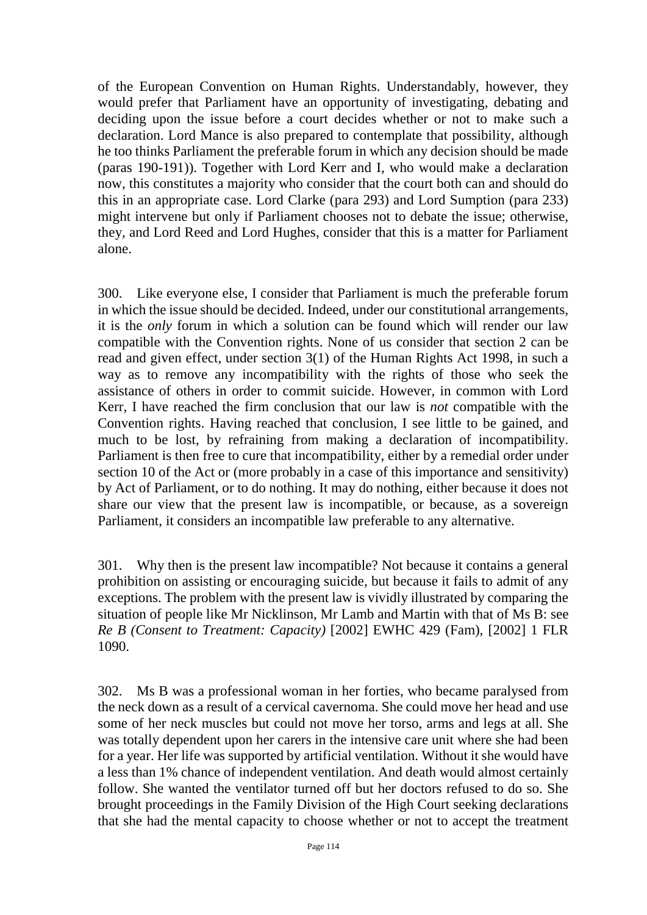of the European Convention on Human Rights. Understandably, however, they would prefer that Parliament have an opportunity of investigating, debating and deciding upon the issue before a court decides whether or not to make such a declaration. Lord Mance is also prepared to contemplate that possibility, although he too thinks Parliament the preferable forum in which any decision should be made (paras 190-191)). Together with Lord Kerr and I, who would make a declaration now, this constitutes a majority who consider that the court both can and should do this in an appropriate case. Lord Clarke (para 293) and Lord Sumption (para 233) might intervene but only if Parliament chooses not to debate the issue; otherwise, they, and Lord Reed and Lord Hughes, consider that this is a matter for Parliament alone.

300. Like everyone else, I consider that Parliament is much the preferable forum in which the issue should be decided. Indeed, under our constitutional arrangements, it is the *only* forum in which a solution can be found which will render our law compatible with the Convention rights. None of us consider that section 2 can be read and given effect, under section 3(1) of the Human Rights Act 1998, in such a way as to remove any incompatibility with the rights of those who seek the assistance of others in order to commit suicide. However, in common with Lord Kerr, I have reached the firm conclusion that our law is *not* compatible with the Convention rights. Having reached that conclusion, I see little to be gained, and much to be lost, by refraining from making a declaration of incompatibility. Parliament is then free to cure that incompatibility, either by a remedial order under section 10 of the Act or (more probably in a case of this importance and sensitivity) by Act of Parliament, or to do nothing. It may do nothing, either because it does not share our view that the present law is incompatible, or because, as a sovereign Parliament, it considers an incompatible law preferable to any alternative.

301. Why then is the present law incompatible? Not because it contains a general prohibition on assisting or encouraging suicide, but because it fails to admit of any exceptions. The problem with the present law is vividly illustrated by comparing the situation of people like Mr Nicklinson, Mr Lamb and Martin with that of Ms B: see *Re B (Consent to Treatment: Capacity)* [2002] EWHC 429 (Fam), [2002] 1 FLR 1090.

302. Ms B was a professional woman in her forties, who became paralysed from the neck down as a result of a cervical cavernoma. She could move her head and use some of her neck muscles but could not move her torso, arms and legs at all. She was totally dependent upon her carers in the intensive care unit where she had been for a year. Her life was supported by artificial ventilation. Without it she would have a less than 1% chance of independent ventilation. And death would almost certainly follow. She wanted the ventilator turned off but her doctors refused to do so. She brought proceedings in the Family Division of the High Court seeking declarations that she had the mental capacity to choose whether or not to accept the treatment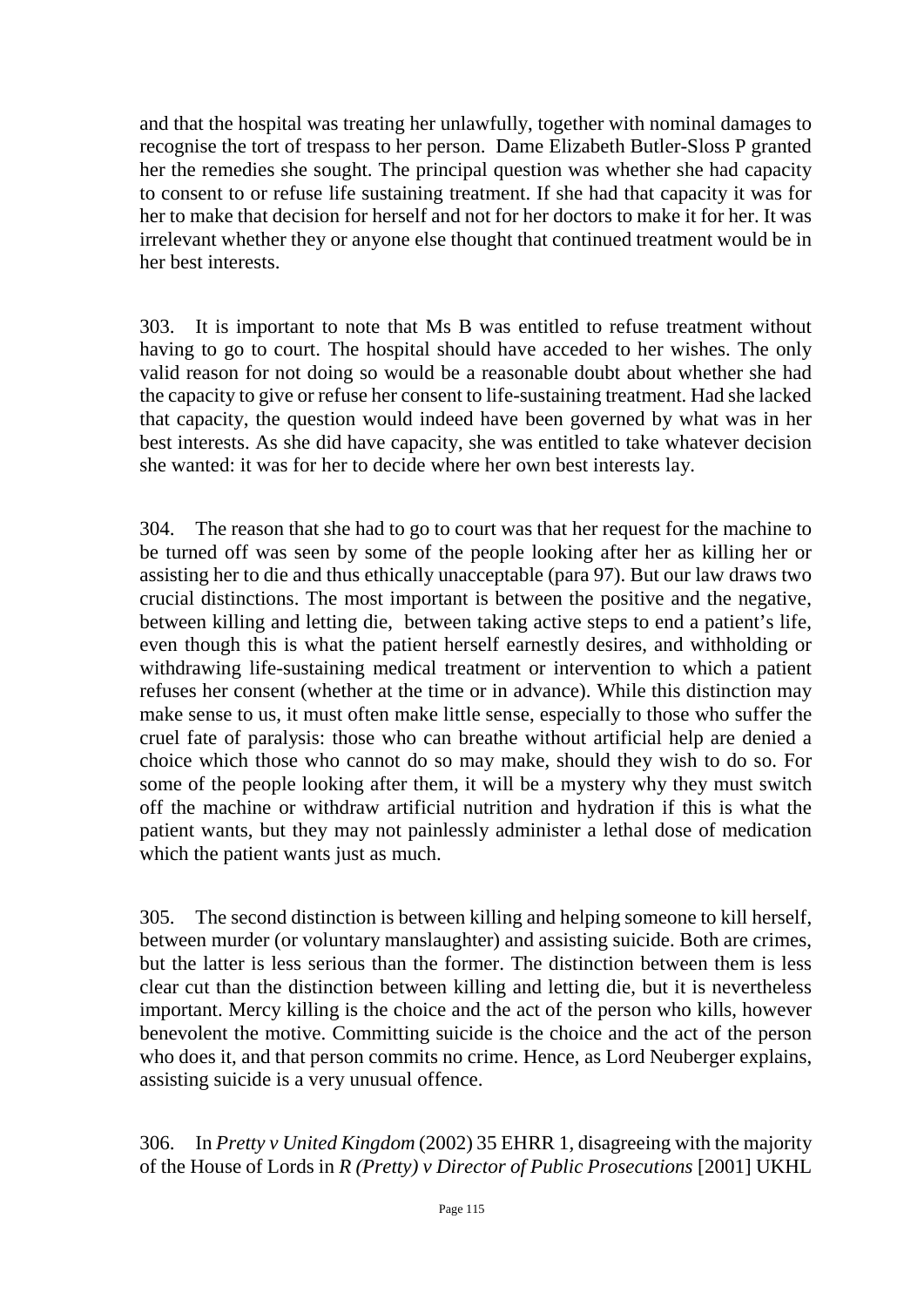and that the hospital was treating her unlawfully, together with nominal damages to recognise the tort of trespass to her person. Dame Elizabeth Butler-Sloss P granted her the remedies she sought. The principal question was whether she had capacity to consent to or refuse life sustaining treatment. If she had that capacity it was for her to make that decision for herself and not for her doctors to make it for her. It was irrelevant whether they or anyone else thought that continued treatment would be in her best interests.

303. It is important to note that Ms B was entitled to refuse treatment without having to go to court. The hospital should have acceded to her wishes. The only valid reason for not doing so would be a reasonable doubt about whether she had the capacity to give or refuse her consent to life-sustaining treatment. Had she lacked that capacity, the question would indeed have been governed by what was in her best interests. As she did have capacity, she was entitled to take whatever decision she wanted: it was for her to decide where her own best interests lay.

304. The reason that she had to go to court was that her request for the machine to be turned off was seen by some of the people looking after her as killing her or assisting her to die and thus ethically unacceptable (para 97). But our law draws two crucial distinctions. The most important is between the positive and the negative, between killing and letting die, between taking active steps to end a patient's life, even though this is what the patient herself earnestly desires, and withholding or withdrawing life-sustaining medical treatment or intervention to which a patient refuses her consent (whether at the time or in advance). While this distinction may make sense to us, it must often make little sense, especially to those who suffer the cruel fate of paralysis: those who can breathe without artificial help are denied a choice which those who cannot do so may make, should they wish to do so. For some of the people looking after them, it will be a mystery why they must switch off the machine or withdraw artificial nutrition and hydration if this is what the patient wants, but they may not painlessly administer a lethal dose of medication which the patient wants just as much.

305. The second distinction is between killing and helping someone to kill herself, between murder (or voluntary manslaughter) and assisting suicide. Both are crimes, but the latter is less serious than the former. The distinction between them is less clear cut than the distinction between killing and letting die, but it is nevertheless important. Mercy killing is the choice and the act of the person who kills, however benevolent the motive. Committing suicide is the choice and the act of the person who does it, and that person commits no crime. Hence, as Lord Neuberger explains, assisting suicide is a very unusual offence.

306. In *Pretty v United Kingdom* (2002) 35 EHRR 1, disagreeing with the majority of the House of Lords in *R (Pretty) v Director of Public Prosecutions* [2001] UKHL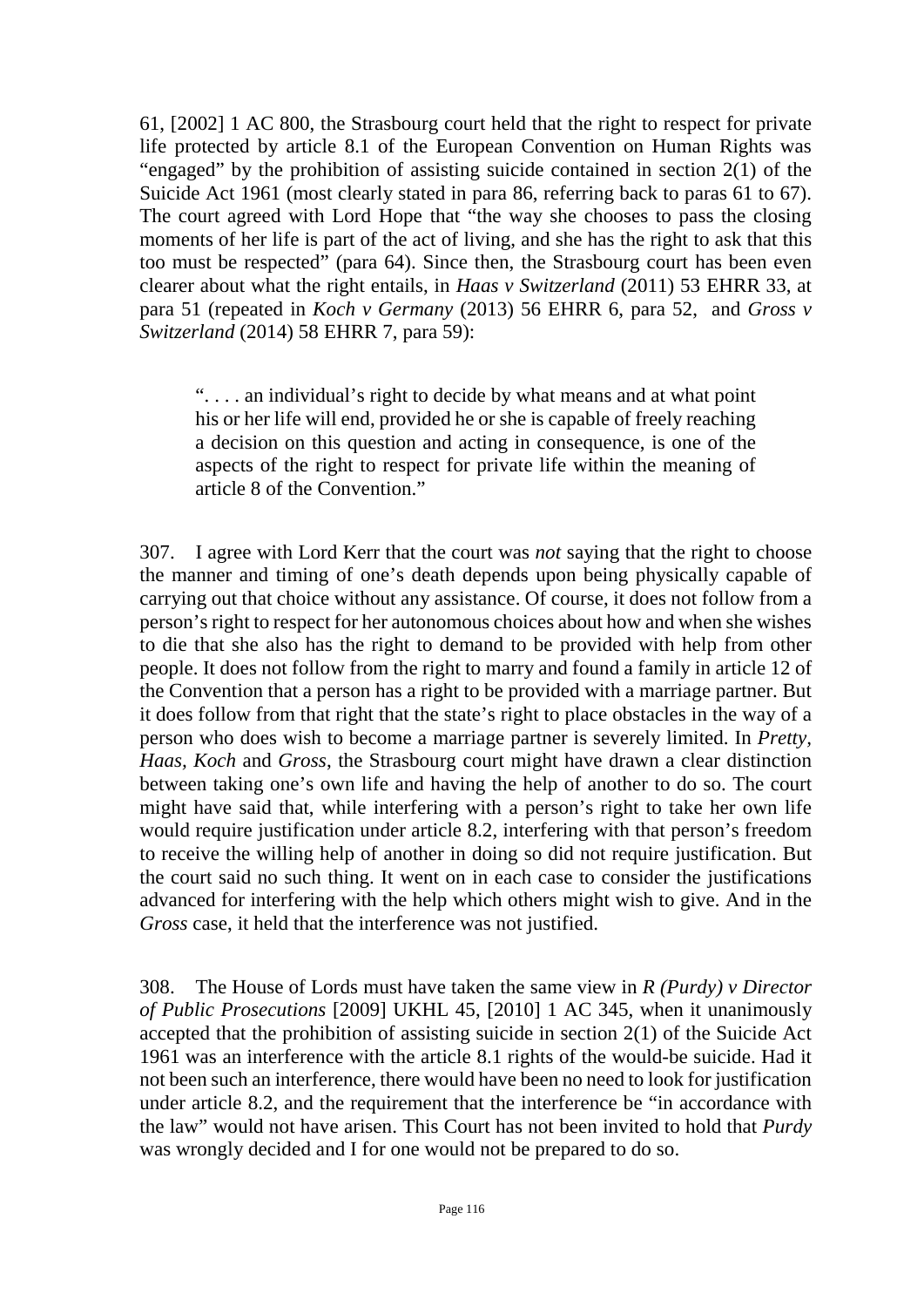61, [2002] 1 AC 800, the Strasbourg court held that the right to respect for private life protected by article 8.1 of the European Convention on Human Rights was "engaged" by the prohibition of assisting suicide contained in section 2(1) of the Suicide Act 1961 (most clearly stated in para 86, referring back to paras 61 to 67). The court agreed with Lord Hope that "the way she chooses to pass the closing moments of her life is part of the act of living, and she has the right to ask that this too must be respected" (para 64). Since then, the Strasbourg court has been even clearer about what the right entails, in *Haas v Switzerland* (2011) 53 EHRR 33, at para 51 (repeated in *Koch v Germany* (2013) 56 EHRR 6, para 52, and *Gross v Switzerland* (2014) 58 EHRR 7, para 59):

> ". . . . an individual's right to decide by what means and at what point his or her life will end, provided he or she is capable of freely reaching a decision on this question and acting in consequence, is one of the aspects of the right to respect for private life within the meaning of article 8 of the Convention."

307. I agree with Lord Kerr that the court was *not* saying that the right to choose the manner and timing of one's death depends upon being physically capable of carrying out that choice without any assistance. Of course, it does not follow from a person's right to respect for her autonomous choices about how and when she wishes to die that she also has the right to demand to be provided with help from other people. It does not follow from the right to marry and found a family in article 12 of the Convention that a person has a right to be provided with a marriage partner. But it does follow from that right that the state's right to place obstacles in the way of a person who does wish to become a marriage partner is severely limited. In *Pretty*, *Haas*, *Koch* and *Gross*, the Strasbourg court might have drawn a clear distinction between taking one's own life and having the help of another to do so. The court might have said that, while interfering with a person's right to take her own life would require justification under article 8.2, interfering with that person's freedom to receive the willing help of another in doing so did not require justification. But the court said no such thing. It went on in each case to consider the justifications advanced for interfering with the help which others might wish to give. And in the *Gross* case, it held that the interference was not justified.

308. The House of Lords must have taken the same view in *R (Purdy) v Director of Public Prosecutions* [2009] UKHL 45, [2010] 1 AC 345, when it unanimously accepted that the prohibition of assisting suicide in section 2(1) of the Suicide Act 1961 was an interference with the article 8.1 rights of the would-be suicide. Had it not been such an interference, there would have been no need to look for justification under article 8.2, and the requirement that the interference be "in accordance with the law" would not have arisen. This Court has not been invited to hold that *Purdy* was wrongly decided and I for one would not be prepared to do so.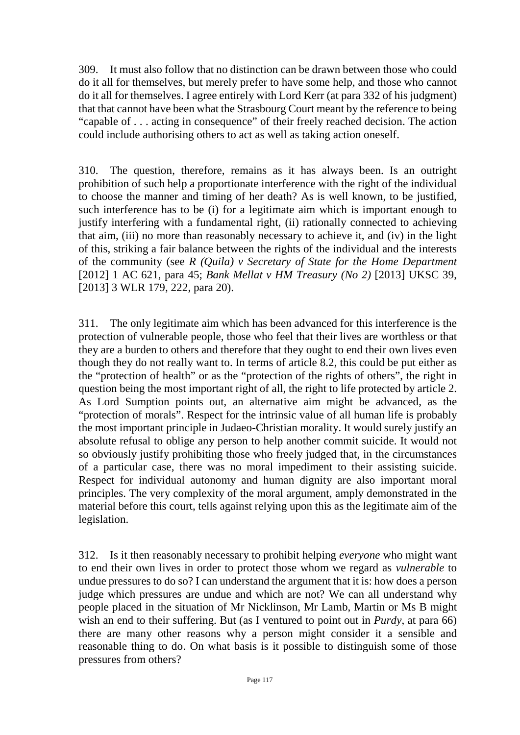309. It must also follow that no distinction can be drawn between those who could do it all for themselves, but merely prefer to have some help, and those who cannot do it all for themselves. I agree entirely with Lord Kerr (at para 332 of his judgment) that that cannot have been what the Strasbourg Court meant by the reference to being "capable of . . . acting in consequence" of their freely reached decision. The action could include authorising others to act as well as taking action oneself.

310. The question, therefore, remains as it has always been. Is an outright prohibition of such help a proportionate interference with the right of the individual to choose the manner and timing of her death? As is well known, to be justified, such interference has to be (i) for a legitimate aim which is important enough to justify interfering with a fundamental right, (ii) rationally connected to achieving that aim, (iii) no more than reasonably necessary to achieve it, and (iv) in the light of this, striking a fair balance between the rights of the individual and the interests of the community (see *R (Quila) v Secretary of State for the Home Department* [2012] 1 AC 621, para 45; *Bank Mellat v HM Treasury (No 2)* [2013] UKSC 39, [2013] 3 WLR 179, 222, para 20).

311. The only legitimate aim which has been advanced for this interference is the protection of vulnerable people, those who feel that their lives are worthless or that they are a burden to others and therefore that they ought to end their own lives even though they do not really want to. In terms of article 8.2, this could be put either as the "protection of health" or as the "protection of the rights of others", the right in question being the most important right of all, the right to life protected by article 2. As Lord Sumption points out, an alternative aim might be advanced, as the "protection of morals". Respect for the intrinsic value of all human life is probably the most important principle in Judaeo-Christian morality. It would surely justify an absolute refusal to oblige any person to help another commit suicide. It would not so obviously justify prohibiting those who freely judged that, in the circumstances of a particular case, there was no moral impediment to their assisting suicide. Respect for individual autonomy and human dignity are also important moral principles. The very complexity of the moral argument, amply demonstrated in the material before this court, tells against relying upon this as the legitimate aim of the legislation.

312. Is it then reasonably necessary to prohibit helping *everyone* who might want to end their own lives in order to protect those whom we regard as *vulnerable* to undue pressures to do so? I can understand the argument that it is: how does a person judge which pressures are undue and which are not? We can all understand why people placed in the situation of Mr Nicklinson, Mr Lamb, Martin or Ms B might wish an end to their suffering. But (as I ventured to point out in *Purdy*, at para 66) there are many other reasons why a person might consider it a sensible and reasonable thing to do. On what basis is it possible to distinguish some of those pressures from others?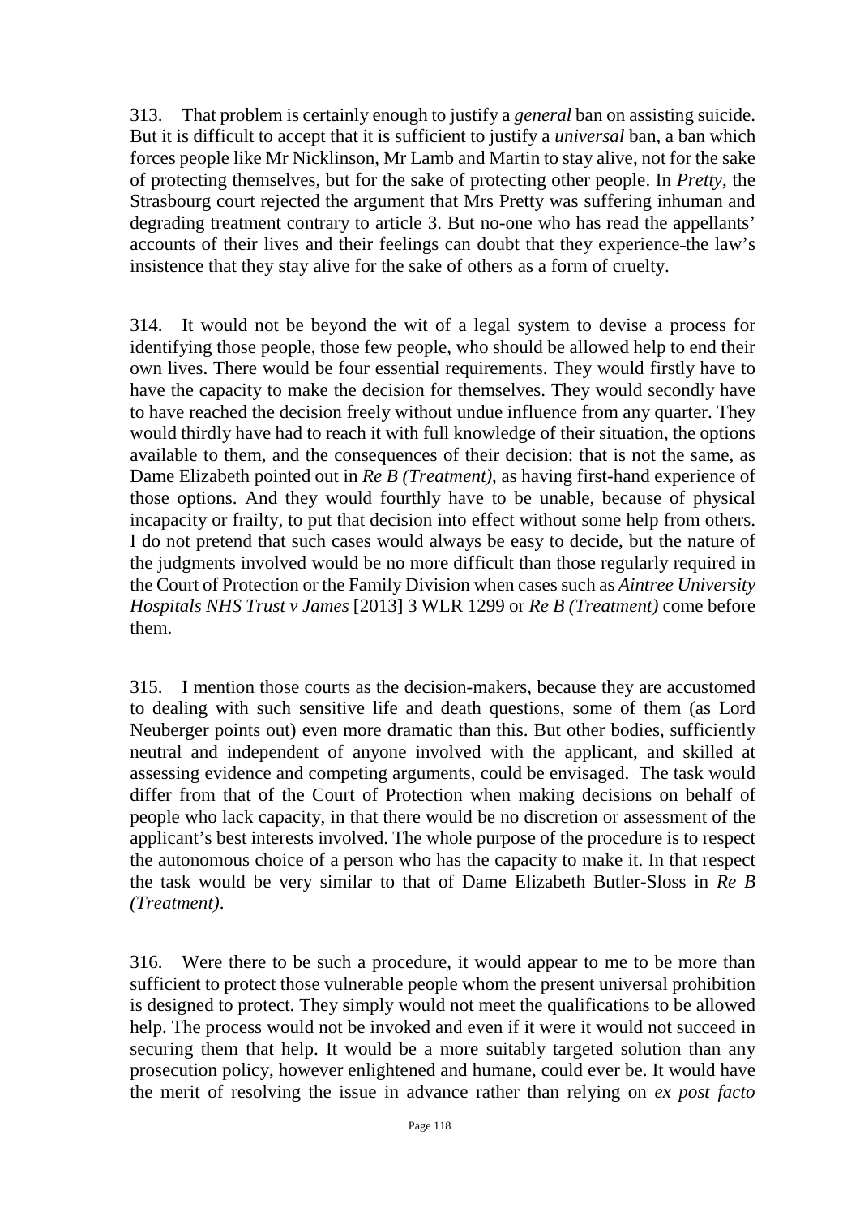313. That problem is certainly enough to justify a *general* ban on assisting suicide. But it is difficult to accept that it is sufficient to justify a *universal* ban, a ban which forces people like Mr Nicklinson, Mr Lamb and Martin to stay alive, not for the sake of protecting themselves, but for the sake of protecting other people. In *Pretty*, the Strasbourg court rejected the argument that Mrs Pretty was suffering inhuman and degrading treatment contrary to article 3. But no-one who has read the appellants' accounts of their lives and their feelings can doubt that they experience the law's insistence that they stay alive for the sake of others as a form of cruelty.

314. It would not be beyond the wit of a legal system to devise a process for identifying those people, those few people, who should be allowed help to end their own lives. There would be four essential requirements. They would firstly have to have the capacity to make the decision for themselves. They would secondly have to have reached the decision freely without undue influence from any quarter. They would thirdly have had to reach it with full knowledge of their situation, the options available to them, and the consequences of their decision: that is not the same, as Dame Elizabeth pointed out in *Re B (Treatment)*, as having first-hand experience of those options. And they would fourthly have to be unable, because of physical incapacity or frailty, to put that decision into effect without some help from others. I do not pretend that such cases would always be easy to decide, but the nature of the judgments involved would be no more difficult than those regularly required in the Court of Protection or the Family Division when cases such as *Aintree University Hospitals NHS Trust v James* [2013] 3 WLR 1299 or *Re B (Treatment)* come before them.

315. I mention those courts as the decision-makers, because they are accustomed to dealing with such sensitive life and death questions, some of them (as Lord Neuberger points out) even more dramatic than this. But other bodies, sufficiently neutral and independent of anyone involved with the applicant, and skilled at assessing evidence and competing arguments, could be envisaged. The task would differ from that of the Court of Protection when making decisions on behalf of people who lack capacity, in that there would be no discretion or assessment of the applicant's best interests involved. The whole purpose of the procedure is to respect the autonomous choice of a person who has the capacity to make it. In that respect the task would be very similar to that of Dame Elizabeth Butler-Sloss in *Re B (Treatment)*.

316. Were there to be such a procedure, it would appear to me to be more than sufficient to protect those vulnerable people whom the present universal prohibition is designed to protect. They simply would not meet the qualifications to be allowed help. The process would not be invoked and even if it were it would not succeed in securing them that help. It would be a more suitably targeted solution than any prosecution policy, however enlightened and humane, could ever be. It would have the merit of resolving the issue in advance rather than relying on *ex post facto*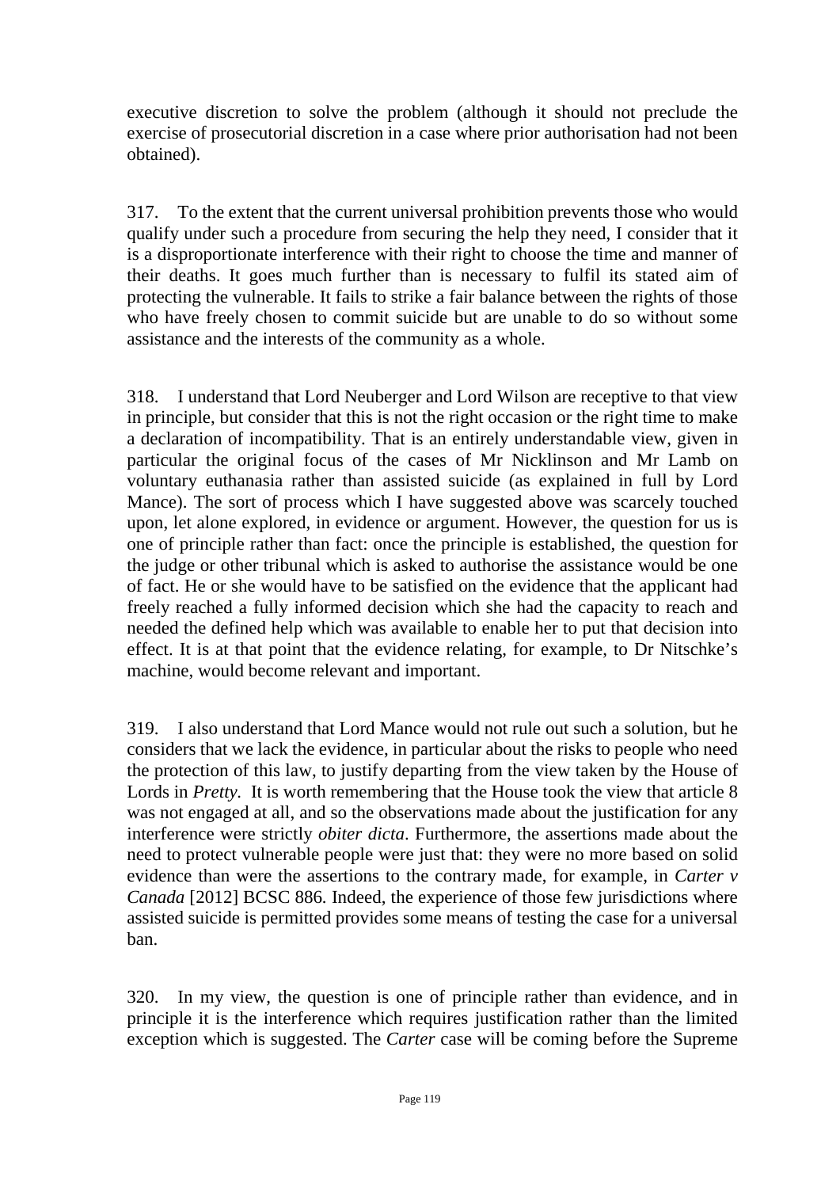executive discretion to solve the problem (although it should not preclude the exercise of prosecutorial discretion in a case where prior authorisation had not been obtained).

317. To the extent that the current universal prohibition prevents those who would qualify under such a procedure from securing the help they need, I consider that it is a disproportionate interference with their right to choose the time and manner of their deaths. It goes much further than is necessary to fulfil its stated aim of protecting the vulnerable. It fails to strike a fair balance between the rights of those who have freely chosen to commit suicide but are unable to do so without some assistance and the interests of the community as a whole.

318. I understand that Lord Neuberger and Lord Wilson are receptive to that view in principle, but consider that this is not the right occasion or the right time to make a declaration of incompatibility. That is an entirely understandable view, given in particular the original focus of the cases of Mr Nicklinson and Mr Lamb on voluntary euthanasia rather than assisted suicide (as explained in full by Lord Mance). The sort of process which I have suggested above was scarcely touched upon, let alone explored, in evidence or argument. However, the question for us is one of principle rather than fact: once the principle is established, the question for the judge or other tribunal which is asked to authorise the assistance would be one of fact. He or she would have to be satisfied on the evidence that the applicant had freely reached a fully informed decision which she had the capacity to reach and needed the defined help which was available to enable her to put that decision into effect. It is at that point that the evidence relating, for example, to Dr Nitschke's machine, would become relevant and important.

319. I also understand that Lord Mance would not rule out such a solution, but he considers that we lack the evidence, in particular about the risks to people who need the protection of this law, to justify departing from the view taken by the House of Lords in *Pretty.* It is worth remembering that the House took the view that article 8 was not engaged at all, and so the observations made about the justification for any interference were strictly *obiter dicta*. Furthermore, the assertions made about the need to protect vulnerable people were just that: they were no more based on solid evidence than were the assertions to the contrary made, for example, in *Carter v Canada* [2012] BCSC 886. Indeed, the experience of those few jurisdictions where assisted suicide is permitted provides some means of testing the case for a universal ban.

320. In my view, the question is one of principle rather than evidence, and in principle it is the interference which requires justification rather than the limited exception which is suggested. The *Carter* case will be coming before the Supreme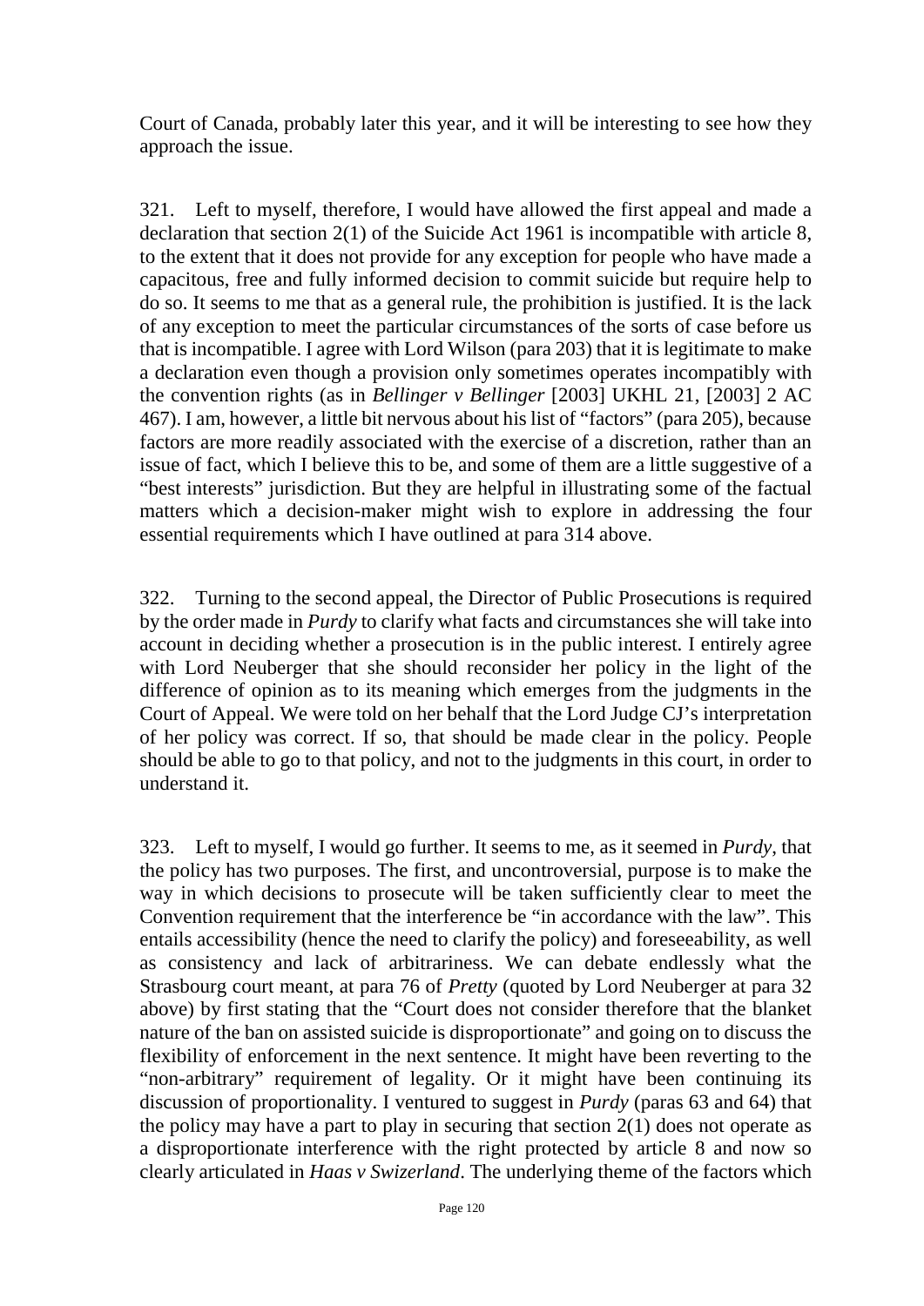Court of Canada, probably later this year, and it will be interesting to see how they approach the issue.

321. Left to myself, therefore, I would have allowed the first appeal and made a declaration that section 2(1) of the Suicide Act 1961 is incompatible with article 8, to the extent that it does not provide for any exception for people who have made a capacitous, free and fully informed decision to commit suicide but require help to do so. It seems to me that as a general rule, the prohibition is justified. It is the lack of any exception to meet the particular circumstances of the sorts of case before us that is incompatible. I agree with Lord Wilson (para 203) that it is legitimate to make a declaration even though a provision only sometimes operates incompatibly with the convention rights (as in *Bellinger v Bellinger* [2003] UKHL 21, [2003] 2 AC 467). I am, however, a little bit nervous about his list of "factors" (para 205), because factors are more readily associated with the exercise of a discretion, rather than an issue of fact, which I believe this to be, and some of them are a little suggestive of a "best interests" jurisdiction. But they are helpful in illustrating some of the factual matters which a decision-maker might wish to explore in addressing the four essential requirements which I have outlined at para 314 above.

322. Turning to the second appeal, the Director of Public Prosecutions is required by the order made in *Purdy* to clarify what facts and circumstances she will take into account in deciding whether a prosecution is in the public interest. I entirely agree with Lord Neuberger that she should reconsider her policy in the light of the difference of opinion as to its meaning which emerges from the judgments in the Court of Appeal. We were told on her behalf that the Lord Judge CJ's interpretation of her policy was correct. If so, that should be made clear in the policy. People should be able to go to that policy, and not to the judgments in this court, in order to understand it.

323. Left to myself, I would go further. It seems to me, as it seemed in *Purdy*, that the policy has two purposes. The first, and uncontroversial, purpose is to make the way in which decisions to prosecute will be taken sufficiently clear to meet the Convention requirement that the interference be "in accordance with the law". This entails accessibility (hence the need to clarify the policy) and foreseeability, as well as consistency and lack of arbitrariness. We can debate endlessly what the Strasbourg court meant, at para 76 of *Pretty* (quoted by Lord Neuberger at para 32 above) by first stating that the "Court does not consider therefore that the blanket nature of the ban on assisted suicide is disproportionate" and going on to discuss the flexibility of enforcement in the next sentence. It might have been reverting to the "non-arbitrary" requirement of legality. Or it might have been continuing its discussion of proportionality. I ventured to suggest in *Purdy* (paras 63 and 64) that the policy may have a part to play in securing that section 2(1) does not operate as a disproportionate interference with the right protected by article 8 and now so clearly articulated in *Haas v Swizerland*. The underlying theme of the factors which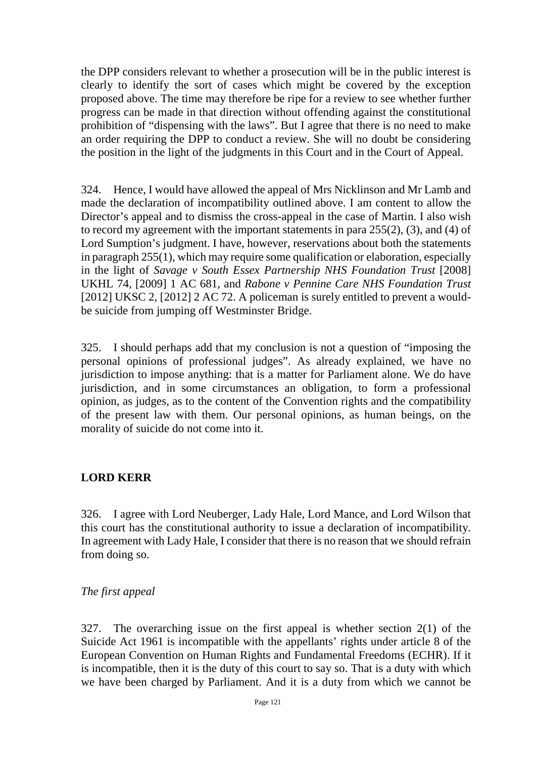the DPP considers relevant to whether a prosecution will be in the public interest is clearly to identify the sort of cases which might be covered by the exception proposed above. The time may therefore be ripe for a review to see whether further progress can be made in that direction without offending against the constitutional prohibition of "dispensing with the laws". But I agree that there is no need to make an order requiring the DPP to conduct a review. She will no doubt be considering the position in the light of the judgments in this Court and in the Court of Appeal.

324. Hence, I would have allowed the appeal of Mrs Nicklinson and Mr Lamb and made the declaration of incompatibility outlined above. I am content to allow the Director's appeal and to dismiss the cross-appeal in the case of Martin. I also wish to record my agreement with the important statements in para 255(2), (3), and (4) of Lord Sumption's judgment. I have, however, reservations about both the statements in paragraph 255(1), which may require some qualification or elaboration, especially in the light of *Savage v South Essex Partnership NHS Foundation Trust* [2008] UKHL 74, [2009] 1 AC 681, and *Rabone v Pennine Care NHS Foundation Trust* [2012] UKSC 2, [2012] 2 AC 72. A policeman is surely entitled to prevent a would-be suicide from jumping off Westminster Bridge.

325. I should perhaps add that my conclusion is not a question of "imposing the personal opinions of professional judges". As already explained, we have no jurisdiction to impose anything: that is a matter for Parliament alone. We do have jurisdiction, and in some circumstances an obligation, to form a professional opinion, as judges, as to the content of the Convention rights and the compatibility of the present law with them. Our personal opinions, as human beings, on the morality of suicide do not come into it.

**LORD KERR**

326. I agree with Lord Neuberger, Lady Hale, Lord Mance, and Lord Wilson that this court has the constitutional authority to issue a declaration of incompatibility. In agreement with Lady Hale, I consider that there is no reason that we should refrain from doing so.

*The first appeal*

327. The overarching issue on the first appeal is whether section 2(1) of the Suicide Act 1961 is incompatible with the appellants' rights under article 8 of the European Convention on Human Rights and Fundamental Freedoms (ECHR). If it is incompatible, then it is the duty of this court to say so. That is a duty with which we have been charged by Parliament. And it is a duty from which we cannot be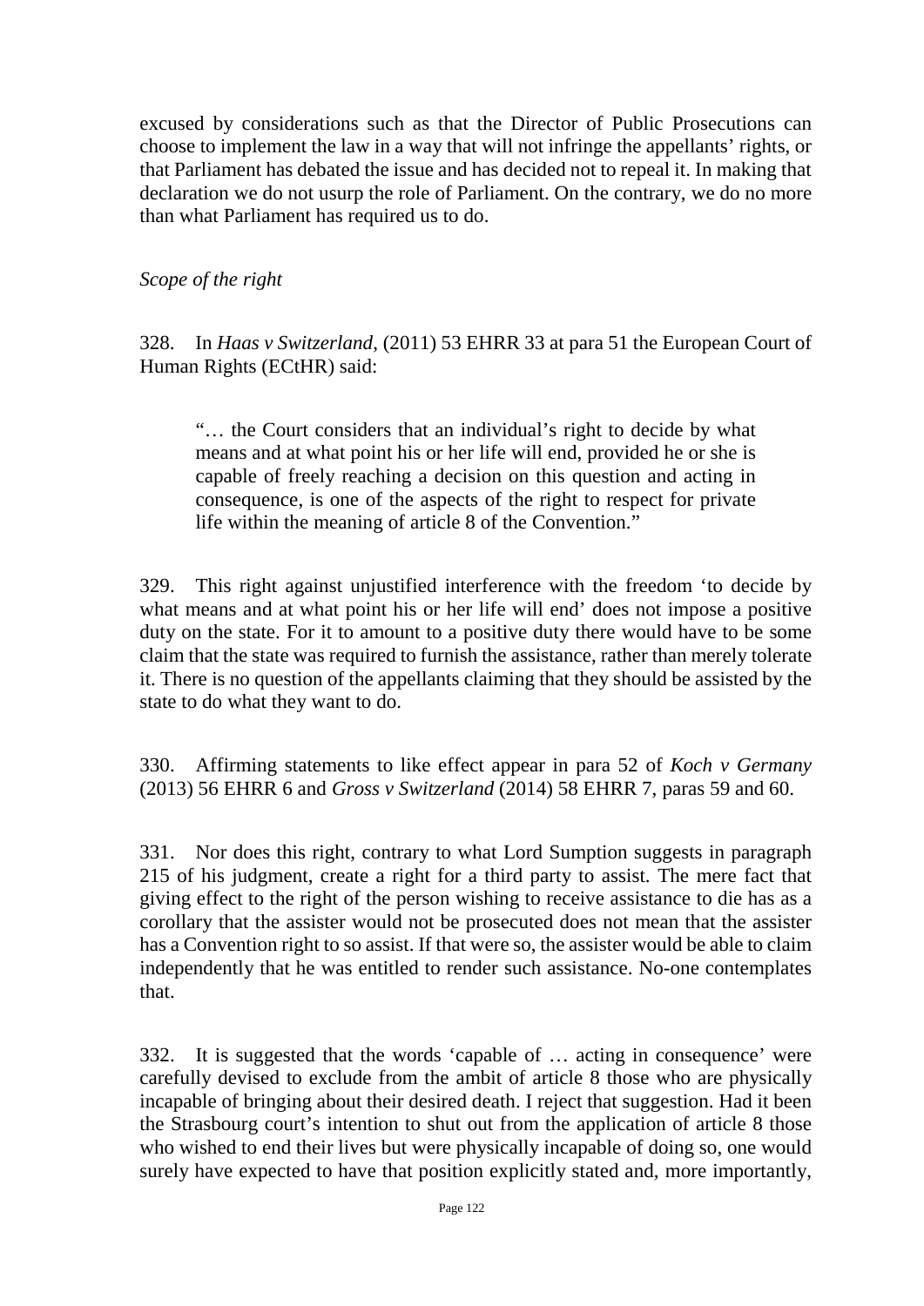excused by considerations such as that the Director of Public Prosecutions can choose to implement the law in a way that will not infringe the appellants' rights, or that Parliament has debated the issue and has decided not to repeal it. In making that declaration we do not usurp the role of Parliament. On the contrary, we do no more than what Parliament has required us to do.

*Scope of the right*

328. In *Haas v Switzerland*, (2011) 53 EHRR 33 at para 51 the European Court of Human Rights (ECtHR) said:

> "… the Court considers that an individual's right to decide by what means and at what point his or her life will end, provided he or she is capable of freely reaching a decision on this question and acting in consequence, is one of the aspects of the right to respect for private life within the meaning of article 8 of the Convention."

329. This right against unjustified interference with the freedom 'to decide by what means and at what point his or her life will end' does not impose a positive duty on the state. For it to amount to a positive duty there would have to be some claim that the state was required to furnish the assistance, rather than merely tolerate it. There is no question of the appellants claiming that they should be assisted by the state to do what they want to do.

330. Affirming statements to like effect appear in para 52 of *Koch v Germany* (2013) 56 EHRR 6 and *Gross v Switzerland* (2014) 58 EHRR 7, paras 59 and 60.

331. Nor does this right, contrary to what Lord Sumption suggests in paragraph 215 of his judgment, create a right for a third party to assist. The mere fact that giving effect to the right of the person wishing to receive assistance to die has as a corollary that the assister would not be prosecuted does not mean that the assister has a Convention right to so assist. If that were so, the assister would be able to claim independently that he was entitled to render such assistance. No-one contemplates that.

332. It is suggested that the words 'capable of … acting in consequence' were carefully devised to exclude from the ambit of article 8 those who are physically incapable of bringing about their desired death. I reject that suggestion. Had it been the Strasbourg court's intention to shut out from the application of article 8 those who wished to end their lives but were physically incapable of doing so, one would surely have expected to have that position explicitly stated and, more importantly,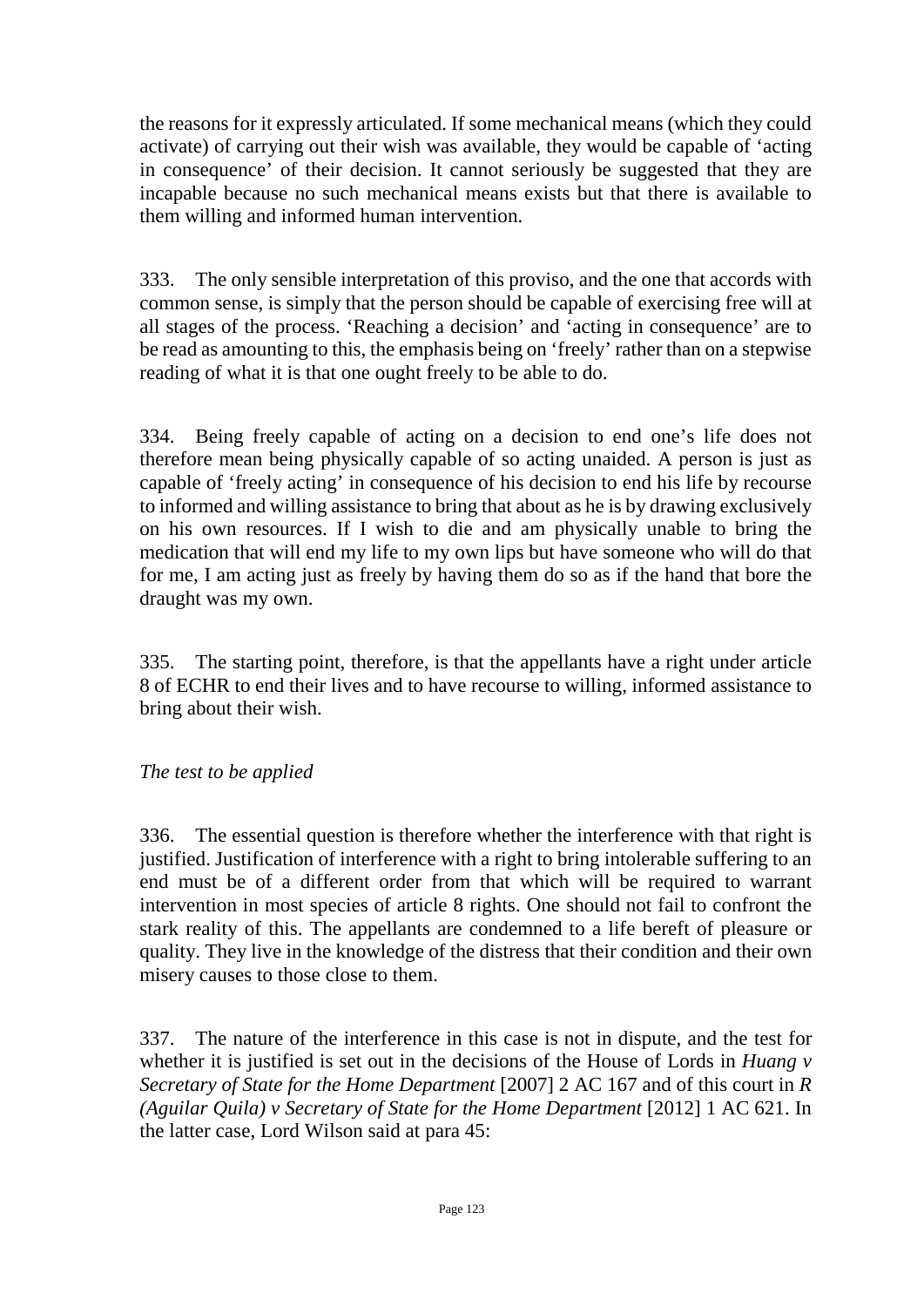the reasons for it expressly articulated. If some mechanical means (which they could activate) of carrying out their wish was available, they would be capable of 'acting in consequence' of their decision. It cannot seriously be suggested that they are incapable because no such mechanical means exists but that there is available to them willing and informed human intervention.

333. The only sensible interpretation of this proviso, and the one that accords with common sense, is simply that the person should be capable of exercising free will at all stages of the process. 'Reaching a decision' and 'acting in consequence' are to be read as amounting to this, the emphasis being on 'freely' rather than on a stepwise reading of what it is that one ought freely to be able to do.

334. Being freely capable of acting on a decision to end one's life does not therefore mean being physically capable of so acting unaided. A person is just as capable of 'freely acting' in consequence of his decision to end his life by recourse to informed and willing assistance to bring that about as he is by drawing exclusively on his own resources. If I wish to die and am physically unable to bring the medication that will end my life to my own lips but have someone who will do that for me, I am acting just as freely by having them do so as if the hand that bore the draught was my own.

335. The starting point, therefore, is that the appellants have a right under article 8 of ECHR to end their lives and to have recourse to willing, informed assistance to bring about their wish.

*The test to be applied*

336. The essential question is therefore whether the interference with that right is justified. Justification of interference with a right to bring intolerable suffering to an end must be of a different order from that which will be required to warrant intervention in most species of article 8 rights. One should not fail to confront the stark reality of this. The appellants are condemned to a life bereft of pleasure or quality. They live in the knowledge of the distress that their condition and their own misery causes to those close to them.

337. The nature of the interference in this case is not in dispute, and the test for whether it is justified is set out in the decisions of the House of Lords in *Huang v Secretary of State for the Home Department* [2007] 2 AC 167 and of this court in *R (Aguilar Quila) v Secretary of State for the Home Department* [2012] 1 AC 621. In the latter case, Lord Wilson said at para 45: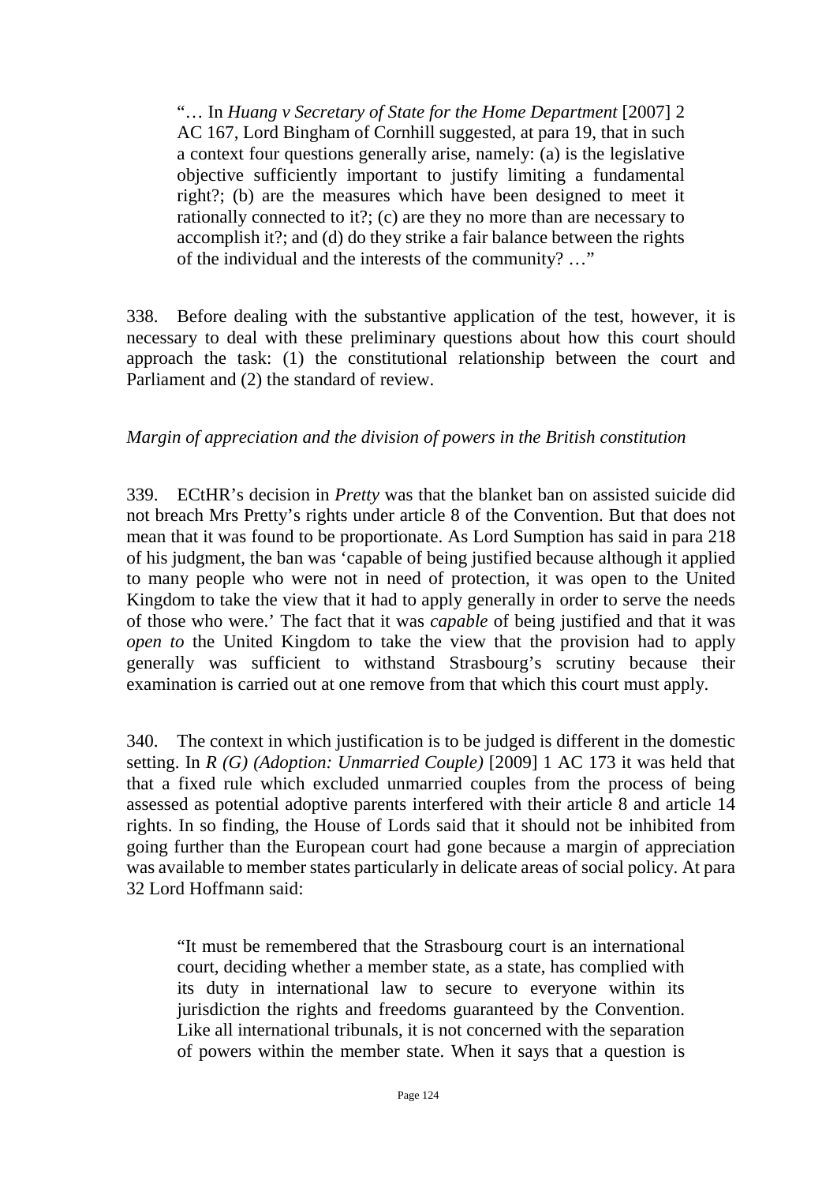> "… In *Huang v Secretary of State for the Home Department* [2007] 2 AC 167, Lord Bingham of Cornhill suggested, at para 19, that in such a context four questions generally arise, namely: (a) is the legislative objective sufficiently important to justify limiting a fundamental right?; (b) are the measures which have been designed to meet it rationally connected to it?; (c) are they no more than are necessary to accomplish it?; and (d) do they strike a fair balance between the rights of the individual and the interests of the community? …"

338. Before dealing with the substantive application of the test, however, it is necessary to deal with these preliminary questions about how this court should approach the task: (1) the constitutional relationship between the court and Parliament and (2) the standard of review.

*Margin of appreciation and the division of powers in the British constitution*

339. ECtHR's decision in *Pretty* was that the blanket ban on assisted suicide did not breach Mrs Pretty's rights under article 8 of the Convention. But that does not mean that it was found to be proportionate. As Lord Sumption has said in para 218 of his judgment, the ban was 'capable of being justified because although it applied to many people who were not in need of protection, it was open to the United Kingdom to take the view that it had to apply generally in order to serve the needs of those who were.' The fact that it was *capable* of being justified and that it was *open to* the United Kingdom to take the view that the provision had to apply generally was sufficient to withstand Strasbourg's scrutiny because their examination is carried out at one remove from that which this court must apply.

340. The context in which justification is to be judged is different in the domestic setting. In *R (G) (Adoption: Unmarried Couple)* [2009] 1 AC 173 it was held that that a fixed rule which excluded unmarried couples from the process of being assessed as potential adoptive parents interfered with their article 8 and article 14 rights. In so finding, the House of Lords said that it should not be inhibited from going further than the European court had gone because a margin of appreciation was available to member states particularly in delicate areas of social policy. At para 32 Lord Hoffmann said:

> "It must be remembered that the Strasbourg court is an international court, deciding whether a member state, as a state, has complied with its duty in international law to secure to everyone within its jurisdiction the rights and freedoms guaranteed by the Convention. Like all international tribunals, it is not concerned with the separation of powers within the member state. When it says that a question is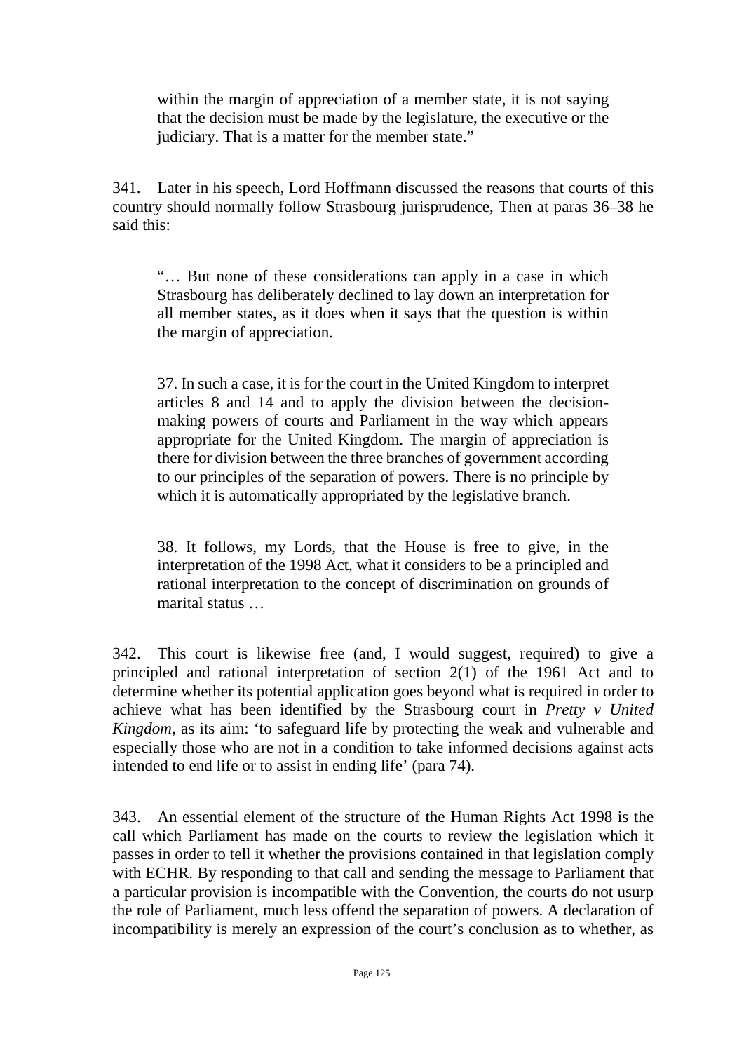within the margin of appreciation of a member state, it is not saying that the decision must be made by the legislature, the executive or the judiciary. That is a matter for the member state."

341. Later in his speech, Lord Hoffmann discussed the reasons that courts of this country should normally follow Strasbourg jurisprudence, Then at paras 36–38 he said this:

> "… But none of these considerations can apply in a case in which Strasbourg has deliberately declined to lay down an interpretation for all member states, as it does when it says that the question is within the margin of appreciation.
>
> 37. In such a case, it is for the court in the United Kingdom to interpret articles 8 and 14 and to apply the division between the decision-making powers of courts and Parliament in the way which appears appropriate for the United Kingdom. The margin of appreciation is there for division between the three branches of government according to our principles of the separation of powers. There is no principle by which it is automatically appropriated by the legislative branch.
>
> 38. It follows, my Lords, that the House is free to give, in the interpretation of the 1998 Act, what it considers to be a principled and rational interpretation to the concept of discrimination on grounds of marital status …

342. This court is likewise free (and, I would suggest, required) to give a principled and rational interpretation of section 2(1) of the 1961 Act and to determine whether its potential application goes beyond what is required in order to achieve what has been identified by the Strasbourg court in *Pretty v United Kingdom*, as its aim: 'to safeguard life by protecting the weak and vulnerable and especially those who are not in a condition to take informed decisions against acts intended to end life or to assist in ending life' (para 74).

343. An essential element of the structure of the Human Rights Act 1998 is the call which Parliament has made on the courts to review the legislation which it passes in order to tell it whether the provisions contained in that legislation comply with ECHR. By responding to that call and sending the message to Parliament that a particular provision is incompatible with the Convention, the courts do not usurp the role of Parliament, much less offend the separation of powers. A declaration of incompatibility is merely an expression of the court's conclusion as to whether, as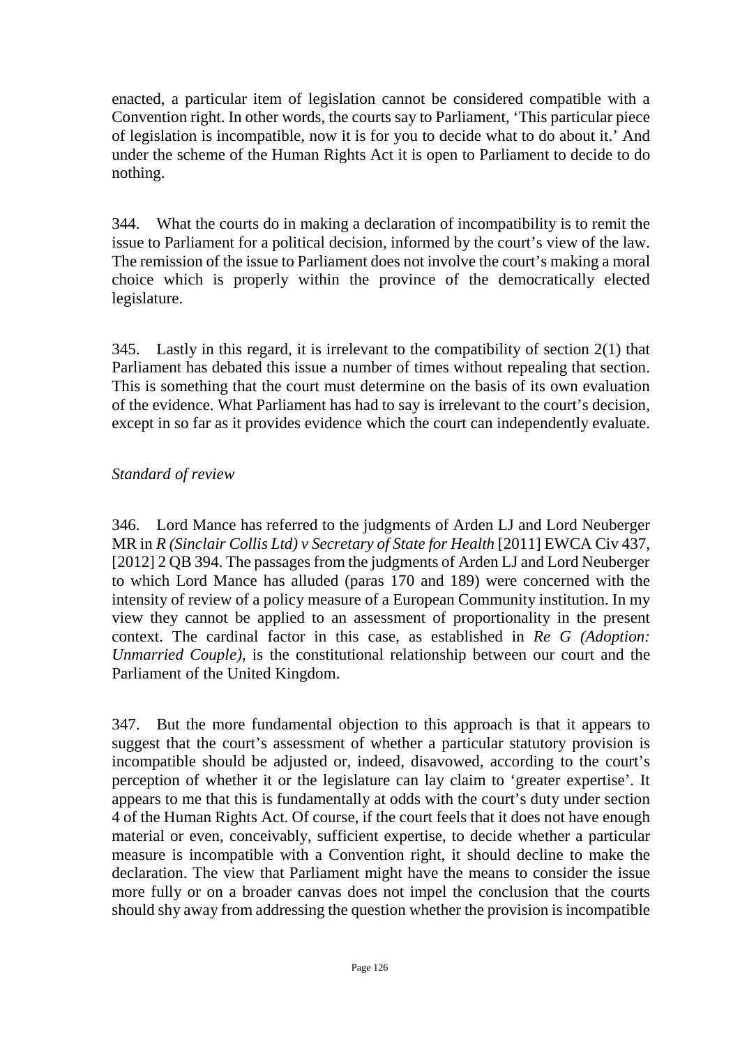enacted, a particular item of legislation cannot be considered compatible with a Convention right. In other words, the courts say to Parliament, 'This particular piece of legislation is incompatible, now it is for you to decide what to do about it.' And under the scheme of the Human Rights Act it is open to Parliament to decide to do nothing.

344. What the courts do in making a declaration of incompatibility is to remit the issue to Parliament for a political decision, informed by the court's view of the law. The remission of the issue to Parliament does not involve the court's making a moral choice which is properly within the province of the democratically elected legislature.

345. Lastly in this regard, it is irrelevant to the compatibility of section 2(1) that Parliament has debated this issue a number of times without repealing that section. This is something that the court must determine on the basis of its own evaluation of the evidence. What Parliament has had to say is irrelevant to the court's decision, except in so far as it provides evidence which the court can independently evaluate.

*Standard of review*

346. Lord Mance has referred to the judgments of Arden LJ and Lord Neuberger MR in *R (Sinclair Collis Ltd) v Secretary of State for Health* [2011] EWCA Civ 437, [2012] 2 QB 394. The passages from the judgments of Arden LJ and Lord Neuberger to which Lord Mance has alluded (paras 170 and 189) were concerned with the intensity of review of a policy measure of a European Community institution. In my view they cannot be applied to an assessment of proportionality in the present context. The cardinal factor in this case, as established in *Re G (Adoption: Unmarried Couple)*, is the constitutional relationship between our court and the Parliament of the United Kingdom.

347. But the more fundamental objection to this approach is that it appears to suggest that the court's assessment of whether a particular statutory provision is incompatible should be adjusted or, indeed, disavowed, according to the court's perception of whether it or the legislature can lay claim to 'greater expertise'. It appears to me that this is fundamentally at odds with the court's duty under section 4 of the Human Rights Act. Of course, if the court feels that it does not have enough material or even, conceivably, sufficient expertise, to decide whether a particular measure is incompatible with a Convention right, it should decline to make the declaration. The view that Parliament might have the means to consider the issue more fully or on a broader canvas does not impel the conclusion that the courts should shy away from addressing the question whether the provision is incompatible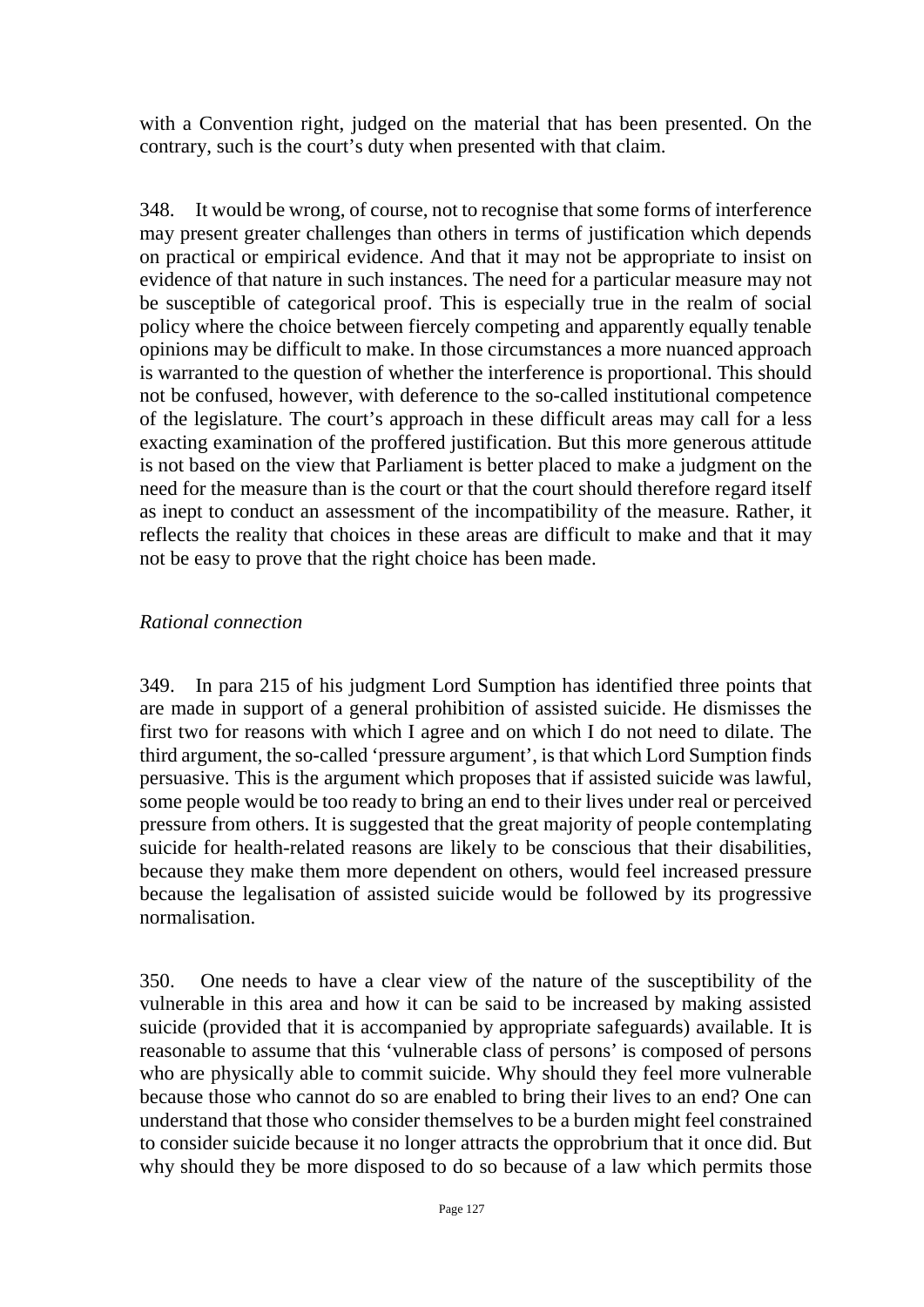with a Convention right, judged on the material that has been presented. On the contrary, such is the court's duty when presented with that claim.

348. It would be wrong, of course, not to recognise that some forms of interference may present greater challenges than others in terms of justification which depends on practical or empirical evidence. And that it may not be appropriate to insist on evidence of that nature in such instances. The need for a particular measure may not be susceptible of categorical proof. This is especially true in the realm of social policy where the choice between fiercely competing and apparently equally tenable opinions may be difficult to make. In those circumstances a more nuanced approach is warranted to the question of whether the interference is proportional. This should not be confused, however, with deference to the so-called institutional competence of the legislature. The court's approach in these difficult areas may call for a less exacting examination of the proffered justification. But this more generous attitude is not based on the view that Parliament is better placed to make a judgment on the need for the measure than is the court or that the court should therefore regard itself as inept to conduct an assessment of the incompatibility of the measure. Rather, it reflects the reality that choices in these areas are difficult to make and that it may not be easy to prove that the right choice has been made.

*Rational connection*

349. In para 215 of his judgment Lord Sumption has identified three points that are made in support of a general prohibition of assisted suicide. He dismisses the first two for reasons with which I agree and on which I do not need to dilate. The third argument, the so-called 'pressure argument', is that which Lord Sumption finds persuasive. This is the argument which proposes that if assisted suicide was lawful, some people would be too ready to bring an end to their lives under real or perceived pressure from others. It is suggested that the great majority of people contemplating suicide for health-related reasons are likely to be conscious that their disabilities, because they make them more dependent on others, would feel increased pressure because the legalisation of assisted suicide would be followed by its progressive normalisation.

350. One needs to have a clear view of the nature of the susceptibility of the vulnerable in this area and how it can be said to be increased by making assisted suicide (provided that it is accompanied by appropriate safeguards) available. It is reasonable to assume that this 'vulnerable class of persons' is composed of persons who are physically able to commit suicide. Why should they feel more vulnerable because those who cannot do so are enabled to bring their lives to an end? One can understand that those who consider themselves to be a burden might feel constrained to consider suicide because it no longer attracts the opprobrium that it once did. But why should they be more disposed to do so because of a law which permits those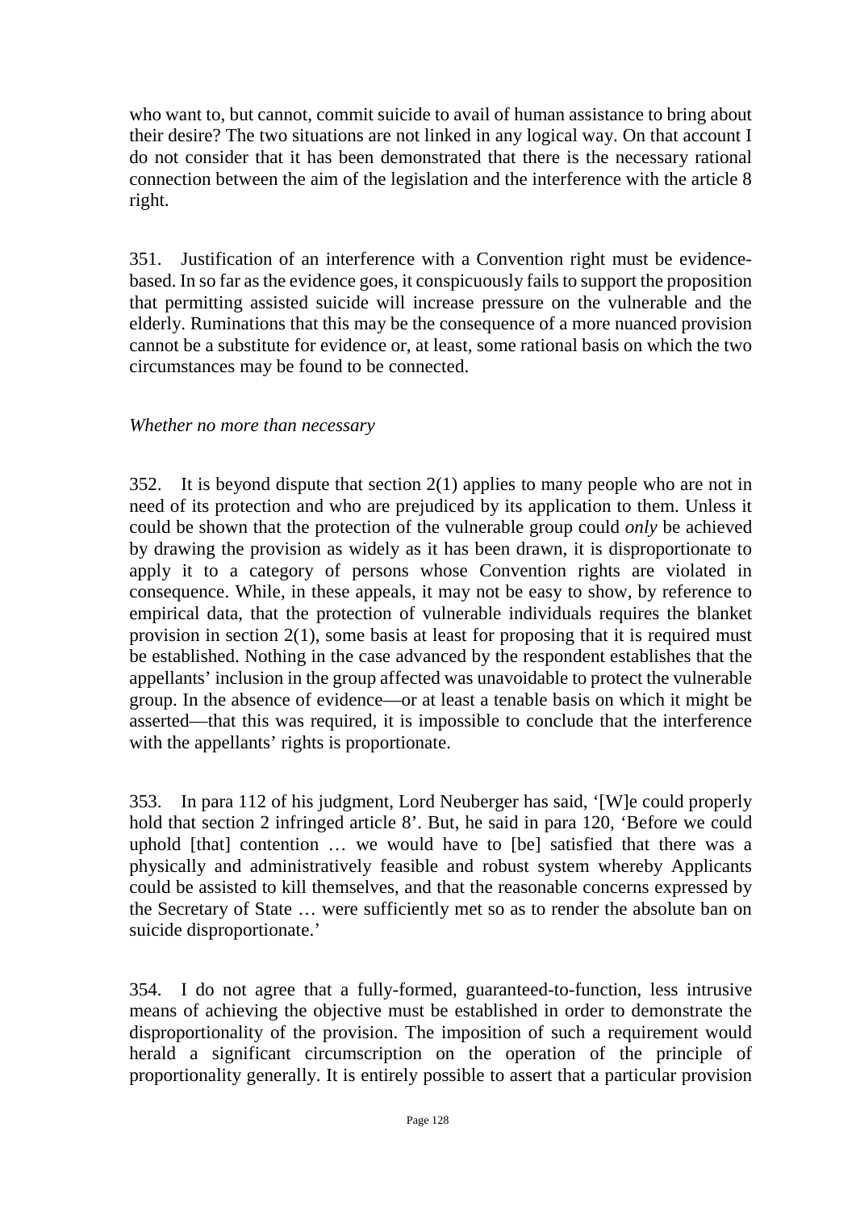who want to, but cannot, commit suicide to avail of human assistance to bring about their desire? The two situations are not linked in any logical way. On that account I do not consider that it has been demonstrated that there is the necessary rational connection between the aim of the legislation and the interference with the article 8 right.

351. Justification of an interference with a Convention right must be evidence-based. In so far as the evidence goes, it conspicuously fails to support the proposition that permitting assisted suicide will increase pressure on the vulnerable and the elderly. Ruminations that this may be the consequence of a more nuanced provision cannot be a substitute for evidence or, at least, some rational basis on which the two circumstances may be found to be connected.

*Whether no more than necessary*

352. It is beyond dispute that section 2(1) applies to many people who are not in need of its protection and who are prejudiced by its application to them. Unless it could be shown that the protection of the vulnerable group could *only* be achieved by drawing the provision as widely as it has been drawn, it is disproportionate to apply it to a category of persons whose Convention rights are violated in consequence. While, in these appeals, it may not be easy to show, by reference to empirical data, that the protection of vulnerable individuals requires the blanket provision in section 2(1), some basis at least for proposing that it is required must be established. Nothing in the case advanced by the respondent establishes that the appellants' inclusion in the group affected was unavoidable to protect the vulnerable group. In the absence of evidence—or at least a tenable basis on which it might be asserted—that this was required, it is impossible to conclude that the interference with the appellants' rights is proportionate.

353. In para 112 of his judgment, Lord Neuberger has said, '[W]e could properly hold that section 2 infringed article 8'. But, he said in para 120, 'Before we could uphold [that] contention … we would have to [be] satisfied that there was a physically and administratively feasible and robust system whereby Applicants could be assisted to kill themselves, and that the reasonable concerns expressed by the Secretary of State … were sufficiently met so as to render the absolute ban on suicide disproportionate.'

354. I do not agree that a fully-formed, guaranteed-to-function, less intrusive means of achieving the objective must be established in order to demonstrate the disproportionality of the provision. The imposition of such a requirement would herald a significant circumscription on the operation of the principle of proportionality generally. It is entirely possible to assert that a particular provision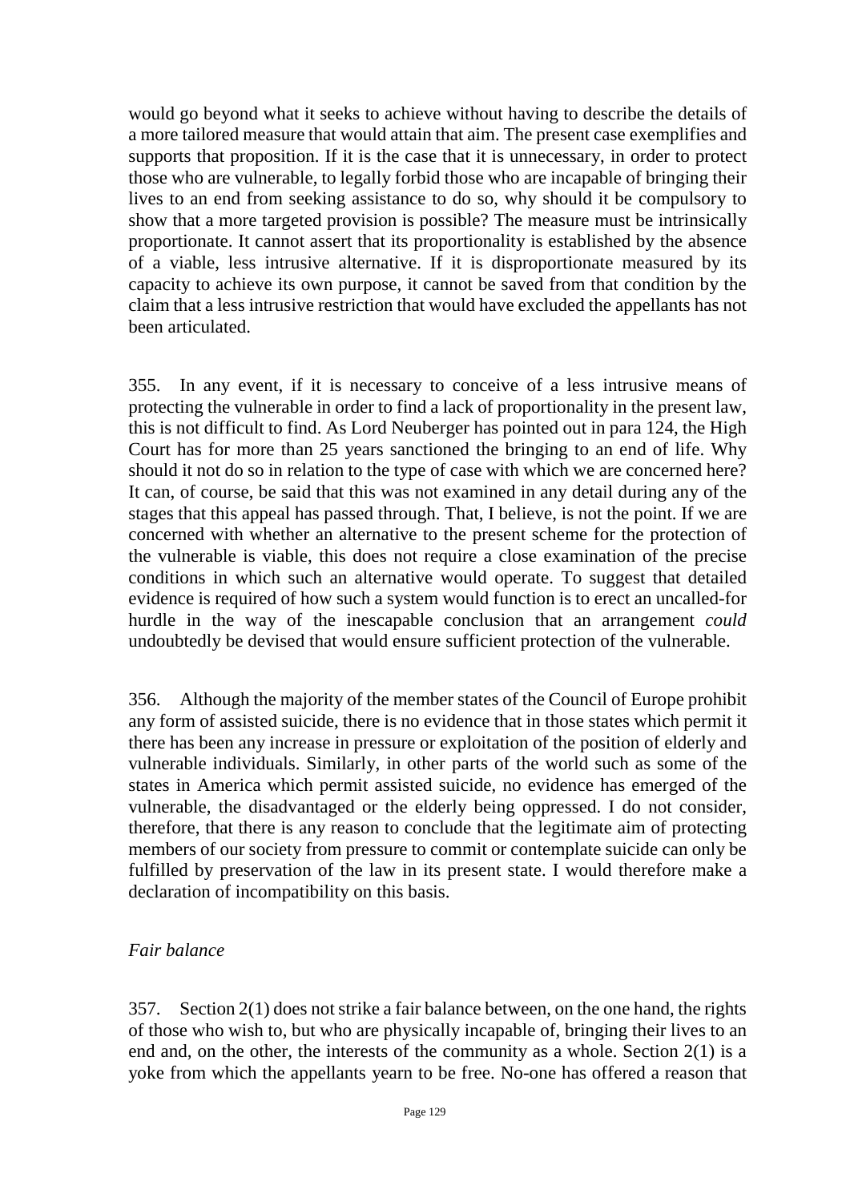would go beyond what it seeks to achieve without having to describe the details of a more tailored measure that would attain that aim. The present case exemplifies and supports that proposition. If it is the case that it is unnecessary, in order to protect those who are vulnerable, to legally forbid those who are incapable of bringing their lives to an end from seeking assistance to do so, why should it be compulsory to show that a more targeted provision is possible? The measure must be intrinsically proportionate. It cannot assert that its proportionality is established by the absence of a viable, less intrusive alternative. If it is disproportionate measured by its capacity to achieve its own purpose, it cannot be saved from that condition by the claim that a less intrusive restriction that would have excluded the appellants has not been articulated.

355. In any event, if it is necessary to conceive of a less intrusive means of protecting the vulnerable in order to find a lack of proportionality in the present law, this is not difficult to find. As Lord Neuberger has pointed out in para 124, the High Court has for more than 25 years sanctioned the bringing to an end of life. Why should it not do so in relation to the type of case with which we are concerned here? It can, of course, be said that this was not examined in any detail during any of the stages that this appeal has passed through. That, I believe, is not the point. If we are concerned with whether an alternative to the present scheme for the protection of the vulnerable is viable, this does not require a close examination of the precise conditions in which such an alternative would operate. To suggest that detailed evidence is required of how such a system would function is to erect an uncalled-for hurdle in the way of the inescapable conclusion that an arrangement *could* undoubtedly be devised that would ensure sufficient protection of the vulnerable.

356. Although the majority of the member states of the Council of Europe prohibit any form of assisted suicide, there is no evidence that in those states which permit it there has been any increase in pressure or exploitation of the position of elderly and vulnerable individuals. Similarly, in other parts of the world such as some of the states in America which permit assisted suicide, no evidence has emerged of the vulnerable, the disadvantaged or the elderly being oppressed. I do not consider, therefore, that there is any reason to conclude that the legitimate aim of protecting members of our society from pressure to commit or contemplate suicide can only be fulfilled by preservation of the law in its present state. I would therefore make a declaration of incompatibility on this basis.

*Fair balance*

357. Section 2(1) does not strike a fair balance between, on the one hand, the rights of those who wish to, but who are physically incapable of, bringing their lives to an end and, on the other, the interests of the community as a whole. Section 2(1) is a yoke from which the appellants yearn to be free. No-one has offered a reason that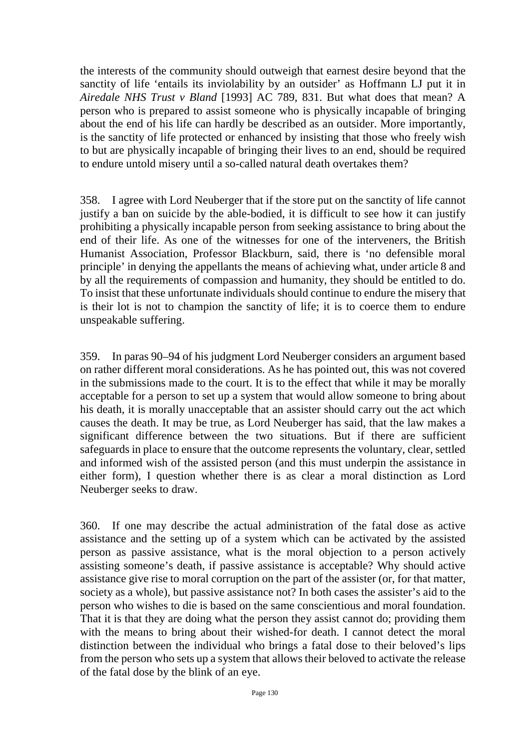the interests of the community should outweigh that earnest desire beyond that the sanctity of life 'entails its inviolability by an outsider' as Hoffmann LJ put it in *Airedale NHS Trust v Bland* [1993] AC 789, 831. But what does that mean? A person who is prepared to assist someone who is physically incapable of bringing about the end of his life can hardly be described as an outsider. More importantly, is the sanctity of life protected or enhanced by insisting that those who freely wish to but are physically incapable of bringing their lives to an end, should be required to endure untold misery until a so-called natural death overtakes them?

358. I agree with Lord Neuberger that if the store put on the sanctity of life cannot justify a ban on suicide by the able-bodied, it is difficult to see how it can justify prohibiting a physically incapable person from seeking assistance to bring about the end of their life. As one of the witnesses for one of the interveners, the British Humanist Association, Professor Blackburn, said, there is 'no defensible moral principle' in denying the appellants the means of achieving what, under article 8 and by all the requirements of compassion and humanity, they should be entitled to do. To insist that these unfortunate individuals should continue to endure the misery that is their lot is not to champion the sanctity of life; it is to coerce them to endure unspeakable suffering.

359. In paras 90–94 of his judgment Lord Neuberger considers an argument based on rather different moral considerations. As he has pointed out, this was not covered in the submissions made to the court. It is to the effect that while it may be morally acceptable for a person to set up a system that would allow someone to bring about his death, it is morally unacceptable that an assister should carry out the act which causes the death. It may be true, as Lord Neuberger has said, that the law makes a significant difference between the two situations. But if there are sufficient safeguards in place to ensure that the outcome represents the voluntary, clear, settled and informed wish of the assisted person (and this must underpin the assistance in either form), I question whether there is as clear a moral distinction as Lord Neuberger seeks to draw.

360. If one may describe the actual administration of the fatal dose as active assistance and the setting up of a system which can be activated by the assisted person as passive assistance, what is the moral objection to a person actively assisting someone's death, if passive assistance is acceptable? Why should active assistance give rise to moral corruption on the part of the assister (or, for that matter, society as a whole), but passive assistance not? In both cases the assister's aid to the person who wishes to die is based on the same conscientious and moral foundation. That it is that they are doing what the person they assist cannot do; providing them with the means to bring about their wished-for death. I cannot detect the moral distinction between the individual who brings a fatal dose to their beloved's lips from the person who sets up a system that allows their beloved to activate the release of the fatal dose by the blink of an eye.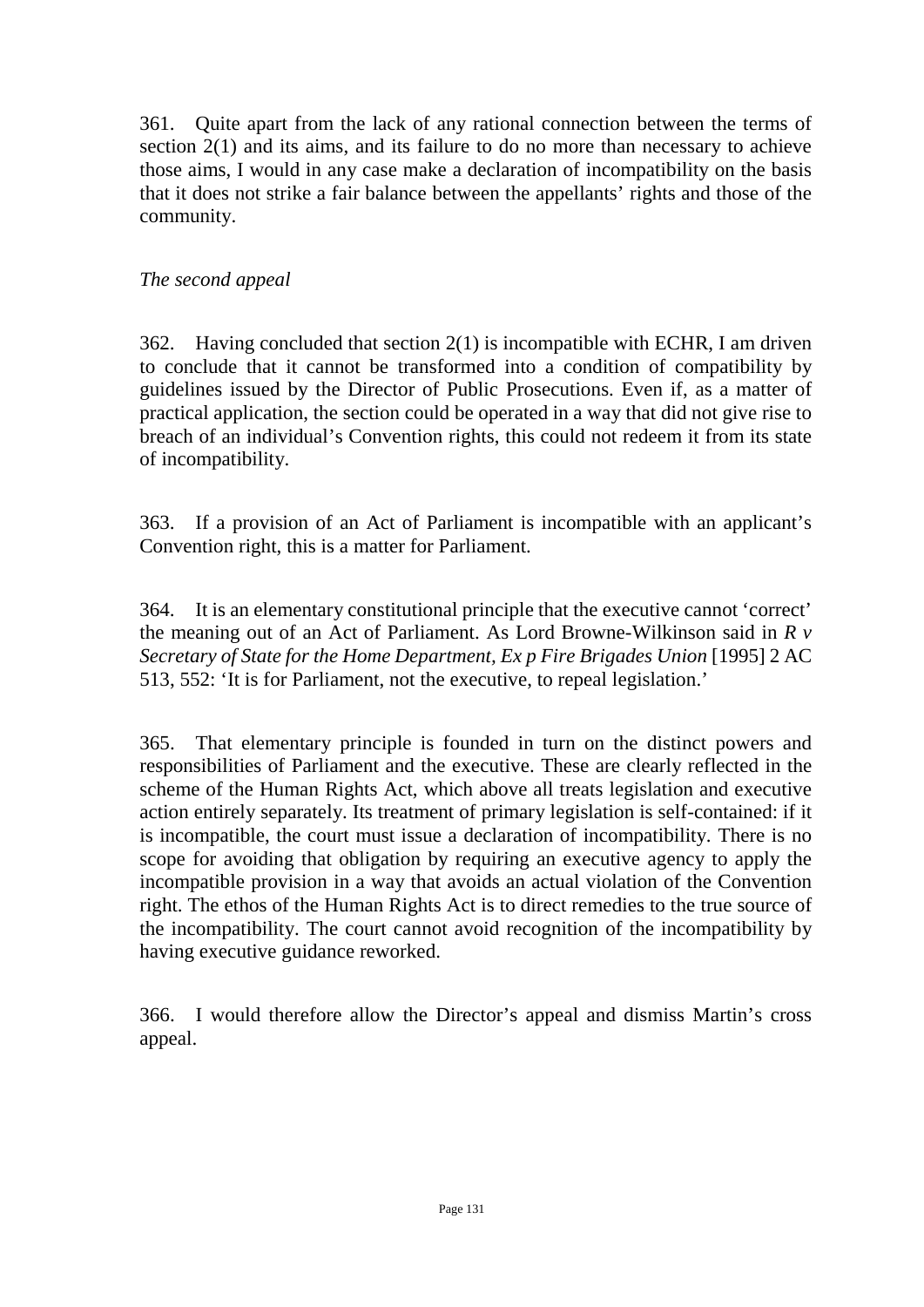361. Quite apart from the lack of any rational connection between the terms of section 2(1) and its aims, and its failure to do no more than necessary to achieve those aims, I would in any case make a declaration of incompatibility on the basis that it does not strike a fair balance between the appellants' rights and those of the community.

*The second appeal*

362. Having concluded that section 2(1) is incompatible with ECHR, I am driven to conclude that it cannot be transformed into a condition of compatibility by guidelines issued by the Director of Public Prosecutions. Even if, as a matter of practical application, the section could be operated in a way that did not give rise to breach of an individual's Convention rights, this could not redeem it from its state of incompatibility.

363. If a provision of an Act of Parliament is incompatible with an applicant's Convention right, this is a matter for Parliament.

364. It is an elementary constitutional principle that the executive cannot 'correct' the meaning out of an Act of Parliament. As Lord Browne-Wilkinson said in *R v Secretary of State for the Home Department, Ex p Fire Brigades Union* [1995] 2 AC 513, 552: 'It is for Parliament, not the executive, to repeal legislation.'

365. That elementary principle is founded in turn on the distinct powers and responsibilities of Parliament and the executive. These are clearly reflected in the scheme of the Human Rights Act, which above all treats legislation and executive action entirely separately. Its treatment of primary legislation is self-contained: if it is incompatible, the court must issue a declaration of incompatibility. There is no scope for avoiding that obligation by requiring an executive agency to apply the incompatible provision in a way that avoids an actual violation of the Convention right. The ethos of the Human Rights Act is to direct remedies to the true source of the incompatibility. The court cannot avoid recognition of the incompatibility by having executive guidance reworked.

366. I would therefore allow the Director's appeal and dismiss Martin's cross appeal.